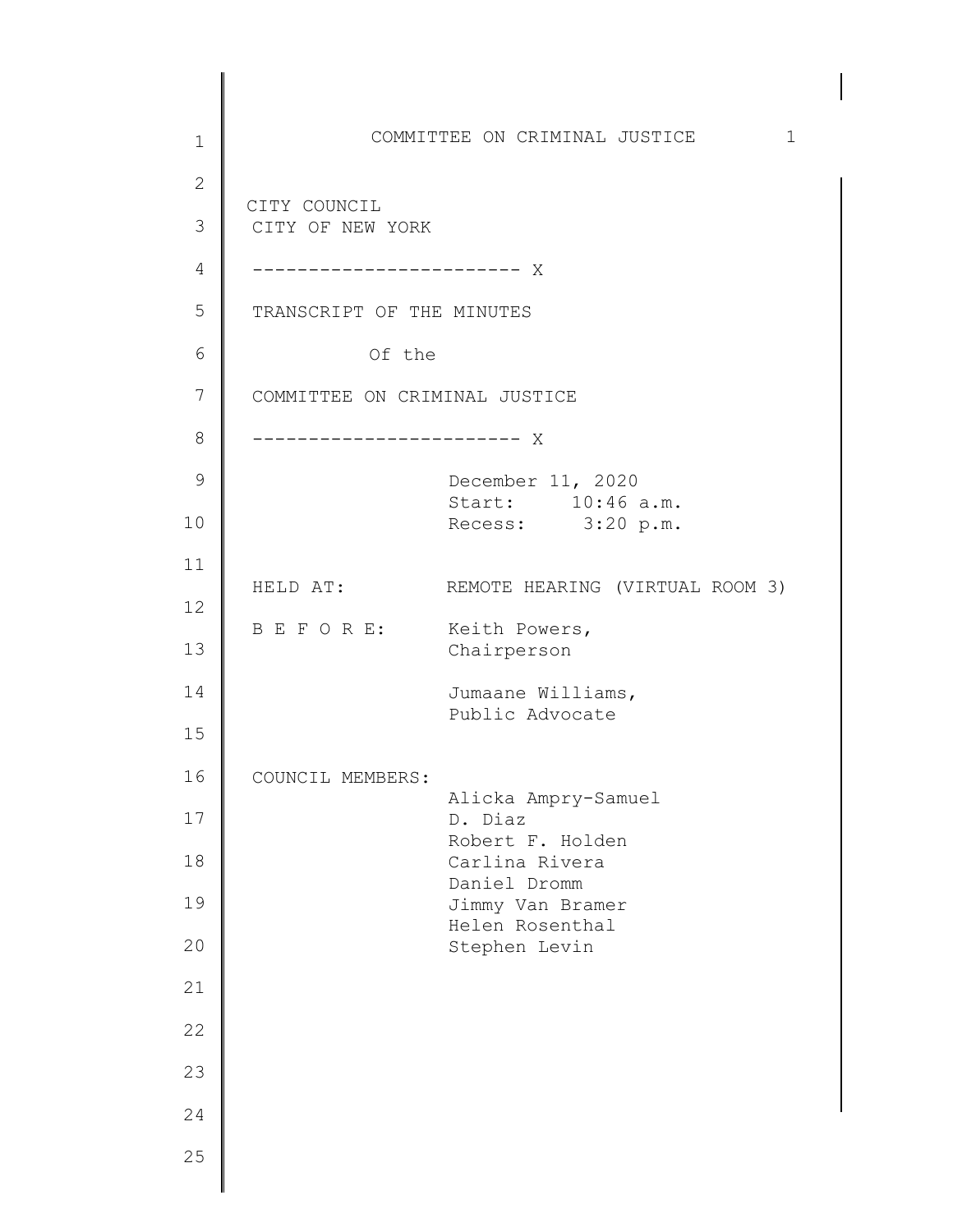CITY COUNCIL
CITY OF NEW YORK

------------------------ X

TRANSCRIPT OF THE MINUTES

Of the

COMMITTEE ON CRIMINAL JUSTICE

------------------------ X

December 11, 2020
Start: 10:46 a.m.
Recess: 3:20 p.m.

HELD AT: REMOTE HEARING (VIRTUAL ROOM 3)

B E F O R E: Keith Powers,
Chairperson

Jumaane Williams,
Public Advocate

COUNCIL MEMBERS:
Alicka Ampry-Samuel
D. Diaz
Robert F. Holden
Carlina Rivera
Daniel Dromm
Jimmy Van Bramer
Helen Rosenthal
Stephen Levin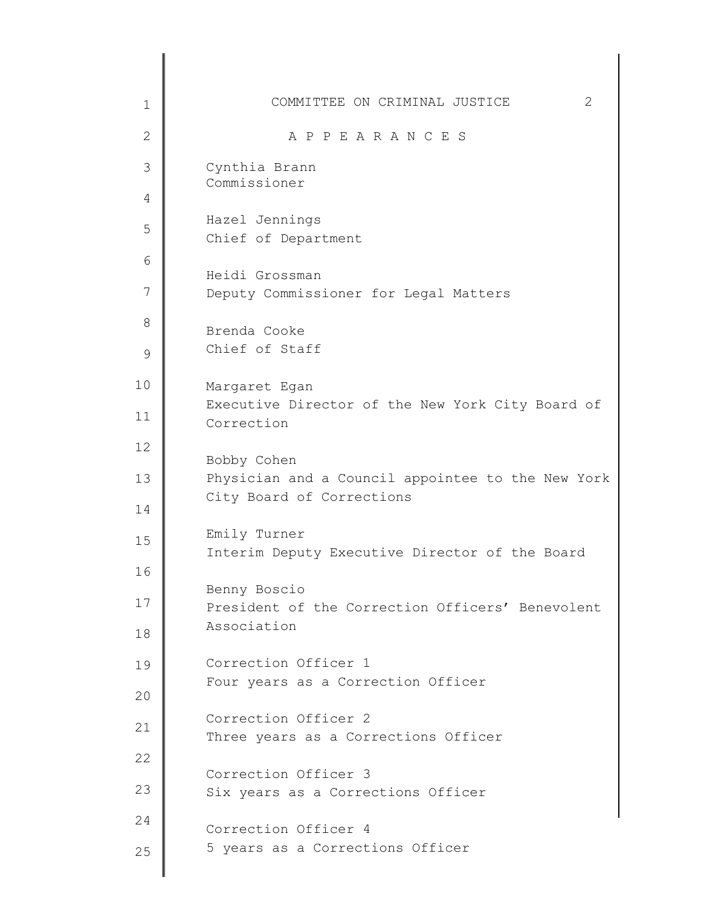## A P P E A R A N C E S

Cynthia Brann
Commissioner

Hazel Jennings
Chief of Department

Heidi Grossman
Deputy Commissioner for Legal Matters

Brenda Cooke
Chief of Staff

Margaret Egan
Executive Director of the New York City Board of Correction

Bobby Cohen
Physician and a Council appointee to the New York City Board of Corrections

Emily Turner
Interim Deputy Executive Director of the Board

Benny Boscio
President of the Correction Officers' Benevolent Association

Correction Officer 1
Four years as a Correction Officer

Correction Officer 2
Three years as a Corrections Officer

Correction Officer 3
Six years as a Corrections Officer

Correction Officer 4
5 years as a Corrections Officer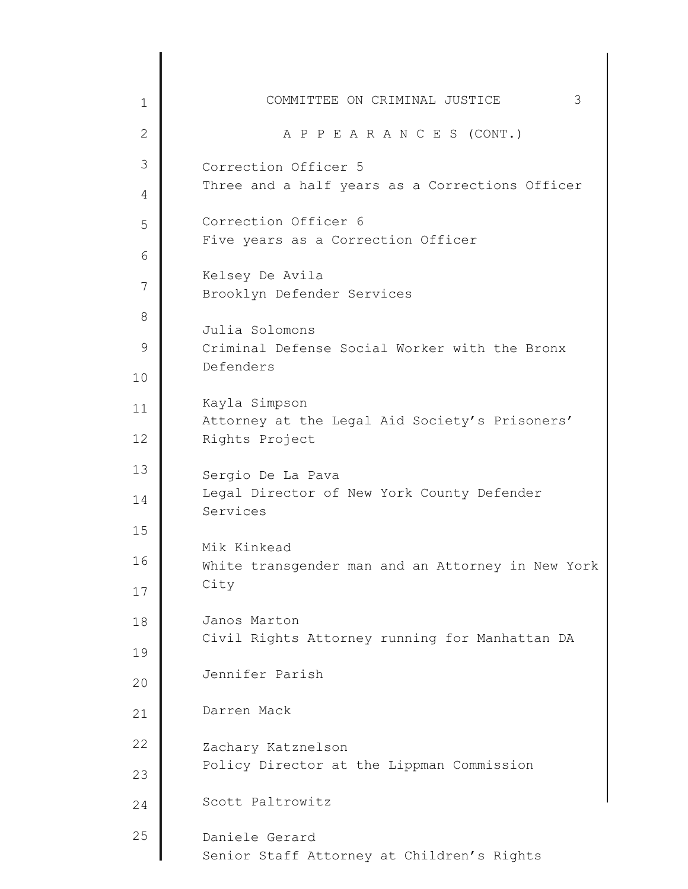COMMITTEE ON CRIMINAL JUSTICE

A P P E A R A N C E S (CONT.)

Correction Officer 5
Three and a half years as a Corrections Officer

Correction Officer 6
Five years as a Correction Officer

Kelsey De Avila
Brooklyn Defender Services

Julia Solomons
Criminal Defense Social Worker with the Bronx Defenders

Kayla Simpson
Attorney at the Legal Aid Society's Prisoners' Rights Project

Sergio De La Pava
Legal Director of New York County Defender Services

Mik Kinkead
White transgender man and an Attorney in New York City

Janos Marton
Civil Rights Attorney running for Manhattan DA

Jennifer Parish

Darren Mack

Zachary Katznelson
Policy Director at the Lippman Commission

Scott Paltrowitz

Daniele Gerard
Senior Staff Attorney at Children's Rights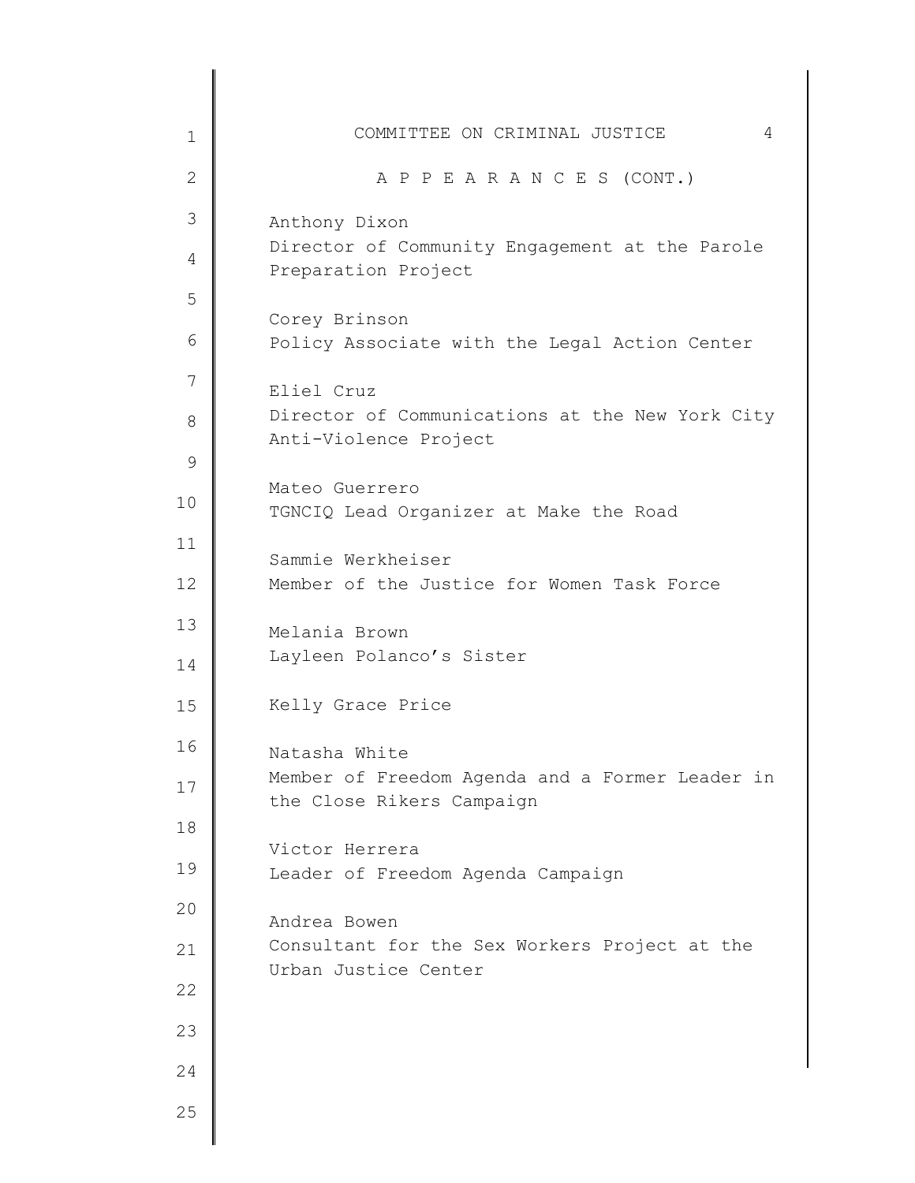## A P P E A R A N C E S (CONT.)

Anthony Dixon
Director of Community Engagement at the Parole Preparation Project

Corey Brinson
Policy Associate with the Legal Action Center

Eliel Cruz
Director of Communications at the New York City Anti-Violence Project

Mateo Guerrero
TGNCIQ Lead Organizer at Make the Road

Sammie Werkheiser
Member of the Justice for Women Task Force

Melania Brown
Layleen Polanco's Sister

Kelly Grace Price

Natasha White
Member of Freedom Agenda and a Former Leader in the Close Rikers Campaign

Victor Herrera
Leader of Freedom Agenda Campaign

Andrea Bowen
Consultant for the Sex Workers Project at the Urban Justice Center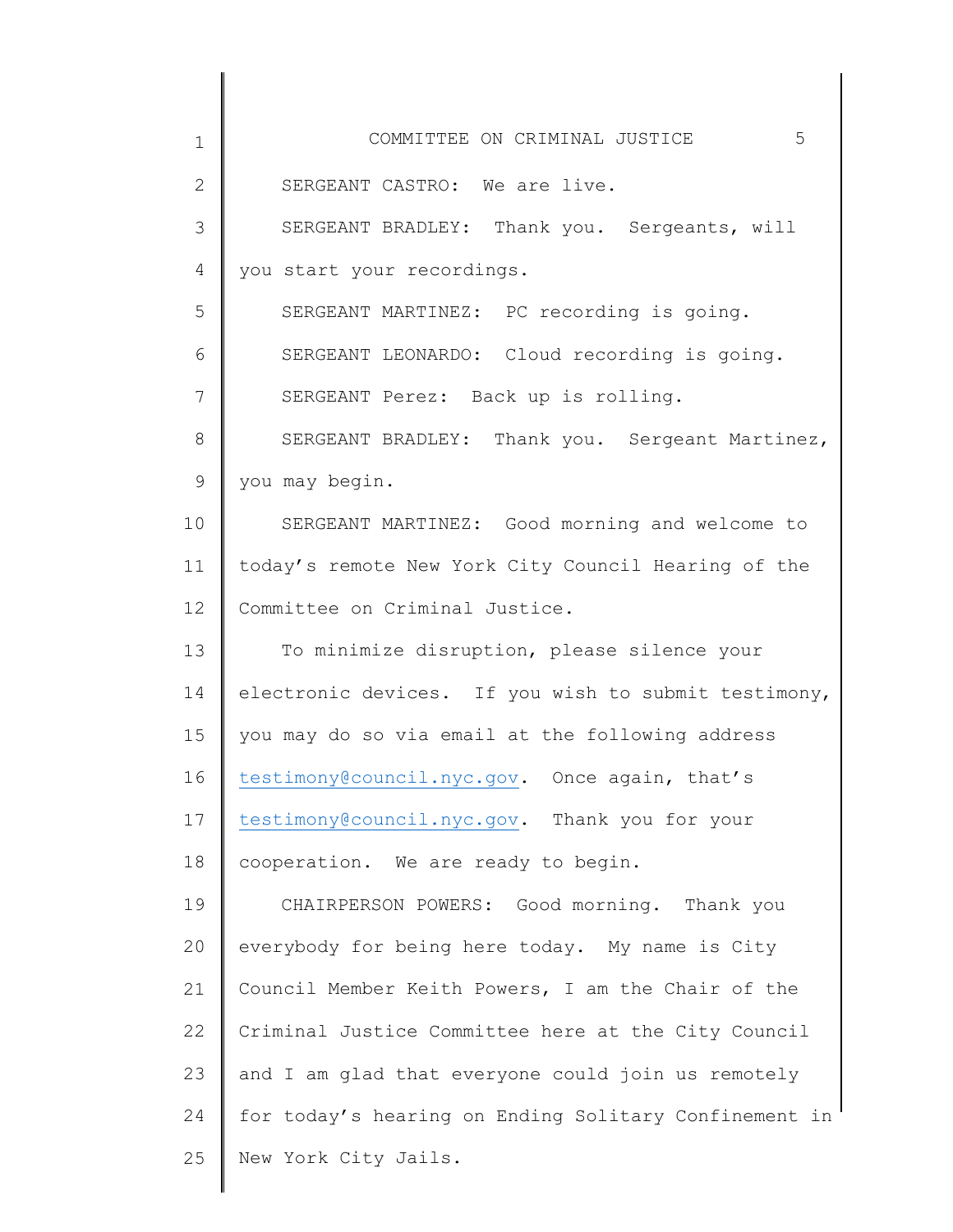SERGEANT CASTRO: We are live.

SERGEANT BRADLEY: Thank you. Sergeants, will you start your recordings.

SERGEANT MARTINEZ: PC recording is going.

SERGEANT LEONARDO: Cloud recording is going.

SERGEANT Perez: Back up is rolling.

SERGEANT BRADLEY: Thank you. Sergeant Martinez, you may begin.

SERGEANT MARTINEZ: Good morning and welcome to today's remote New York City Council Hearing of the Committee on Criminal Justice.

To minimize disruption, please silence your electronic devices. If you wish to submit testimony, you may do so via email at the following address testimony@council.nyc.gov. Once again, that's testimony@council.nyc.gov. Thank you for your cooperation. We are ready to begin.

CHAIRPERSON POWERS: Good morning. Thank you everybody for being here today. My name is City Council Member Keith Powers, I am the Chair of the Criminal Justice Committee here at the City Council and I am glad that everyone could join us remotely for today's hearing on Ending Solitary Confinement in New York City Jails.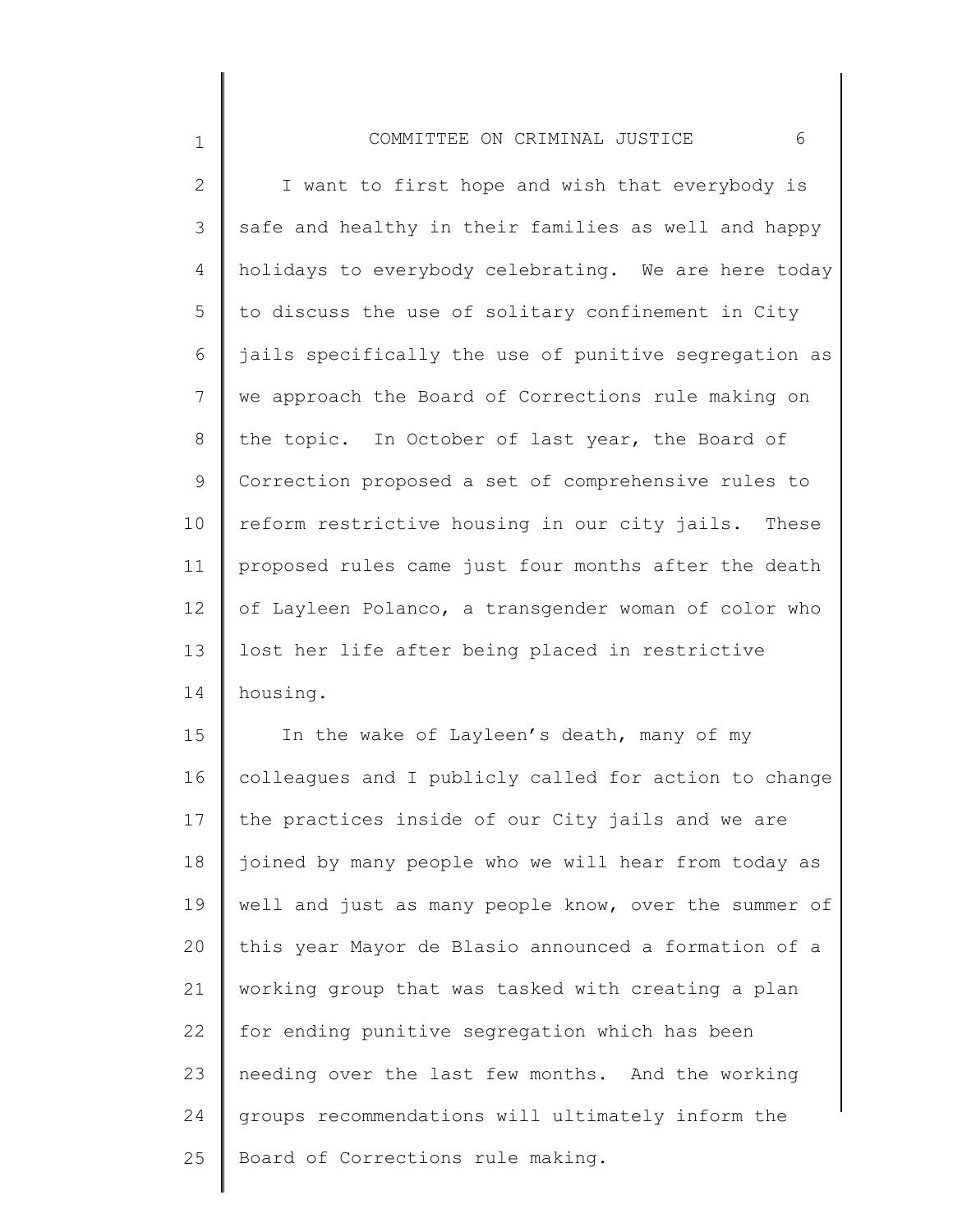I want to first hope and wish that everybody is safe and healthy in their families as well and happy holidays to everybody celebrating. We are here today to discuss the use of solitary confinement in City jails specifically the use of punitive segregation as we approach the Board of Corrections rule making on the topic. In October of last year, the Board of Correction proposed a set of comprehensive rules to reform restrictive housing in our city jails. These proposed rules came just four months after the death of Layleen Polanco, a transgender woman of color who lost her life after being placed in restrictive housing.

In the wake of Layleen's death, many of my colleagues and I publicly called for action to change the practices inside of our City jails and we are joined by many people who we will hear from today as well and just as many people know, over the summer of this year Mayor de Blasio announced a formation of a working group that was tasked with creating a plan for ending punitive segregation which has been needing over the last few months. And the working groups recommendations will ultimately inform the Board of Corrections rule making.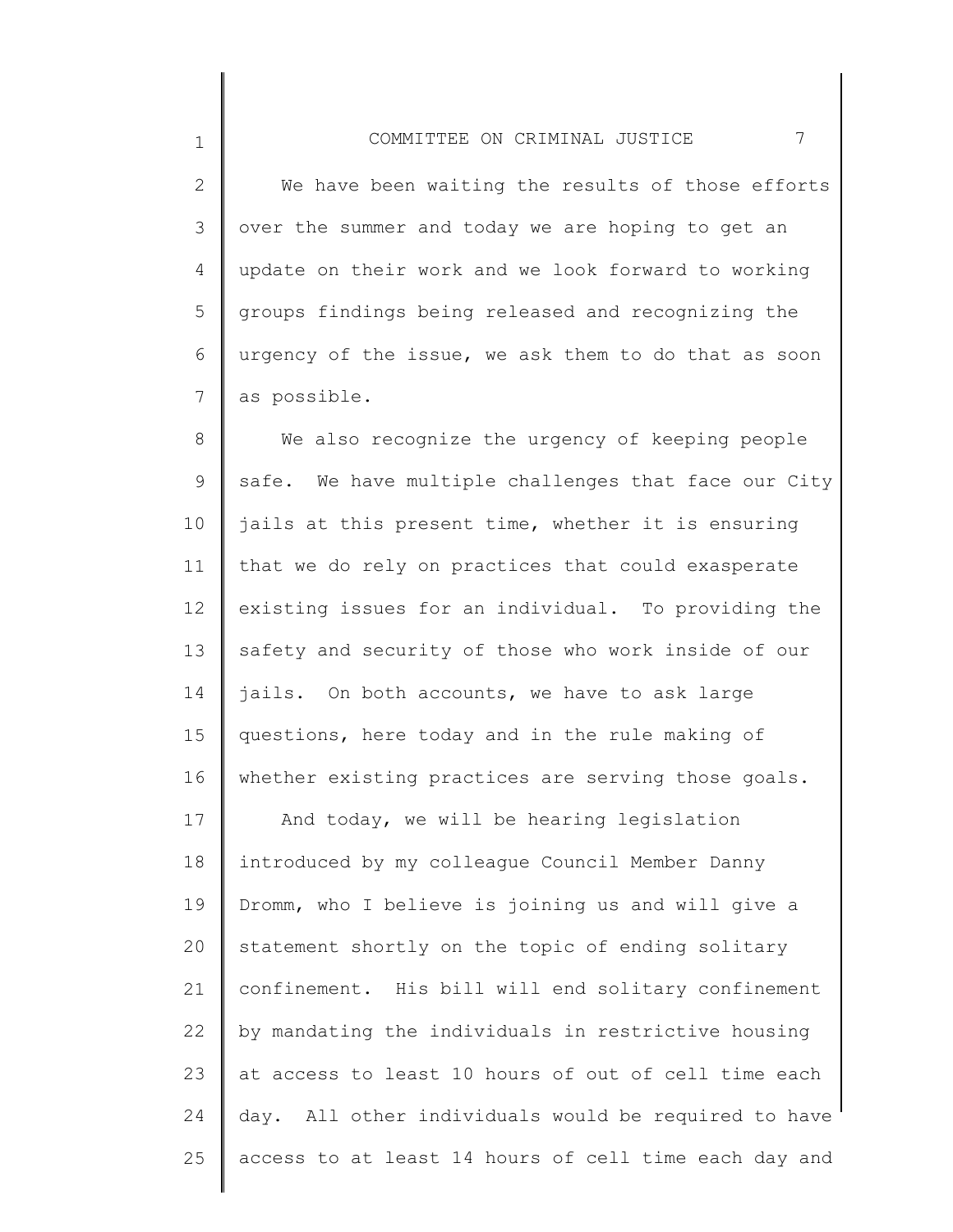We have been waiting the results of those efforts over the summer and today we are hoping to get an update on their work and we look forward to working groups findings being released and recognizing the urgency of the issue, we ask them to do that as soon as possible.

We also recognize the urgency of keeping people safe. We have multiple challenges that face our City jails at this present time, whether it is ensuring that we do rely on practices that could exasperate existing issues for an individual. To providing the safety and security of those who work inside of our jails. On both accounts, we have to ask large questions, here today and in the rule making of whether existing practices are serving those goals.

And today, we will be hearing legislation introduced by my colleague Council Member Danny Dromm, who I believe is joining us and will give a statement shortly on the topic of ending solitary confinement. His bill will end solitary confinement by mandating the individuals in restrictive housing at access to least 10 hours of out of cell time each day. All other individuals would be required to have access to at least 14 hours of cell time each day and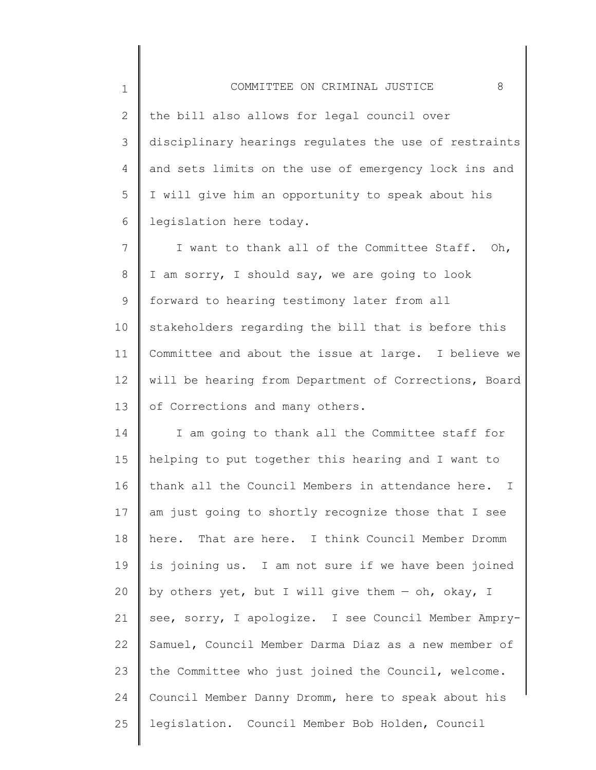the bill also allows for legal council over disciplinary hearings regulates the use of restraints and sets limits on the use of emergency lock ins and I will give him an opportunity to speak about his legislation here today.

I want to thank all of the Committee Staff. Oh, I am sorry, I should say, we are going to look forward to hearing testimony later from all stakeholders regarding the bill that is before this Committee and about the issue at large. I believe we will be hearing from Department of Corrections, Board of Corrections and many others.

I am going to thank all the Committee staff for helping to put together this hearing and I want to thank all the Council Members in attendance here. I am just going to shortly recognize those that I see here. That are here. I think Council Member Dromm is joining us. I am not sure if we have been joined by others yet, but I will give them — oh, okay, I see, sorry, I apologize. I see Council Member Ampry-Samuel, Council Member Darma Diaz as a new member of the Committee who just joined the Council, welcome. Council Member Danny Dromm, here to speak about his legislation. Council Member Bob Holden, Council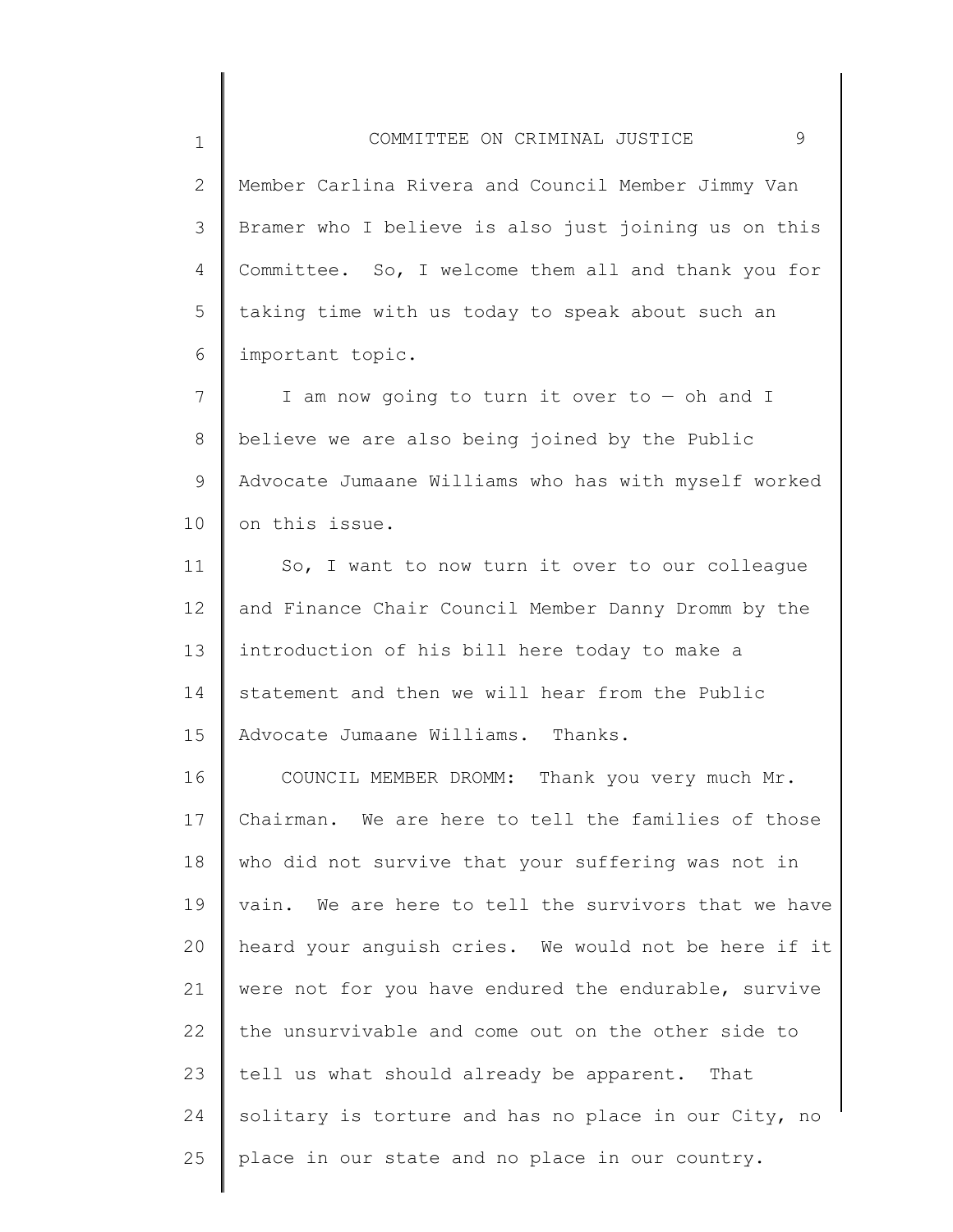Member Carlina Rivera and Council Member Jimmy Van Bramer who I believe is also just joining us on this Committee. So, I welcome them all and thank you for taking time with us today to speak about such an important topic.

I am now going to turn it over to — oh and I believe we are also being joined by the Public Advocate Jumaane Williams who has with myself worked on this issue.

So, I want to now turn it over to our colleague and Finance Chair Council Member Danny Dromm by the introduction of his bill here today to make a statement and then we will hear from the Public Advocate Jumaane Williams. Thanks.

COUNCIL MEMBER DROMM: Thank you very much Mr. Chairman. We are here to tell the families of those who did not survive that your suffering was not in vain. We are here to tell the survivors that we have heard your anguish cries. We would not be here if it were not for you have endured the endurable, survive the unsurvivable and come out on the other side to tell us what should already be apparent. That solitary is torture and has no place in our City, no place in our state and no place in our country.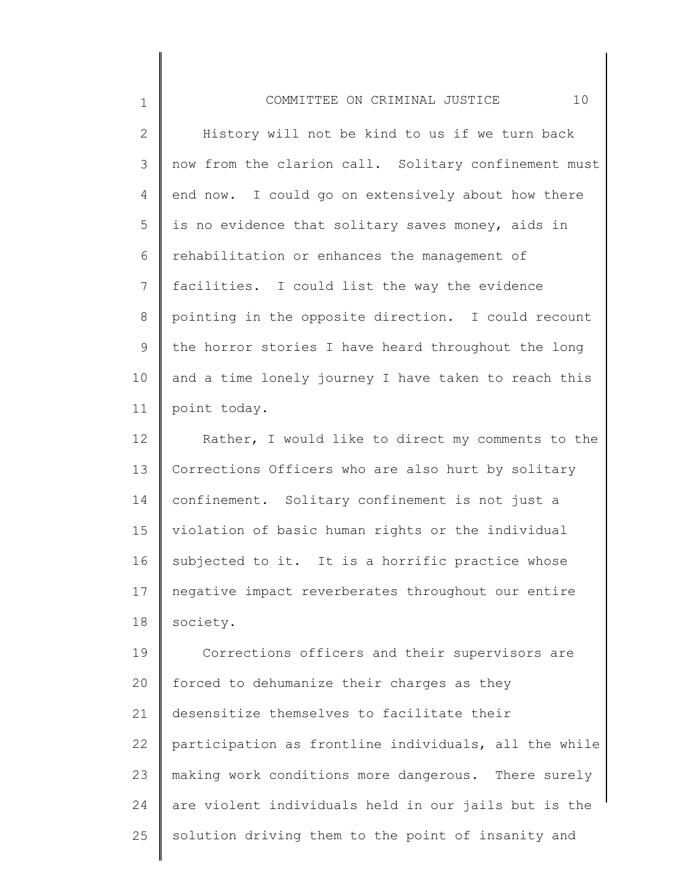History will not be kind to us if we turn back now from the clarion call. Solitary confinement must end now. I could go on extensively about how there is no evidence that solitary saves money, aids in rehabilitation or enhances the management of facilities. I could list the way the evidence pointing in the opposite direction. I could recount the horror stories I have heard throughout the long and a time lonely journey I have taken to reach this point today.

Rather, I would like to direct my comments to the Corrections Officers who are also hurt by solitary confinement. Solitary confinement is not just a violation of basic human rights or the individual subjected to it. It is a horrific practice whose negative impact reverberates throughout our entire society.

Corrections officers and their supervisors are forced to dehumanize their charges as they desensitize themselves to facilitate their participation as frontline individuals, all the while making work conditions more dangerous. There surely are violent individuals held in our jails but is the solution driving them to the point of insanity and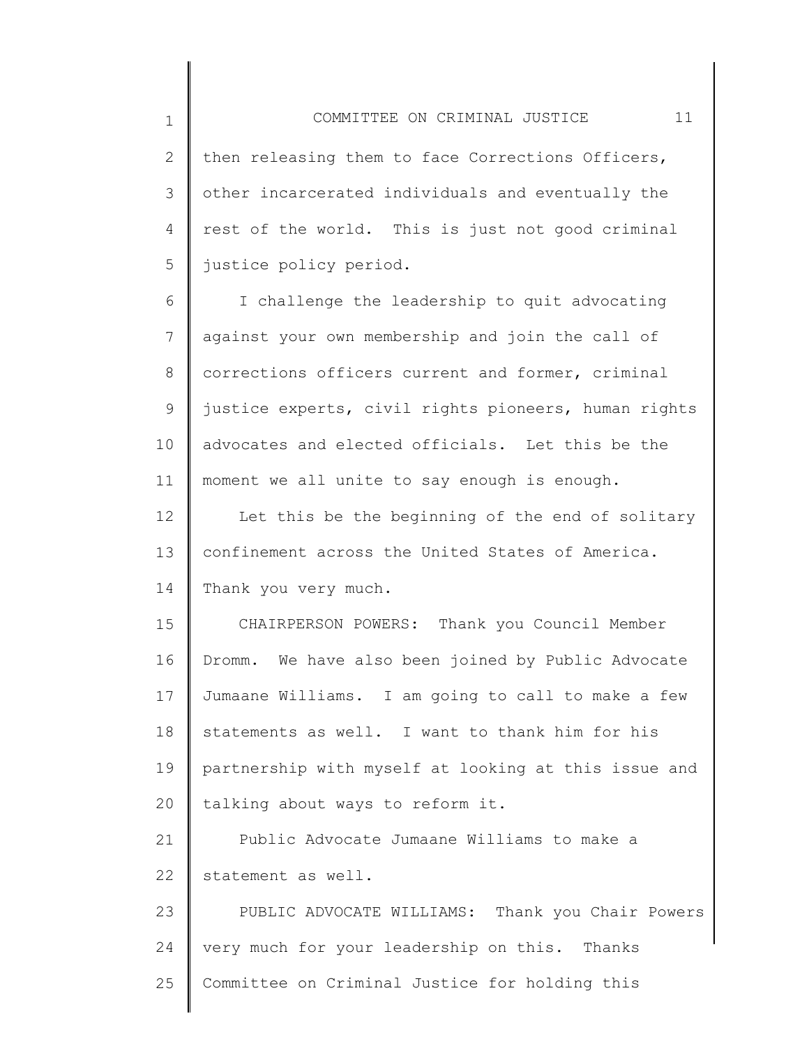then releasing them to face Corrections Officers, other incarcerated individuals and eventually the rest of the world. This is just not good criminal justice policy period.

I challenge the leadership to quit advocating against your own membership and join the call of corrections officers current and former, criminal justice experts, civil rights pioneers, human rights advocates and elected officials. Let this be the moment we all unite to say enough is enough.

Let this be the beginning of the end of solitary confinement across the United States of America. Thank you very much.

CHAIRPERSON POWERS: Thank you Council Member Dromm. We have also been joined by Public Advocate Jumaane Williams. I am going to call to make a few statements as well. I want to thank him for his partnership with myself at looking at this issue and talking about ways to reform it.

Public Advocate Jumaane Williams to make a statement as well.

PUBLIC ADVOCATE WILLIAMS: Thank you Chair Powers very much for your leadership on this. Thanks Committee on Criminal Justice for holding this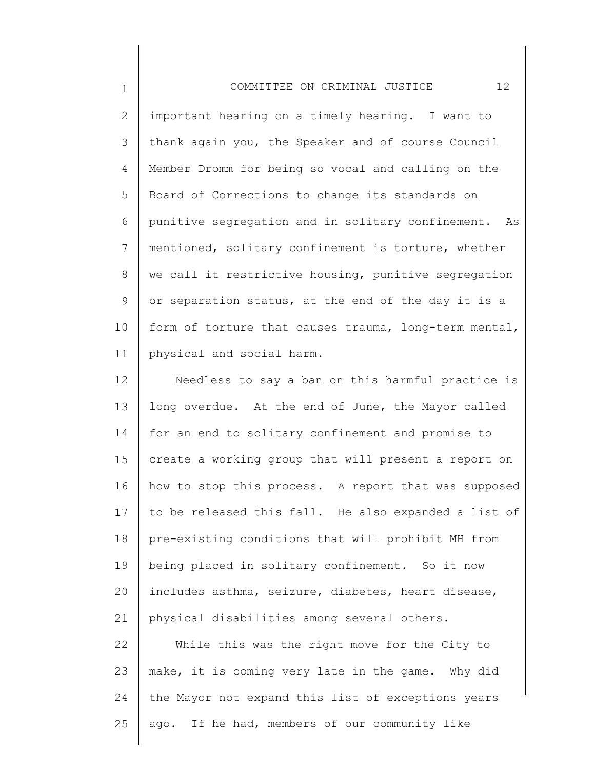important hearing on a timely hearing. I want to thank again you, the Speaker and of course Council Member Dromm for being so vocal and calling on the Board of Corrections to change its standards on punitive segregation and in solitary confinement. As mentioned, solitary confinement is torture, whether we call it restrictive housing, punitive segregation or separation status, at the end of the day it is a form of torture that causes trauma, long-term mental, physical and social harm.

Needless to say a ban on this harmful practice is long overdue. At the end of June, the Mayor called for an end to solitary confinement and promise to create a working group that will present a report on how to stop this process. A report that was supposed to be released this fall. He also expanded a list of pre-existing conditions that will prohibit MH from being placed in solitary confinement. So it now includes asthma, seizure, diabetes, heart disease, physical disabilities among several others.

While this was the right move for the City to make, it is coming very late in the game. Why did the Mayor not expand this list of exceptions years ago. If he had, members of our community like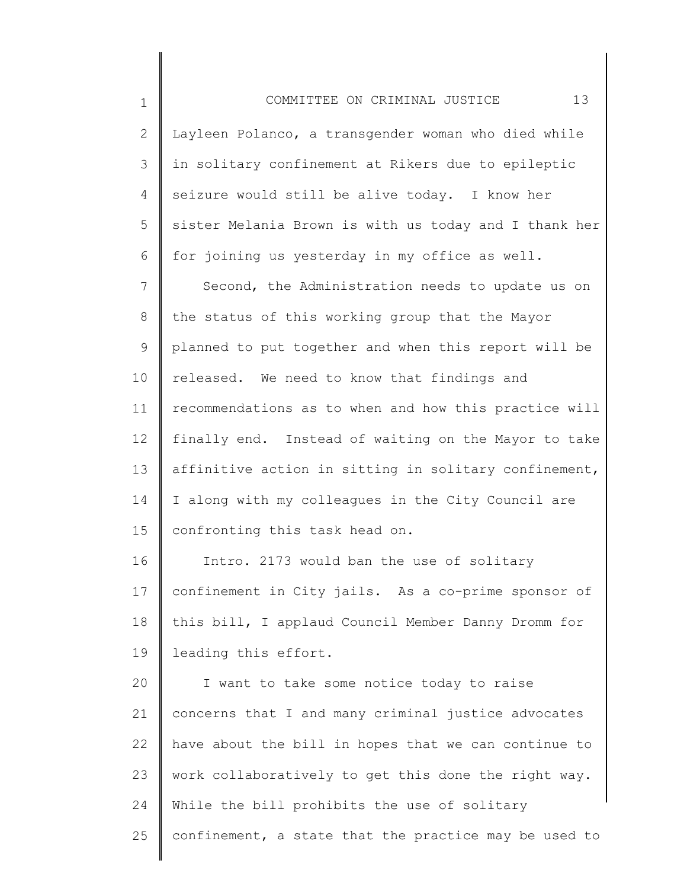Layleen Polanco, a transgender woman who died while in solitary confinement at Rikers due to epileptic seizure would still be alive today. I know her sister Melania Brown is with us today and I thank her for joining us yesterday in my office as well.

Second, the Administration needs to update us on the status of this working group that the Mayor planned to put together and when this report will be released. We need to know that findings and recommendations as to when and how this practice will finally end. Instead of waiting on the Mayor to take affinitive action in sitting in solitary confinement, I along with my colleagues in the City Council are confronting this task head on.

Intro. 2173 would ban the use of solitary confinement in City jails. As a co-prime sponsor of this bill, I applaud Council Member Danny Dromm for leading this effort.

I want to take some notice today to raise concerns that I and many criminal justice advocates have about the bill in hopes that we can continue to work collaboratively to get this done the right way. While the bill prohibits the use of solitary confinement, a state that the practice may be used to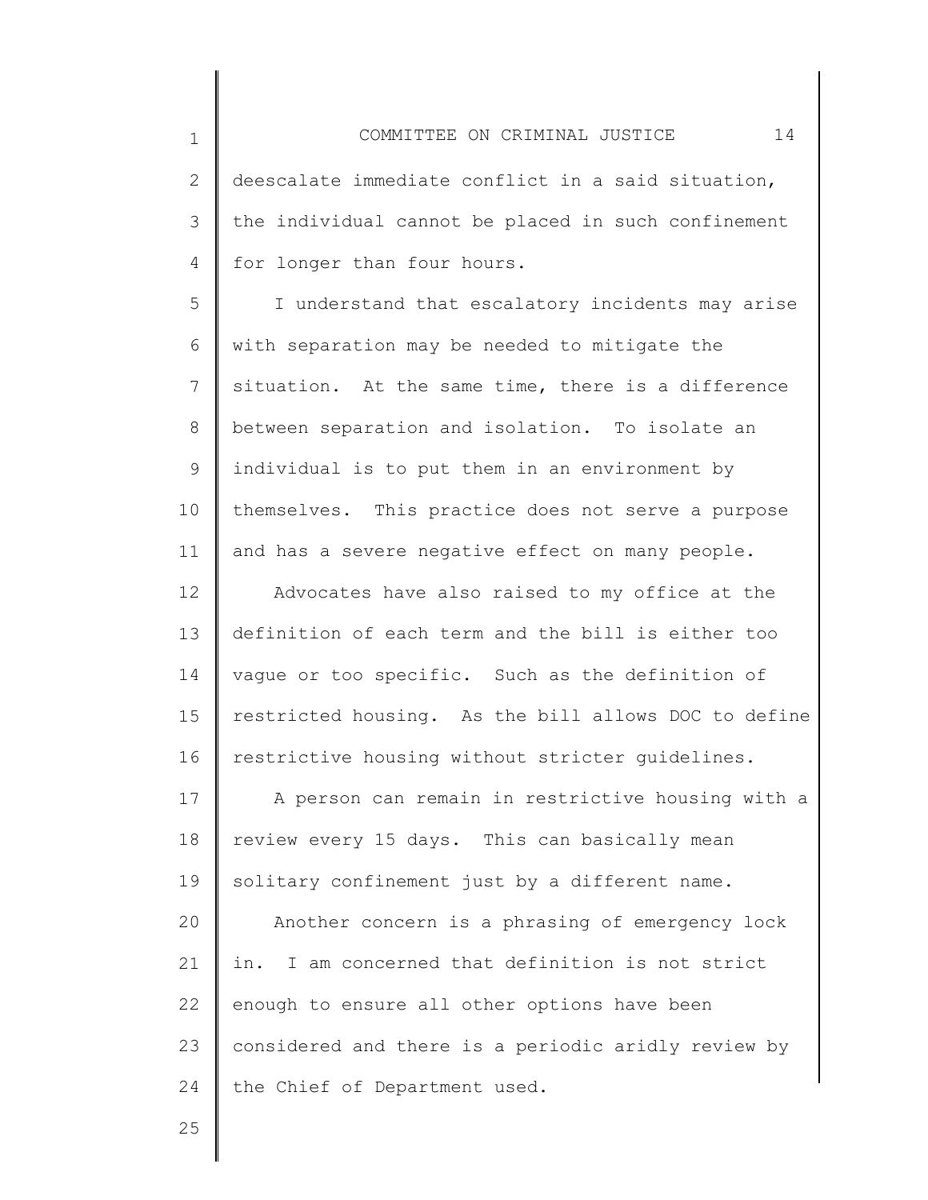deescalate immediate conflict in a said situation, the individual cannot be placed in such confinement for longer than four hours.

I understand that escalatory incidents may arise with separation may be needed to mitigate the situation. At the same time, there is a difference between separation and isolation. To isolate an individual is to put them in an environment by themselves. This practice does not serve a purpose and has a severe negative effect on many people.

Advocates have also raised to my office at the definition of each term and the bill is either too vague or too specific. Such as the definition of restricted housing. As the bill allows DOC to define restrictive housing without stricter guidelines.

A person can remain in restrictive housing with a review every 15 days. This can basically mean solitary confinement just by a different name.

Another concern is a phrasing of emergency lock in. I am concerned that definition is not strict enough to ensure all other options have been considered and there is a periodic aridly review by the Chief of Department used.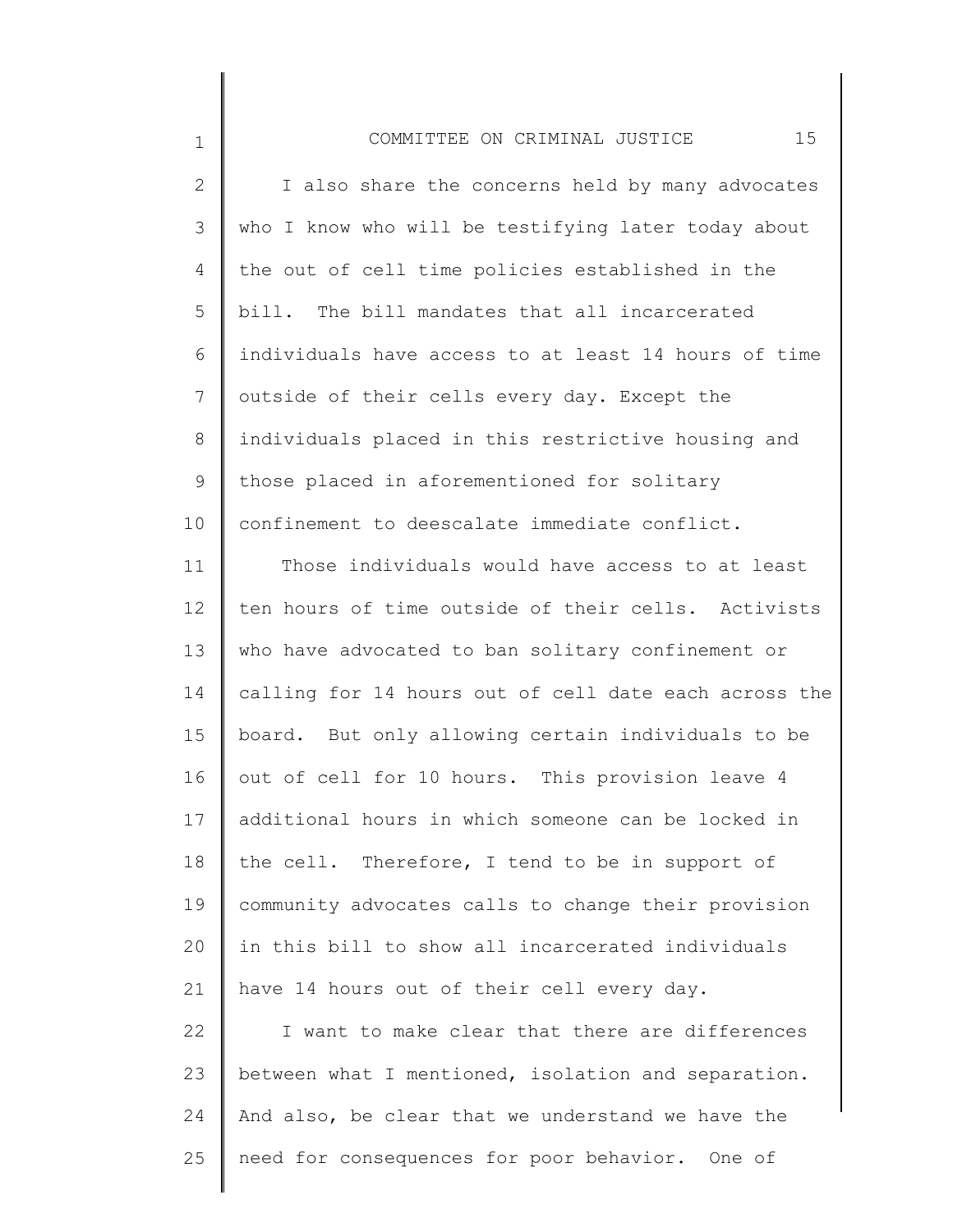I also share the concerns held by many advocates who I know who will be testifying later today about the out of cell time policies established in the bill. The bill mandates that all incarcerated individuals have access to at least 14 hours of time outside of their cells every day. Except the individuals placed in this restrictive housing and those placed in aforementioned for solitary confinement to deescalate immediate conflict.

Those individuals would have access to at least ten hours of time outside of their cells. Activists who have advocated to ban solitary confinement or calling for 14 hours out of cell date each across the board. But only allowing certain individuals to be out of cell for 10 hours. This provision leave 4 additional hours in which someone can be locked in the cell. Therefore, I tend to be in support of community advocates calls to change their provision in this bill to show all incarcerated individuals have 14 hours out of their cell every day.

I want to make clear that there are differences between what I mentioned, isolation and separation. And also, be clear that we understand we have the need for consequences for poor behavior. One of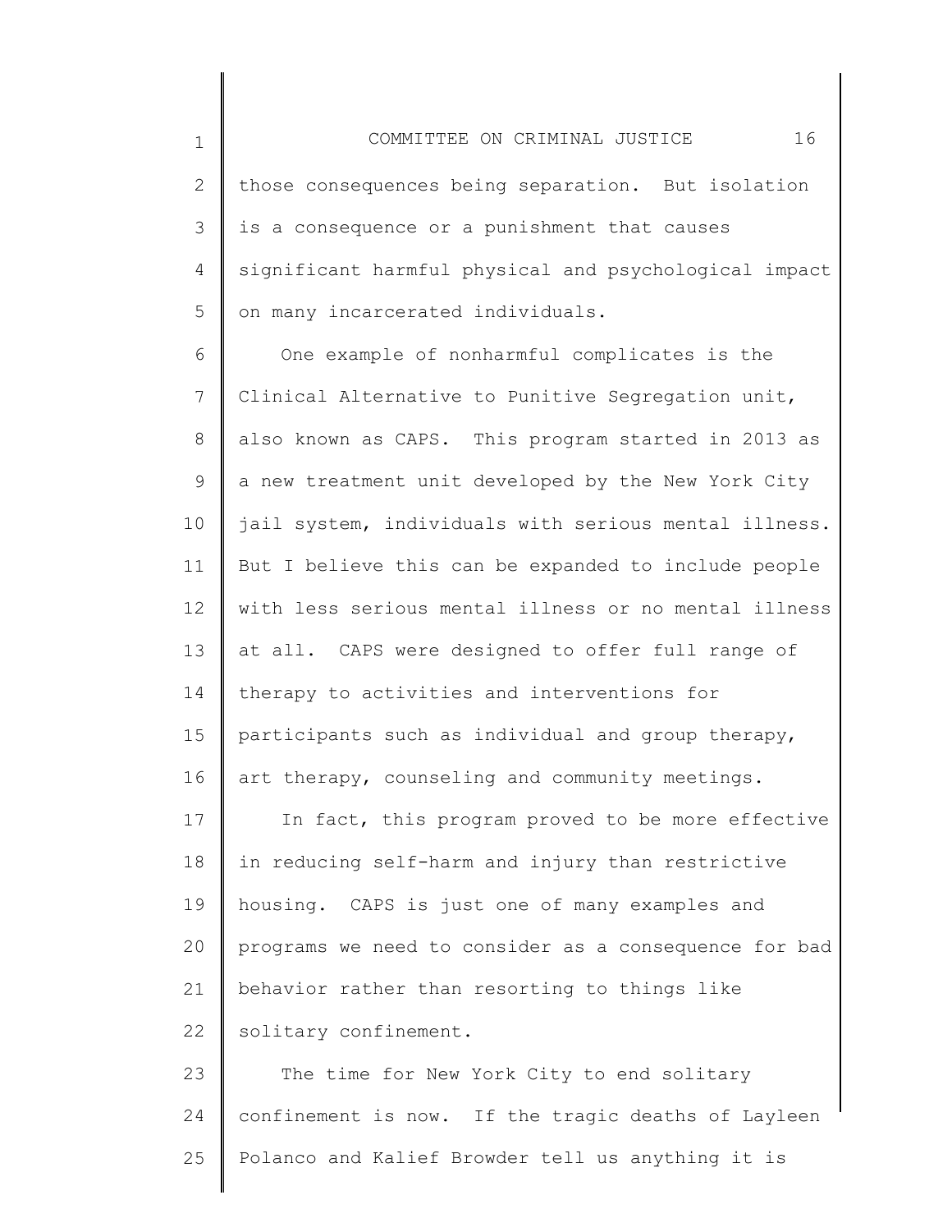those consequences being separation. But isolation is a consequence or a punishment that causes significant harmful physical and psychological impact on many incarcerated individuals.

One example of nonharmful complicates is the Clinical Alternative to Punitive Segregation unit, also known as CAPS. This program started in 2013 as a new treatment unit developed by the New York City jail system, individuals with serious mental illness. But I believe this can be expanded to include people with less serious mental illness or no mental illness at all. CAPS were designed to offer full range of therapy to activities and interventions for participants such as individual and group therapy, art therapy, counseling and community meetings.

In fact, this program proved to be more effective in reducing self-harm and injury than restrictive housing. CAPS is just one of many examples and programs we need to consider as a consequence for bad behavior rather than resorting to things like solitary confinement.

The time for New York City to end solitary confinement is now. If the tragic deaths of Layleen Polanco and Kalief Browder tell us anything it is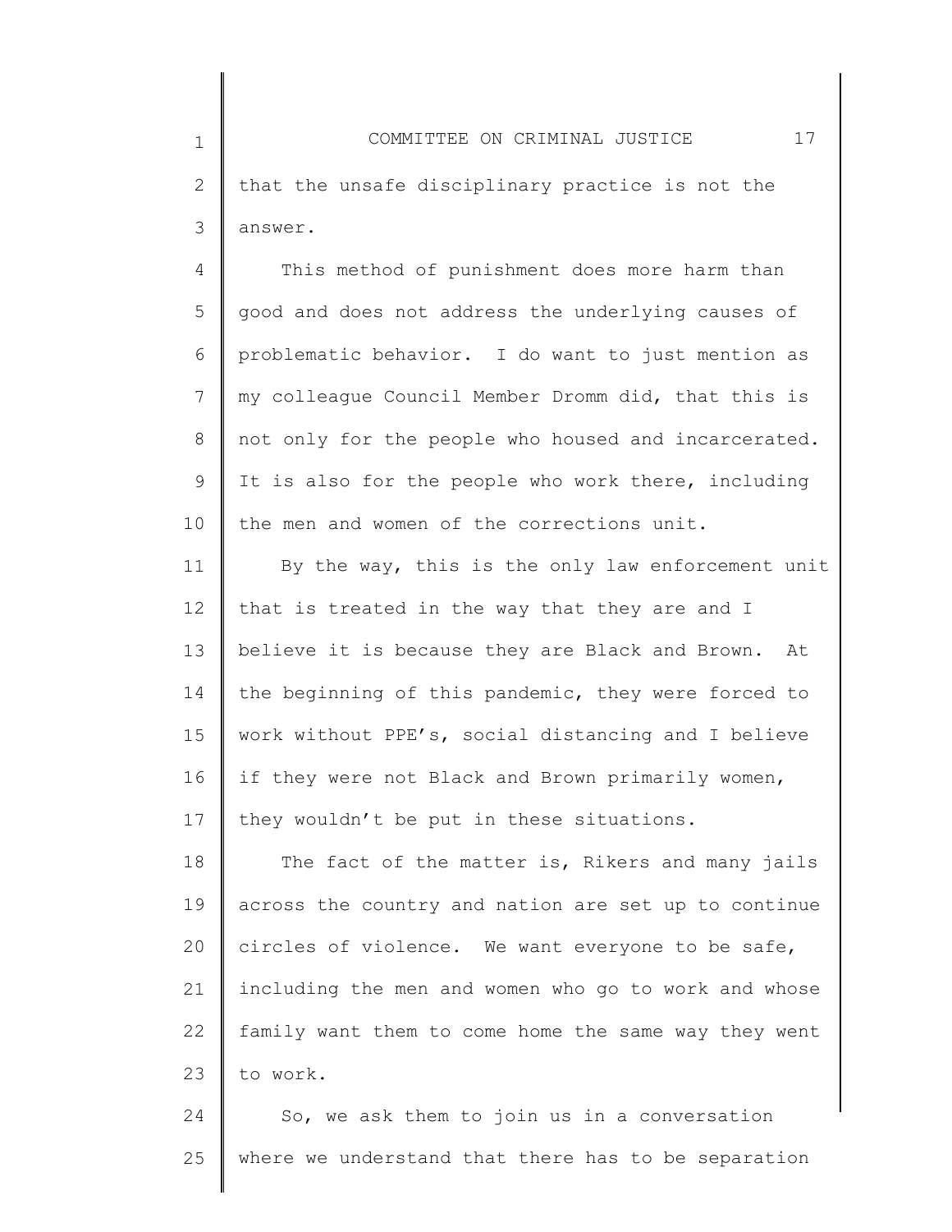that the unsafe disciplinary practice is not the answer.

This method of punishment does more harm than good and does not address the underlying causes of problematic behavior. I do want to just mention as my colleague Council Member Dromm did, that this is not only for the people who housed and incarcerated. It is also for the people who work there, including the men and women of the corrections unit.

By the way, this is the only law enforcement unit that is treated in the way that they are and I believe it is because they are Black and Brown. At the beginning of this pandemic, they were forced to work without PPE's, social distancing and I believe if they were not Black and Brown primarily women, they wouldn't be put in these situations.

The fact of the matter is, Rikers and many jails across the country and nation are set up to continue circles of violence. We want everyone to be safe, including the men and women who go to work and whose family want them to come home the same way they went to work.

So, we ask them to join us in a conversation where we understand that there has to be separation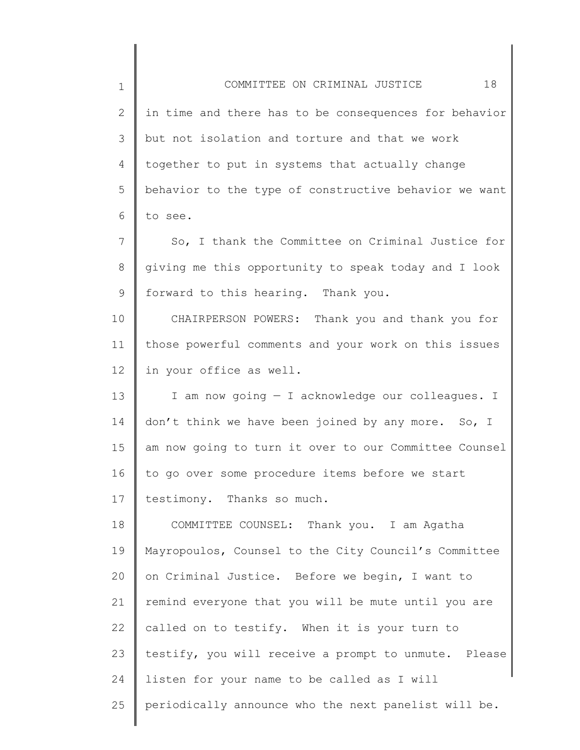in time and there has to be consequences for behavior but not isolation and torture and that we work together to put in systems that actually change behavior to the type of constructive behavior we want to see.

So, I thank the Committee on Criminal Justice for giving me this opportunity to speak today and I look forward to this hearing. Thank you.

CHAIRPERSON POWERS: Thank you and thank you for those powerful comments and your work on this issues in your office as well.

I am now going — I acknowledge our colleagues. I don't think we have been joined by any more. So, I am now going to turn it over to our Committee Counsel to go over some procedure items before we start testimony. Thanks so much.

COMMITTEE COUNSEL: Thank you. I am Agatha Mayropoulos, Counsel to the City Council's Committee on Criminal Justice. Before we begin, I want to remind everyone that you will be mute until you are called on to testify. When it is your turn to testify, you will receive a prompt to unmute. Please listen for your name to be called as I will periodically announce who the next panelist will be.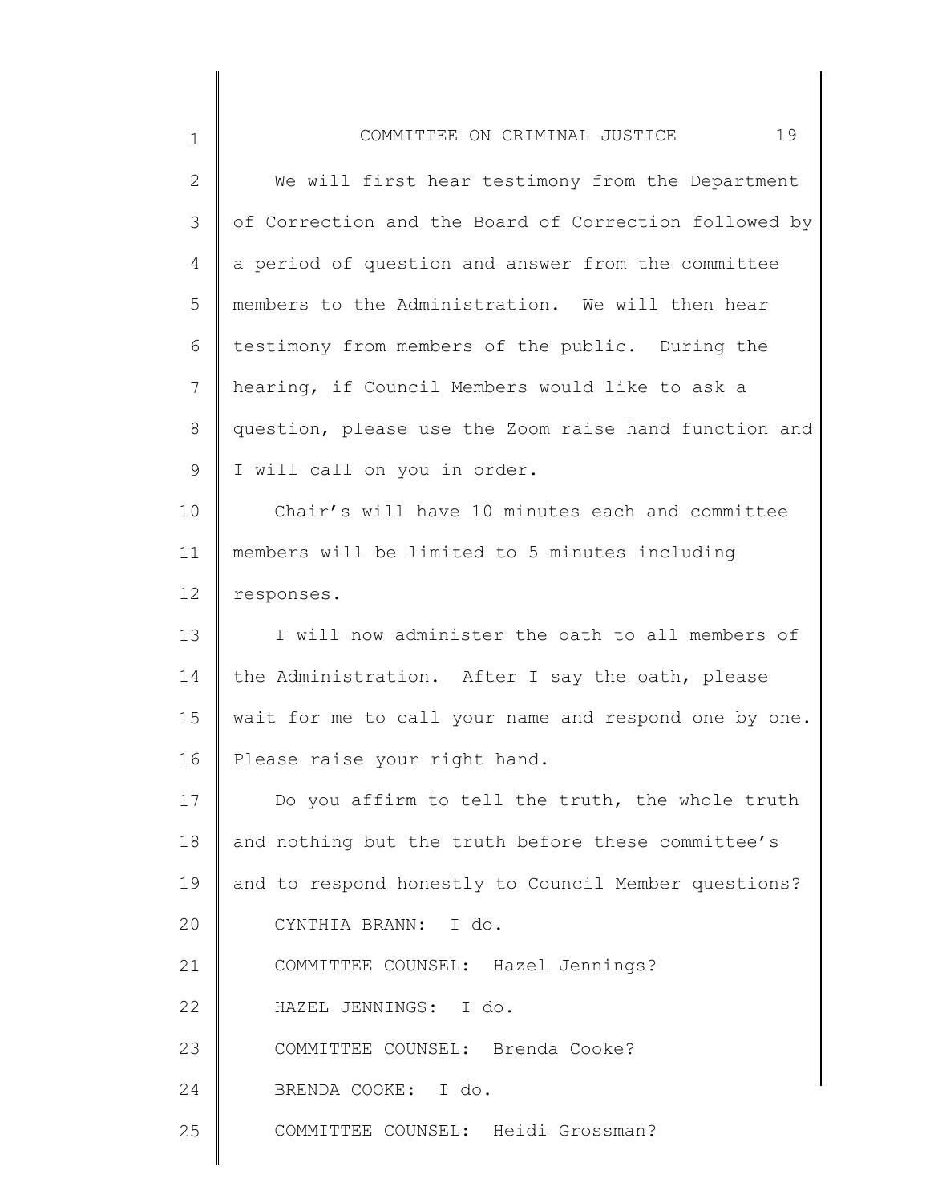We will first hear testimony from the Department of Correction and the Board of Correction followed by a period of question and answer from the committee members to the Administration. We will then hear testimony from members of the public. During the hearing, if Council Members would like to ask a question, please use the Zoom raise hand function and I will call on you in order.

Chair's will have 10 minutes each and committee members will be limited to 5 minutes including responses.

I will now administer the oath to all members of the Administration. After I say the oath, please wait for me to call your name and respond one by one. Please raise your right hand.

Do you affirm to tell the truth, the whole truth and nothing but the truth before these committee's and to respond honestly to Council Member questions?

CYNTHIA BRANN: I do.

COMMITTEE COUNSEL: Hazel Jennings?

HAZEL JENNINGS: I do.

COMMITTEE COUNSEL: Brenda Cooke?

BRENDA COOKE: I do.

COMMITTEE COUNSEL: Heidi Grossman?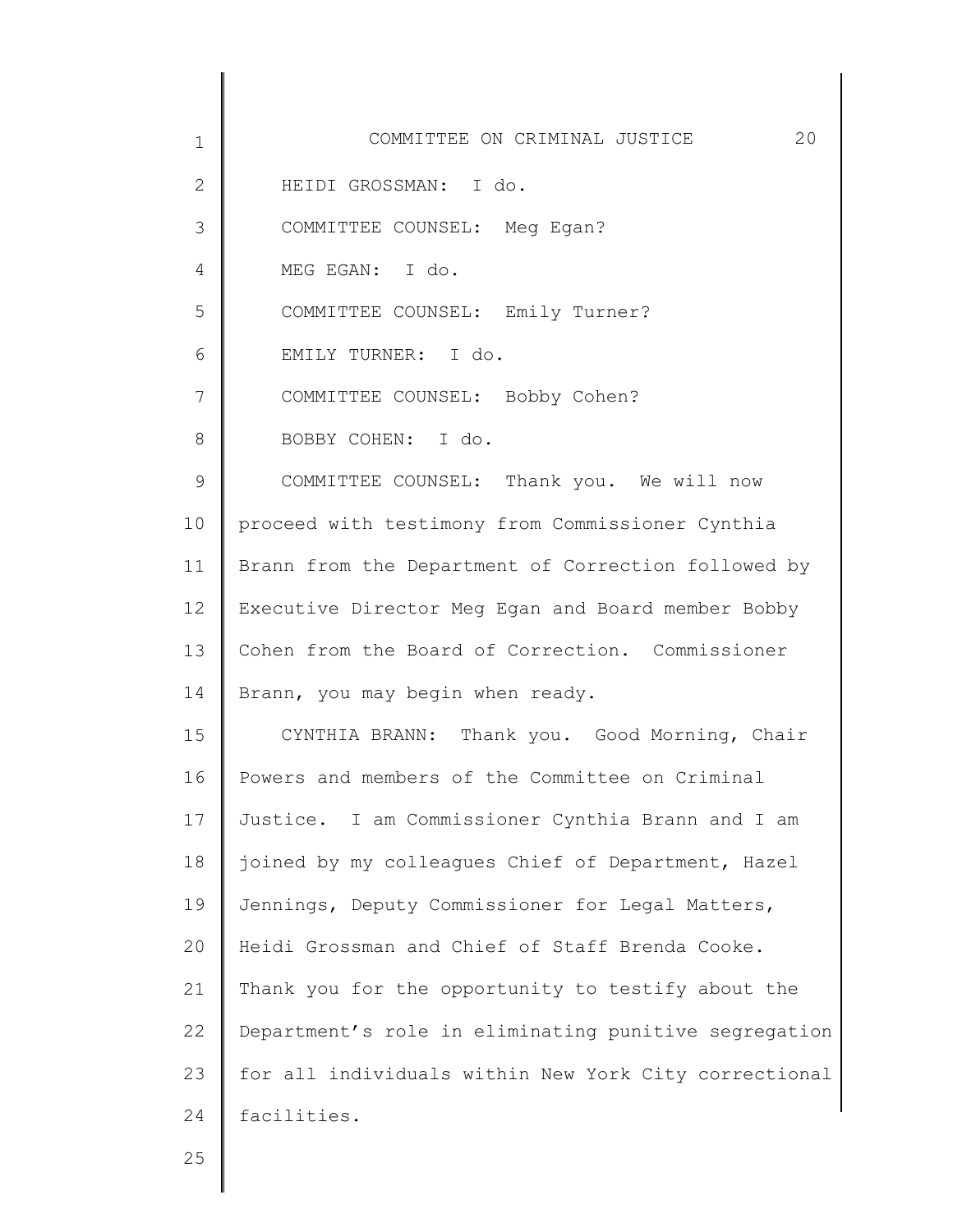HEIDI GROSSMAN: I do.

COMMITTEE COUNSEL: Meg Egan?

MEG EGAN: I do.

COMMITTEE COUNSEL: Emily Turner?

EMILY TURNER: I do.

COMMITTEE COUNSEL: Bobby Cohen?

BOBBY COHEN: I do.

COMMITTEE COUNSEL: Thank you. We will now proceed with testimony from Commissioner Cynthia Brann from the Department of Correction followed by Executive Director Meg Egan and Board member Bobby Cohen from the Board of Correction. Commissioner Brann, you may begin when ready.

CYNTHIA BRANN: Thank you. Good Morning, Chair Powers and members of the Committee on Criminal Justice. I am Commissioner Cynthia Brann and I am joined by my colleagues Chief of Department, Hazel Jennings, Deputy Commissioner for Legal Matters, Heidi Grossman and Chief of Staff Brenda Cooke. Thank you for the opportunity to testify about the Department's role in eliminating punitive segregation for all individuals within New York City correctional facilities.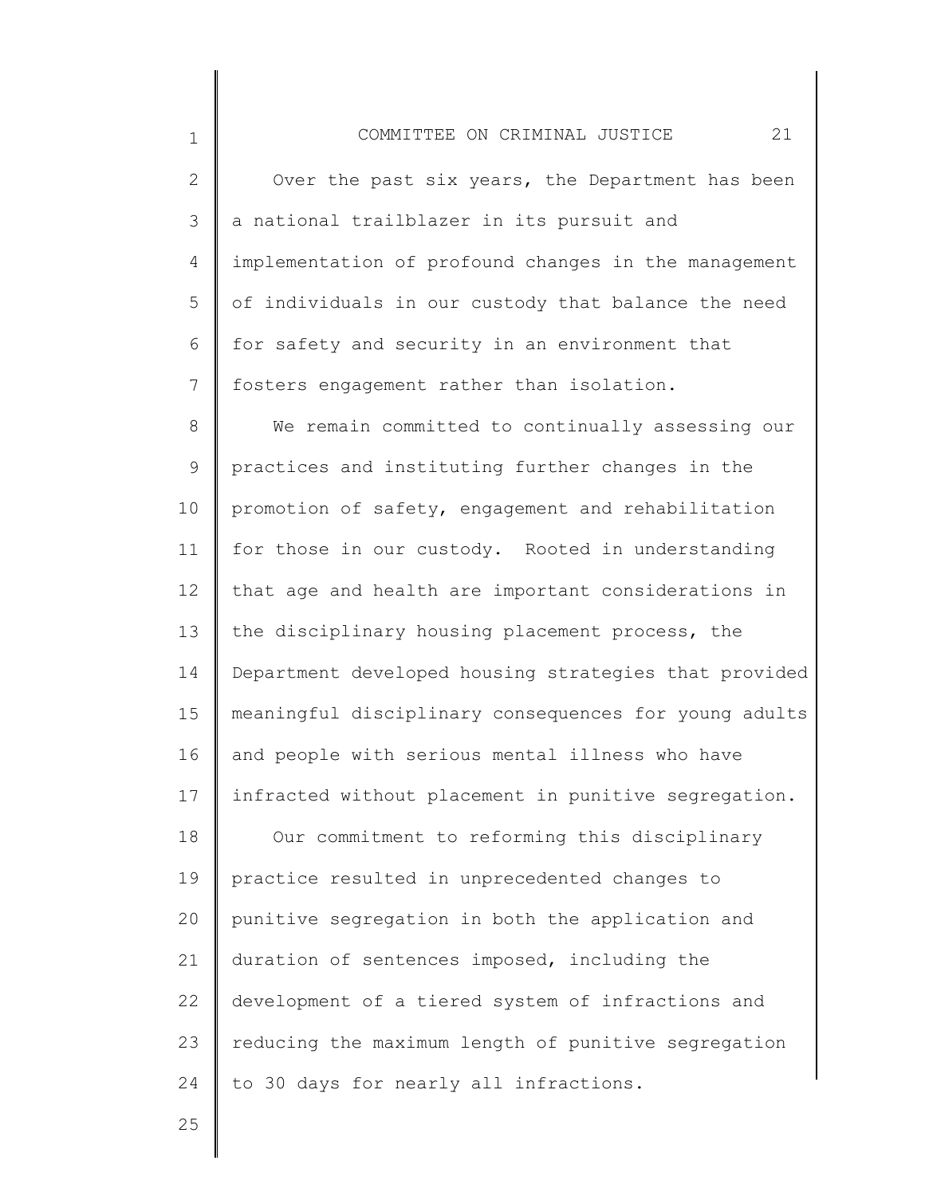Over the past six years, the Department has been a national trailblazer in its pursuit and implementation of profound changes in the management of individuals in our custody that balance the need for safety and security in an environment that fosters engagement rather than isolation.

We remain committed to continually assessing our practices and instituting further changes in the promotion of safety, engagement and rehabilitation for those in our custody. Rooted in understanding that age and health are important considerations in the disciplinary housing placement process, the Department developed housing strategies that provided meaningful disciplinary consequences for young adults and people with serious mental illness who have infracted without placement in punitive segregation.

Our commitment to reforming this disciplinary practice resulted in unprecedented changes to punitive segregation in both the application and duration of sentences imposed, including the development of a tiered system of infractions and reducing the maximum length of punitive segregation to 30 days for nearly all infractions.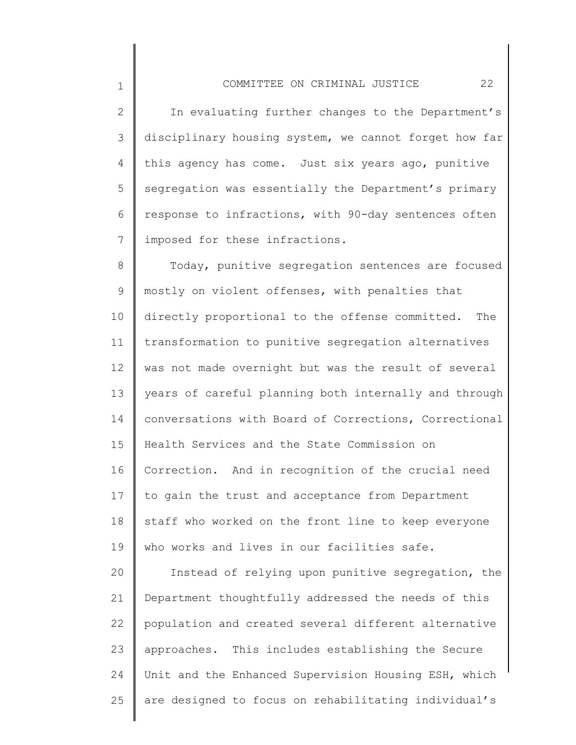In evaluating further changes to the Department's disciplinary housing system, we cannot forget how far this agency has come. Just six years ago, punitive segregation was essentially the Department's primary response to infractions, with 90-day sentences often imposed for these infractions.

Today, punitive segregation sentences are focused mostly on violent offenses, with penalties that directly proportional to the offense committed. The transformation to punitive segregation alternatives was not made overnight but was the result of several years of careful planning both internally and through conversations with Board of Corrections, Correctional Health Services and the State Commission on Correction. And in recognition of the crucial need to gain the trust and acceptance from Department staff who worked on the front line to keep everyone who works and lives in our facilities safe.

Instead of relying upon punitive segregation, the Department thoughtfully addressed the needs of this population and created several different alternative approaches. This includes establishing the Secure Unit and the Enhanced Supervision Housing ESH, which are designed to focus on rehabilitating individual's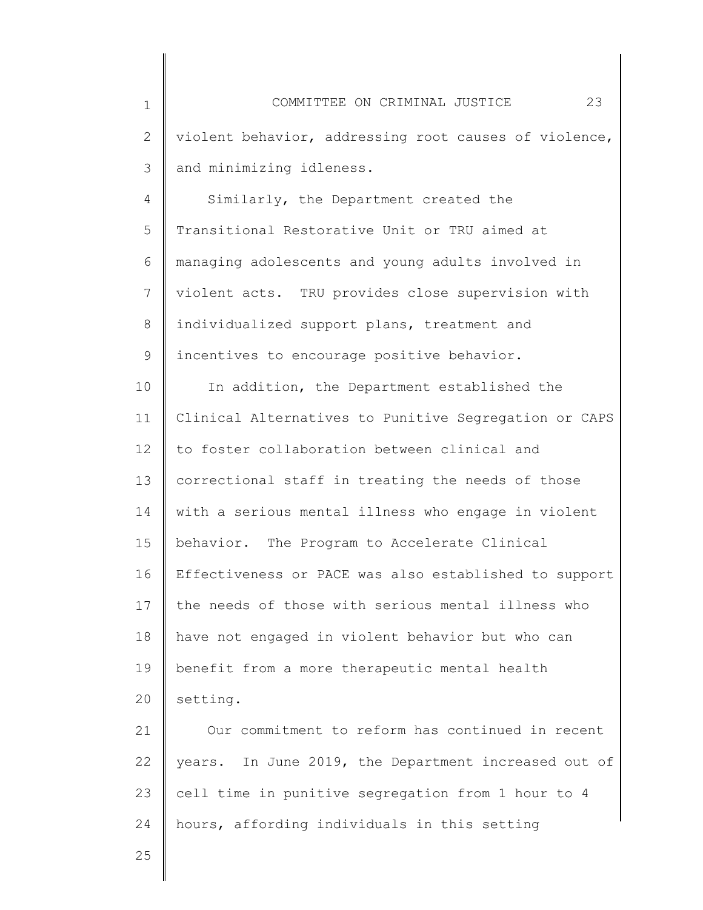violent behavior, addressing root causes of violence, and minimizing idleness.

Similarly, the Department created the Transitional Restorative Unit or TRU aimed at managing adolescents and young adults involved in violent acts. TRU provides close supervision with individualized support plans, treatment and incentives to encourage positive behavior.

In addition, the Department established the Clinical Alternatives to Punitive Segregation or CAPS to foster collaboration between clinical and correctional staff in treating the needs of those with a serious mental illness who engage in violent behavior. The Program to Accelerate Clinical Effectiveness or PACE was also established to support the needs of those with serious mental illness who have not engaged in violent behavior but who can benefit from a more therapeutic mental health setting.

Our commitment to reform has continued in recent years. In June 2019, the Department increased out of cell time in punitive segregation from 1 hour to 4 hours, affording individuals in this setting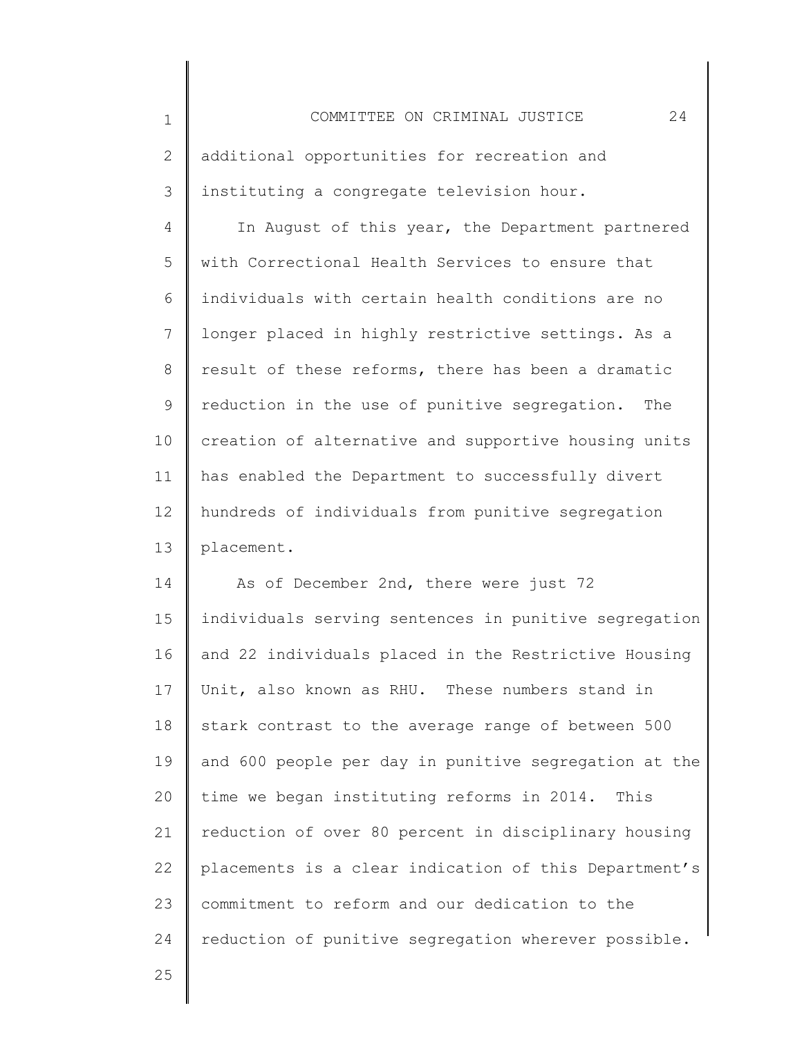additional opportunities for recreation and instituting a congregate television hour.

In August of this year, the Department partnered with Correctional Health Services to ensure that individuals with certain health conditions are no longer placed in highly restrictive settings. As a result of these reforms, there has been a dramatic reduction in the use of punitive segregation. The creation of alternative and supportive housing units has enabled the Department to successfully divert hundreds of individuals from punitive segregation placement.

As of December 2nd, there were just 72 individuals serving sentences in punitive segregation and 22 individuals placed in the Restrictive Housing Unit, also known as RHU. These numbers stand in stark contrast to the average range of between 500 and 600 people per day in punitive segregation at the time we began instituting reforms in 2014. This reduction of over 80 percent in disciplinary housing placements is a clear indication of this Department's commitment to reform and our dedication to the reduction of punitive segregation wherever possible.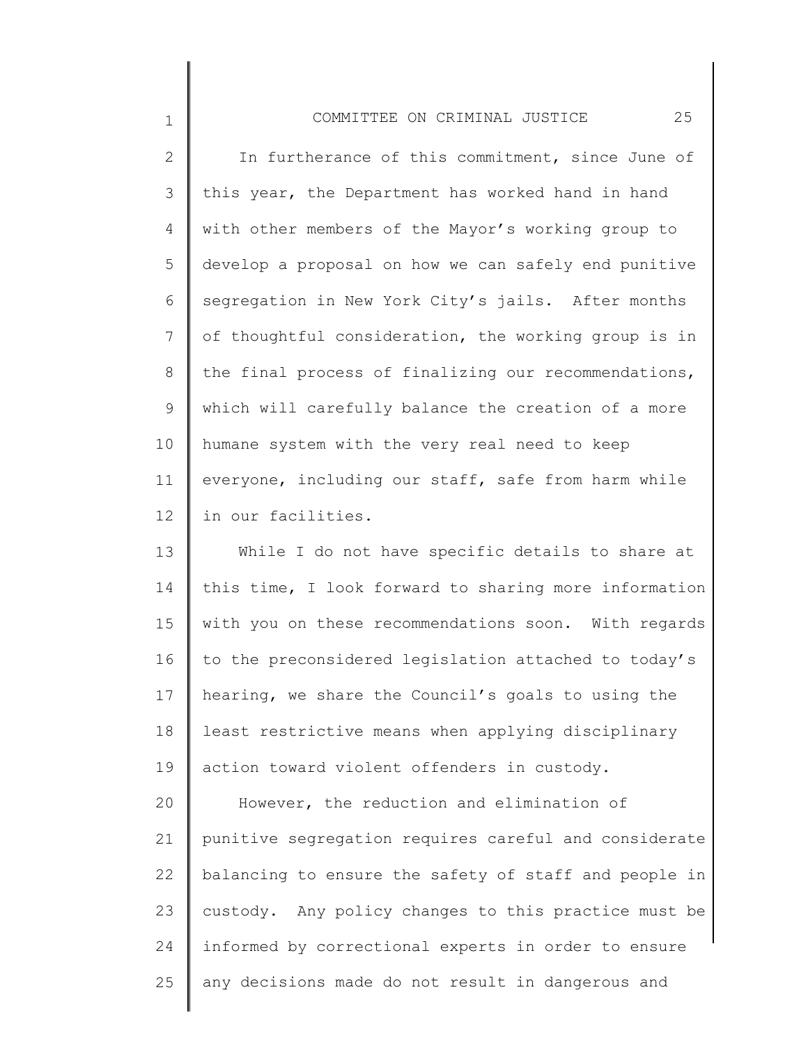In furtherance of this commitment, since June of this year, the Department has worked hand in hand with other members of the Mayor's working group to develop a proposal on how we can safely end punitive segregation in New York City's jails. After months of thoughtful consideration, the working group is in the final process of finalizing our recommendations, which will carefully balance the creation of a more humane system with the very real need to keep everyone, including our staff, safe from harm while in our facilities.

While I do not have specific details to share at this time, I look forward to sharing more information with you on these recommendations soon. With regards to the preconsidered legislation attached to today's hearing, we share the Council's goals to using the least restrictive means when applying disciplinary action toward violent offenders in custody.

However, the reduction and elimination of punitive segregation requires careful and considerate balancing to ensure the safety of staff and people in custody. Any policy changes to this practice must be informed by correctional experts in order to ensure any decisions made do not result in dangerous and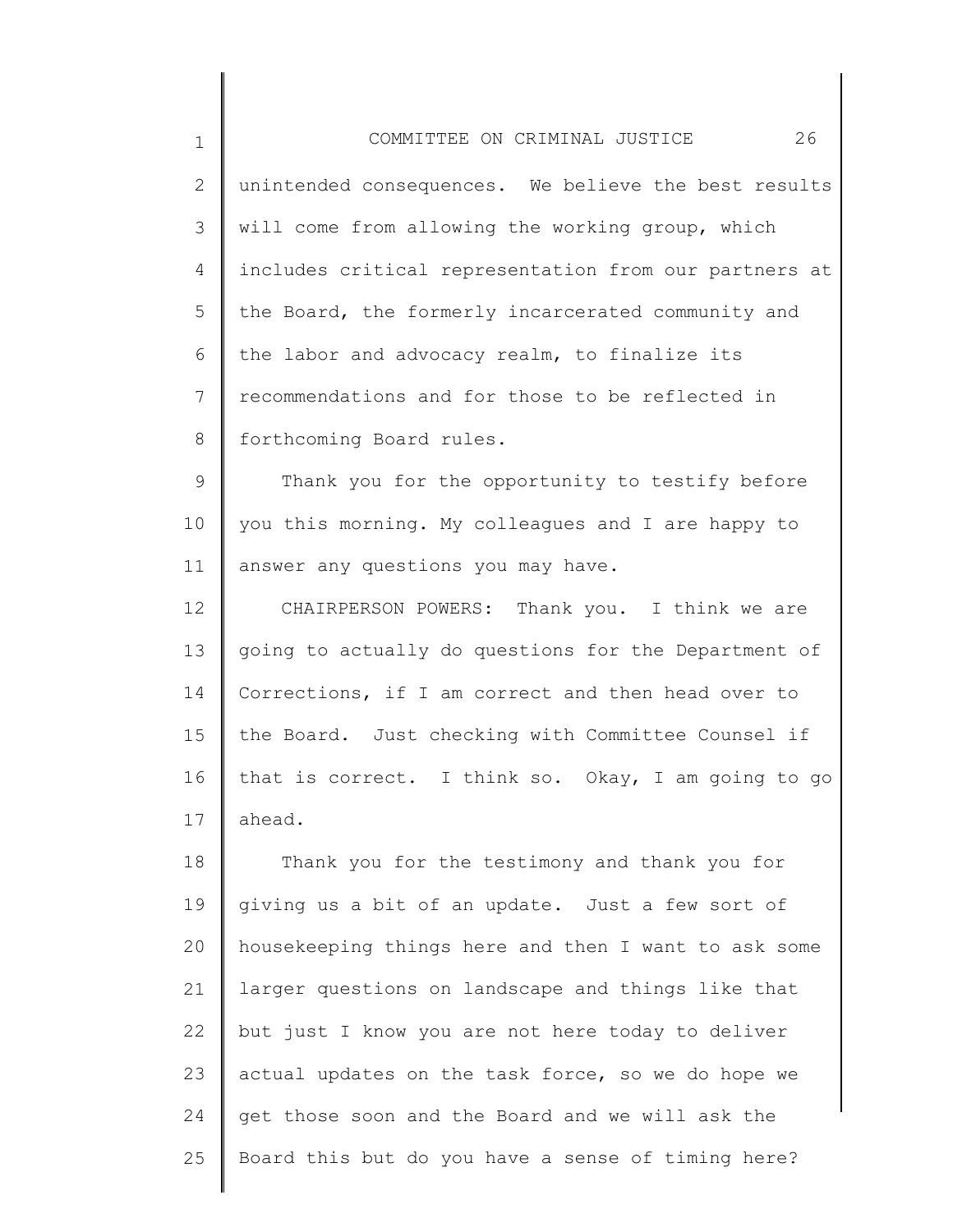unintended consequences. We believe the best results will come from allowing the working group, which includes critical representation from our partners at the Board, the formerly incarcerated community and the labor and advocacy realm, to finalize its recommendations and for those to be reflected in forthcoming Board rules.

Thank you for the opportunity to testify before you this morning. My colleagues and I are happy to answer any questions you may have.

CHAIRPERSON POWERS: Thank you. I think we are going to actually do questions for the Department of Corrections, if I am correct and then head over to the Board. Just checking with Committee Counsel if that is correct. I think so. Okay, I am going to go ahead.

Thank you for the testimony and thank you for giving us a bit of an update. Just a few sort of housekeeping things here and then I want to ask some larger questions on landscape and things like that but just I know you are not here today to deliver actual updates on the task force, so we do hope we get those soon and the Board and we will ask the Board this but do you have a sense of timing here?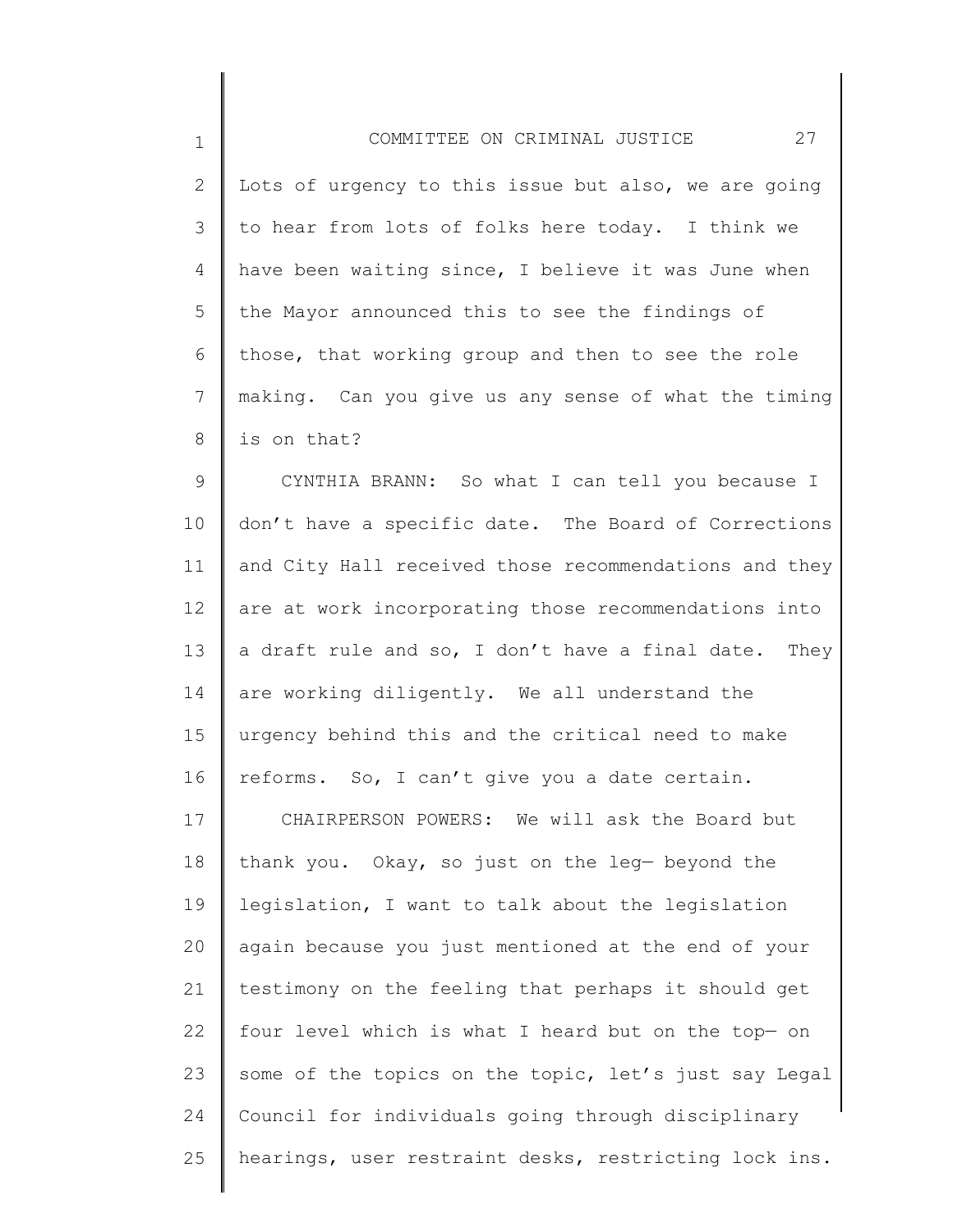Lots of urgency to this issue but also, we are going to hear from lots of folks here today. I think we have been waiting since, I believe it was June when the Mayor announced this to see the findings of those, that working group and then to see the role making. Can you give us any sense of what the timing is on that?

CYNTHIA BRANN: So what I can tell you because I don't have a specific date. The Board of Corrections and City Hall received those recommendations and they are at work incorporating those recommendations into a draft rule and so, I don't have a final date. They are working diligently. We all understand the urgency behind this and the critical need to make reforms. So, I can't give you a date certain.

CHAIRPERSON POWERS: We will ask the Board but thank you. Okay, so just on the leg— beyond the legislation, I want to talk about the legislation again because you just mentioned at the end of your testimony on the feeling that perhaps it should get four level which is what I heard but on the top— on some of the topics on the topic, let's just say Legal Council for individuals going through disciplinary hearings, user restraint desks, restricting lock ins.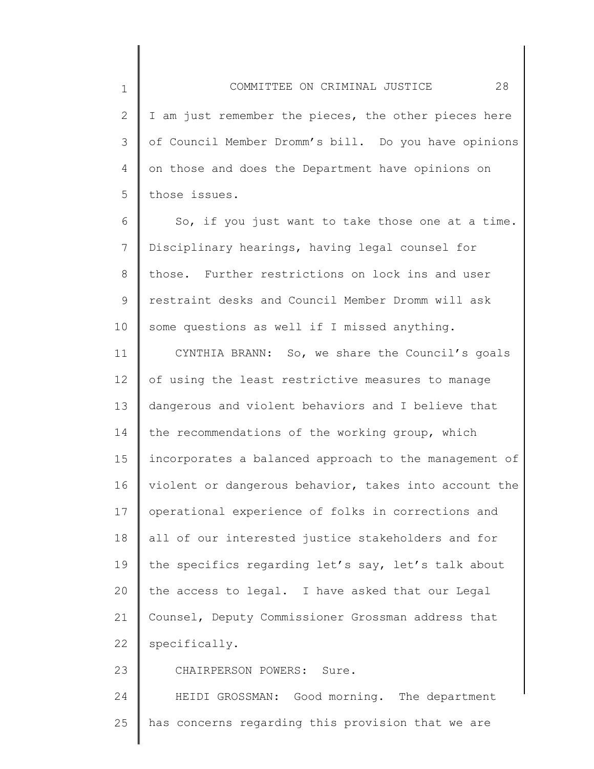I am just remember the pieces, the other pieces here of Council Member Dromm's bill. Do you have opinions on those and does the Department have opinions on those issues.

So, if you just want to take those one at a time. Disciplinary hearings, having legal counsel for those. Further restrictions on lock ins and user restraint desks and Council Member Dromm will ask some questions as well if I missed anything.

CYNTHIA BRANN: So, we share the Council's goals of using the least restrictive measures to manage dangerous and violent behaviors and I believe that the recommendations of the working group, which incorporates a balanced approach to the management of violent or dangerous behavior, takes into account the operational experience of folks in corrections and all of our interested justice stakeholders and for the specifics regarding let's say, let's talk about the access to legal. I have asked that our Legal Counsel, Deputy Commissioner Grossman address that specifically.

CHAIRPERSON POWERS: Sure.

HEIDI GROSSMAN: Good morning. The department has concerns regarding this provision that we are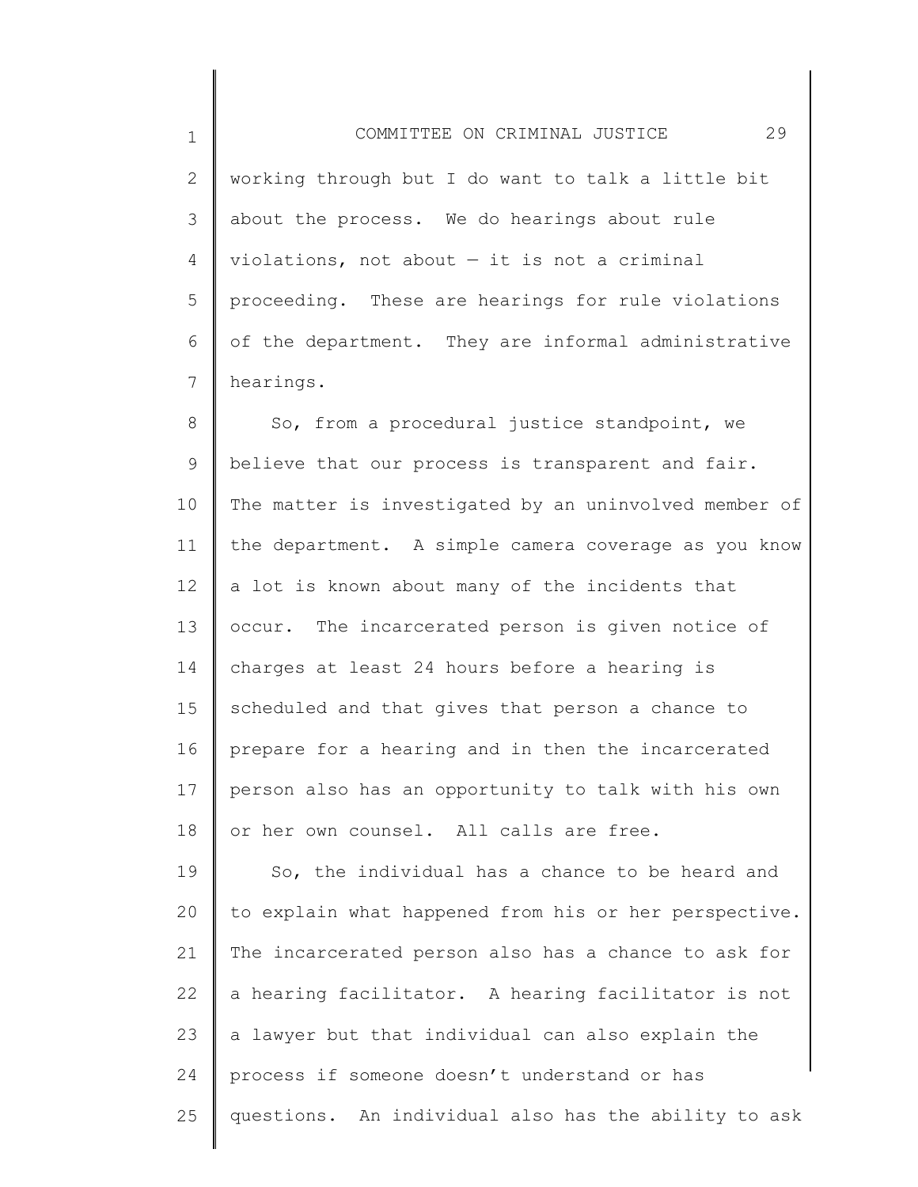working through but I do want to talk a little bit about the process. We do hearings about rule violations, not about — it is not a criminal proceeding. These are hearings for rule violations of the department. They are informal administrative hearings.

So, from a procedural justice standpoint, we believe that our process is transparent and fair. The matter is investigated by an uninvolved member of the department. A simple camera coverage as you know a lot is known about many of the incidents that occur. The incarcerated person is given notice of charges at least 24 hours before a hearing is scheduled and that gives that person a chance to prepare for a hearing and in then the incarcerated person also has an opportunity to talk with his own or her own counsel. All calls are free.

So, the individual has a chance to be heard and to explain what happened from his or her perspective. The incarcerated person also has a chance to ask for a hearing facilitator. A hearing facilitator is not a lawyer but that individual can also explain the process if someone doesn't understand or has questions. An individual also has the ability to ask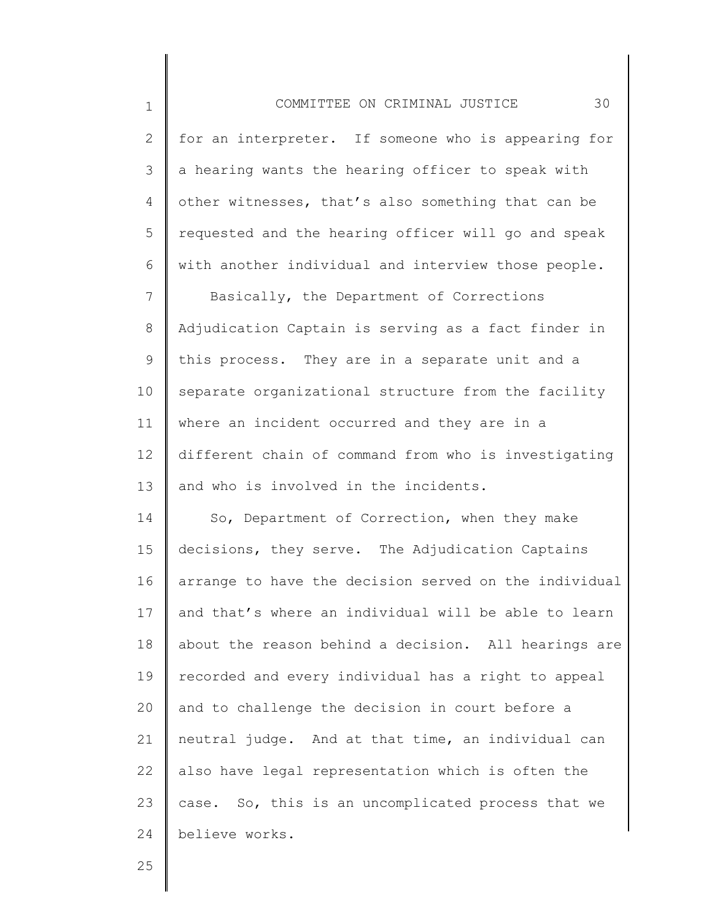for an interpreter. If someone who is appearing for a hearing wants the hearing officer to speak with other witnesses, that's also something that can be requested and the hearing officer will go and speak with another individual and interview those people.

Basically, the Department of Corrections Adjudication Captain is serving as a fact finder in this process. They are in a separate unit and a separate organizational structure from the facility where an incident occurred and they are in a different chain of command from who is investigating and who is involved in the incidents.

So, Department of Correction, when they make decisions, they serve. The Adjudication Captains arrange to have the decision served on the individual and that's where an individual will be able to learn about the reason behind a decision. All hearings are recorded and every individual has a right to appeal and to challenge the decision in court before a neutral judge. And at that time, an individual can also have legal representation which is often the case. So, this is an uncomplicated process that we believe works.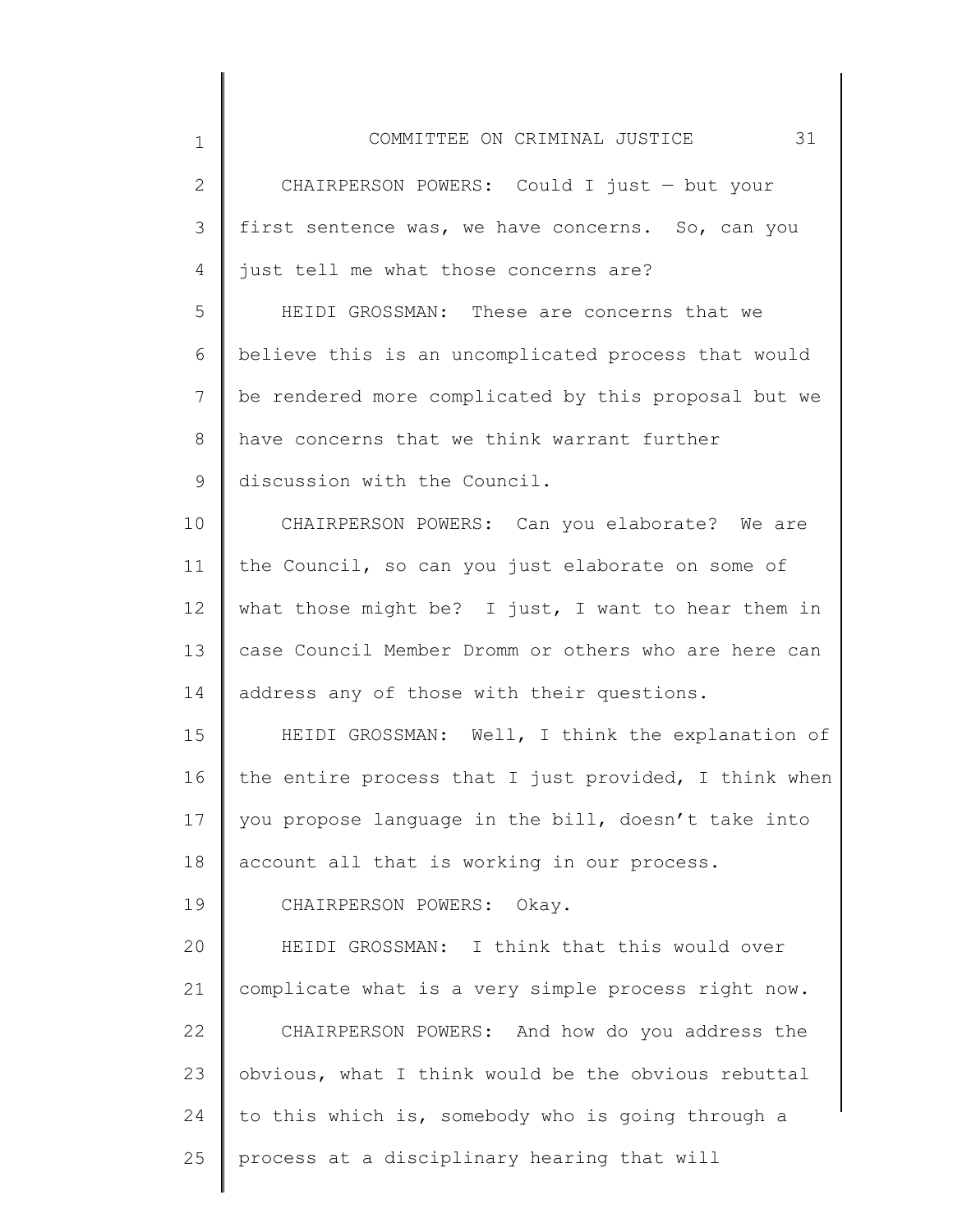CHAIRPERSON POWERS: Could I just — but your first sentence was, we have concerns. So, can you just tell me what those concerns are?

HEIDI GROSSMAN: These are concerns that we believe this is an uncomplicated process that would be rendered more complicated by this proposal but we have concerns that we think warrant further discussion with the Council.

CHAIRPERSON POWERS: Can you elaborate? We are the Council, so can you just elaborate on some of what those might be? I just, I want to hear them in case Council Member Dromm or others who are here can address any of those with their questions.

HEIDI GROSSMAN: Well, I think the explanation of the entire process that I just provided, I think when you propose language in the bill, doesn't take into account all that is working in our process.

CHAIRPERSON POWERS: Okay.

HEIDI GROSSMAN: I think that this would over complicate what is a very simple process right now.

CHAIRPERSON POWERS: And how do you address the obvious, what I think would be the obvious rebuttal to this which is, somebody who is going through a process at a disciplinary hearing that will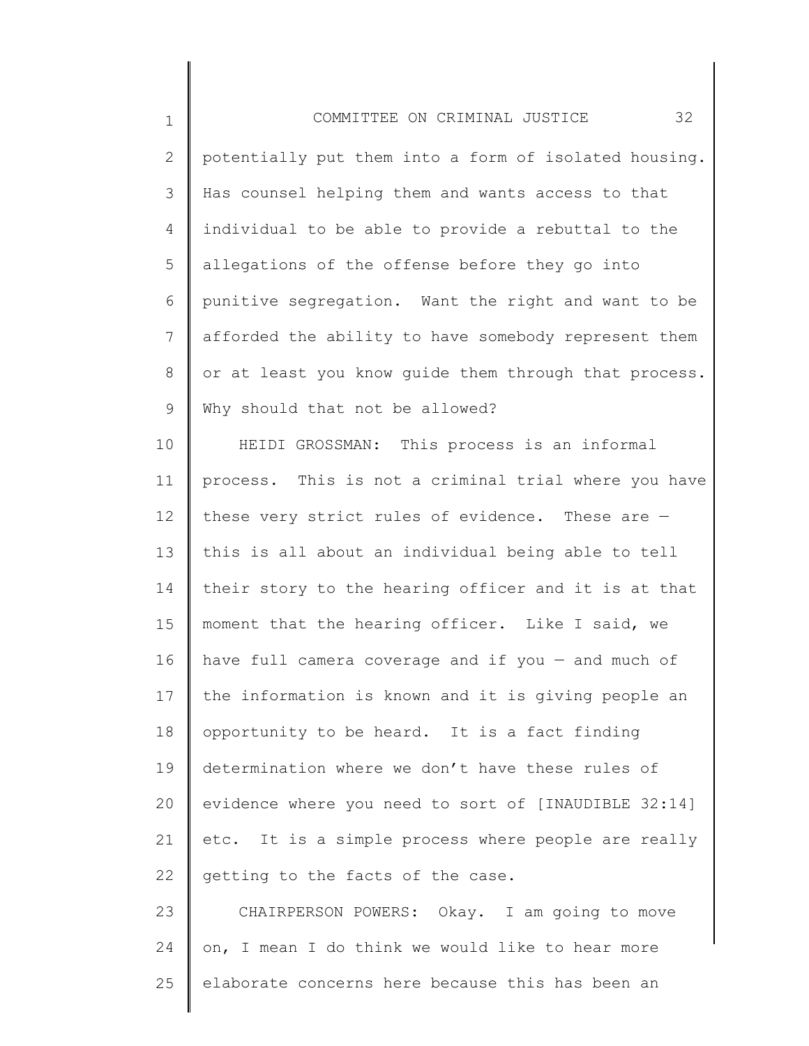potentially put them into a form of isolated housing. Has counsel helping them and wants access to that individual to be able to provide a rebuttal to the allegations of the offense before they go into punitive segregation. Want the right and want to be afforded the ability to have somebody represent them or at least you know guide them through that process. Why should that not be allowed?

HEIDI GROSSMAN: This process is an informal process. This is not a criminal trial where you have these very strict rules of evidence. These are — this is all about an individual being able to tell their story to the hearing officer and it is at that moment that the hearing officer. Like I said, we have full camera coverage and if you — and much of the information is known and it is giving people an opportunity to be heard. It is a fact finding determination where we don't have these rules of evidence where you need to sort of [INAUDIBLE 32:14] etc. It is a simple process where people are really getting to the facts of the case.

CHAIRPERSON POWERS: Okay. I am going to move on, I mean I do think we would like to hear more elaborate concerns here because this has been an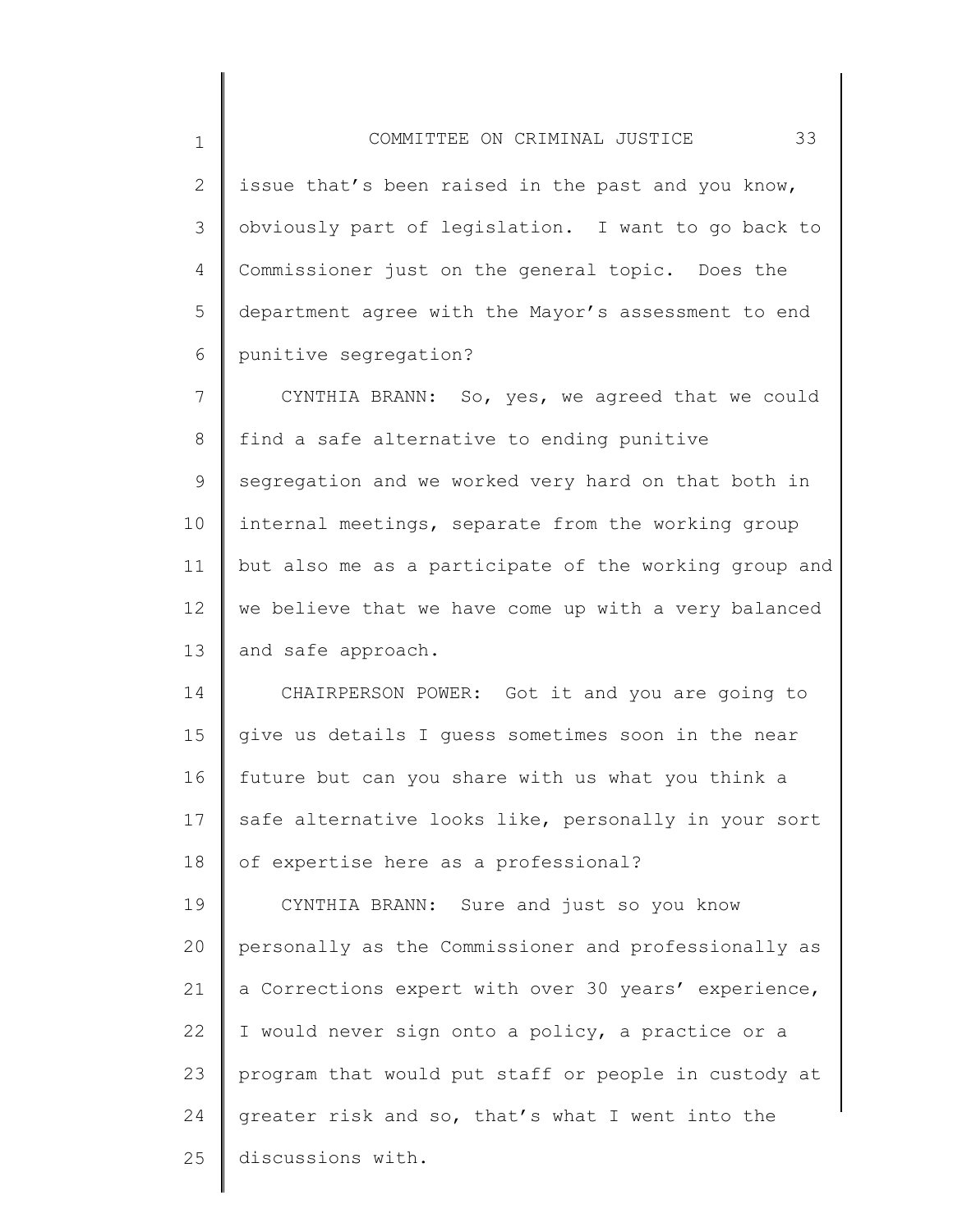issue that's been raised in the past and you know, obviously part of legislation. I want to go back to Commissioner just on the general topic. Does the department agree with the Mayor's assessment to end punitive segregation?

CYNTHIA BRANN: So, yes, we agreed that we could find a safe alternative to ending punitive segregation and we worked very hard on that both in internal meetings, separate from the working group but also me as a participate of the working group and we believe that we have come up with a very balanced and safe approach.

CHAIRPERSON POWER: Got it and you are going to give us details I guess sometimes soon in the near future but can you share with us what you think a safe alternative looks like, personally in your sort of expertise here as a professional?

CYNTHIA BRANN: Sure and just so you know personally as the Commissioner and professionally as a Corrections expert with over 30 years' experience, I would never sign onto a policy, a practice or a program that would put staff or people in custody at greater risk and so, that's what I went into the discussions with.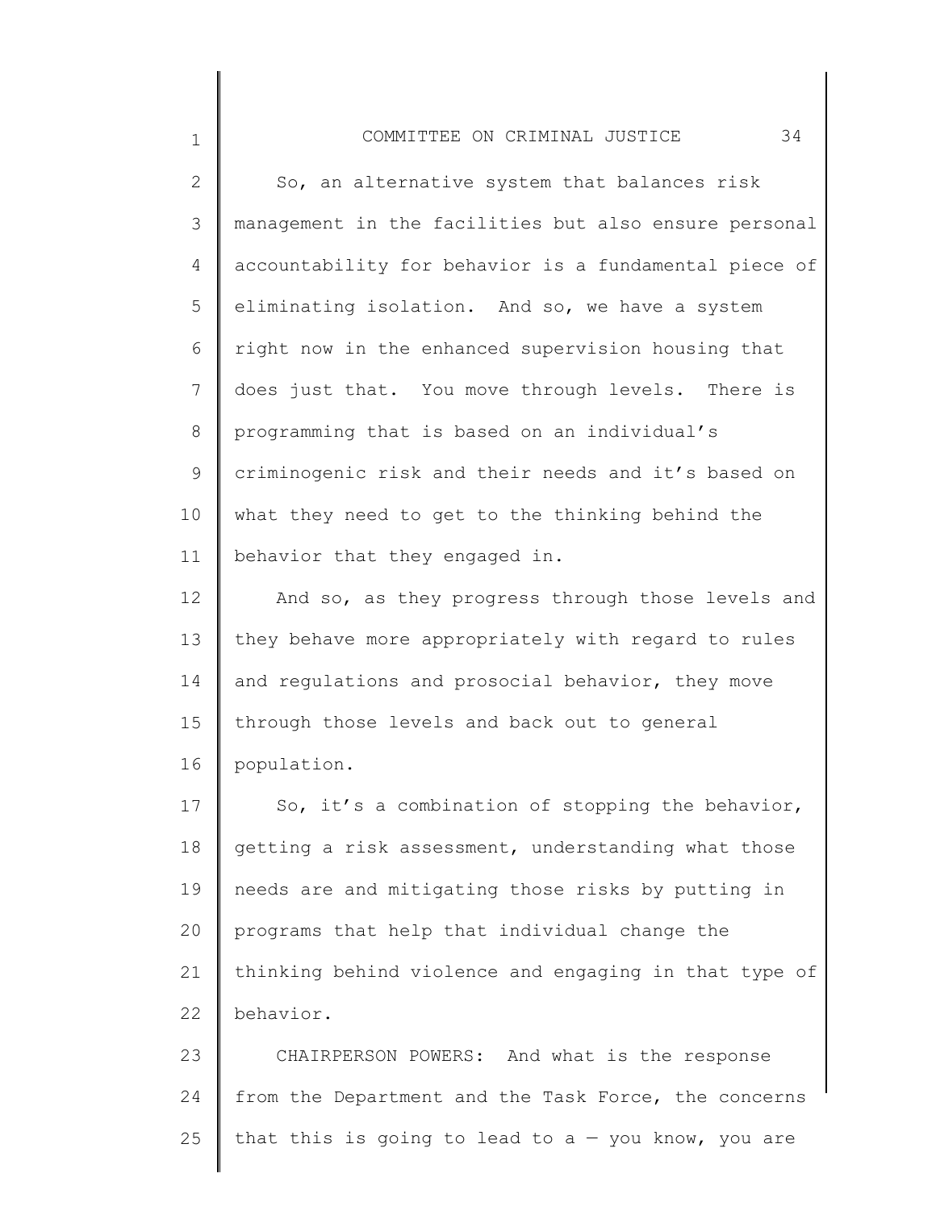So, an alternative system that balances risk management in the facilities but also ensure personal accountability for behavior is a fundamental piece of eliminating isolation. And so, we have a system right now in the enhanced supervision housing that does just that. You move through levels. There is programming that is based on an individual's criminogenic risk and their needs and it's based on what they need to get to the thinking behind the behavior that they engaged in.

And so, as they progress through those levels and they behave more appropriately with regard to rules and regulations and prosocial behavior, they move through those levels and back out to general population.

So, it's a combination of stopping the behavior, getting a risk assessment, understanding what those needs are and mitigating those risks by putting in programs that help that individual change the thinking behind violence and engaging in that type of behavior.

CHAIRPERSON POWERS: And what is the response from the Department and the Task Force, the concerns that this is going to lead to a — you know, you are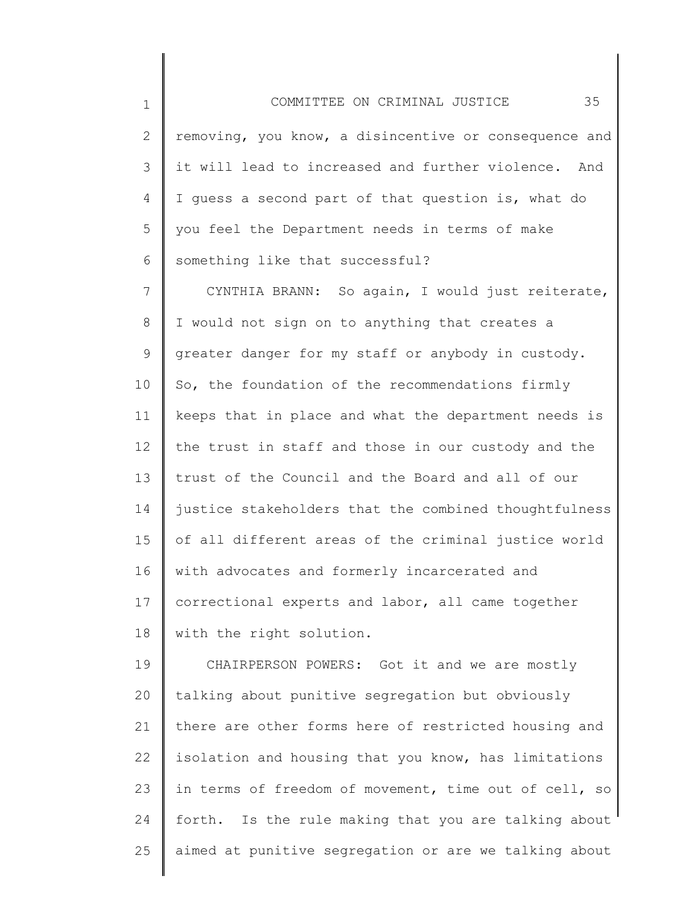removing, you know, a disincentive or consequence and it will lead to increased and further violence. And I guess a second part of that question is, what do you feel the Department needs in terms of make something like that successful?

CYNTHIA BRANN: So again, I would just reiterate, I would not sign on to anything that creates a greater danger for my staff or anybody in custody. So, the foundation of the recommendations firmly keeps that in place and what the department needs is the trust in staff and those in our custody and the trust of the Council and the Board and all of our justice stakeholders that the combined thoughtfulness of all different areas of the criminal justice world with advocates and formerly incarcerated and correctional experts and labor, all came together with the right solution.

CHAIRPERSON POWERS: Got it and we are mostly talking about punitive segregation but obviously there are other forms here of restricted housing and isolation and housing that you know, has limitations in terms of freedom of movement, time out of cell, so forth. Is the rule making that you are talking about aimed at punitive segregation or are we talking about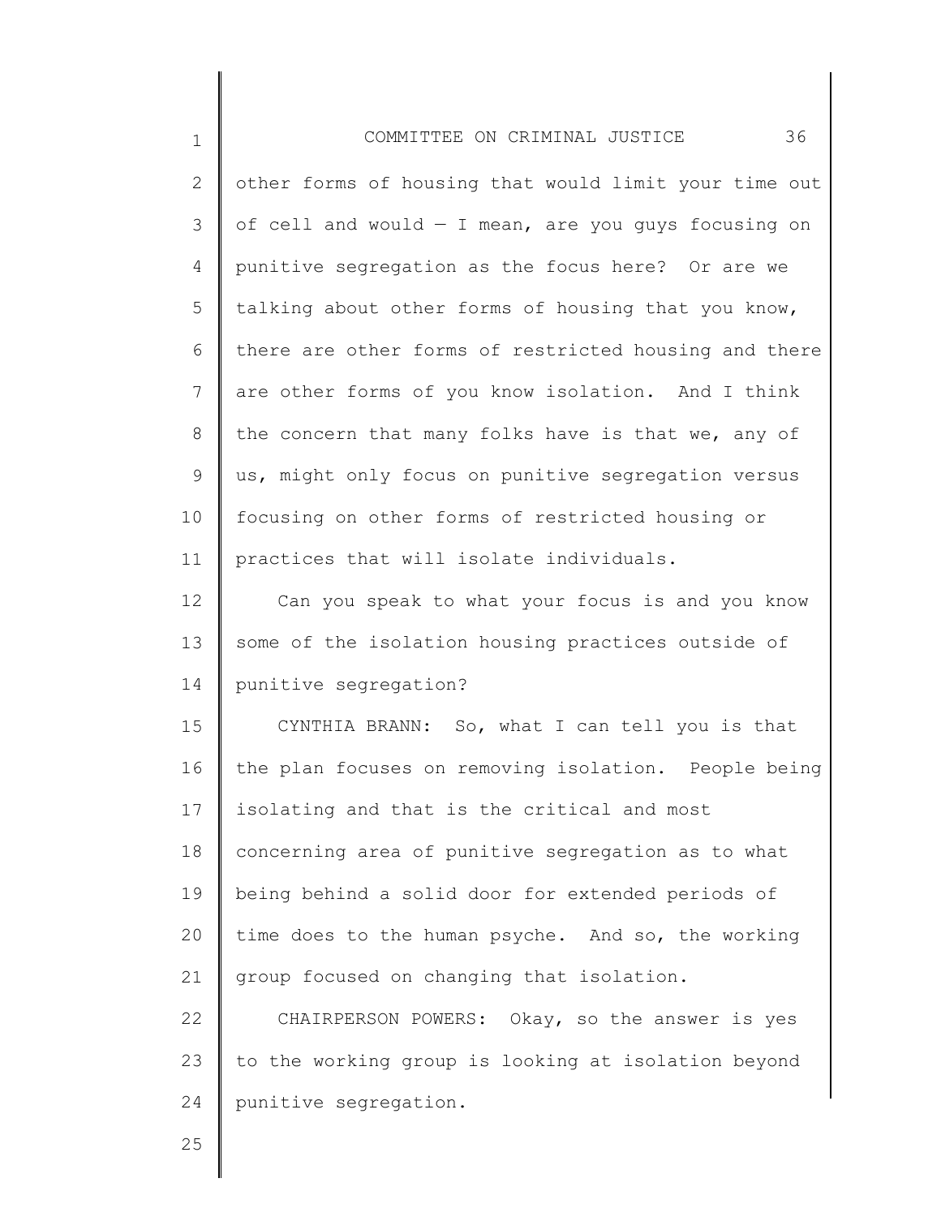other forms of housing that would limit your time out of cell and would — I mean, are you guys focusing on punitive segregation as the focus here? Or are we talking about other forms of housing that you know, there are other forms of restricted housing and there are other forms of you know isolation. And I think the concern that many folks have is that we, any of us, might only focus on punitive segregation versus focusing on other forms of restricted housing or practices that will isolate individuals.

Can you speak to what your focus is and you know some of the isolation housing practices outside of punitive segregation?

CYNTHIA BRANN: So, what I can tell you is that the plan focuses on removing isolation. People being isolating and that is the critical and most concerning area of punitive segregation as to what being behind a solid door for extended periods of time does to the human psyche. And so, the working group focused on changing that isolation.

CHAIRPERSON POWERS: Okay, so the answer is yes to the working group is looking at isolation beyond punitive segregation.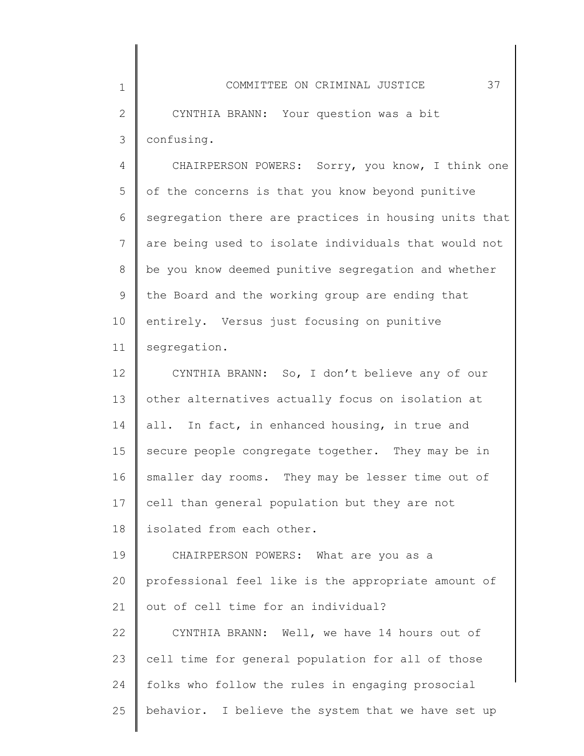CYNTHIA BRANN: Your question was a bit confusing.

CHAIRPERSON POWERS: Sorry, you know, I think one of the concerns is that you know beyond punitive segregation there are practices in housing units that are being used to isolate individuals that would not be you know deemed punitive segregation and whether the Board and the working group are ending that entirely. Versus just focusing on punitive segregation.

CYNTHIA BRANN: So, I don't believe any of our other alternatives actually focus on isolation at all. In fact, in enhanced housing, in true and secure people congregate together. They may be in smaller day rooms. They may be lesser time out of cell than general population but they are not isolated from each other.

CHAIRPERSON POWERS: What are you as a professional feel like is the appropriate amount of out of cell time for an individual?

CYNTHIA BRANN: Well, we have 14 hours out of cell time for general population for all of those folks who follow the rules in engaging prosocial behavior. I believe the system that we have set up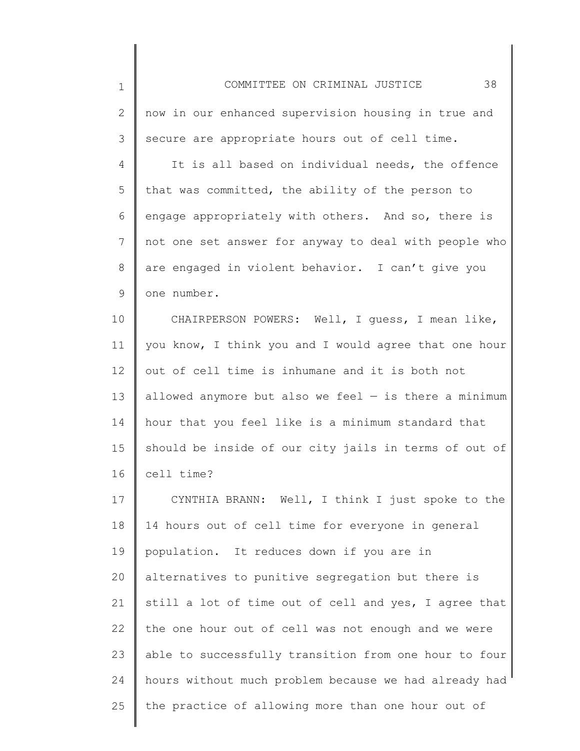now in our enhanced supervision housing in true and secure are appropriate hours out of cell time.

It is all based on individual needs, the offence that was committed, the ability of the person to engage appropriately with others. And so, there is not one set answer for anyway to deal with people who are engaged in violent behavior. I can't give you one number.

CHAIRPERSON POWERS: Well, I guess, I mean like, you know, I think you and I would agree that one hour out of cell time is inhumane and it is both not allowed anymore but also we feel — is there a minimum hour that you feel like is a minimum standard that should be inside of our city jails in terms of out of cell time?

CYNTHIA BRANN: Well, I think I just spoke to the 14 hours out of cell time for everyone in general population. It reduces down if you are in alternatives to punitive segregation but there is still a lot of time out of cell and yes, I agree that the one hour out of cell was not enough and we were able to successfully transition from one hour to four hours without much problem because we had already had the practice of allowing more than one hour out of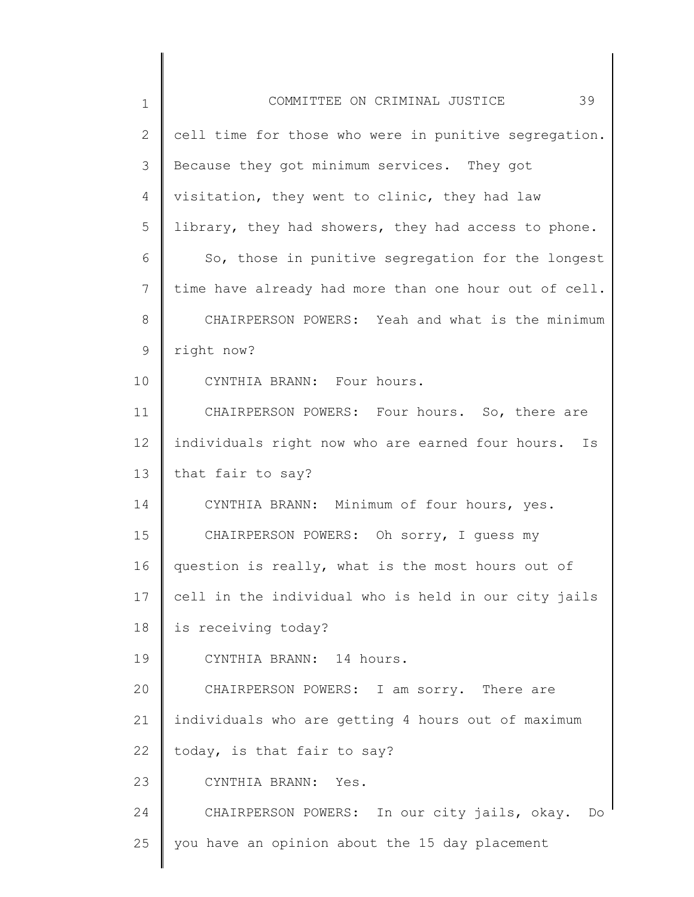cell time for those who were in punitive segregation. Because they got minimum services. They got visitation, they went to clinic, they had law library, they had showers, they had access to phone.

So, those in punitive segregation for the longest time have already had more than one hour out of cell.

CHAIRPERSON POWERS: Yeah and what is the minimum right now?

CYNTHIA BRANN: Four hours.

CHAIRPERSON POWERS: Four hours. So, there are individuals right now who are earned four hours. Is that fair to say?

CYNTHIA BRANN: Minimum of four hours, yes.

CHAIRPERSON POWERS: Oh sorry, I guess my question is really, what is the most hours out of cell in the individual who is held in our city jails is receiving today?

CYNTHIA BRANN: 14 hours.

CHAIRPERSON POWERS: I am sorry. There are individuals who are getting 4 hours out of maximum today, is that fair to say?

CYNTHIA BRANN: Yes.

CHAIRPERSON POWERS: In our city jails, okay. Do you have an opinion about the 15 day placement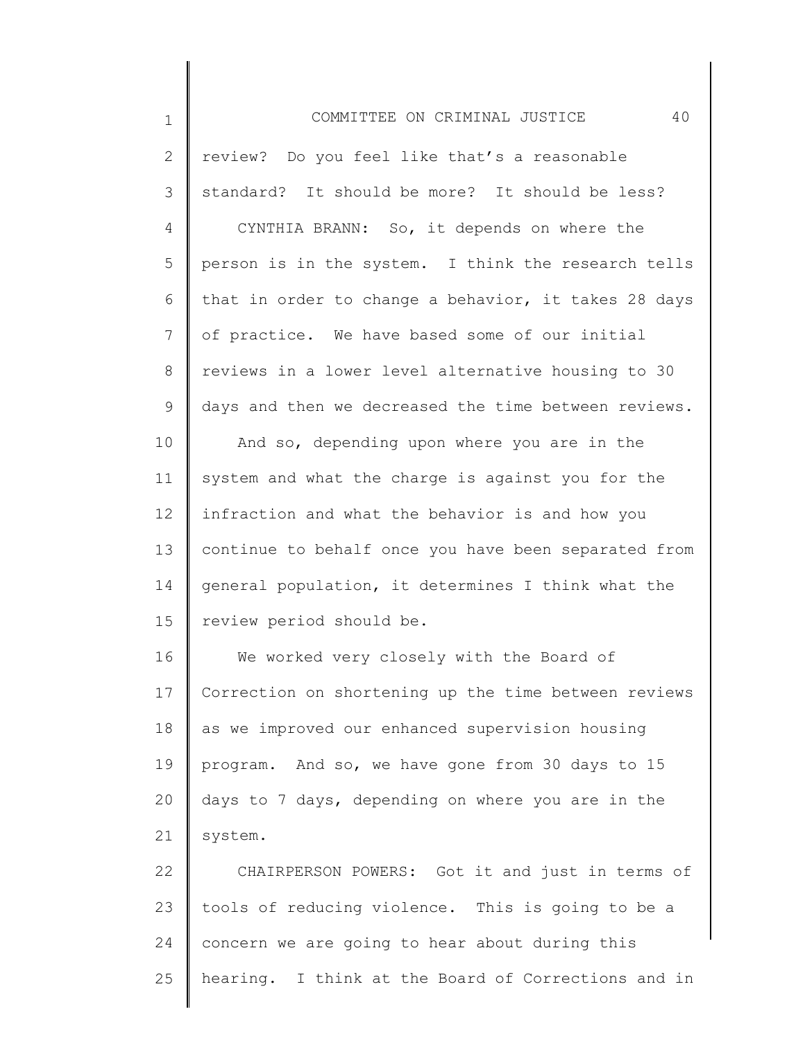review? Do you feel like that's a reasonable standard? It should be more? It should be less?

CYNTHIA BRANN: So, it depends on where the person is in the system. I think the research tells that in order to change a behavior, it takes 28 days of practice. We have based some of our initial reviews in a lower level alternative housing to 30 days and then we decreased the time between reviews.

And so, depending upon where you are in the system and what the charge is against you for the infraction and what the behavior is and how you continue to behalf once you have been separated from general population, it determines I think what the review period should be.

We worked very closely with the Board of Correction on shortening up the time between reviews as we improved our enhanced supervision housing program. And so, we have gone from 30 days to 15 days to 7 days, depending on where you are in the system.

CHAIRPERSON POWERS: Got it and just in terms of tools of reducing violence. This is going to be a concern we are going to hear about during this hearing. I think at the Board of Corrections and in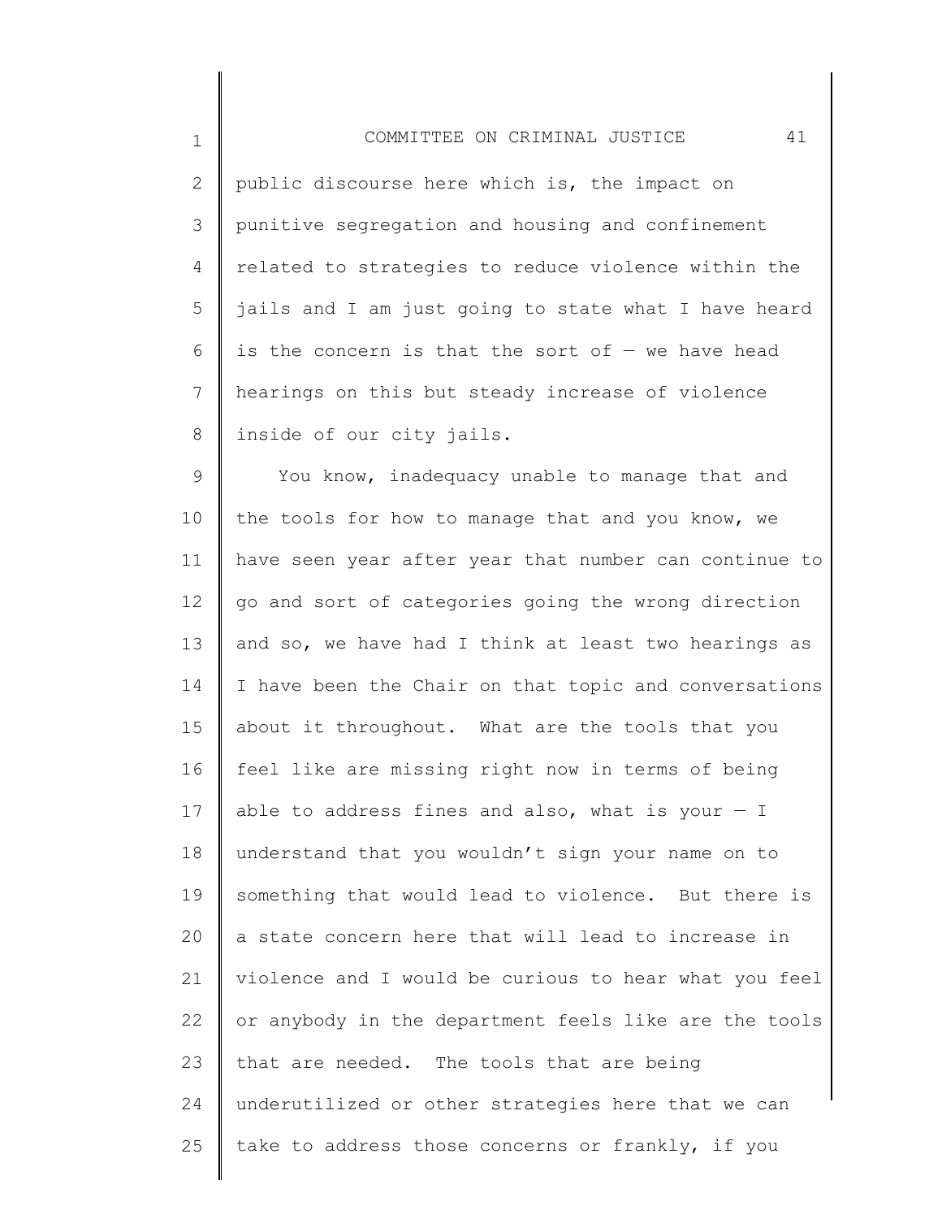public discourse here which is, the impact on punitive segregation and housing and confinement related to strategies to reduce violence within the jails and I am just going to state what I have heard is the concern is that the sort of — we have head hearings on this but steady increase of violence inside of our city jails.

You know, inadequacy unable to manage that and the tools for how to manage that and you know, we have seen year after year that number can continue to go and sort of categories going the wrong direction and so, we have had I think at least two hearings as I have been the Chair on that topic and conversations about it throughout. What are the tools that you feel like are missing right now in terms of being able to address fines and also, what is your — I understand that you wouldn't sign your name on to something that would lead to violence. But there is a state concern here that will lead to increase in violence and I would be curious to hear what you feel or anybody in the department feels like are the tools that are needed. The tools that are being underutilized or other strategies here that we can take to address those concerns or frankly, if you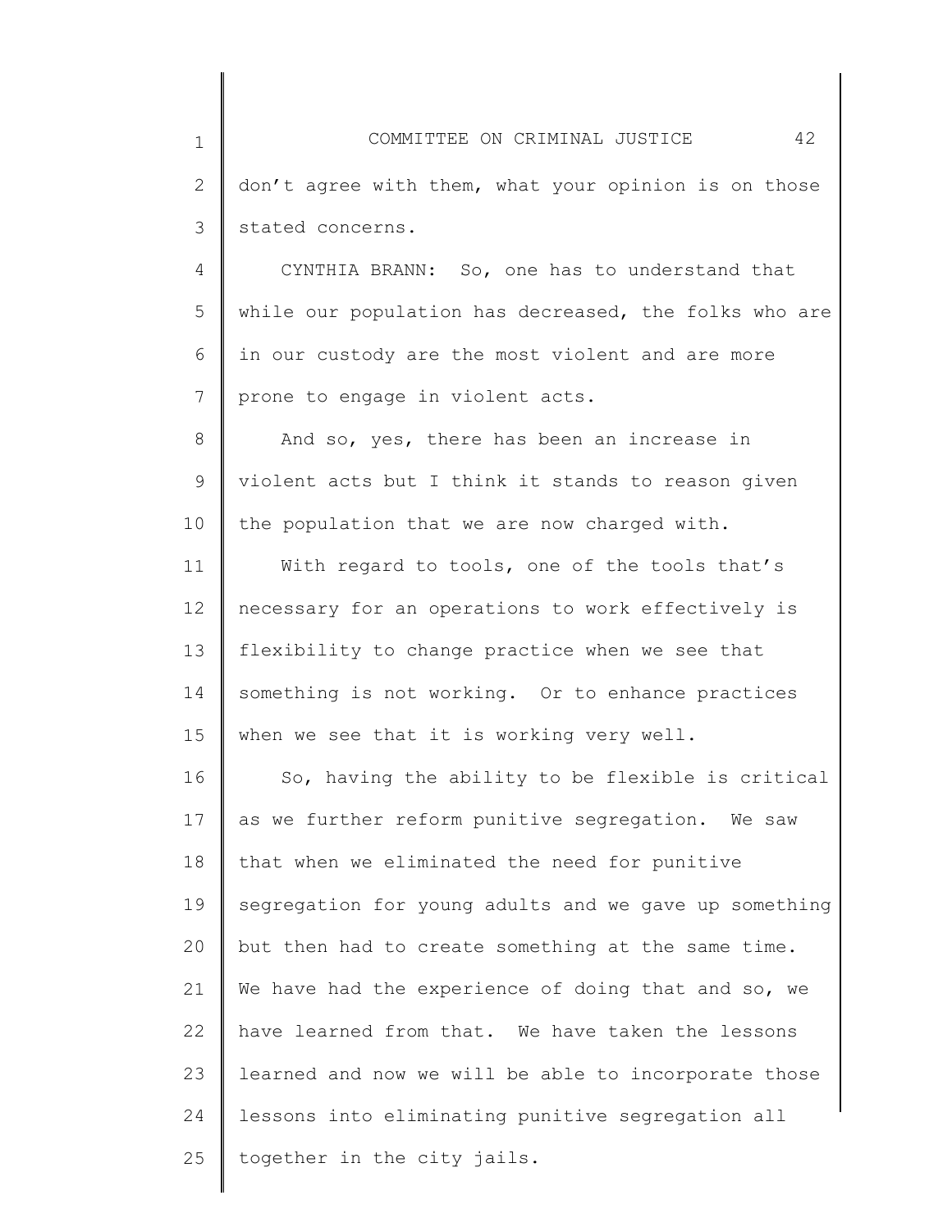don't agree with them, what your opinion is on those stated concerns.

CYNTHIA BRANN: So, one has to understand that while our population has decreased, the folks who are in our custody are the most violent and are more prone to engage in violent acts.

And so, yes, there has been an increase in violent acts but I think it stands to reason given the population that we are now charged with.

With regard to tools, one of the tools that's necessary for an operations to work effectively is flexibility to change practice when we see that something is not working. Or to enhance practices when we see that it is working very well.

So, having the ability to be flexible is critical as we further reform punitive segregation. We saw that when we eliminated the need for punitive segregation for young adults and we gave up something but then had to create something at the same time. We have had the experience of doing that and so, we have learned from that. We have taken the lessons learned and now we will be able to incorporate those lessons into eliminating punitive segregation all together in the city jails.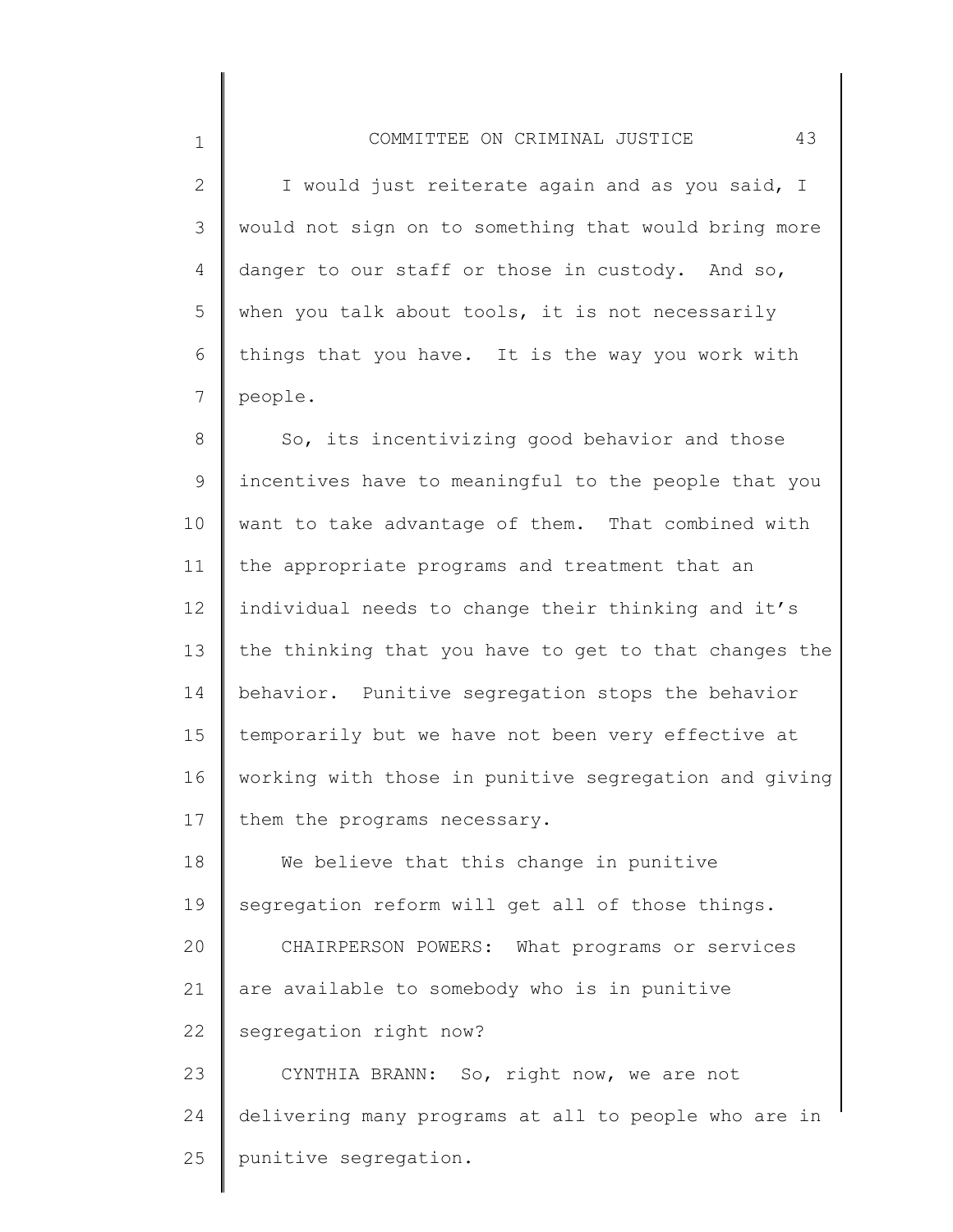I would just reiterate again and as you said, I would not sign on to something that would bring more danger to our staff or those in custody. And so, when you talk about tools, it is not necessarily things that you have. It is the way you work with people.

So, its incentivizing good behavior and those incentives have to meaningful to the people that you want to take advantage of them. That combined with the appropriate programs and treatment that an individual needs to change their thinking and it's the thinking that you have to get to that changes the behavior. Punitive segregation stops the behavior temporarily but we have not been very effective at working with those in punitive segregation and giving them the programs necessary.

We believe that this change in punitive segregation reform will get all of those things.

CHAIRPERSON POWERS: What programs or services are available to somebody who is in punitive segregation right now?

CYNTHIA BRANN: So, right now, we are not delivering many programs at all to people who are in punitive segregation.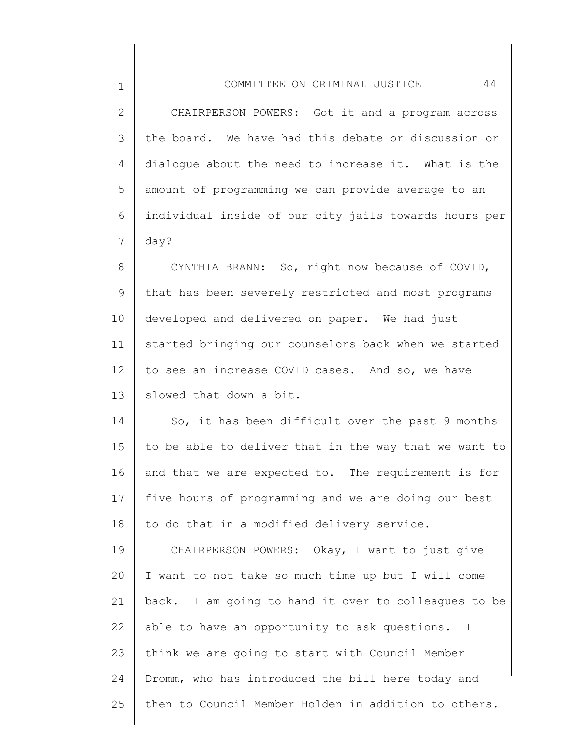CHAIRPERSON POWERS: Got it and a program across the board. We have had this debate or discussion or dialogue about the need to increase it. What is the amount of programming we can provide average to an individual inside of our city jails towards hours per day?

CYNTHIA BRANN: So, right now because of COVID, that has been severely restricted and most programs developed and delivered on paper. We had just started bringing our counselors back when we started to see an increase COVID cases. And so, we have slowed that down a bit.

So, it has been difficult over the past 9 months to be able to deliver that in the way that we want to and that we are expected to. The requirement is for five hours of programming and we are doing our best to do that in a modified delivery service.

CHAIRPERSON POWERS: Okay, I want to just give — I want to not take so much time up but I will come back. I am going to hand it over to colleagues to be able to have an opportunity to ask questions. I think we are going to start with Council Member Dromm, who has introduced the bill here today and then to Council Member Holden in addition to others.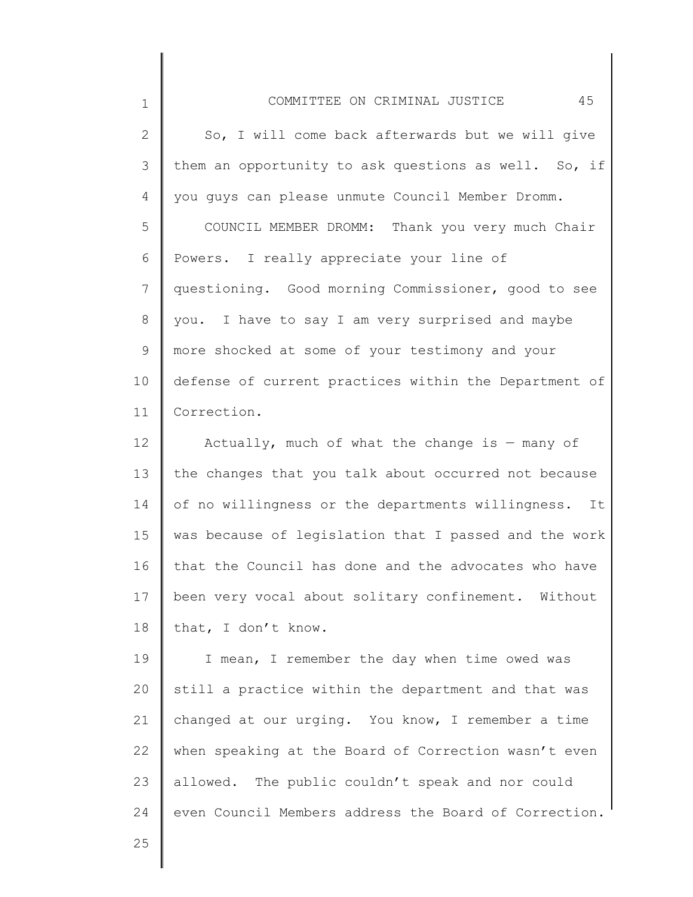So, I will come back afterwards but we will give them an opportunity to ask questions as well. So, if you guys can please unmute Council Member Dromm.

COUNCIL MEMBER DROMM: Thank you very much Chair Powers. I really appreciate your line of questioning. Good morning Commissioner, good to see you. I have to say I am very surprised and maybe more shocked at some of your testimony and your defense of current practices within the Department of Correction.

Actually, much of what the change is — many of the changes that you talk about occurred not because of no willingness or the departments willingness. It was because of legislation that I passed and the work that the Council has done and the advocates who have been very vocal about solitary confinement. Without that, I don't know.

I mean, I remember the day when time owed was still a practice within the department and that was changed at our urging. You know, I remember a time when speaking at the Board of Correction wasn't even allowed. The public couldn't speak and nor could even Council Members address the Board of Correction.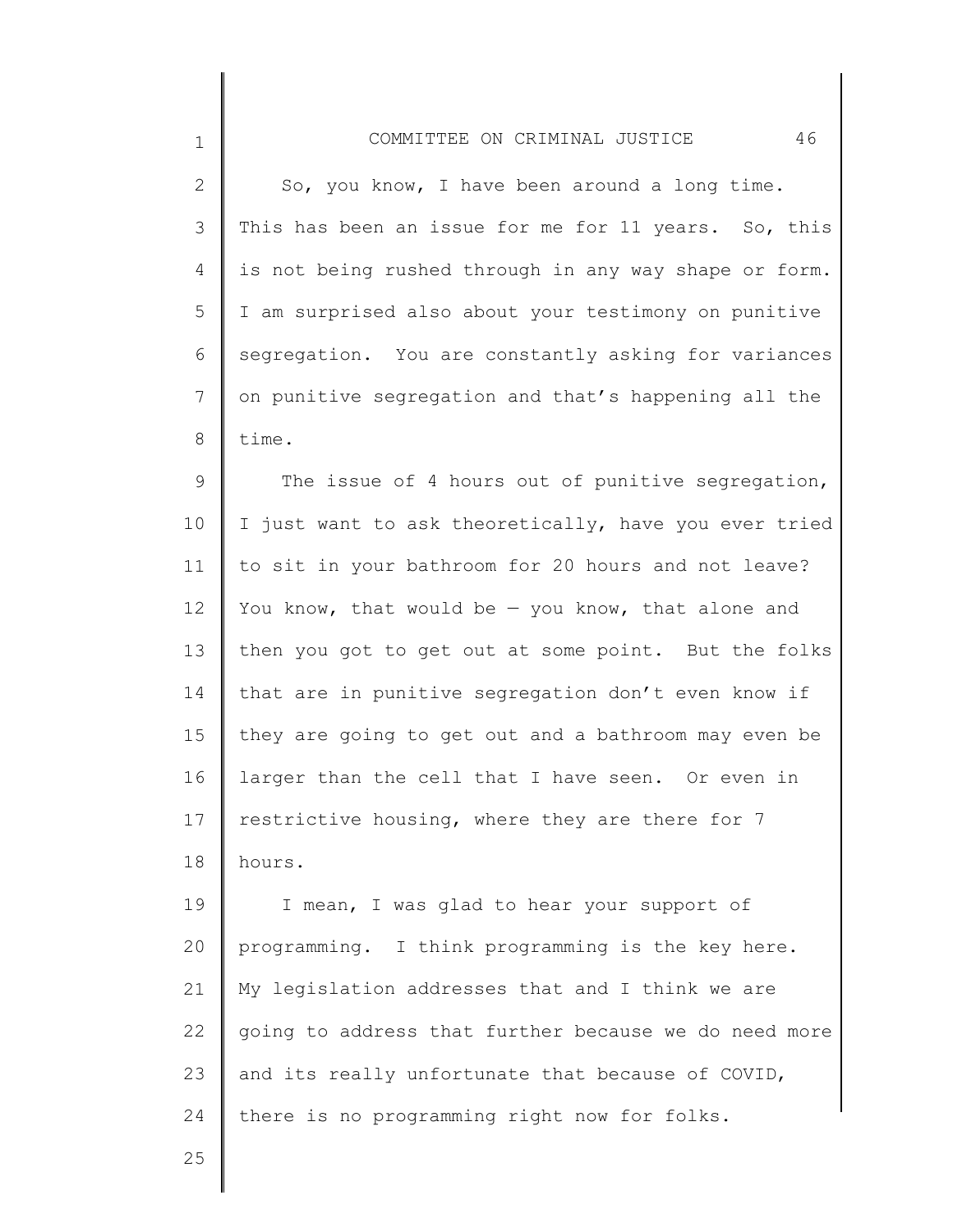So, you know, I have been around a long time. This has been an issue for me for 11 years. So, this is not being rushed through in any way shape or form. I am surprised also about your testimony on punitive segregation. You are constantly asking for variances on punitive segregation and that's happening all the time.

The issue of 4 hours out of punitive segregation, I just want to ask theoretically, have you ever tried to sit in your bathroom for 20 hours and not leave? You know, that would be — you know, that alone and then you got to get out at some point. But the folks that are in punitive segregation don't even know if they are going to get out and a bathroom may even be larger than the cell that I have seen. Or even in restrictive housing, where they are there for 7 hours.

I mean, I was glad to hear your support of programming. I think programming is the key here. My legislation addresses that and I think we are going to address that further because we do need more and its really unfortunate that because of COVID, there is no programming right now for folks.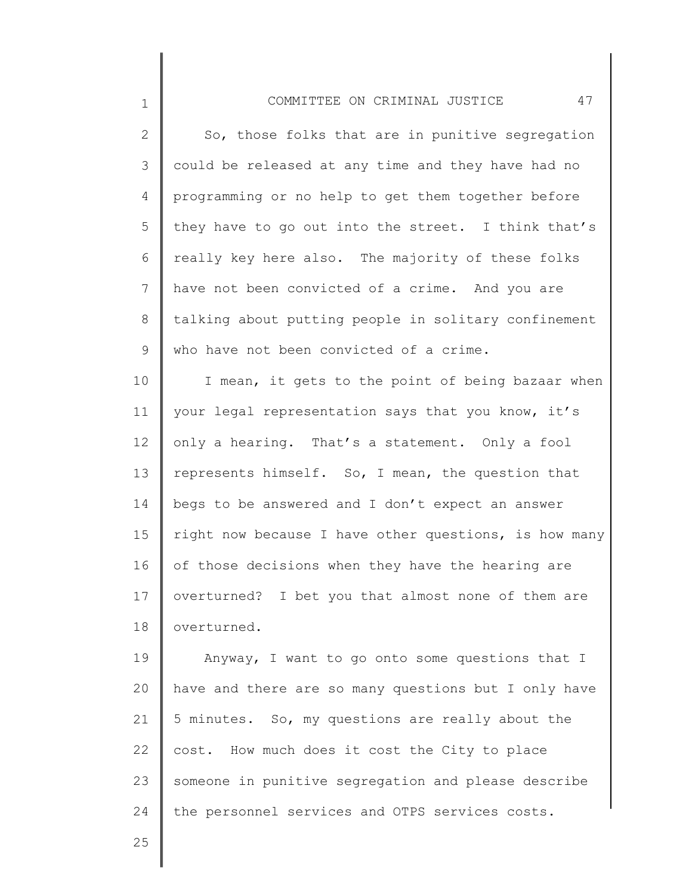So, those folks that are in punitive segregation could be released at any time and they have had no programming or no help to get them together before they have to go out into the street. I think that's really key here also. The majority of these folks have not been convicted of a crime. And you are talking about putting people in solitary confinement who have not been convicted of a crime.

I mean, it gets to the point of being bazaar when your legal representation says that you know, it's only a hearing. That's a statement. Only a fool represents himself. So, I mean, the question that begs to be answered and I don't expect an answer right now because I have other questions, is how many of those decisions when they have the hearing are overturned? I bet you that almost none of them are overturned.

Anyway, I want to go onto some questions that I have and there are so many questions but I only have 5 minutes. So, my questions are really about the cost. How much does it cost the City to place someone in punitive segregation and please describe the personnel services and OTPS services costs.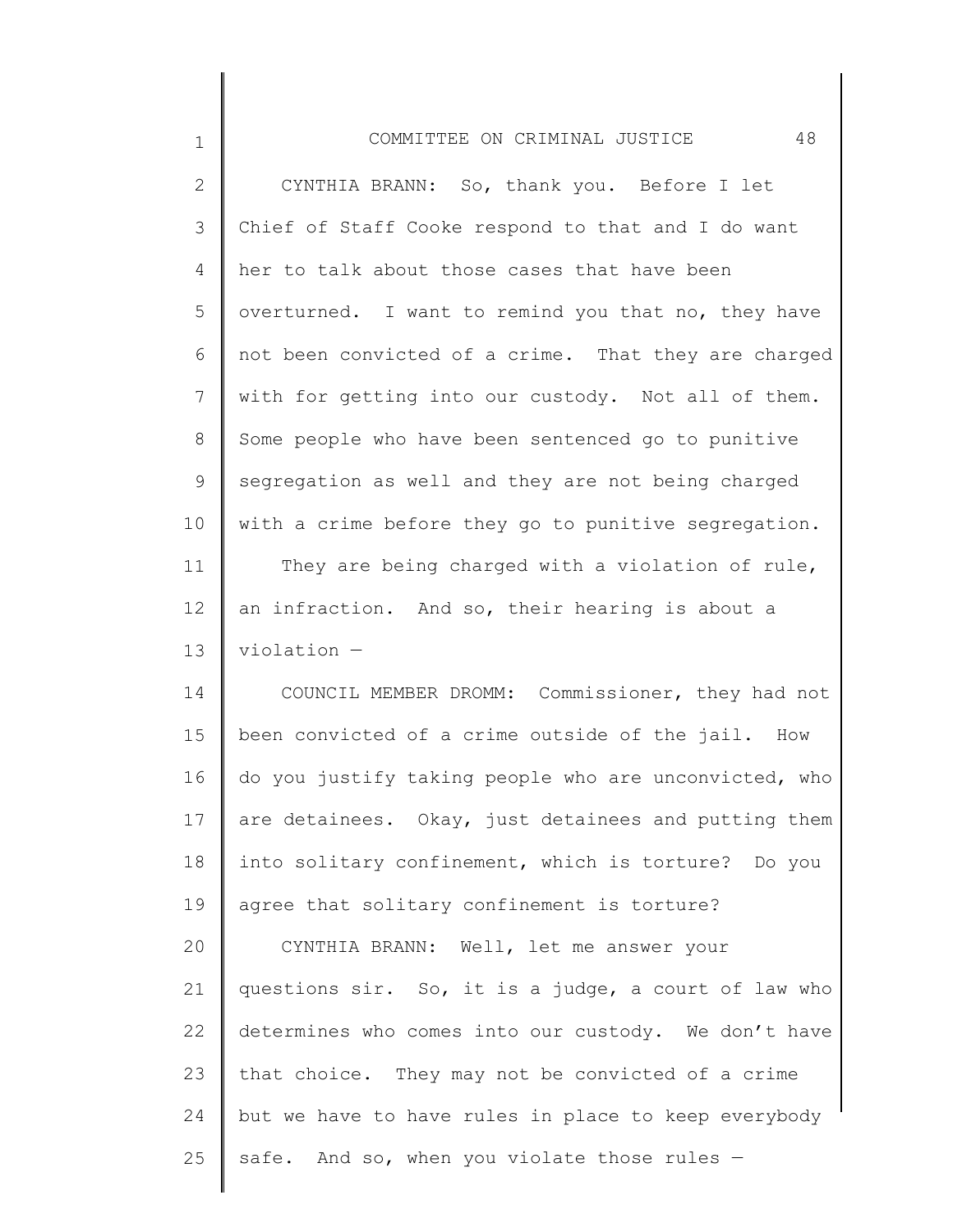CYNTHIA BRANN: So, thank you. Before I let Chief of Staff Cooke respond to that and I do want her to talk about those cases that have been overturned. I want to remind you that no, they have not been convicted of a crime. That they are charged with for getting into our custody. Not all of them. Some people who have been sentenced go to punitive segregation as well and they are not being charged with a crime before they go to punitive segregation.

They are being charged with a violation of rule, an infraction. And so, their hearing is about a violation —

COUNCIL MEMBER DROMM: Commissioner, they had not been convicted of a crime outside of the jail. How do you justify taking people who are unconvicted, who are detainees. Okay, just detainees and putting them into solitary confinement, which is torture? Do you agree that solitary confinement is torture?

CYNTHIA BRANN: Well, let me answer your questions sir. So, it is a judge, a court of law who determines who comes into our custody. We don't have that choice. They may not be convicted of a crime but we have to have rules in place to keep everybody safe. And so, when you violate those rules —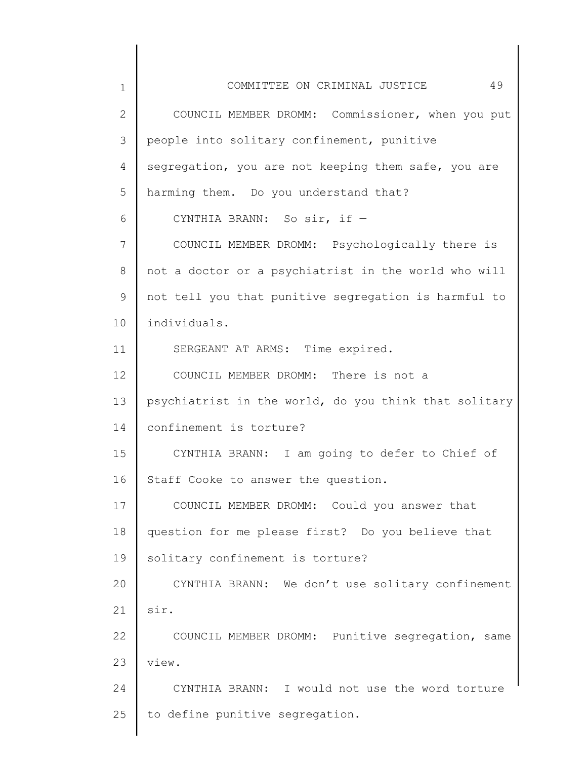COUNCIL MEMBER DROMM: Commissioner, when you put people into solitary confinement, punitive segregation, you are not keeping them safe, you are harming them. Do you understand that?

CYNTHIA BRANN: So sir, if —

COUNCIL MEMBER DROMM: Psychologically there is not a doctor or a psychiatrist in the world who will not tell you that punitive segregation is harmful to individuals.

SERGEANT AT ARMS: Time expired.

COUNCIL MEMBER DROMM: There is not a psychiatrist in the world, do you think that solitary confinement is torture?

CYNTHIA BRANN: I am going to defer to Chief of Staff Cooke to answer the question.

COUNCIL MEMBER DROMM: Could you answer that question for me please first? Do you believe that solitary confinement is torture?

CYNTHIA BRANN: We don't use solitary confinement sir.

COUNCIL MEMBER DROMM: Punitive segregation, same view.

CYNTHIA BRANN: I would not use the word torture to define punitive segregation.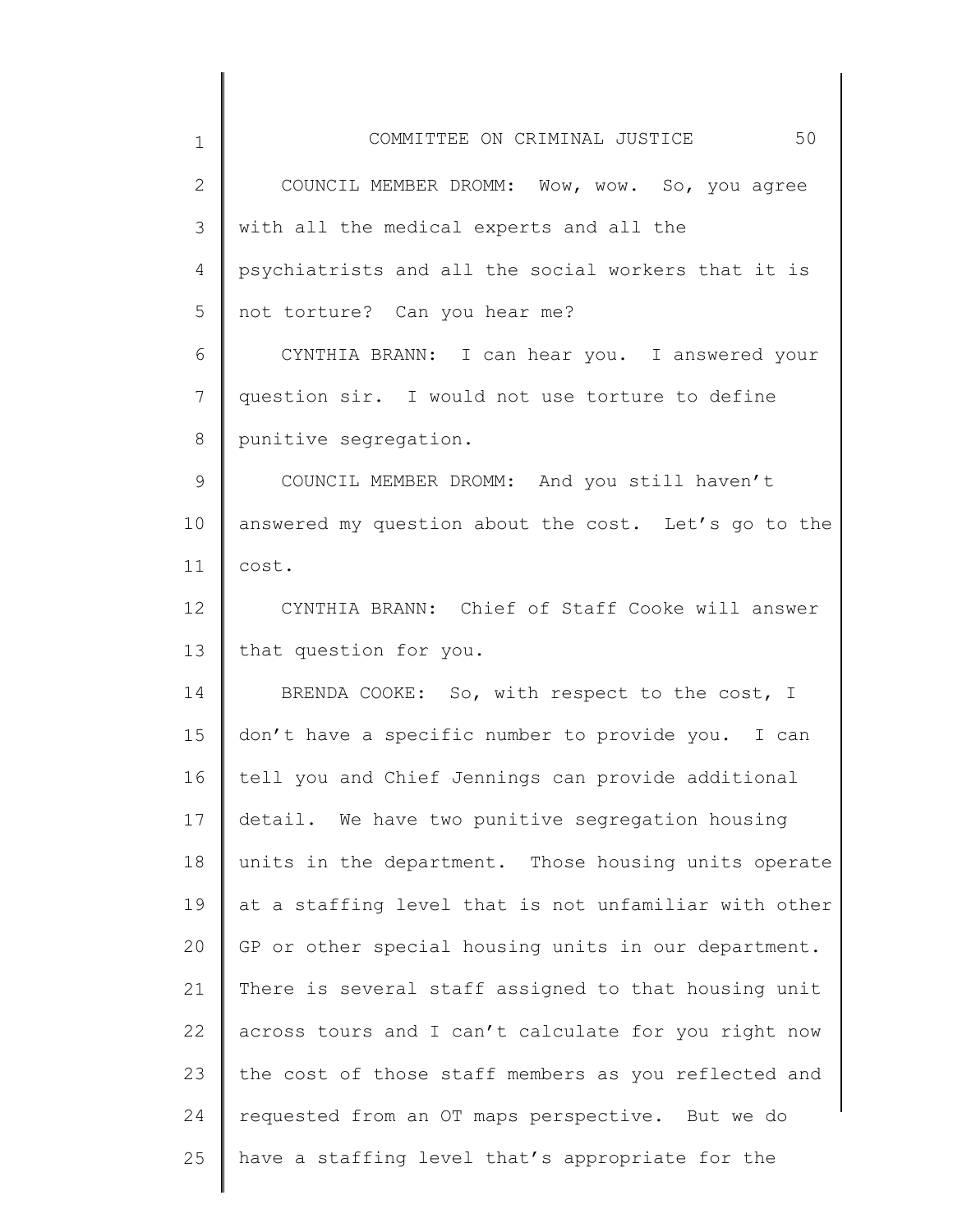COUNCIL MEMBER DROMM: Wow, wow. So, you agree with all the medical experts and all the psychiatrists and all the social workers that it is not torture? Can you hear me?

CYNTHIA BRANN: I can hear you. I answered your question sir. I would not use torture to define punitive segregation.

COUNCIL MEMBER DROMM: And you still haven't answered my question about the cost. Let's go to the cost.

CYNTHIA BRANN: Chief of Staff Cooke will answer that question for you.

BRENDA COOKE: So, with respect to the cost, I don't have a specific number to provide you. I can tell you and Chief Jennings can provide additional detail. We have two punitive segregation housing units in the department. Those housing units operate at a staffing level that is not unfamiliar with other GP or other special housing units in our department. There is several staff assigned to that housing unit across tours and I can't calculate for you right now the cost of those staff members as you reflected and requested from an OT maps perspective. But we do have a staffing level that's appropriate for the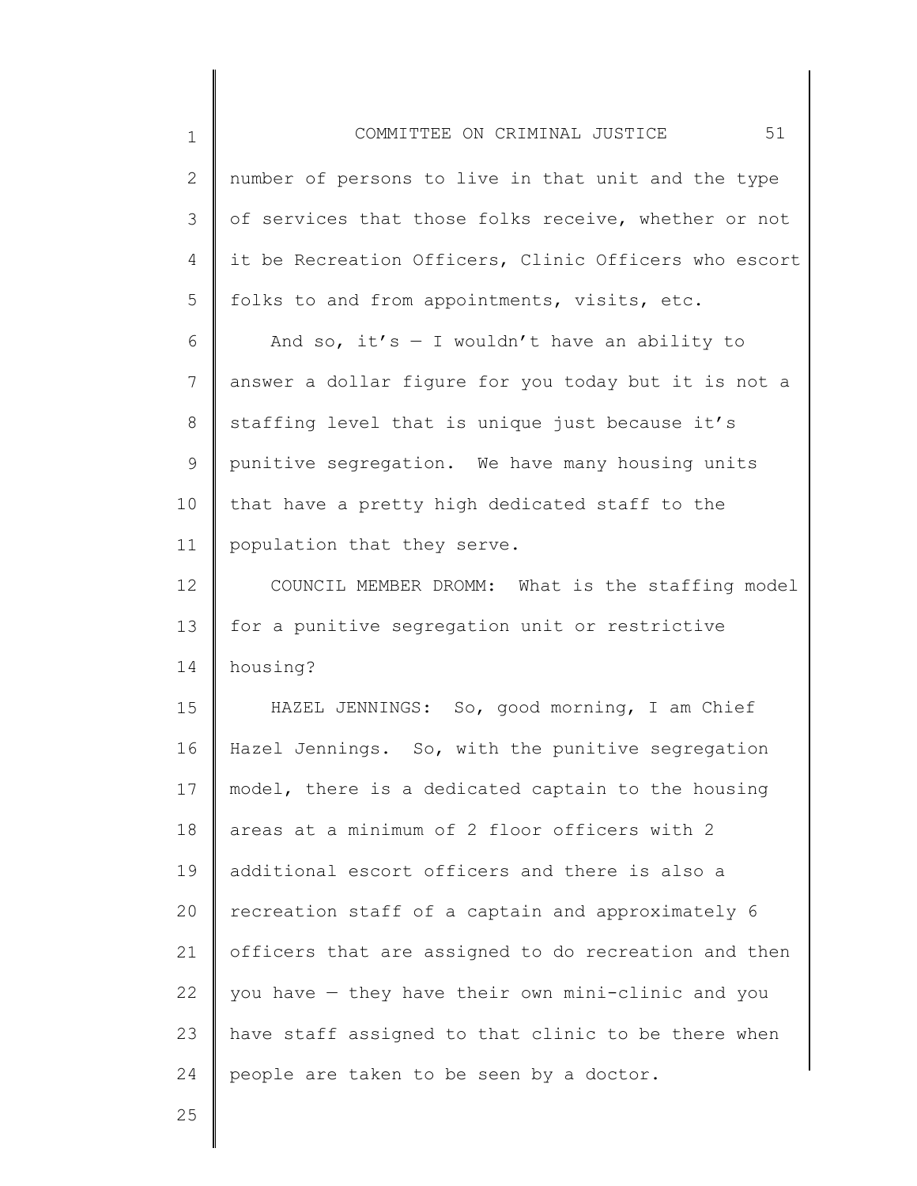number of persons to live in that unit and the type of services that those folks receive, whether or not it be Recreation Officers, Clinic Officers who escort folks to and from appointments, visits, etc.

And so, it's — I wouldn't have an ability to answer a dollar figure for you today but it is not a staffing level that is unique just because it's punitive segregation. We have many housing units that have a pretty high dedicated staff to the population that they serve.

COUNCIL MEMBER DROMM: What is the staffing model for a punitive segregation unit or restrictive housing?

HAZEL JENNINGS: So, good morning, I am Chief Hazel Jennings. So, with the punitive segregation model, there is a dedicated captain to the housing areas at a minimum of 2 floor officers with 2 additional escort officers and there is also a recreation staff of a captain and approximately 6 officers that are assigned to do recreation and then you have — they have their own mini-clinic and you have staff assigned to that clinic to be there when people are taken to be seen by a doctor.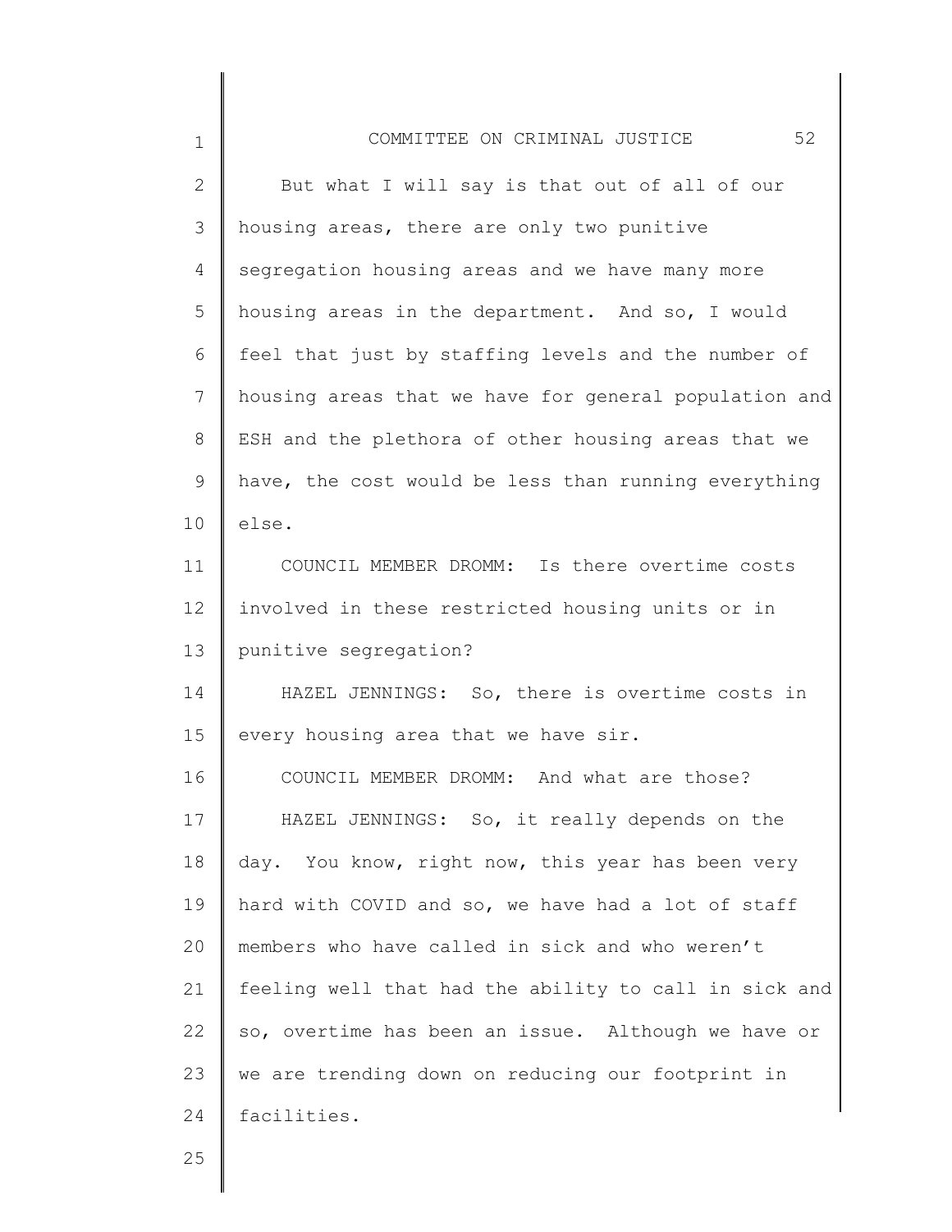But what I will say is that out of all of our housing areas, there are only two punitive segregation housing areas and we have many more housing areas in the department. And so, I would feel that just by staffing levels and the number of housing areas that we have for general population and ESH and the plethora of other housing areas that we have, the cost would be less than running everything else.

COUNCIL MEMBER DROMM: Is there overtime costs involved in these restricted housing units or in punitive segregation?

HAZEL JENNINGS: So, there is overtime costs in every housing area that we have sir.

COUNCIL MEMBER DROMM: And what are those?

HAZEL JENNINGS: So, it really depends on the day. You know, right now, this year has been very hard with COVID and so, we have had a lot of staff members who have called in sick and who weren't feeling well that had the ability to call in sick and so, overtime has been an issue. Although we have or we are trending down on reducing our footprint in facilities.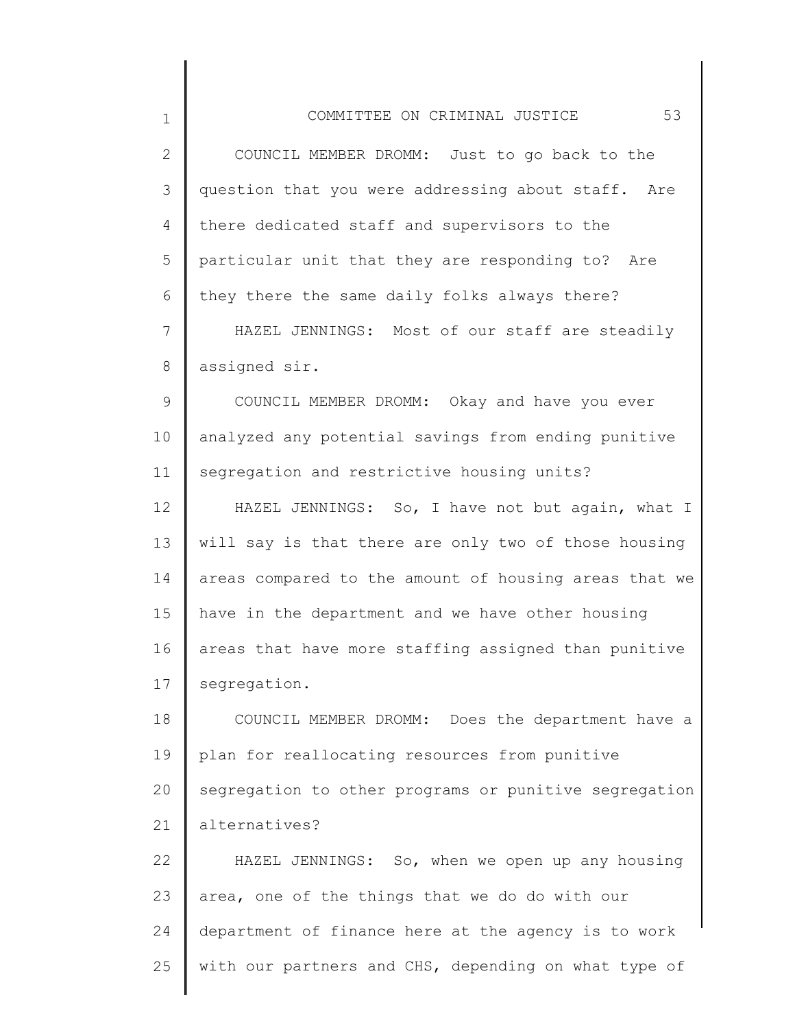COUNCIL MEMBER DROMM: Just to go back to the question that you were addressing about staff. Are there dedicated staff and supervisors to the particular unit that they are responding to? Are they there the same daily folks always there?

HAZEL JENNINGS: Most of our staff are steadily assigned sir.

COUNCIL MEMBER DROMM: Okay and have you ever analyzed any potential savings from ending punitive segregation and restrictive housing units?

HAZEL JENNINGS: So, I have not but again, what I will say is that there are only two of those housing areas compared to the amount of housing areas that we have in the department and we have other housing areas that have more staffing assigned than punitive segregation.

COUNCIL MEMBER DROMM: Does the department have a plan for reallocating resources from punitive segregation to other programs or punitive segregation alternatives?

HAZEL JENNINGS: So, when we open up any housing area, one of the things that we do do with our department of finance here at the agency is to work with our partners and CHS, depending on what type of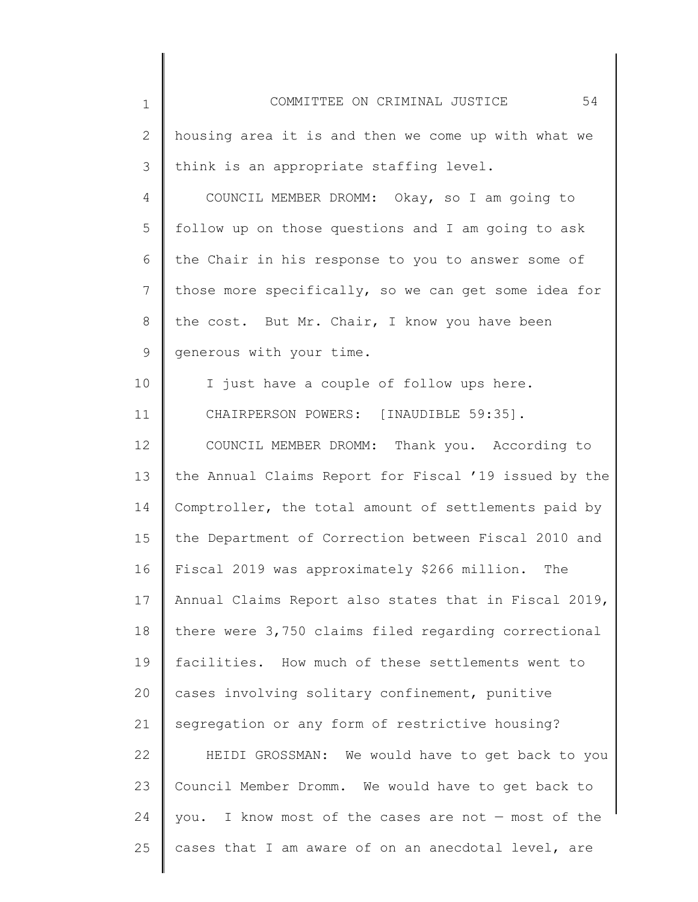housing area it is and then we come up with what we think is an appropriate staffing level.

COUNCIL MEMBER DROMM: Okay, so I am going to follow up on those questions and I am going to ask the Chair in his response to you to answer some of those more specifically, so we can get some idea for the cost. But Mr. Chair, I know you have been generous with your time.

I just have a couple of follow ups here.

CHAIRPERSON POWERS: [INAUDIBLE 59:35].

COUNCIL MEMBER DROMM: Thank you. According to the Annual Claims Report for Fiscal '19 issued by the Comptroller, the total amount of settlements paid by the Department of Correction between Fiscal 2010 and Fiscal 2019 was approximately $266 million. The Annual Claims Report also states that in Fiscal 2019, there were 3,750 claims filed regarding correctional facilities. How much of these settlements went to cases involving solitary confinement, punitive segregation or any form of restrictive housing?

HEIDI GROSSMAN: We would have to get back to you Council Member Dromm. We would have to get back to you. I know most of the cases are not — most of the cases that I am aware of on an anecdotal level, are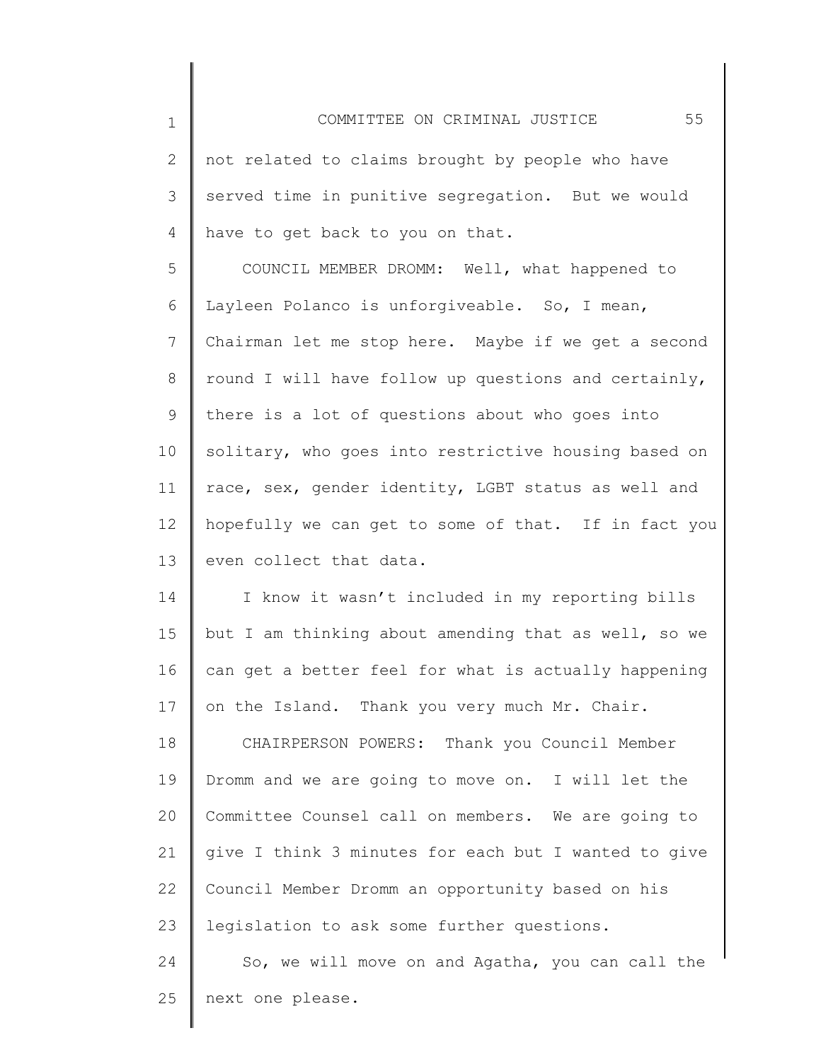not related to claims brought by people who have served time in punitive segregation. But we would have to get back to you on that.

COUNCIL MEMBER DROMM: Well, what happened to Layleen Polanco is unforgiveable. So, I mean, Chairman let me stop here. Maybe if we get a second round I will have follow up questions and certainly, there is a lot of questions about who goes into solitary, who goes into restrictive housing based on race, sex, gender identity, LGBT status as well and hopefully we can get to some of that. If in fact you even collect that data.

I know it wasn't included in my reporting bills but I am thinking about amending that as well, so we can get a better feel for what is actually happening on the Island. Thank you very much Mr. Chair.

CHAIRPERSON POWERS: Thank you Council Member Dromm and we are going to move on. I will let the Committee Counsel call on members. We are going to give I think 3 minutes for each but I wanted to give Council Member Dromm an opportunity based on his legislation to ask some further questions.

So, we will move on and Agatha, you can call the next one please.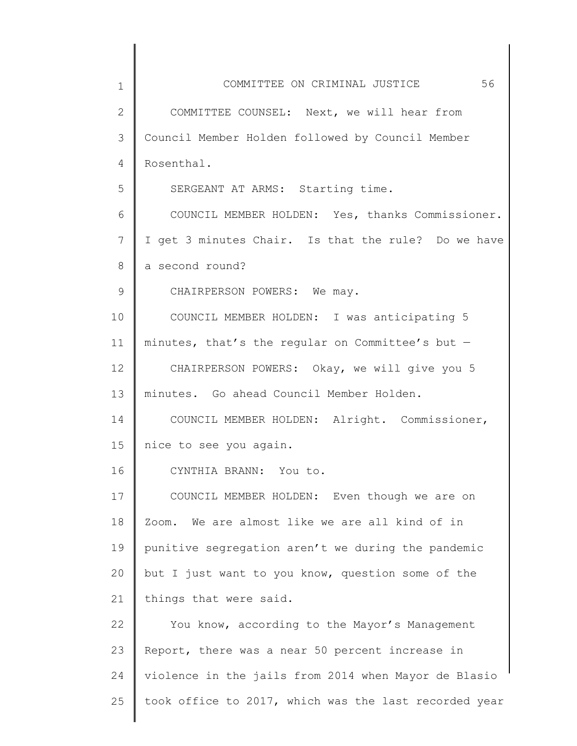COMMITTEE COUNSEL: Next, we will hear from Council Member Holden followed by Council Member Rosenthal.

SERGEANT AT ARMS: Starting time.

COUNCIL MEMBER HOLDEN: Yes, thanks Commissioner. I get 3 minutes Chair. Is that the rule? Do we have a second round?

CHAIRPERSON POWERS: We may.

COUNCIL MEMBER HOLDEN: I was anticipating 5 minutes, that's the regular on Committee's but —

CHAIRPERSON POWERS: Okay, we will give you 5 minutes. Go ahead Council Member Holden.

COUNCIL MEMBER HOLDEN: Alright. Commissioner, nice to see you again.

CYNTHIA BRANN: You to.

COUNCIL MEMBER HOLDEN: Even though we are on Zoom. We are almost like we are all kind of in punitive segregation aren't we during the pandemic but I just want to you know, question some of the things that were said.

You know, according to the Mayor's Management Report, there was a near 50 percent increase in violence in the jails from 2014 when Mayor de Blasio took office to 2017, which was the last recorded year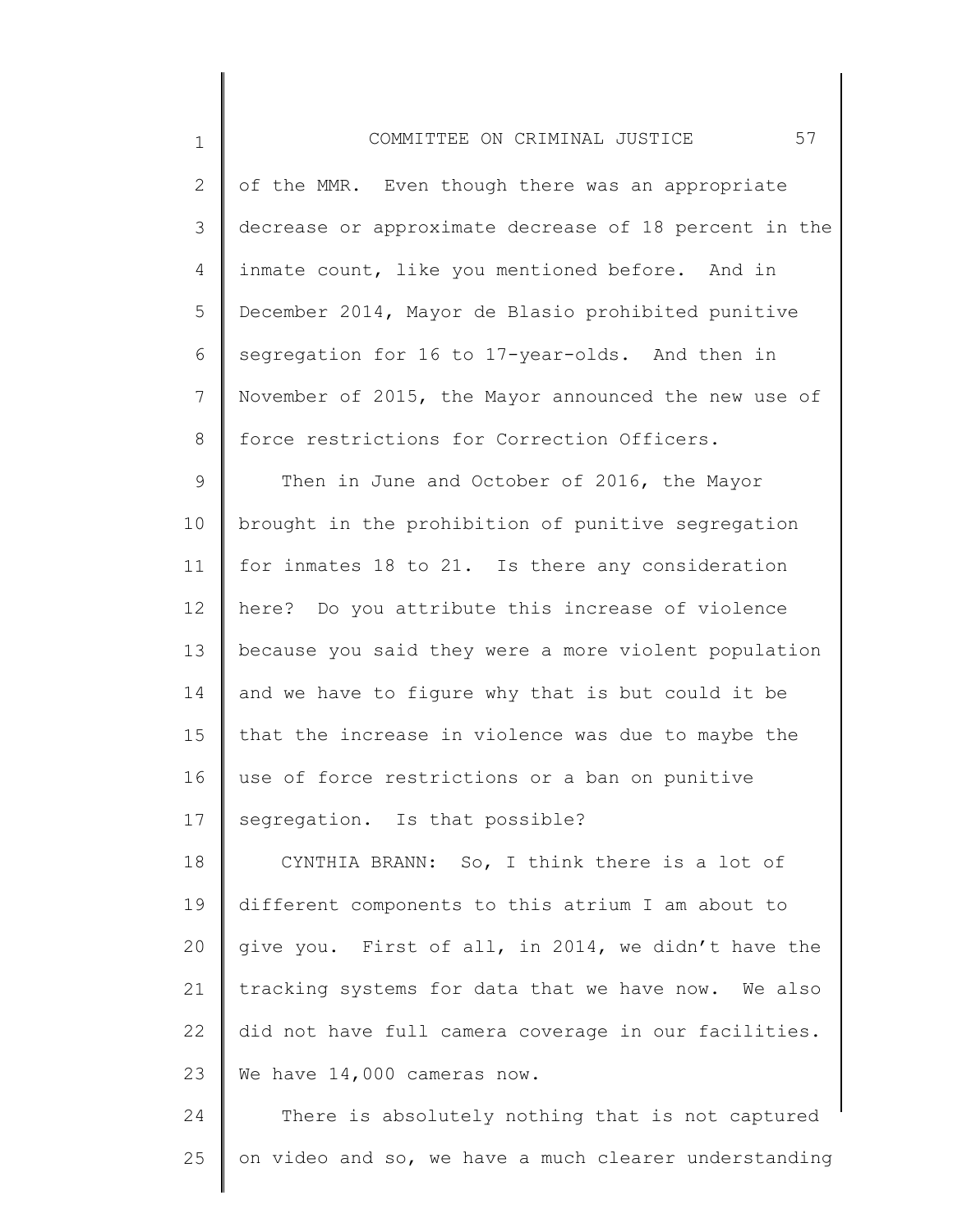of the MMR. Even though there was an appropriate decrease or approximate decrease of 18 percent in the inmate count, like you mentioned before. And in December 2014, Mayor de Blasio prohibited punitive segregation for 16 to 17-year-olds. And then in November of 2015, the Mayor announced the new use of force restrictions for Correction Officers.

Then in June and October of 2016, the Mayor brought in the prohibition of punitive segregation for inmates 18 to 21. Is there any consideration here? Do you attribute this increase of violence because you said they were a more violent population and we have to figure why that is but could it be that the increase in violence was due to maybe the use of force restrictions or a ban on punitive segregation. Is that possible?

CYNTHIA BRANN: So, I think there is a lot of different components to this atrium I am about to give you. First of all, in 2014, we didn't have the tracking systems for data that we have now. We also did not have full camera coverage in our facilities. We have 14,000 cameras now.

There is absolutely nothing that is not captured on video and so, we have a much clearer understanding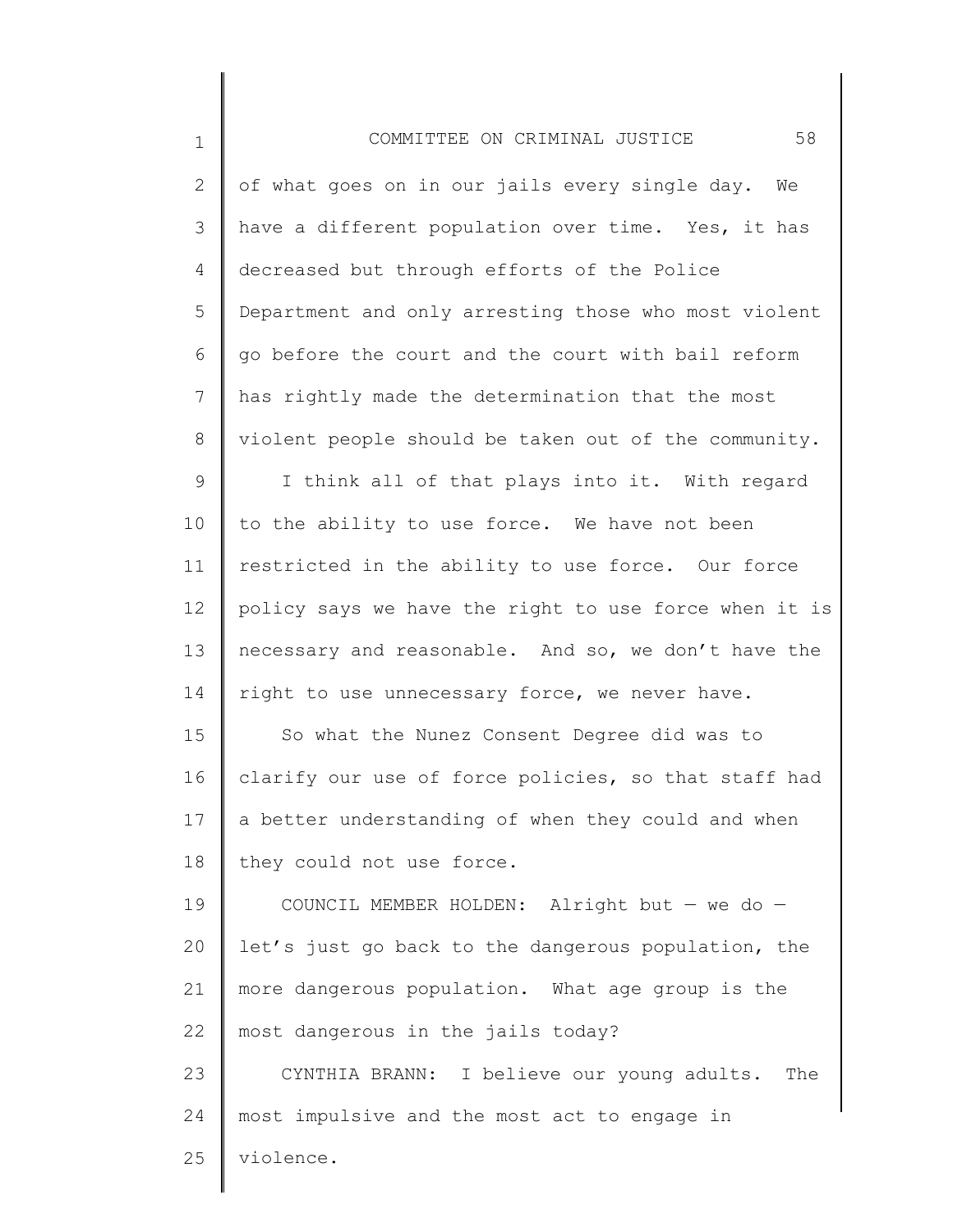of what goes on in our jails every single day. We have a different population over time. Yes, it has decreased but through efforts of the Police Department and only arresting those who most violent go before the court and the court with bail reform has rightly made the determination that the most violent people should be taken out of the community.

I think all of that plays into it. With regard to the ability to use force. We have not been restricted in the ability to use force. Our force policy says we have the right to use force when it is necessary and reasonable. And so, we don't have the right to use unnecessary force, we never have.

So what the Nunez Consent Degree did was to clarify our use of force policies, so that staff had a better understanding of when they could and when they could not use force.

COUNCIL MEMBER HOLDEN: Alright but — we do — let's just go back to the dangerous population, the more dangerous population. What age group is the most dangerous in the jails today?

CYNTHIA BRANN: I believe our young adults. The most impulsive and the most act to engage in violence.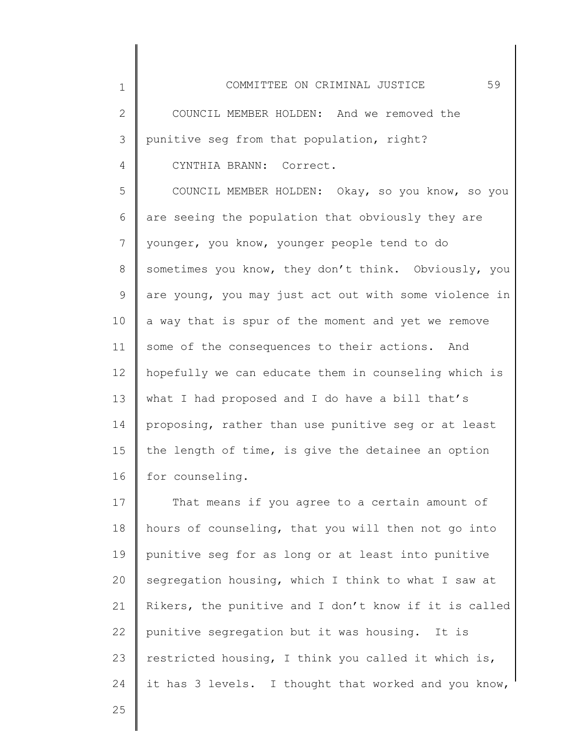COUNCIL MEMBER HOLDEN: And we removed the punitive seg from that population, right?

CYNTHIA BRANN: Correct.

COUNCIL MEMBER HOLDEN: Okay, so you know, so you are seeing the population that obviously they are younger, you know, younger people tend to do sometimes you know, they don't think. Obviously, you are young, you may just act out with some violence in a way that is spur of the moment and yet we remove some of the consequences to their actions. And hopefully we can educate them in counseling which is what I had proposed and I do have a bill that's proposing, rather than use punitive seg or at least the length of time, is give the detainee an option for counseling.

That means if you agree to a certain amount of hours of counseling, that you will then not go into punitive seg for as long or at least into punitive segregation housing, which I think to what I saw at Rikers, the punitive and I don't know if it is called punitive segregation but it was housing. It is restricted housing, I think you called it which is, it has 3 levels. I thought that worked and you know,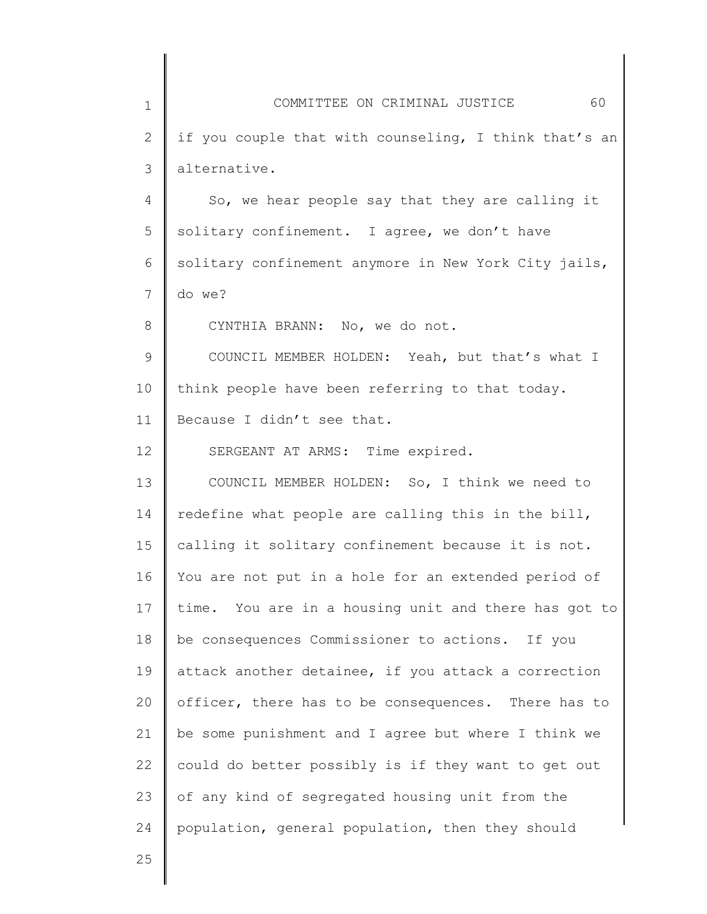if you couple that with counseling, I think that's an alternative.

So, we hear people say that they are calling it solitary confinement. I agree, we don't have solitary confinement anymore in New York City jails, do we?

CYNTHIA BRANN: No, we do not.

COUNCIL MEMBER HOLDEN: Yeah, but that's what I think people have been referring to that today. Because I didn't see that.

SERGEANT AT ARMS: Time expired.

COUNCIL MEMBER HOLDEN: So, I think we need to redefine what people are calling this in the bill, calling it solitary confinement because it is not. You are not put in a hole for an extended period of time. You are in a housing unit and there has got to be consequences Commissioner to actions. If you attack another detainee, if you attack a correction officer, there has to be consequences. There has to be some punishment and I agree but where I think we could do better possibly is if they want to get out of any kind of segregated housing unit from the population, general population, then they should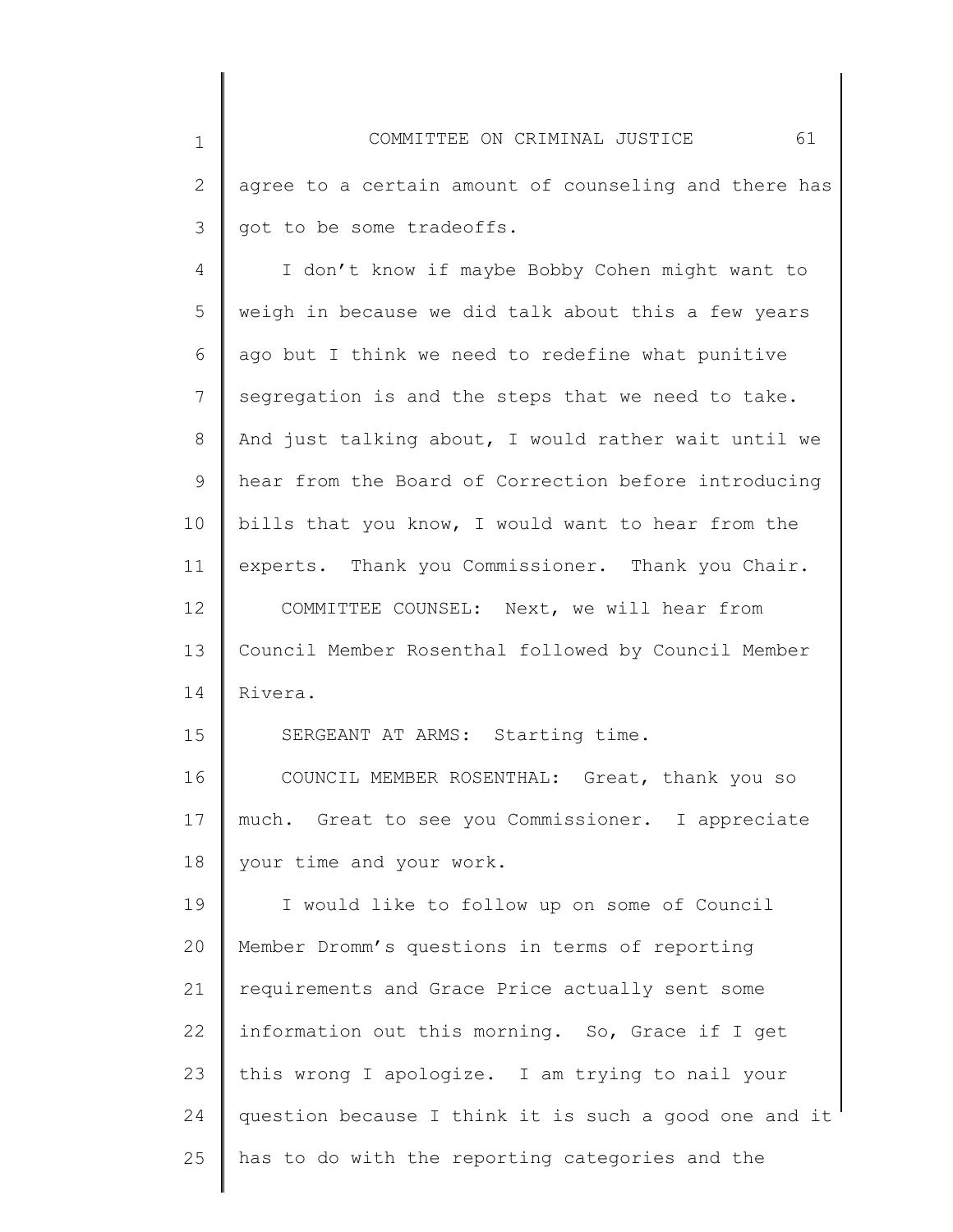agree to a certain amount of counseling and there has got to be some tradeoffs.

I don't know if maybe Bobby Cohen might want to weigh in because we did talk about this a few years ago but I think we need to redefine what punitive segregation is and the steps that we need to take. And just talking about, I would rather wait until we hear from the Board of Correction before introducing bills that you know, I would want to hear from the experts. Thank you Commissioner. Thank you Chair.

COMMITTEE COUNSEL: Next, we will hear from Council Member Rosenthal followed by Council Member Rivera.

SERGEANT AT ARMS: Starting time.

COUNCIL MEMBER ROSENTHAL: Great, thank you so much. Great to see you Commissioner. I appreciate your time and your work.

I would like to follow up on some of Council Member Dromm's questions in terms of reporting requirements and Grace Price actually sent some information out this morning. So, Grace if I get this wrong I apologize. I am trying to nail your question because I think it is such a good one and it has to do with the reporting categories and the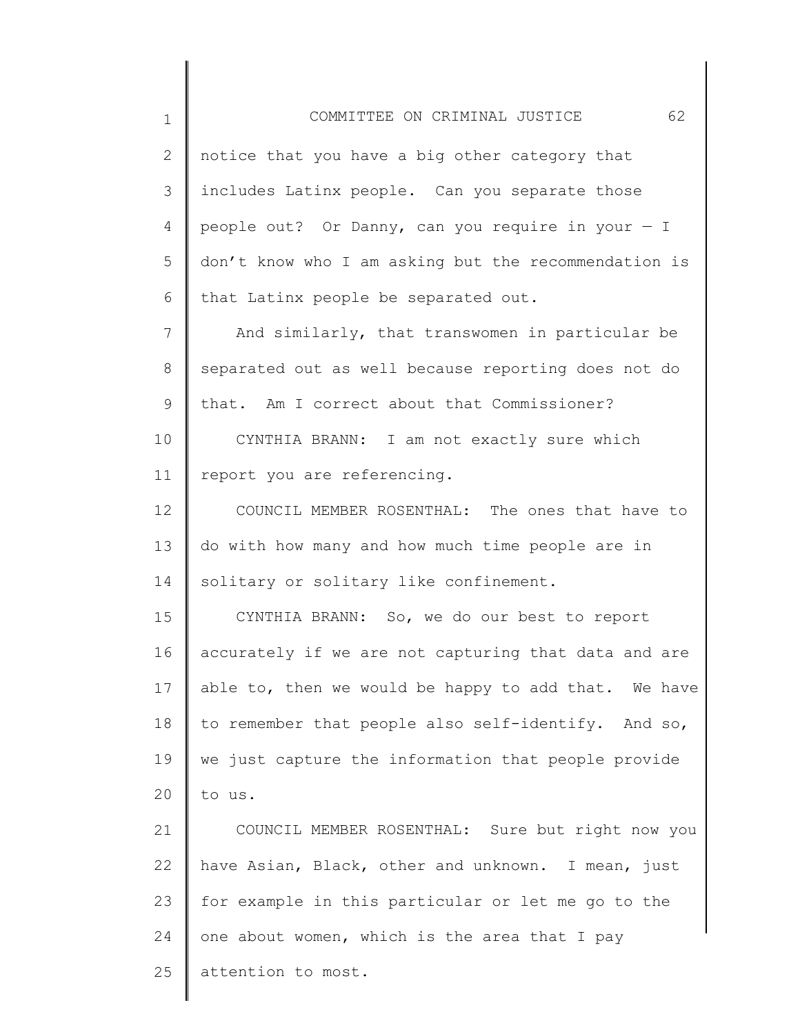notice that you have a big other category that includes Latinx people. Can you separate those people out? Or Danny, can you require in your — I don't know who I am asking but the recommendation is that Latinx people be separated out.

And similarly, that transwomen in particular be separated out as well because reporting does not do that. Am I correct about that Commissioner?

CYNTHIA BRANN: I am not exactly sure which report you are referencing.

COUNCIL MEMBER ROSENTHAL: The ones that have to do with how many and how much time people are in solitary or solitary like confinement.

CYNTHIA BRANN: So, we do our best to report accurately if we are not capturing that data and are able to, then we would be happy to add that. We have to remember that people also self-identify. And so, we just capture the information that people provide to us.

COUNCIL MEMBER ROSENTHAL: Sure but right now you have Asian, Black, other and unknown. I mean, just for example in this particular or let me go to the one about women, which is the area that I pay attention to most.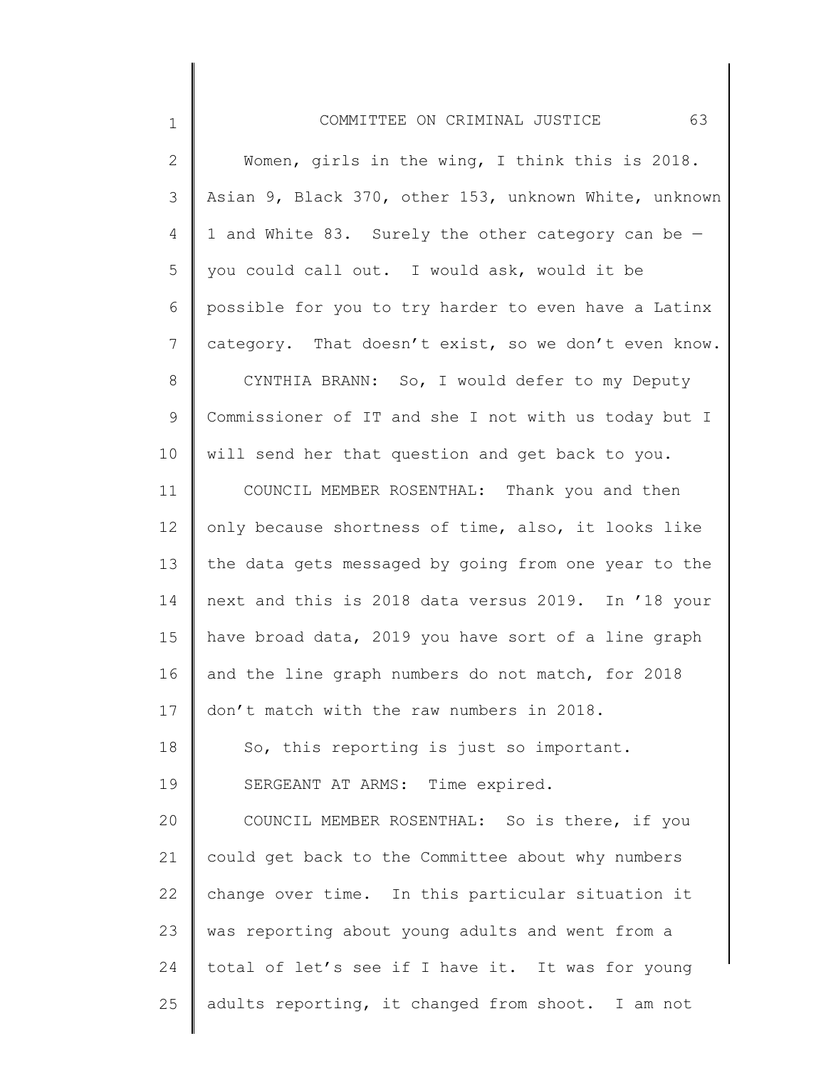Women, girls in the wing, I think this is 2018. Asian 9, Black 370, other 153, unknown White, unknown 1 and White 83. Surely the other category can be — you could call out. I would ask, would it be possible for you to try harder to even have a Latinx category. That doesn't exist, so we don't even know.

CYNTHIA BRANN: So, I would defer to my Deputy Commissioner of IT and she I not with us today but I will send her that question and get back to you.

COUNCIL MEMBER ROSENTHAL: Thank you and then only because shortness of time, also, it looks like the data gets messaged by going from one year to the next and this is 2018 data versus 2019. In '18 your have broad data, 2019 you have sort of a line graph and the line graph numbers do not match, for 2018 don't match with the raw numbers in 2018.

So, this reporting is just so important.

SERGEANT AT ARMS: Time expired.

COUNCIL MEMBER ROSENTHAL: So is there, if you could get back to the Committee about why numbers change over time. In this particular situation it was reporting about young adults and went from a total of let's see if I have it. It was for young adults reporting, it changed from shoot. I am not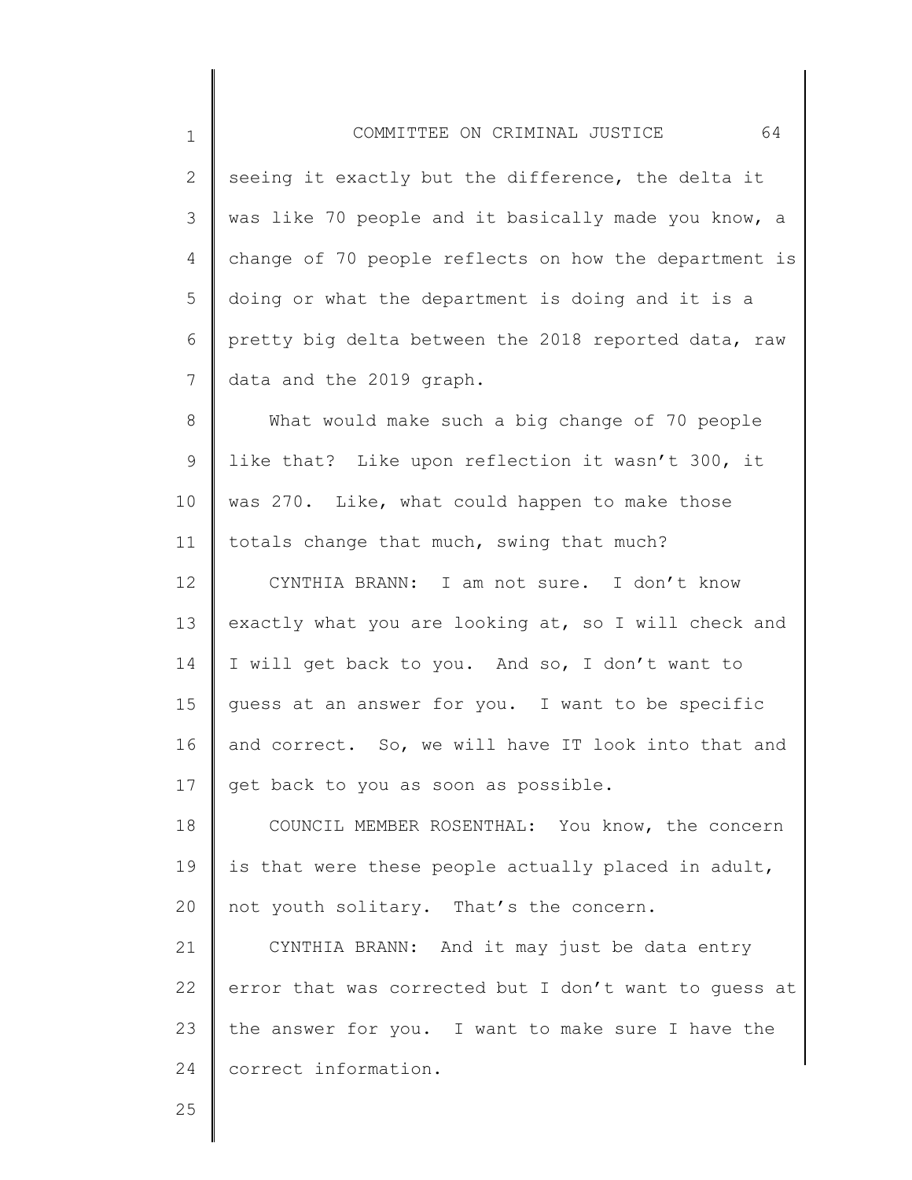seeing it exactly but the difference, the delta it was like 70 people and it basically made you know, a change of 70 people reflects on how the department is doing or what the department is doing and it is a pretty big delta between the 2018 reported data, raw data and the 2019 graph.

What would make such a big change of 70 people like that? Like upon reflection it wasn't 300, it was 270. Like, what could happen to make those totals change that much, swing that much?

CYNTHIA BRANN: I am not sure. I don't know exactly what you are looking at, so I will check and I will get back to you. And so, I don't want to guess at an answer for you. I want to be specific and correct. So, we will have IT look into that and get back to you as soon as possible.

COUNCIL MEMBER ROSENTHAL: You know, the concern is that were these people actually placed in adult, not youth solitary. That's the concern.

CYNTHIA BRANN: And it may just be data entry error that was corrected but I don't want to guess at the answer for you. I want to make sure I have the correct information.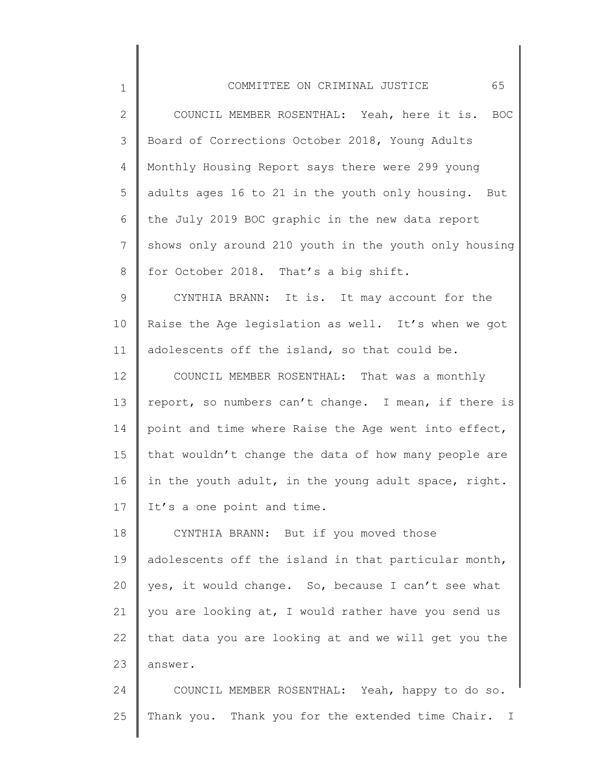COUNCIL MEMBER ROSENTHAL: Yeah, here it is. BOC Board of Corrections October 2018, Young Adults Monthly Housing Report says there were 299 young adults ages 16 to 21 in the youth only housing. But the July 2019 BOC graphic in the new data report shows only around 210 youth in the youth only housing for October 2018. That's a big shift.

CYNTHIA BRANN: It is. It may account for the Raise the Age legislation as well. It's when we got adolescents off the island, so that could be.

COUNCIL MEMBER ROSENTHAL: That was a monthly report, so numbers can't change. I mean, if there is point and time where Raise the Age went into effect, that wouldn't change the data of how many people are in the youth adult, in the young adult space, right. It's a one point and time.

CYNTHIA BRANN: But if you moved those adolescents off the island in that particular month, yes, it would change. So, because I can't see what you are looking at, I would rather have you send us that data you are looking at and we will get you the answer.

COUNCIL MEMBER ROSENTHAL: Yeah, happy to do so. Thank you. Thank you for the extended time Chair. I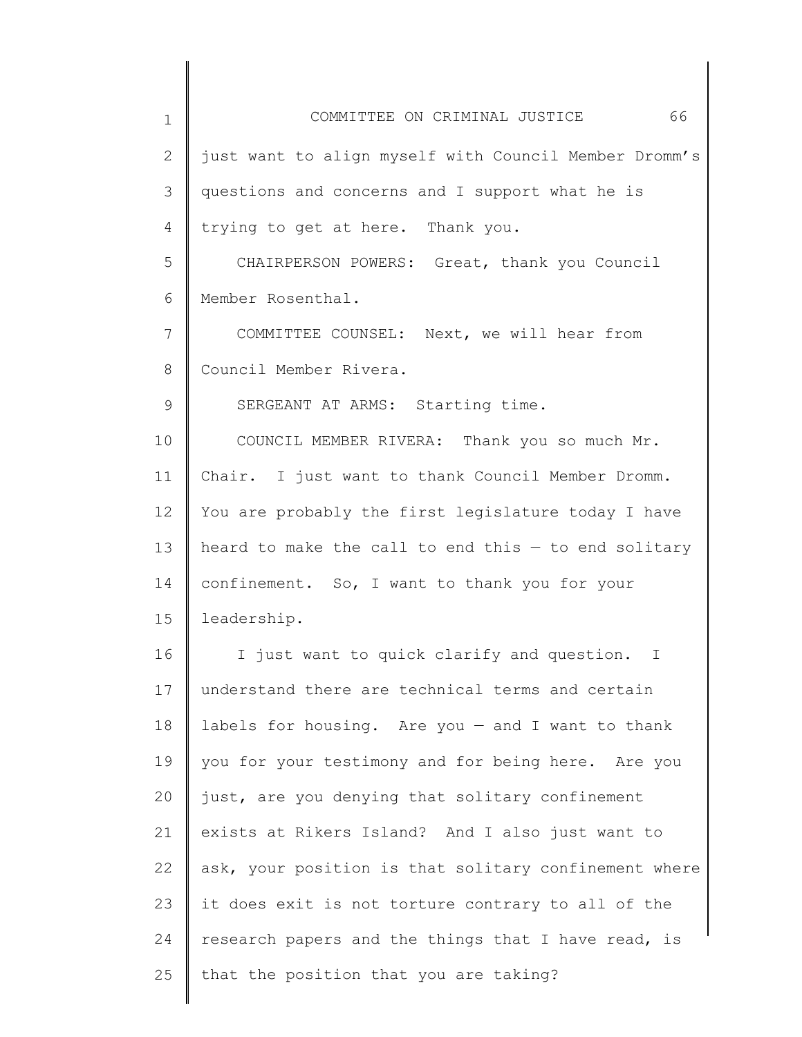just want to align myself with Council Member Dromm's questions and concerns and I support what he is trying to get at here. Thank you.

CHAIRPERSON POWERS: Great, thank you Council Member Rosenthal.

COMMITTEE COUNSEL: Next, we will hear from Council Member Rivera.

SERGEANT AT ARMS: Starting time.

COUNCIL MEMBER RIVERA: Thank you so much Mr. Chair. I just want to thank Council Member Dromm. You are probably the first legislature today I have heard to make the call to end this — to end solitary confinement. So, I want to thank you for your leadership.

I just want to quick clarify and question. I understand there are technical terms and certain labels for housing. Are you — and I want to thank you for your testimony and for being here. Are you just, are you denying that solitary confinement exists at Rikers Island? And I also just want to ask, your position is that solitary confinement where it does exit is not torture contrary to all of the research papers and the things that I have read, is that the position that you are taking?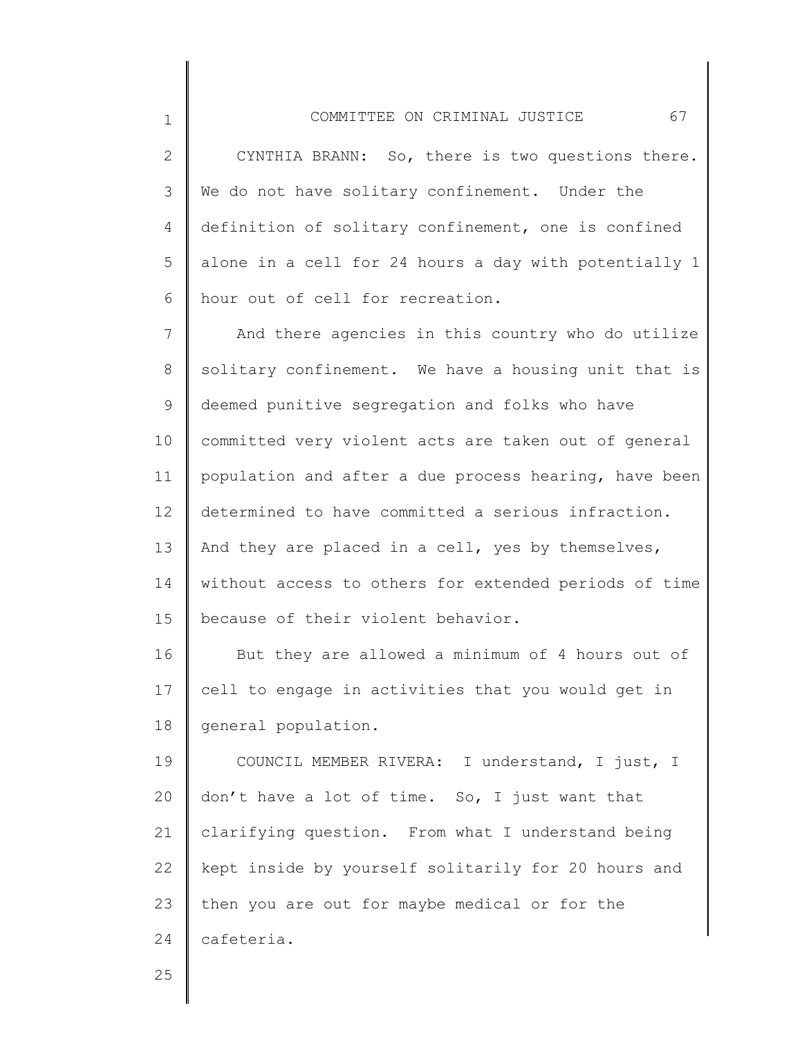CYNTHIA BRANN: So, there is two questions there. We do not have solitary confinement. Under the definition of solitary confinement, one is confined alone in a cell for 24 hours a day with potentially 1 hour out of cell for recreation.

And there agencies in this country who do utilize solitary confinement. We have a housing unit that is deemed punitive segregation and folks who have committed very violent acts are taken out of general population and after a due process hearing, have been determined to have committed a serious infraction. And they are placed in a cell, yes by themselves, without access to others for extended periods of time because of their violent behavior.

But they are allowed a minimum of 4 hours out of cell to engage in activities that you would get in general population.

COUNCIL MEMBER RIVERA: I understand, I just, I don't have a lot of time. So, I just want that clarifying question. From what I understand being kept inside by yourself solitarily for 20 hours and then you are out for maybe medical or for the cafeteria.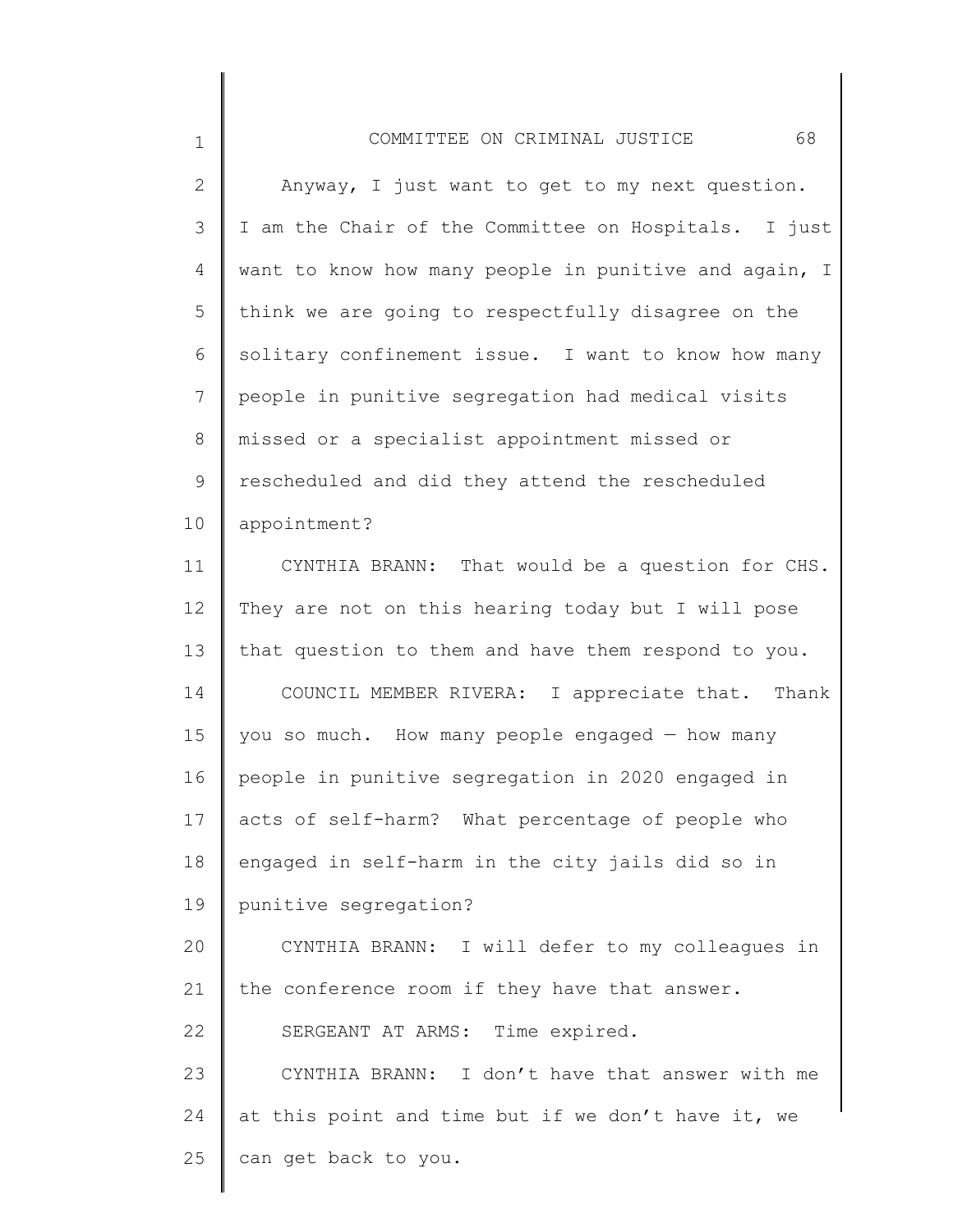Anyway, I just want to get to my next question. I am the Chair of the Committee on Hospitals. I just want to know how many people in punitive and again, I think we are going to respectfully disagree on the solitary confinement issue. I want to know how many people in punitive segregation had medical visits missed or a specialist appointment missed or rescheduled and did they attend the rescheduled appointment?

CYNTHIA BRANN: That would be a question for CHS. They are not on this hearing today but I will pose that question to them and have them respond to you.

COUNCIL MEMBER RIVERA: I appreciate that. Thank you so much. How many people engaged — how many people in punitive segregation in 2020 engaged in acts of self-harm? What percentage of people who engaged in self-harm in the city jails did so in punitive segregation?

CYNTHIA BRANN: I will defer to my colleagues in the conference room if they have that answer.

SERGEANT AT ARMS: Time expired.

CYNTHIA BRANN: I don't have that answer with me at this point and time but if we don't have it, we can get back to you.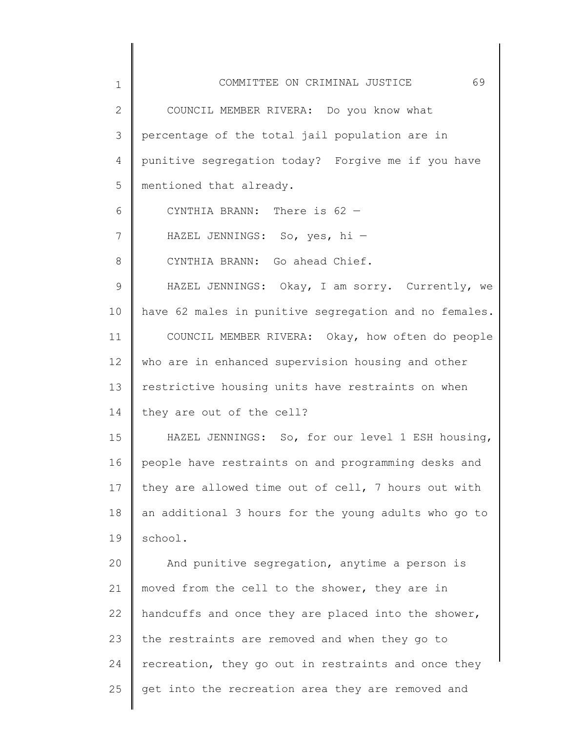COUNCIL MEMBER RIVERA: Do you know what percentage of the total jail population are in punitive segregation today? Forgive me if you have mentioned that already.

CYNTHIA BRANN: There is 62 —

HAZEL JENNINGS: So, yes, hi —

CYNTHIA BRANN: Go ahead Chief.

HAZEL JENNINGS: Okay, I am sorry. Currently, we have 62 males in punitive segregation and no females.

COUNCIL MEMBER RIVERA: Okay, how often do people who are in enhanced supervision housing and other restrictive housing units have restraints on when they are out of the cell?

HAZEL JENNINGS: So, for our level 1 ESH housing, people have restraints on and programming desks and they are allowed time out of cell, 7 hours out with an additional 3 hours for the young adults who go to school.

And punitive segregation, anytime a person is moved from the cell to the shower, they are in handcuffs and once they are placed into the shower, the restraints are removed and when they go to recreation, they go out in restraints and once they get into the recreation area they are removed and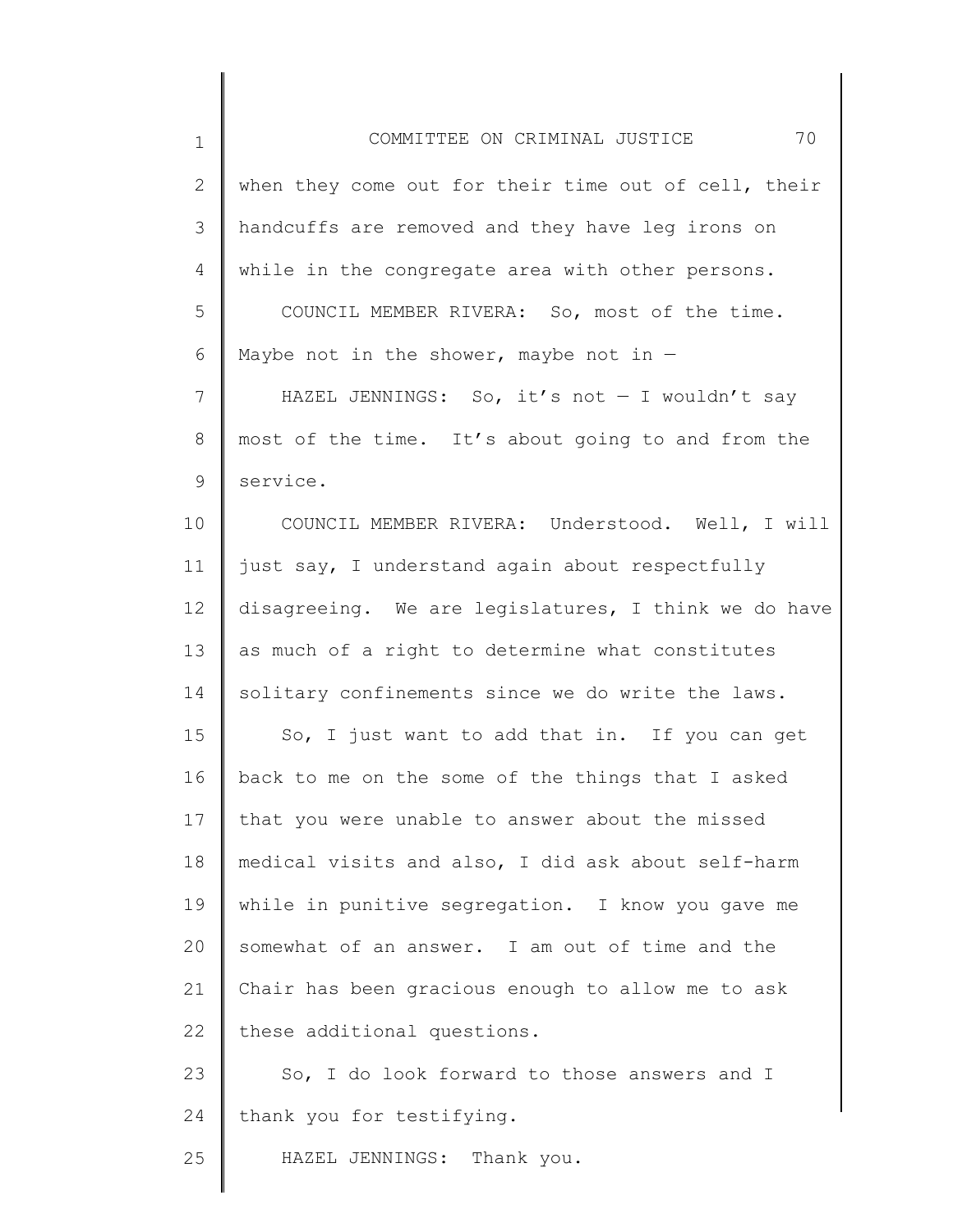when they come out for their time out of cell, their handcuffs are removed and they have leg irons on while in the congregate area with other persons.

COUNCIL MEMBER RIVERA: So, most of the time. Maybe not in the shower, maybe not in —

HAZEL JENNINGS: So, it's not — I wouldn't say most of the time. It's about going to and from the service.

COUNCIL MEMBER RIVERA: Understood. Well, I will just say, I understand again about respectfully disagreeing. We are legislatures, I think we do have as much of a right to determine what constitutes solitary confinements since we do write the laws.

So, I just want to add that in. If you can get back to me on the some of the things that I asked that you were unable to answer about the missed medical visits and also, I did ask about self-harm while in punitive segregation. I know you gave me somewhat of an answer. I am out of time and the Chair has been gracious enough to allow me to ask these additional questions.

So, I do look forward to those answers and I thank you for testifying.

HAZEL JENNINGS: Thank you.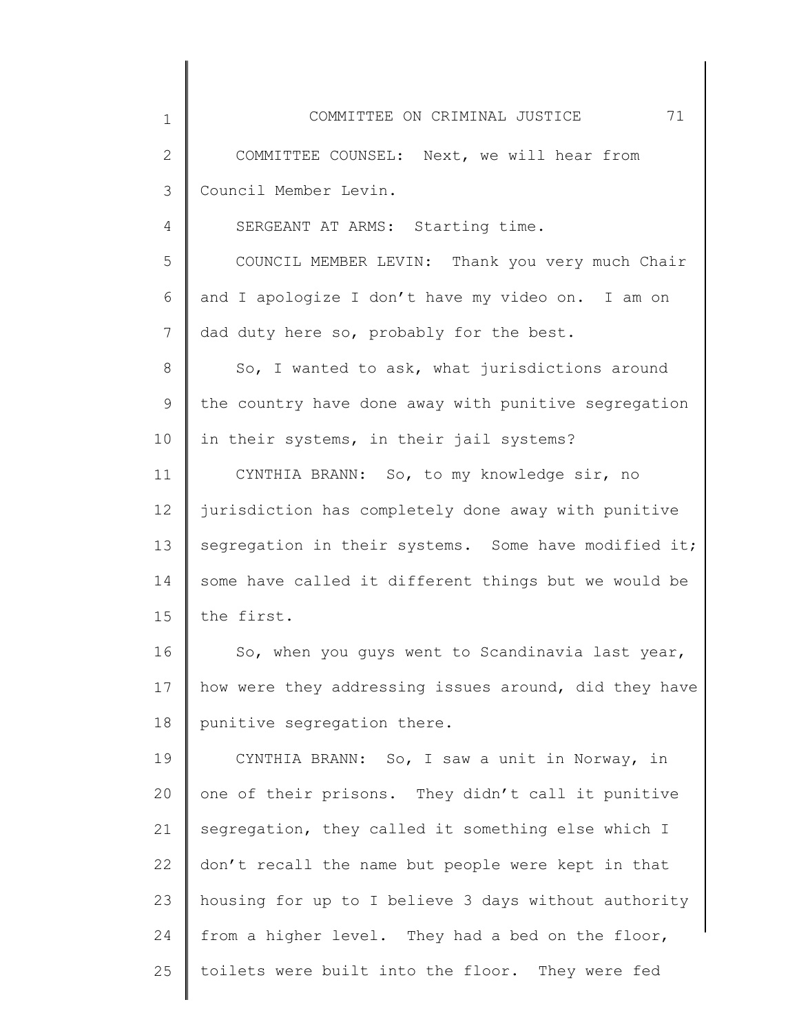COMMITTEE COUNSEL: Next, we will hear from Council Member Levin.

SERGEANT AT ARMS: Starting time.

COUNCIL MEMBER LEVIN: Thank you very much Chair and I apologize I don't have my video on. I am on dad duty here so, probably for the best.

So, I wanted to ask, what jurisdictions around the country have done away with punitive segregation in their systems, in their jail systems?

CYNTHIA BRANN: So, to my knowledge sir, no jurisdiction has completely done away with punitive segregation in their systems. Some have modified it; some have called it different things but we would be the first.

So, when you guys went to Scandinavia last year, how were they addressing issues around, did they have punitive segregation there.

CYNTHIA BRANN: So, I saw a unit in Norway, in one of their prisons. They didn't call it punitive segregation, they called it something else which I don't recall the name but people were kept in that housing for up to I believe 3 days without authority from a higher level. They had a bed on the floor, toilets were built into the floor. They were fed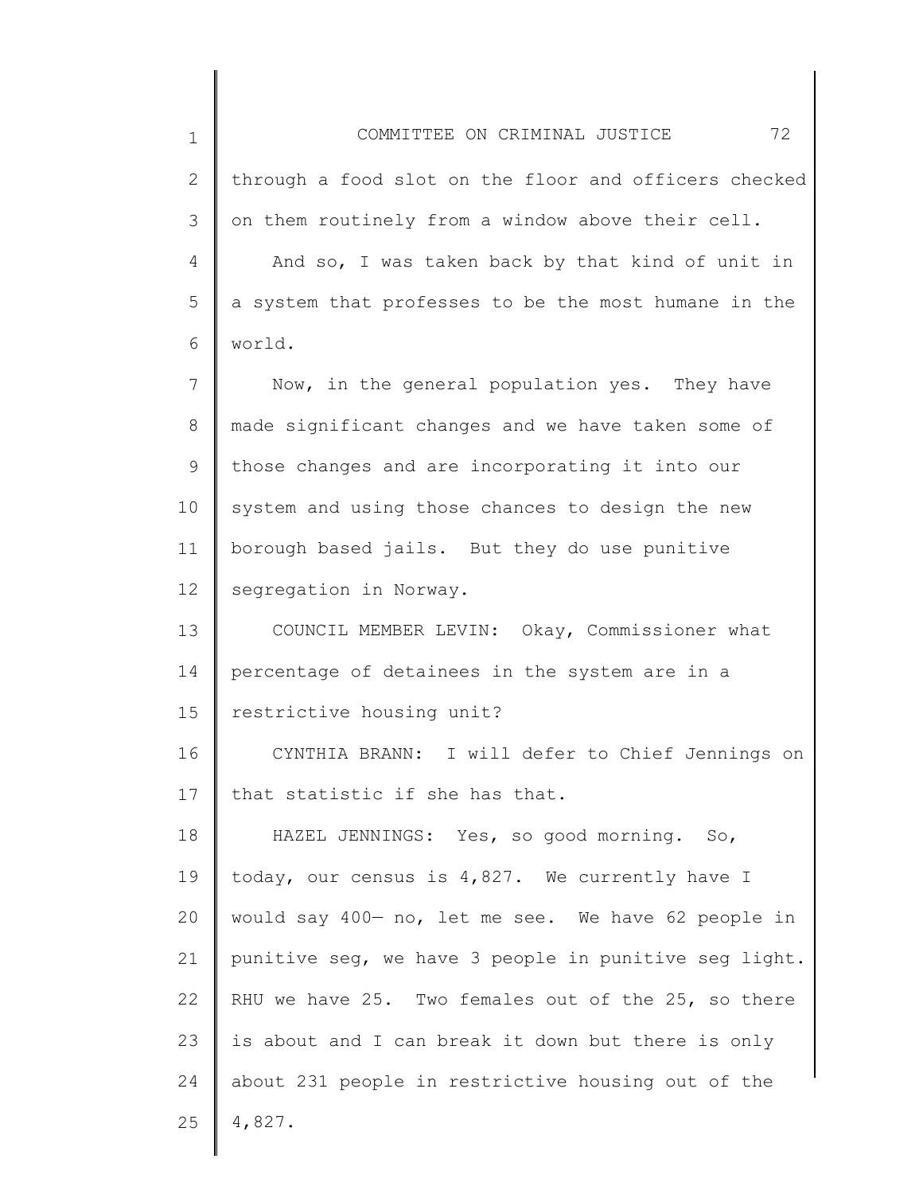through a food slot on the floor and officers checked on them routinely from a window above their cell.

And so, I was taken back by that kind of unit in a system that professes to be the most humane in the world.

Now, in the general population yes. They have made significant changes and we have taken some of those changes and are incorporating it into our system and using those chances to design the new borough based jails. But they do use punitive segregation in Norway.

COUNCIL MEMBER LEVIN: Okay, Commissioner what percentage of detainees in the system are in a restrictive housing unit?

CYNTHIA BRANN: I will defer to Chief Jennings on that statistic if she has that.

HAZEL JENNINGS: Yes, so good morning. So, today, our census is 4,827. We currently have I would say 400— no, let me see. We have 62 people in punitive seg, we have 3 people in punitive seg light. RHU we have 25. Two females out of the 25, so there is about and I can break it down but there is only about 231 people in restrictive housing out of the 4,827.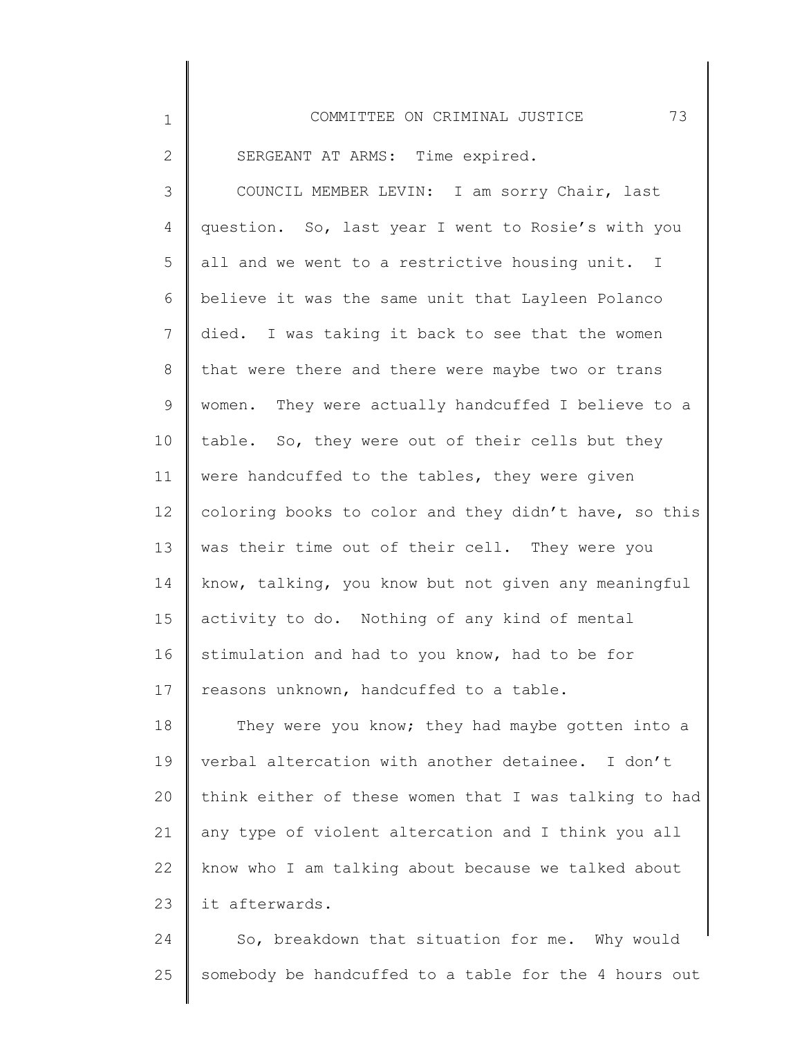SERGEANT AT ARMS: Time expired.

COUNCIL MEMBER LEVIN: I am sorry Chair, last question. So, last year I went to Rosie's with you all and we went to a restrictive housing unit. I believe it was the same unit that Layleen Polanco died. I was taking it back to see that the women that were there and there were maybe two or trans women. They were actually handcuffed I believe to a table. So, they were out of their cells but they were handcuffed to the tables, they were given coloring books to color and they didn't have, so this was their time out of their cell. They were you know, talking, you know but not given any meaningful activity to do. Nothing of any kind of mental stimulation and had to you know, had to be for reasons unknown, handcuffed to a table.

They were you know; they had maybe gotten into a verbal altercation with another detainee. I don't think either of these women that I was talking to had any type of violent altercation and I think you all know who I am talking about because we talked about it afterwards.

So, breakdown that situation for me. Why would somebody be handcuffed to a table for the 4 hours out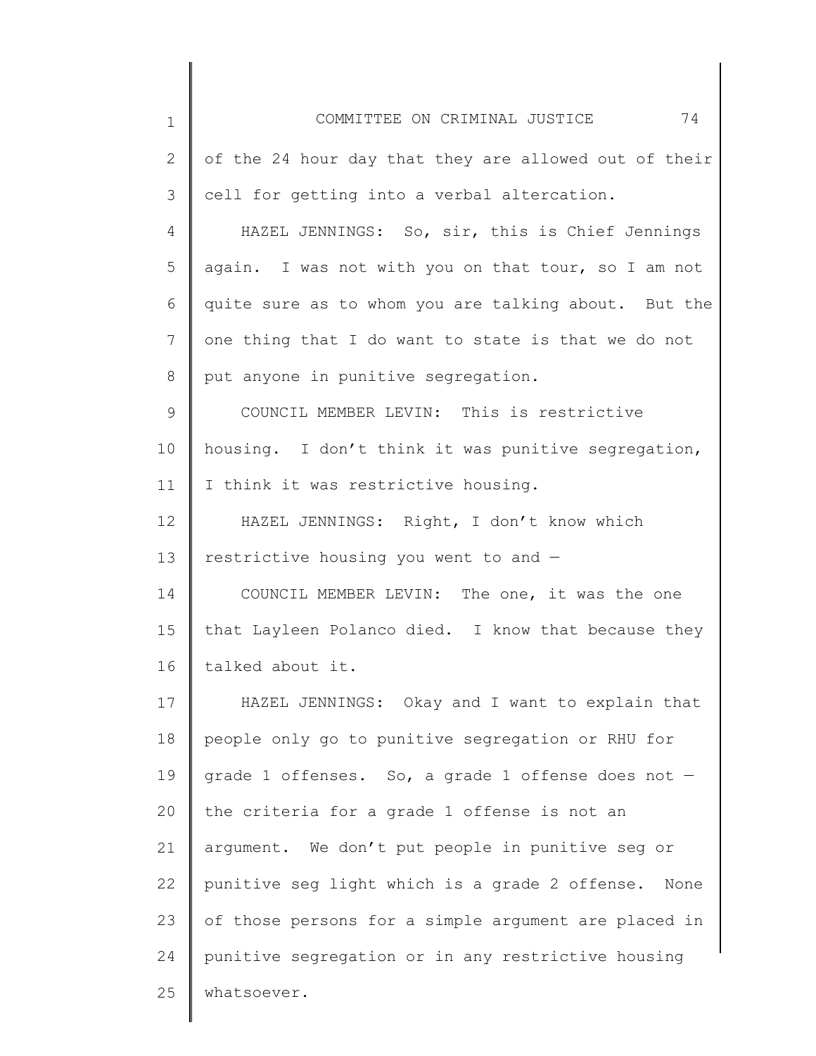of the 24 hour day that they are allowed out of their cell for getting into a verbal altercation.

HAZEL JENNINGS: So, sir, this is Chief Jennings again. I was not with you on that tour, so I am not quite sure as to whom you are talking about. But the one thing that I do want to state is that we do not put anyone in punitive segregation.

COUNCIL MEMBER LEVIN: This is restrictive housing. I don't think it was punitive segregation, I think it was restrictive housing.

HAZEL JENNINGS: Right, I don't know which restrictive housing you went to and —

COUNCIL MEMBER LEVIN: The one, it was the one that Layleen Polanco died. I know that because they talked about it.

HAZEL JENNINGS: Okay and I want to explain that people only go to punitive segregation or RHU for grade 1 offenses. So, a grade 1 offense does not — the criteria for a grade 1 offense is not an argument. We don't put people in punitive seg or punitive seg light which is a grade 2 offense. None of those persons for a simple argument are placed in punitive segregation or in any restrictive housing whatsoever.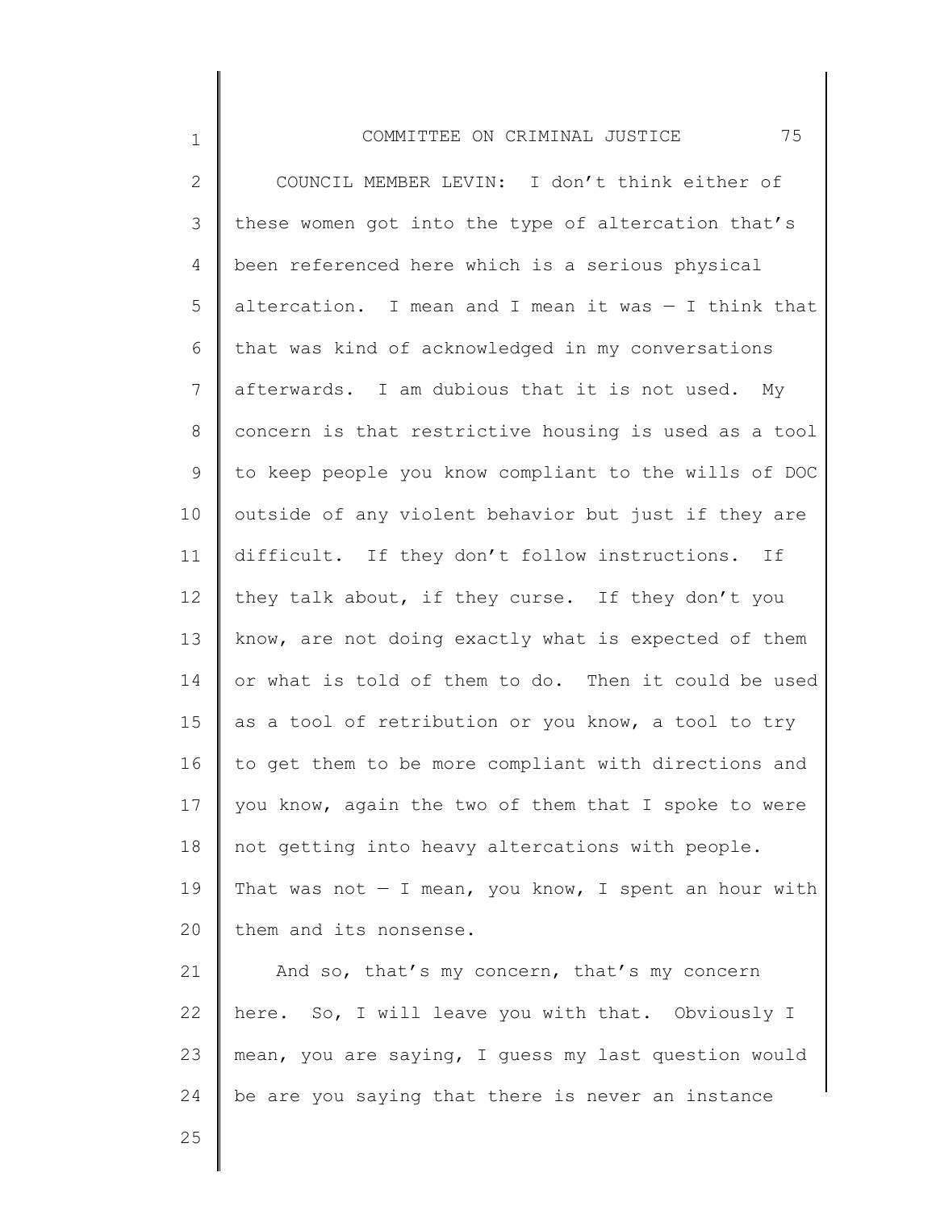COUNCIL MEMBER LEVIN: I don't think either of these women got into the type of altercation that's been referenced here which is a serious physical altercation. I mean and I mean it was — I think that that was kind of acknowledged in my conversations afterwards. I am dubious that it is not used. My concern is that restrictive housing is used as a tool to keep people you know compliant to the wills of DOC outside of any violent behavior but just if they are difficult. If they don't follow instructions. If they talk about, if they curse. If they don't you know, are not doing exactly what is expected of them or what is told of them to do. Then it could be used as a tool of retribution or you know, a tool to try to get them to be more compliant with directions and you know, again the two of them that I spoke to were not getting into heavy altercations with people. That was not — I mean, you know, I spent an hour with them and its nonsense.

And so, that's my concern, that's my concern here. So, I will leave you with that. Obviously I mean, you are saying, I guess my last question would be are you saying that there is never an instance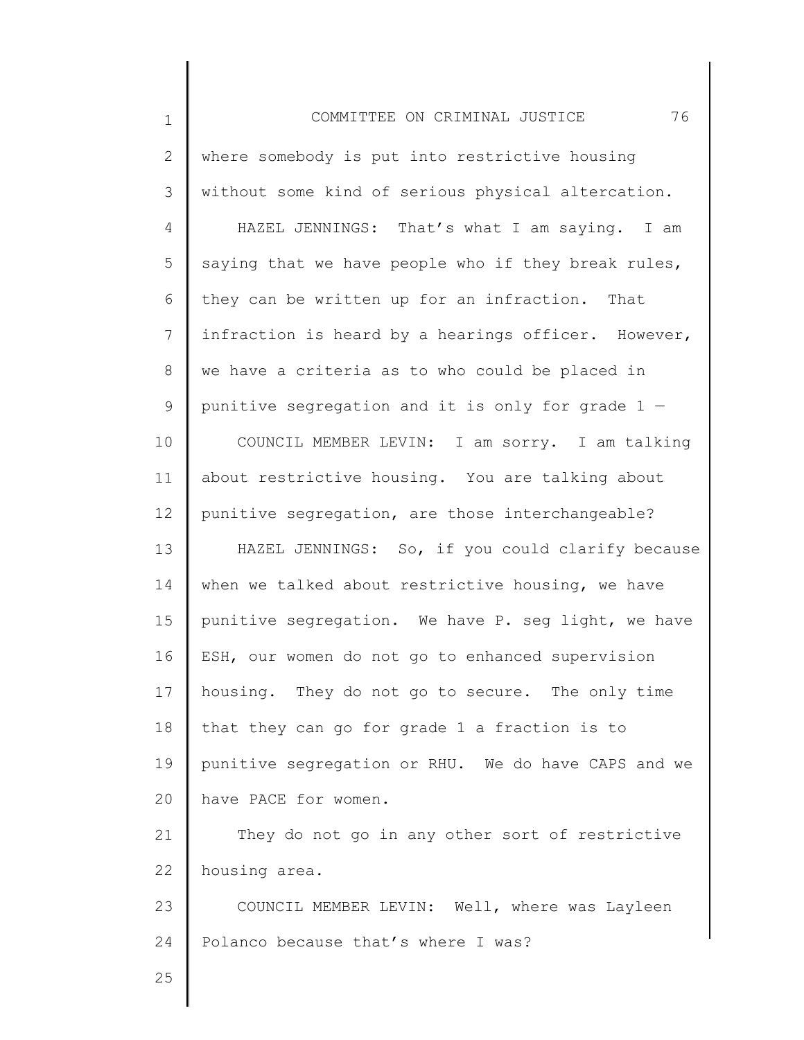where somebody is put into restrictive housing without some kind of serious physical altercation.

HAZEL JENNINGS: That's what I am saying. I am saying that we have people who if they break rules, they can be written up for an infraction. That infraction is heard by a hearings officer. However, we have a criteria as to who could be placed in punitive segregation and it is only for grade 1 —

COUNCIL MEMBER LEVIN: I am sorry. I am talking about restrictive housing. You are talking about punitive segregation, are those interchangeable?

HAZEL JENNINGS: So, if you could clarify because when we talked about restrictive housing, we have punitive segregation. We have P. seg light, we have ESH, our women do not go to enhanced supervision housing. They do not go to secure. The only time that they can go for grade 1 a fraction is to punitive segregation or RHU. We do have CAPS and we have PACE for women.

They do not go in any other sort of restrictive housing area.

COUNCIL MEMBER LEVIN: Well, where was Layleen Polanco because that's where I was?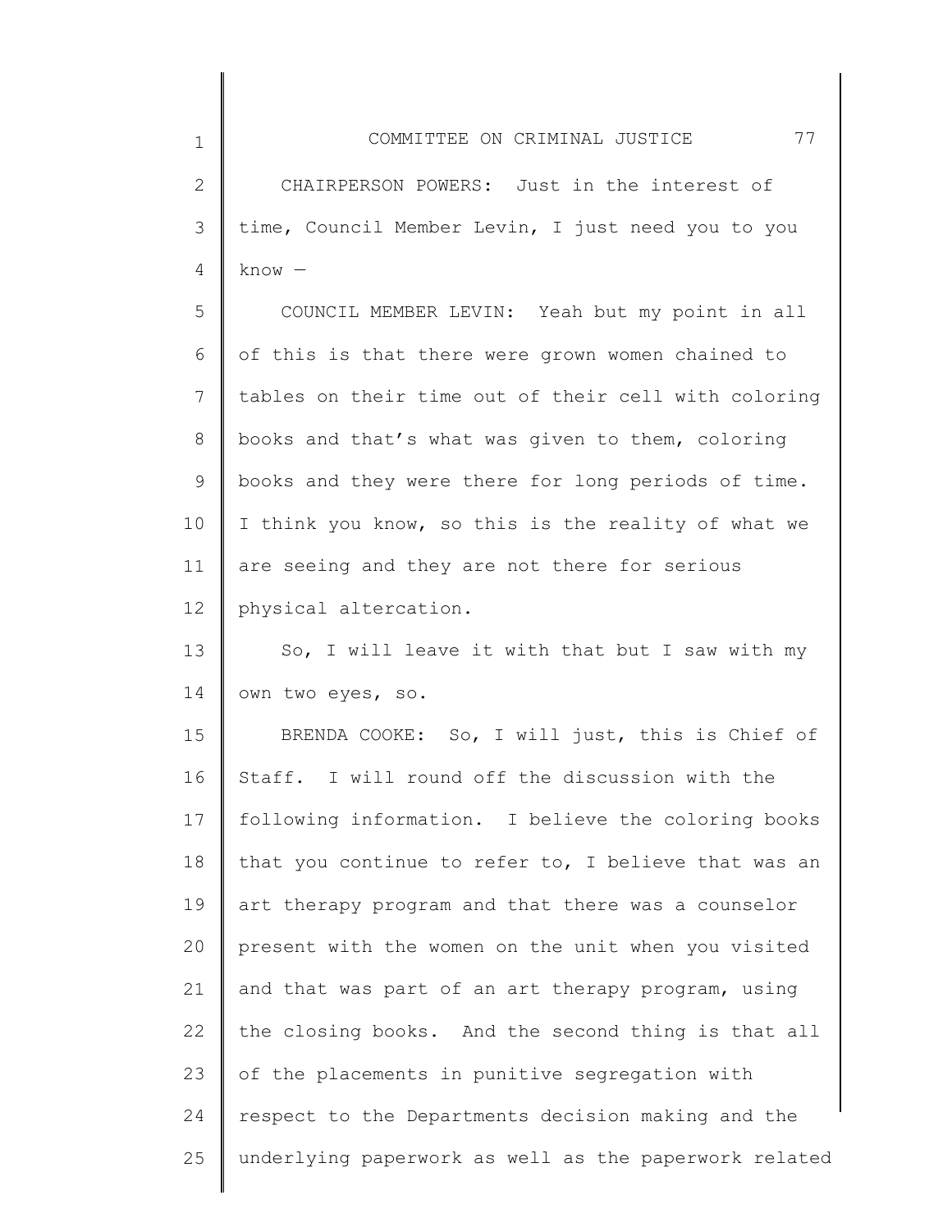CHAIRPERSON POWERS: Just in the interest of time, Council Member Levin, I just need you to you know —

COUNCIL MEMBER LEVIN: Yeah but my point in all of this is that there were grown women chained to tables on their time out of their cell with coloring books and that's what was given to them, coloring books and they were there for long periods of time. I think you know, so this is the reality of what we are seeing and they are not there for serious physical altercation.

So, I will leave it with that but I saw with my own two eyes, so.

BRENDA COOKE: So, I will just, this is Chief of Staff. I will round off the discussion with the following information. I believe the coloring books that you continue to refer to, I believe that was an art therapy program and that there was a counselor present with the women on the unit when you visited and that was part of an art therapy program, using the closing books. And the second thing is that all of the placements in punitive segregation with respect to the Departments decision making and the underlying paperwork as well as the paperwork related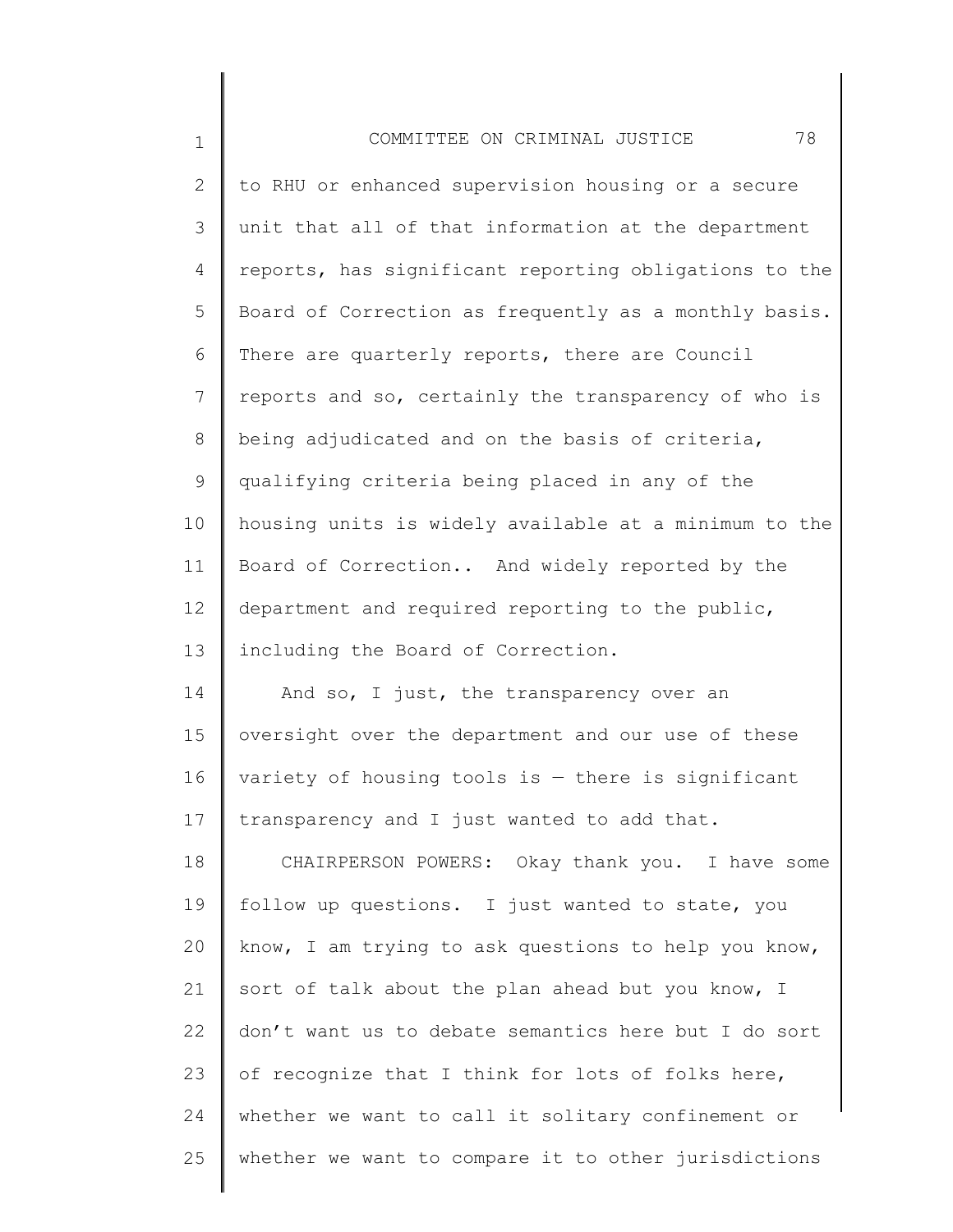to RHU or enhanced supervision housing or a secure unit that all of that information at the department reports, has significant reporting obligations to the Board of Correction as frequently as a monthly basis. There are quarterly reports, there are Council reports and so, certainly the transparency of who is being adjudicated and on the basis of criteria, qualifying criteria being placed in any of the housing units is widely available at a minimum to the Board of Correction.. And widely reported by the department and required reporting to the public, including the Board of Correction.

And so, I just, the transparency over an oversight over the department and our use of these variety of housing tools is — there is significant transparency and I just wanted to add that.

CHAIRPERSON POWERS: Okay thank you. I have some follow up questions. I just wanted to state, you know, I am trying to ask questions to help you know, sort of talk about the plan ahead but you know, I don't want us to debate semantics here but I do sort of recognize that I think for lots of folks here, whether we want to call it solitary confinement or whether we want to compare it to other jurisdictions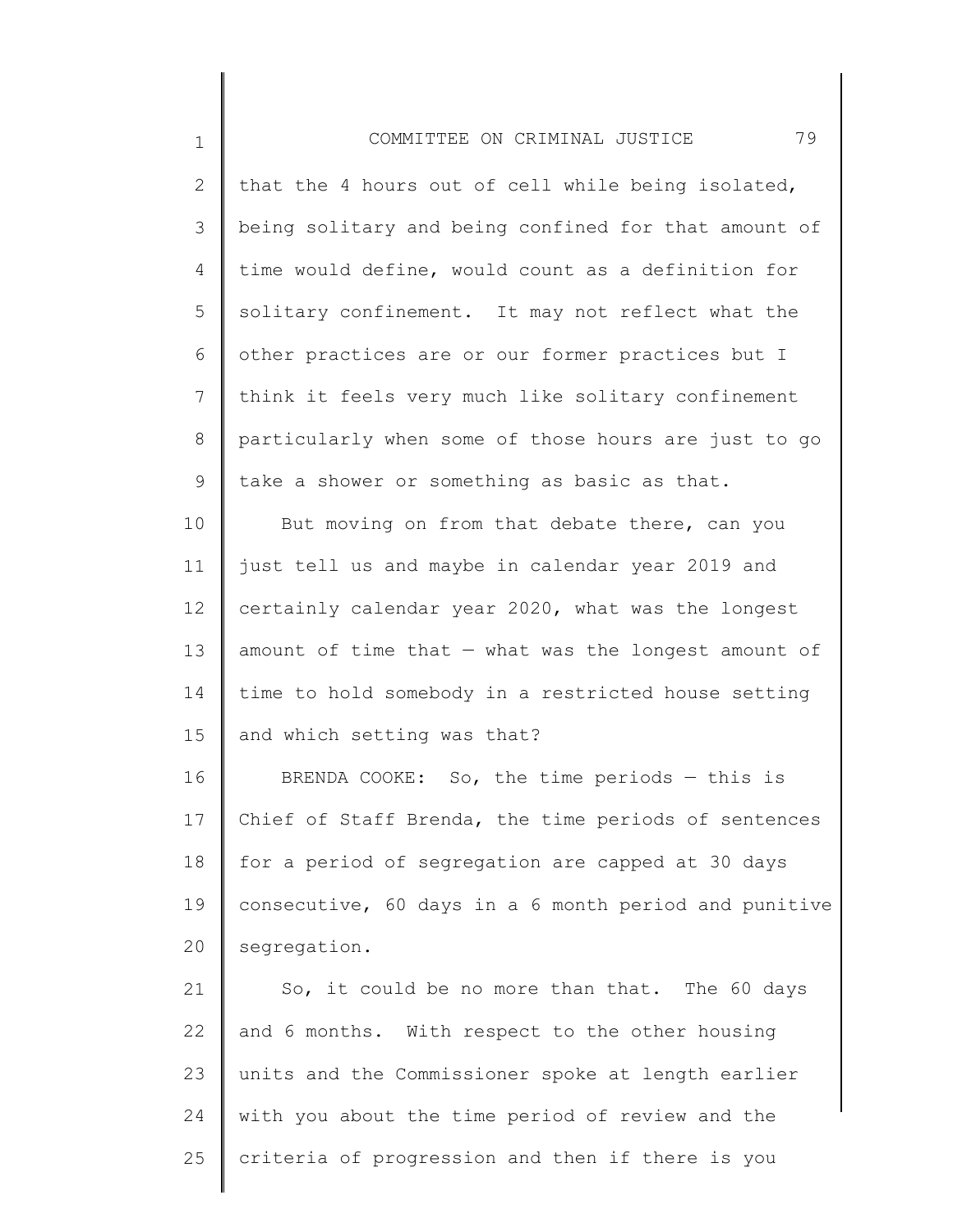that the 4 hours out of cell while being isolated, being solitary and being confined for that amount of time would define, would count as a definition for solitary confinement. It may not reflect what the other practices are or our former practices but I think it feels very much like solitary confinement particularly when some of those hours are just to go take a shower or something as basic as that.

But moving on from that debate there, can you just tell us and maybe in calendar year 2019 and certainly calendar year 2020, what was the longest amount of time that — what was the longest amount of time to hold somebody in a restricted house setting and which setting was that?

BRENDA COOKE: So, the time periods — this is Chief of Staff Brenda, the time periods of sentences for a period of segregation are capped at 30 days consecutive, 60 days in a 6 month period and punitive segregation.

So, it could be no more than that. The 60 days and 6 months. With respect to the other housing units and the Commissioner spoke at length earlier with you about the time period of review and the criteria of progression and then if there is you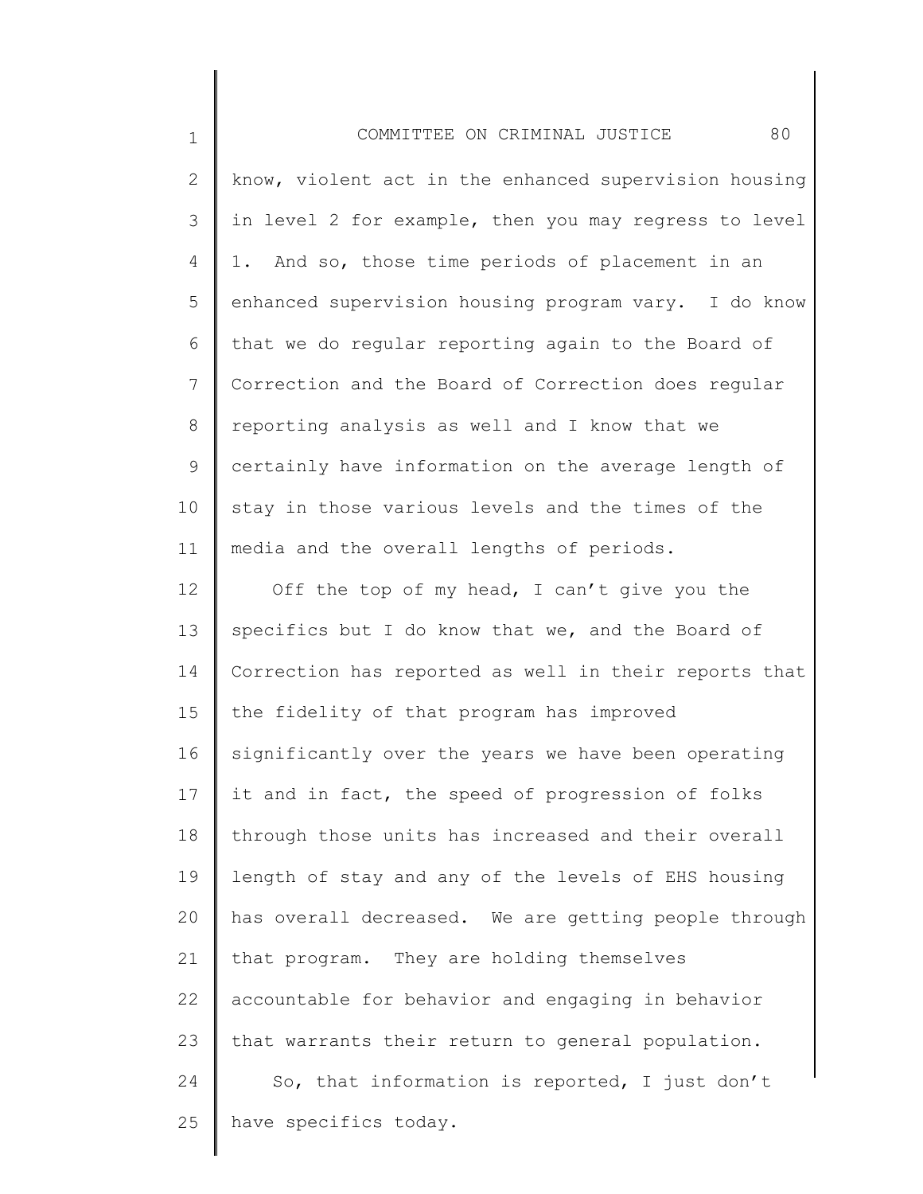know, violent act in the enhanced supervision housing in level 2 for example, then you may regress to level 1. And so, those time periods of placement in an enhanced supervision housing program vary. I do know that we do regular reporting again to the Board of Correction and the Board of Correction does regular reporting analysis as well and I know that we certainly have information on the average length of stay in those various levels and the times of the media and the overall lengths of periods.

Off the top of my head, I can't give you the specifics but I do know that we, and the Board of Correction has reported as well in their reports that the fidelity of that program has improved significantly over the years we have been operating it and in fact, the speed of progression of folks through those units has increased and their overall length of stay and any of the levels of EHS housing has overall decreased. We are getting people through that program. They are holding themselves accountable for behavior and engaging in behavior that warrants their return to general population.

So, that information is reported, I just don't have specifics today.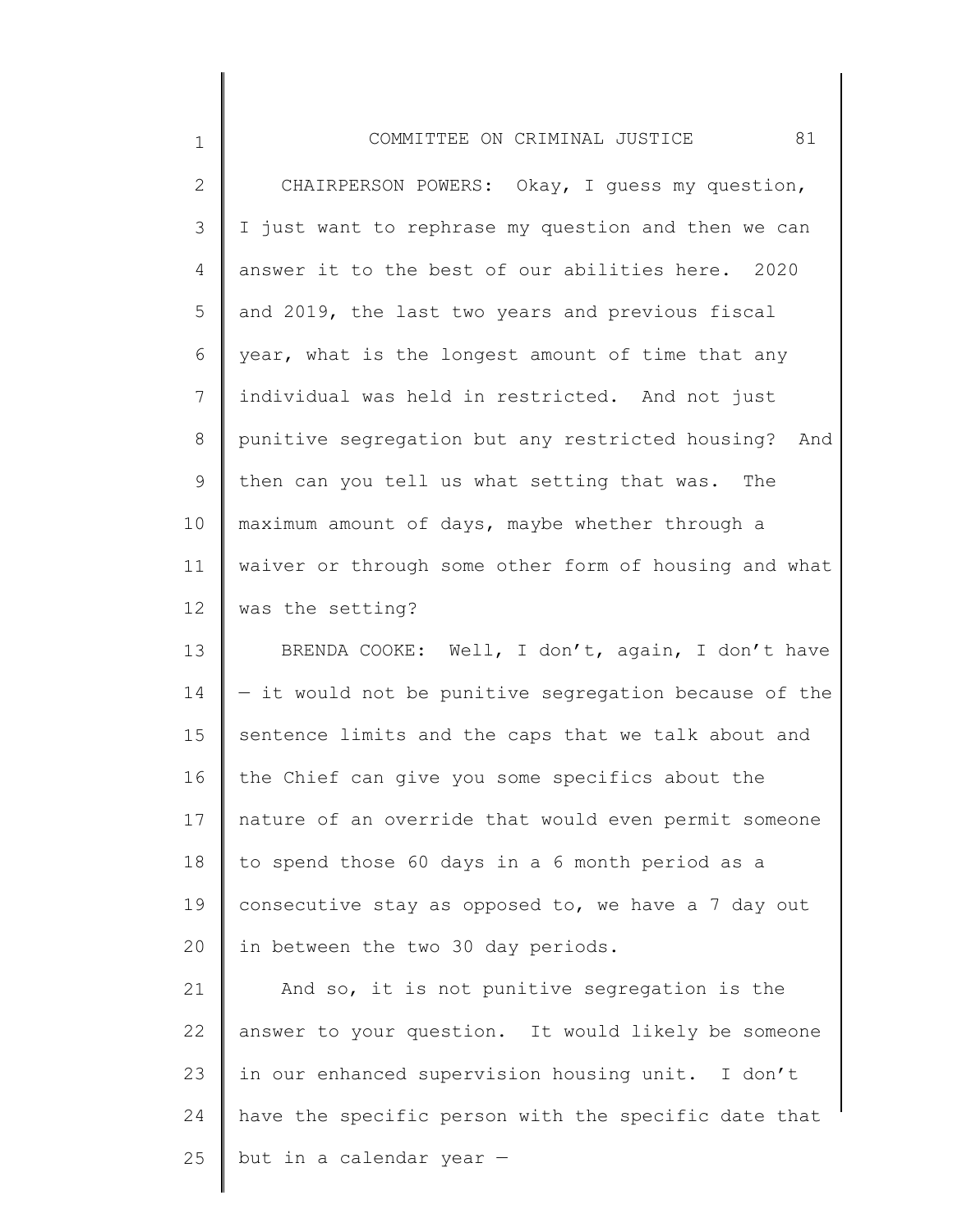CHAIRPERSON POWERS: Okay, I guess my question, I just want to rephrase my question and then we can answer it to the best of our abilities here. 2020 and 2019, the last two years and previous fiscal year, what is the longest amount of time that any individual was held in restricted. And not just punitive segregation but any restricted housing? And then can you tell us what setting that was. The maximum amount of days, maybe whether through a waiver or through some other form of housing and what was the setting?

BRENDA COOKE: Well, I don't, again, I don't have — it would not be punitive segregation because of the sentence limits and the caps that we talk about and the Chief can give you some specifics about the nature of an override that would even permit someone to spend those 60 days in a 6 month period as a consecutive stay as opposed to, we have a 7 day out in between the two 30 day periods.

And so, it is not punitive segregation is the answer to your question. It would likely be someone in our enhanced supervision housing unit. I don't have the specific person with the specific date that but in a calendar year —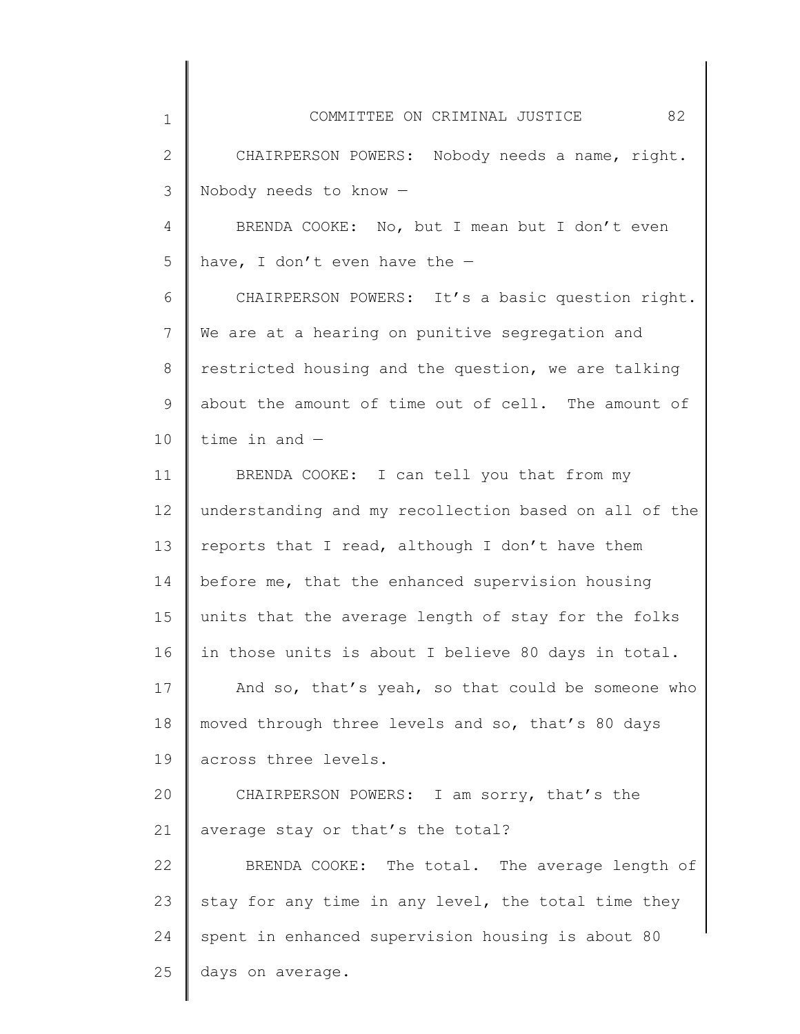CHAIRPERSON POWERS: Nobody needs a name, right. Nobody needs to know —

BRENDA COOKE: No, but I mean but I don't even have, I don't even have the —

CHAIRPERSON POWERS: It's a basic question right. We are at a hearing on punitive segregation and restricted housing and the question, we are talking about the amount of time out of cell. The amount of time in and —

BRENDA COOKE: I can tell you that from my understanding and my recollection based on all of the reports that I read, although I don't have them before me, that the enhanced supervision housing units that the average length of stay for the folks in those units is about I believe 80 days in total. And so, that's yeah, so that could be someone who moved through three levels and so, that's 80 days across three levels.

CHAIRPERSON POWERS: I am sorry, that's the average stay or that's the total?

BRENDA COOKE: The total. The average length of stay for any time in any level, the total time they spent in enhanced supervision housing is about 80 days on average.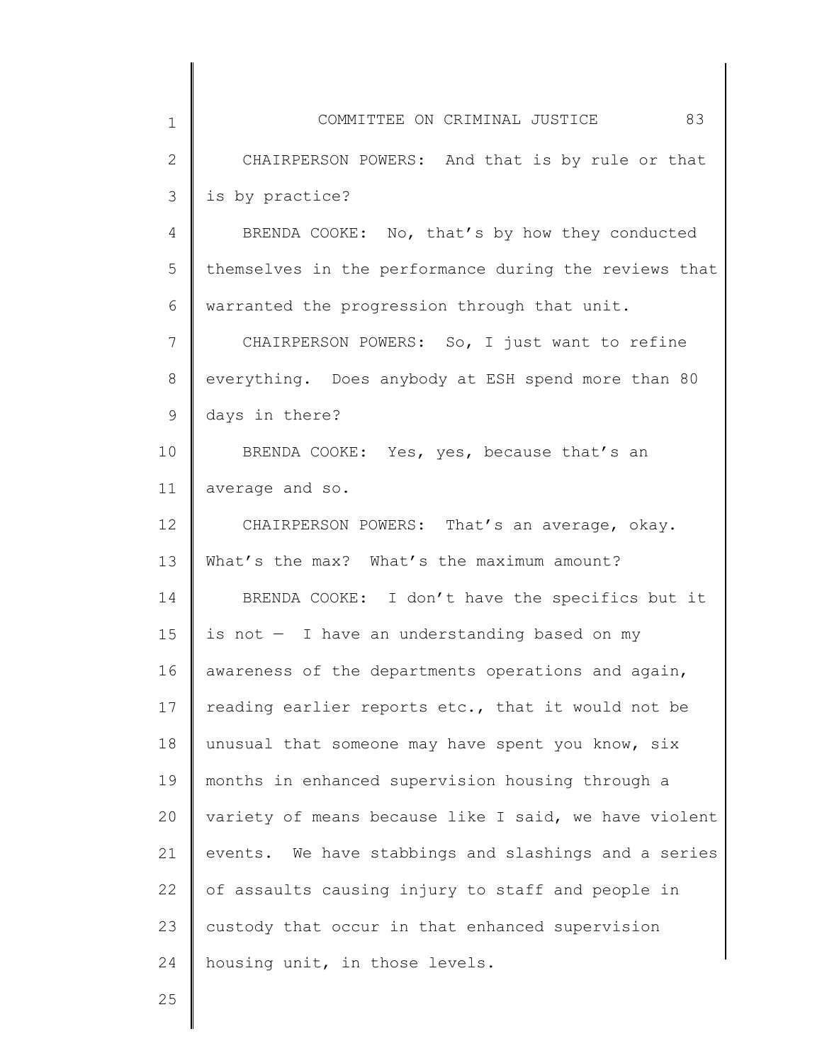CHAIRPERSON POWERS: And that is by rule or that is by practice?

BRENDA COOKE: No, that's by how they conducted themselves in the performance during the reviews that warranted the progression through that unit.

CHAIRPERSON POWERS: So, I just want to refine everything. Does anybody at ESH spend more than 80 days in there?

BRENDA COOKE: Yes, yes, because that's an average and so.

CHAIRPERSON POWERS: That's an average, okay. What's the max? What's the maximum amount?

BRENDA COOKE: I don't have the specifics but it is not — I have an understanding based on my awareness of the departments operations and again, reading earlier reports etc., that it would not be unusual that someone may have spent you know, six months in enhanced supervision housing through a variety of means because like I said, we have violent events. We have stabbings and slashings and a series of assaults causing injury to staff and people in custody that occur in that enhanced supervision housing unit, in those levels.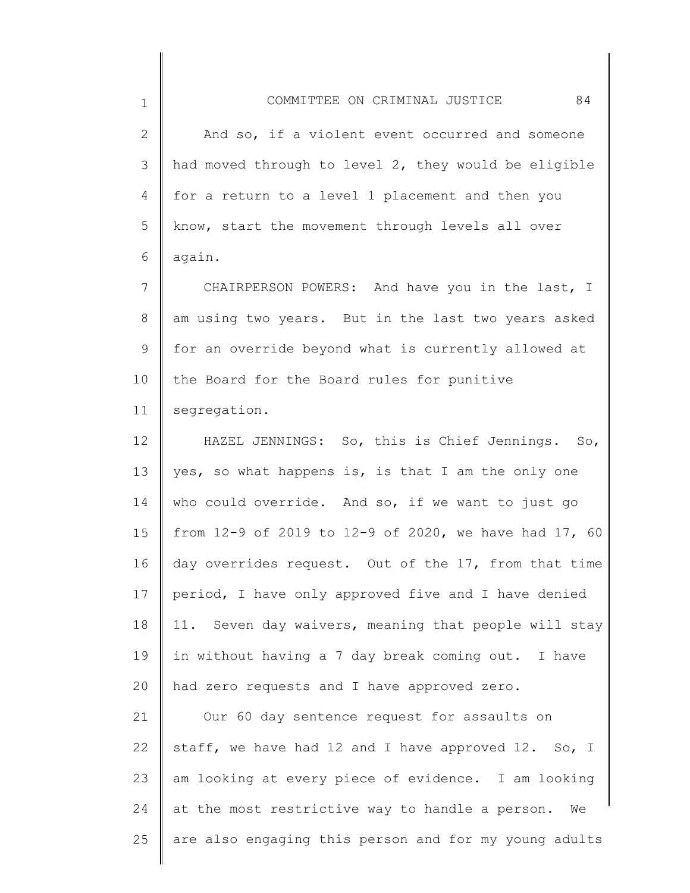And so, if a violent event occurred and someone had moved through to level 2, they would be eligible for a return to a level 1 placement and then you know, start the movement through levels all over again.

CHAIRPERSON POWERS: And have you in the last, I am using two years. But in the last two years asked for an override beyond what is currently allowed at the Board for the Board rules for punitive segregation.

HAZEL JENNINGS: So, this is Chief Jennings. So, yes, so what happens is, is that I am the only one who could override. And so, if we want to just go from 12-9 of 2019 to 12-9 of 2020, we have had 17, 60 day overrides request. Out of the 17, from that time period, I have only approved five and I have denied 11. Seven day waivers, meaning that people will stay in without having a 7 day break coming out. I have had zero requests and I have approved zero.

Our 60 day sentence request for assaults on staff, we have had 12 and I have approved 12. So, I am looking at every piece of evidence. I am looking at the most restrictive way to handle a person. We are also engaging this person and for my young adults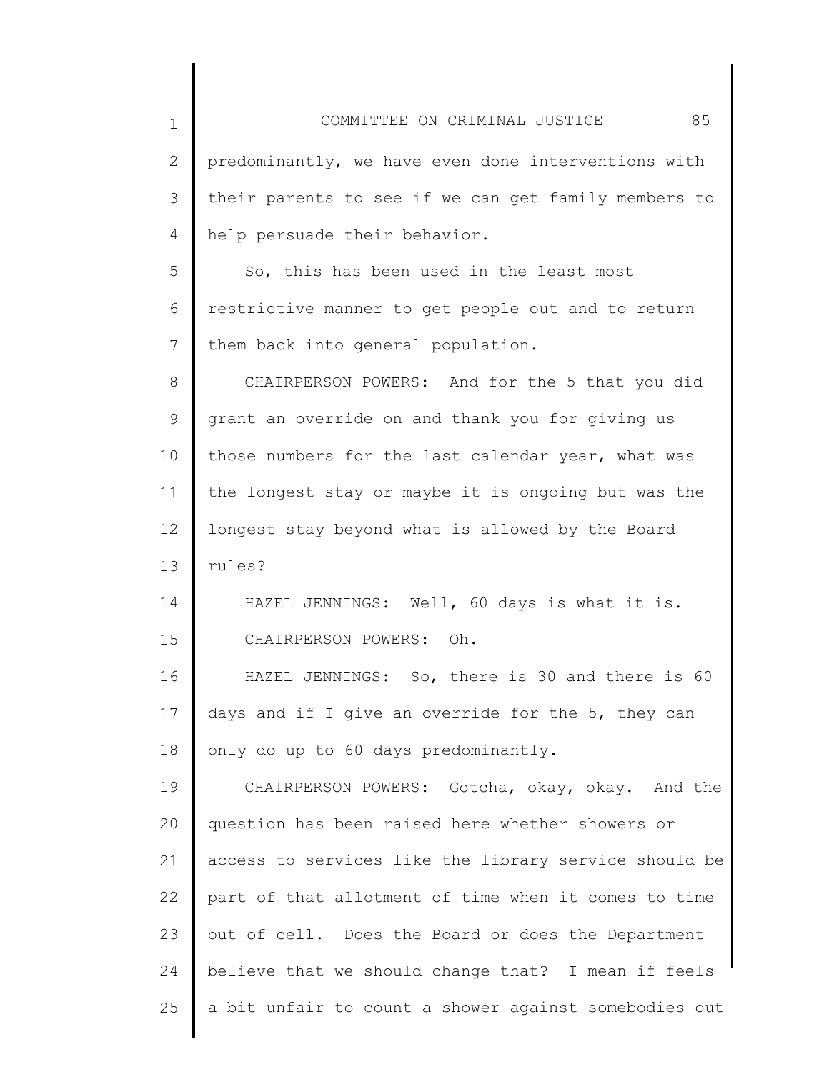predominantly, we have even done interventions with their parents to see if we can get family members to help persuade their behavior.

So, this has been used in the least most restrictive manner to get people out and to return them back into general population.

CHAIRPERSON POWERS: And for the 5 that you did grant an override on and thank you for giving us those numbers for the last calendar year, what was the longest stay or maybe it is ongoing but was the longest stay beyond what is allowed by the Board rules?

HAZEL JENNINGS: Well, 60 days is what it is.

CHAIRPERSON POWERS: Oh.

HAZEL JENNINGS: So, there is 30 and there is 60 days and if I give an override for the 5, they can only do up to 60 days predominantly.

CHAIRPERSON POWERS: Gotcha, okay, okay. And the question has been raised here whether showers or access to services like the library service should be part of that allotment of time when it comes to time out of cell. Does the Board or does the Department believe that we should change that? I mean if feels a bit unfair to count a shower against somebodies out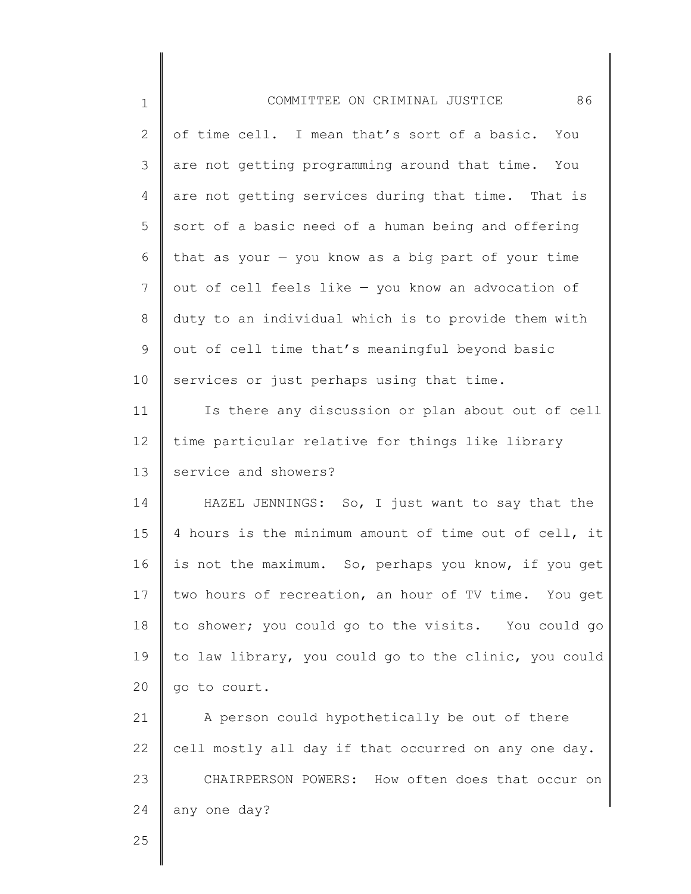of time cell. I mean that's sort of a basic. You are not getting programming around that time. You are not getting services during that time. That is sort of a basic need of a human being and offering that as your — you know as a big part of your time out of cell feels like — you know an advocation of duty to an individual which is to provide them with out of cell time that's meaningful beyond basic services or just perhaps using that time.

Is there any discussion or plan about out of cell time particular relative for things like library service and showers?

HAZEL JENNINGS: So, I just want to say that the 4 hours is the minimum amount of time out of cell, it is not the maximum. So, perhaps you know, if you get two hours of recreation, an hour of TV time. You get to shower; you could go to the visits. You could go to law library, you could go to the clinic, you could go to court.

A person could hypothetically be out of there cell mostly all day if that occurred on any one day.

CHAIRPERSON POWERS: How often does that occur on any one day?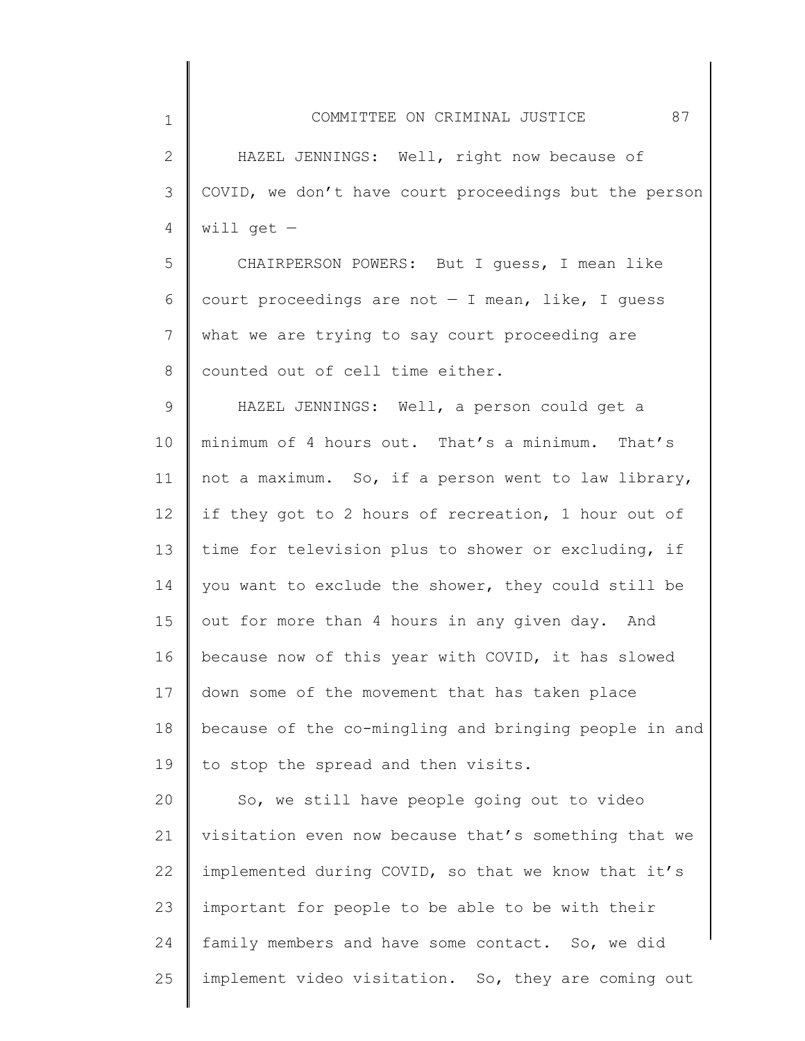HAZEL JENNINGS: Well, right now because of COVID, we don't have court proceedings but the person will get —

CHAIRPERSON POWERS: But I guess, I mean like court proceedings are not — I mean, like, I guess what we are trying to say court proceeding are counted out of cell time either.

HAZEL JENNINGS: Well, a person could get a minimum of 4 hours out. That's a minimum. That's not a maximum. So, if a person went to law library, if they got to 2 hours of recreation, 1 hour out of time for television plus to shower or excluding, if you want to exclude the shower, they could still be out for more than 4 hours in any given day. And because now of this year with COVID, it has slowed down some of the movement that has taken place because of the co-mingling and bringing people in and to stop the spread and then visits.

So, we still have people going out to video visitation even now because that's something that we implemented during COVID, so that we know that it's important for people to be able to be with their family members and have some contact. So, we did implement video visitation. So, they are coming out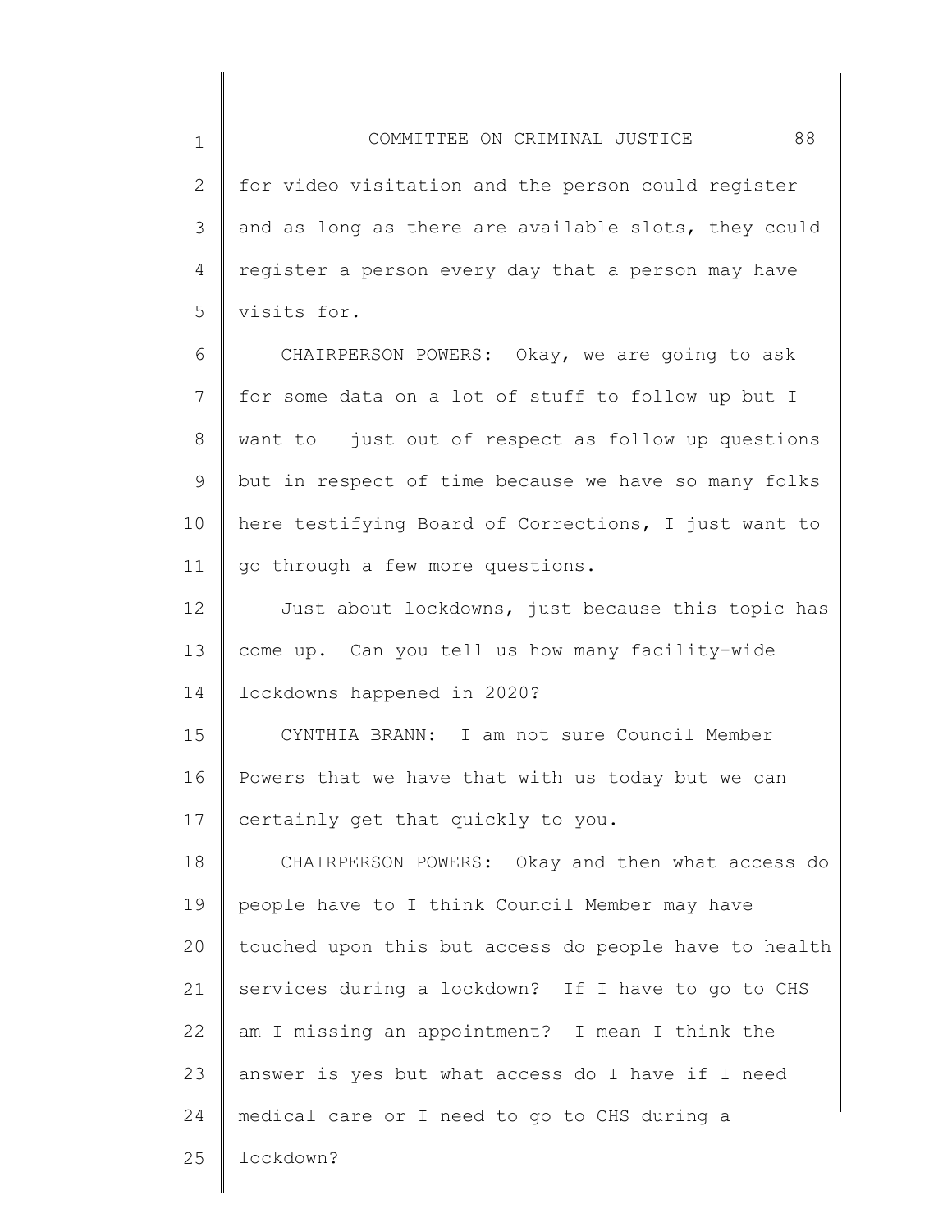for video visitation and the person could register and as long as there are available slots, they could register a person every day that a person may have visits for.

CHAIRPERSON POWERS: Okay, we are going to ask for some data on a lot of stuff to follow up but I want to — just out of respect as follow up questions but in respect of time because we have so many folks here testifying Board of Corrections, I just want to go through a few more questions.

Just about lockdowns, just because this topic has come up. Can you tell us how many facility-wide lockdowns happened in 2020?

CYNTHIA BRANN: I am not sure Council Member Powers that we have that with us today but we can certainly get that quickly to you.

CHAIRPERSON POWERS: Okay and then what access do people have to I think Council Member may have touched upon this but access do people have to health services during a lockdown? If I have to go to CHS am I missing an appointment? I mean I think the answer is yes but what access do I have if I need medical care or I need to go to CHS during a lockdown?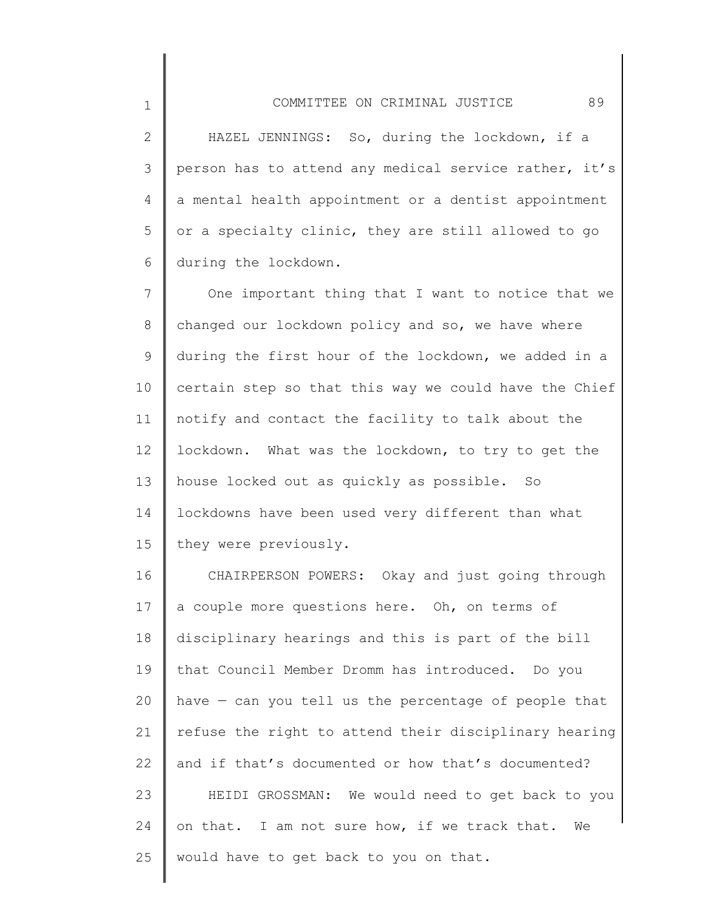HAZEL JENNINGS: So, during the lockdown, if a person has to attend any medical service rather, it's a mental health appointment or a dentist appointment or a specialty clinic, they are still allowed to go during the lockdown.

One important thing that I want to notice that we changed our lockdown policy and so, we have where during the first hour of the lockdown, we added in a certain step so that this way we could have the Chief notify and contact the facility to talk about the lockdown. What was the lockdown, to try to get the house locked out as quickly as possible. So lockdowns have been used very different than what they were previously.

CHAIRPERSON POWERS: Okay and just going through a couple more questions here. Oh, on terms of disciplinary hearings and this is part of the bill that Council Member Dromm has introduced. Do you have — can you tell us the percentage of people that refuse the right to attend their disciplinary hearing and if that's documented or how that's documented?

HEIDI GROSSMAN: We would need to get back to you on that. I am not sure how, if we track that. We would have to get back to you on that.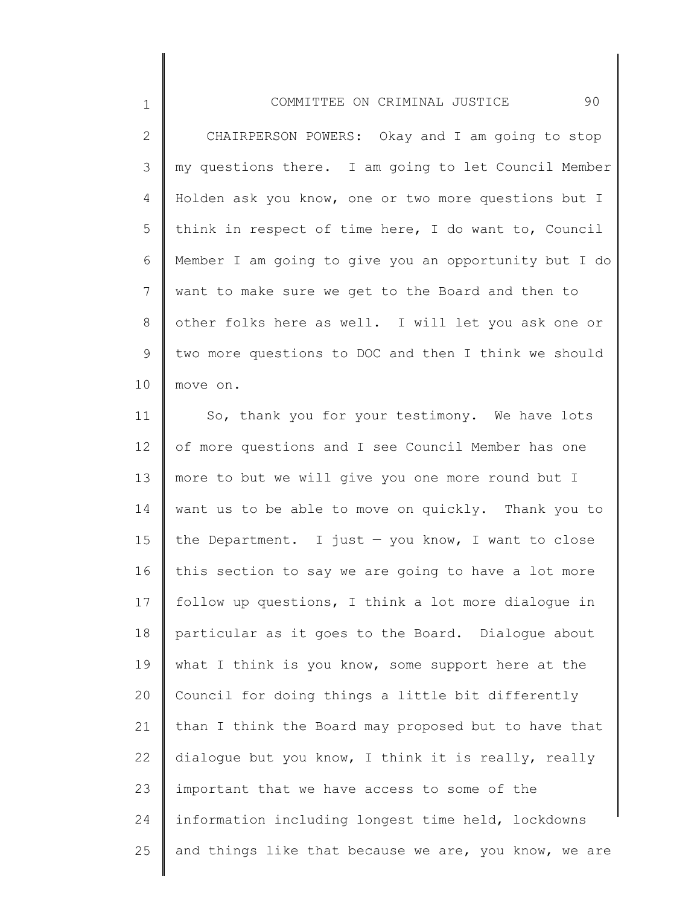CHAIRPERSON POWERS: Okay and I am going to stop my questions there. I am going to let Council Member Holden ask you know, one or two more questions but I think in respect of time here, I do want to, Council Member I am going to give you an opportunity but I do want to make sure we get to the Board and then to other folks here as well. I will let you ask one or two more questions to DOC and then I think we should move on.

So, thank you for your testimony. We have lots of more questions and I see Council Member has one more to but we will give you one more round but I want us to be able to move on quickly. Thank you to the Department. I just — you know, I want to close this section to say we are going to have a lot more follow up questions, I think a lot more dialogue in particular as it goes to the Board. Dialogue about what I think is you know, some support here at the Council for doing things a little bit differently than I think the Board may proposed but to have that dialogue but you know, I think it is really, really important that we have access to some of the information including longest time held, lockdowns and things like that because we are, you know, we are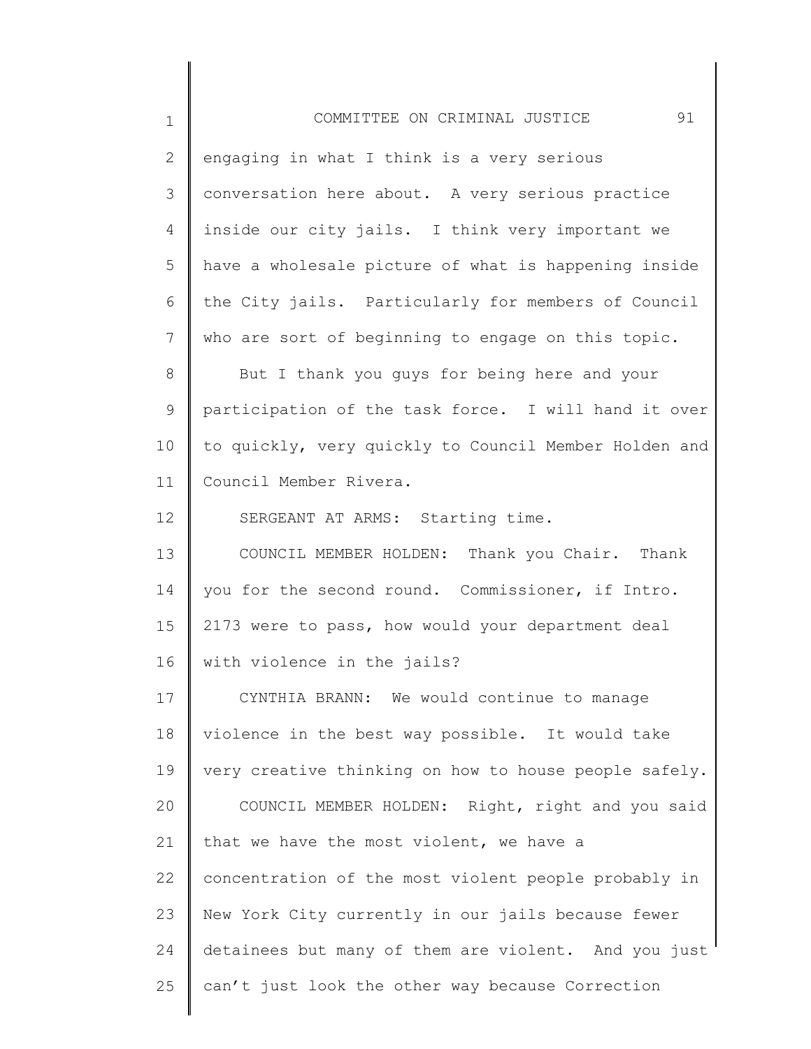engaging in what I think is a very serious conversation here about. A very serious practice inside our city jails. I think very important we have a wholesale picture of what is happening inside the City jails. Particularly for members of Council who are sort of beginning to engage on this topic.

But I thank you guys for being here and your participation of the task force. I will hand it over to quickly, very quickly to Council Member Holden and Council Member Rivera.

SERGEANT AT ARMS: Starting time.

COUNCIL MEMBER HOLDEN: Thank you Chair. Thank you for the second round. Commissioner, if Intro. 2173 were to pass, how would your department deal with violence in the jails?

CYNTHIA BRANN: We would continue to manage violence in the best way possible. It would take very creative thinking on how to house people safely.

COUNCIL MEMBER HOLDEN: Right, right and you said that we have the most violent, we have a concentration of the most violent people probably in New York City currently in our jails because fewer detainees but many of them are violent. And you just can't just look the other way because Correction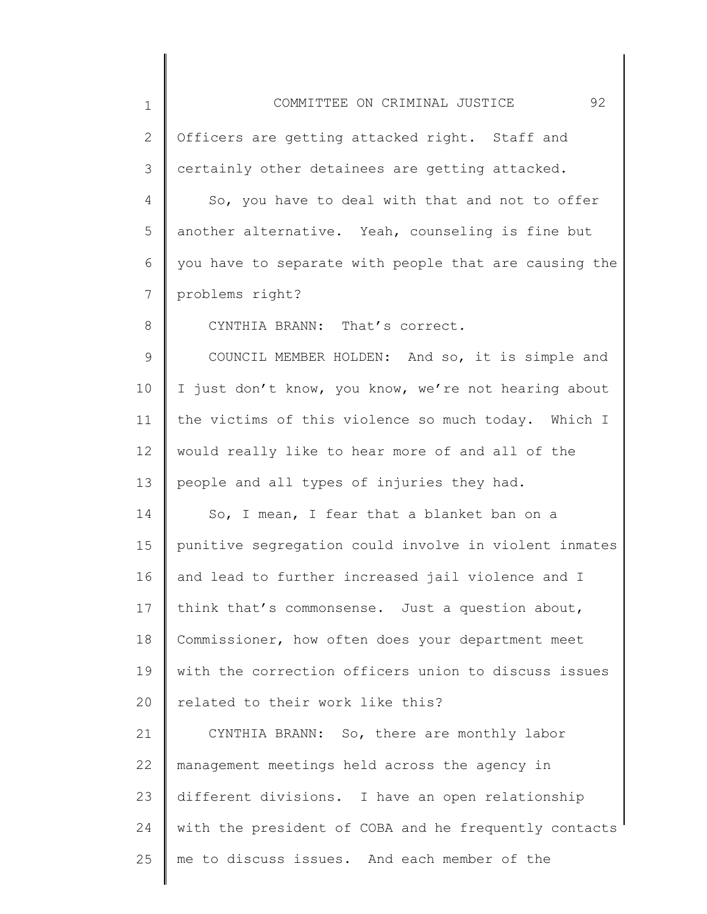Officers are getting attacked right. Staff and certainly other detainees are getting attacked.

So, you have to deal with that and not to offer another alternative. Yeah, counseling is fine but you have to separate with people that are causing the problems right?

CYNTHIA BRANN: That's correct.

COUNCIL MEMBER HOLDEN: And so, it is simple and I just don't know, you know, we're not hearing about the victims of this violence so much today. Which I would really like to hear more of and all of the people and all types of injuries they had.

So, I mean, I fear that a blanket ban on a punitive segregation could involve in violent inmates and lead to further increased jail violence and I think that's commonsense. Just a question about, Commissioner, how often does your department meet with the correction officers union to discuss issues related to their work like this?

CYNTHIA BRANN: So, there are monthly labor management meetings held across the agency in different divisions. I have an open relationship with the president of COBA and he frequently contacts me to discuss issues. And each member of the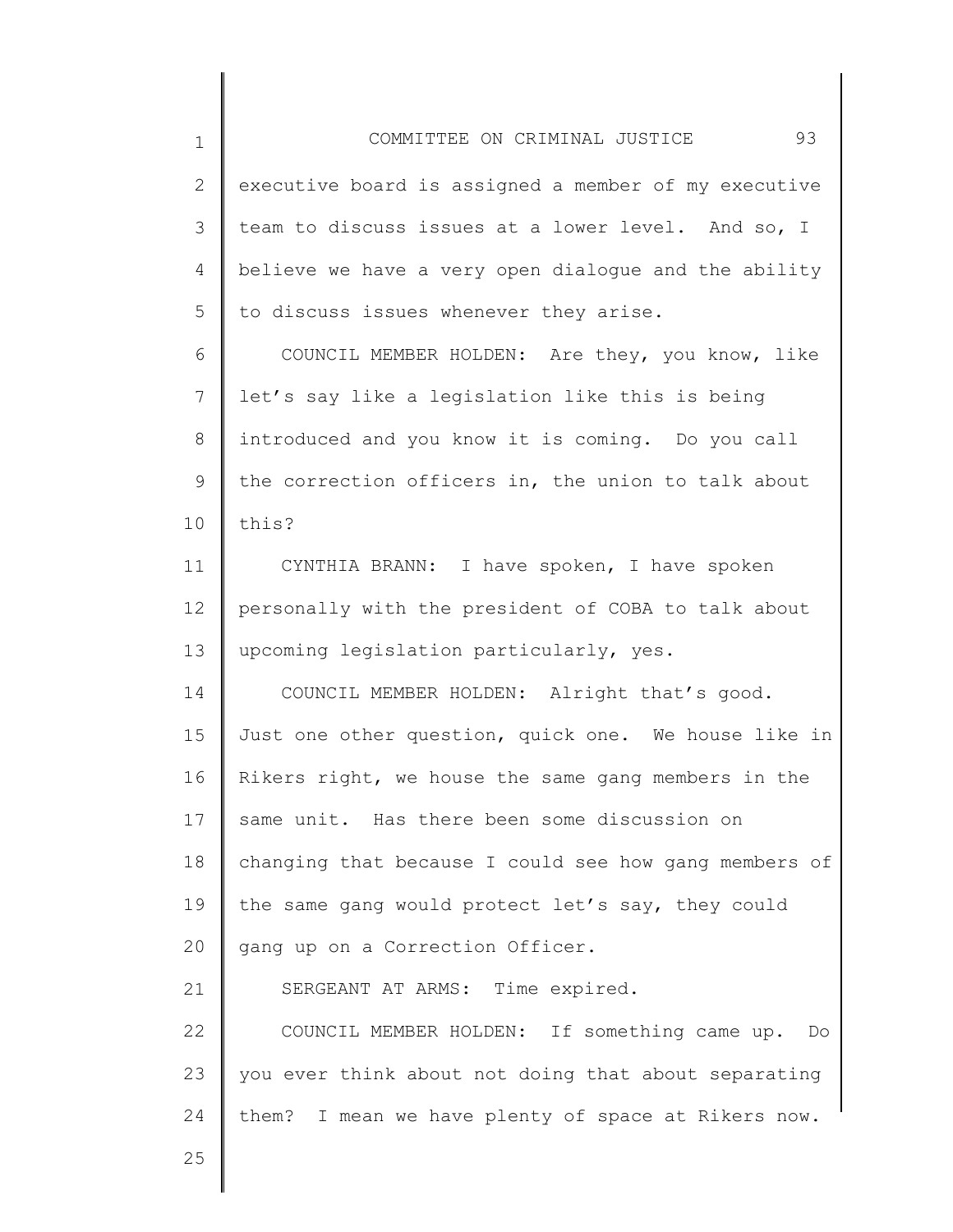executive board is assigned a member of my executive team to discuss issues at a lower level. And so, I believe we have a very open dialogue and the ability to discuss issues whenever they arise.

COUNCIL MEMBER HOLDEN: Are they, you know, like let's say like a legislation like this is being introduced and you know it is coming. Do you call the correction officers in, the union to talk about this?

CYNTHIA BRANN: I have spoken, I have spoken personally with the president of COBA to talk about upcoming legislation particularly, yes.

COUNCIL MEMBER HOLDEN: Alright that's good. Just one other question, quick one. We house like in Rikers right, we house the same gang members in the same unit. Has there been some discussion on changing that because I could see how gang members of the same gang would protect let's say, they could gang up on a Correction Officer.

SERGEANT AT ARMS: Time expired.

COUNCIL MEMBER HOLDEN: If something came up. Do you ever think about not doing that about separating them? I mean we have plenty of space at Rikers now.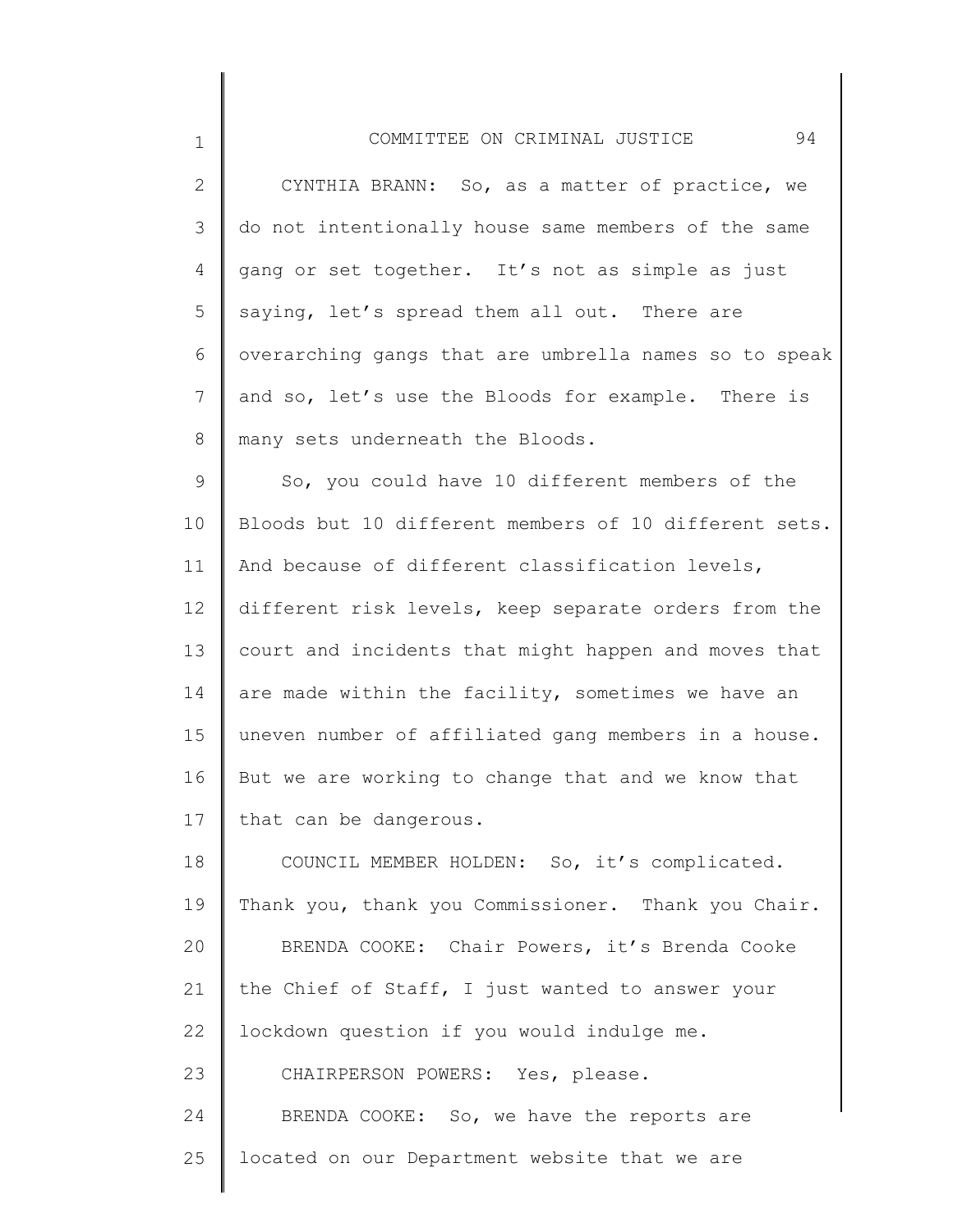CYNTHIA BRANN: So, as a matter of practice, we do not intentionally house same members of the same gang or set together. It's not as simple as just saying, let's spread them all out. There are overarching gangs that are umbrella names so to speak and so, let's use the Bloods for example. There is many sets underneath the Bloods.

So, you could have 10 different members of the Bloods but 10 different members of 10 different sets. And because of different classification levels, different risk levels, keep separate orders from the court and incidents that might happen and moves that are made within the facility, sometimes we have an uneven number of affiliated gang members in a house. But we are working to change that and we know that that can be dangerous.

COUNCIL MEMBER HOLDEN: So, it's complicated. Thank you, thank you Commissioner. Thank you Chair.

BRENDA COOKE: Chair Powers, it's Brenda Cooke the Chief of Staff, I just wanted to answer your lockdown question if you would indulge me.

CHAIRPERSON POWERS: Yes, please.

BRENDA COOKE: So, we have the reports are located on our Department website that we are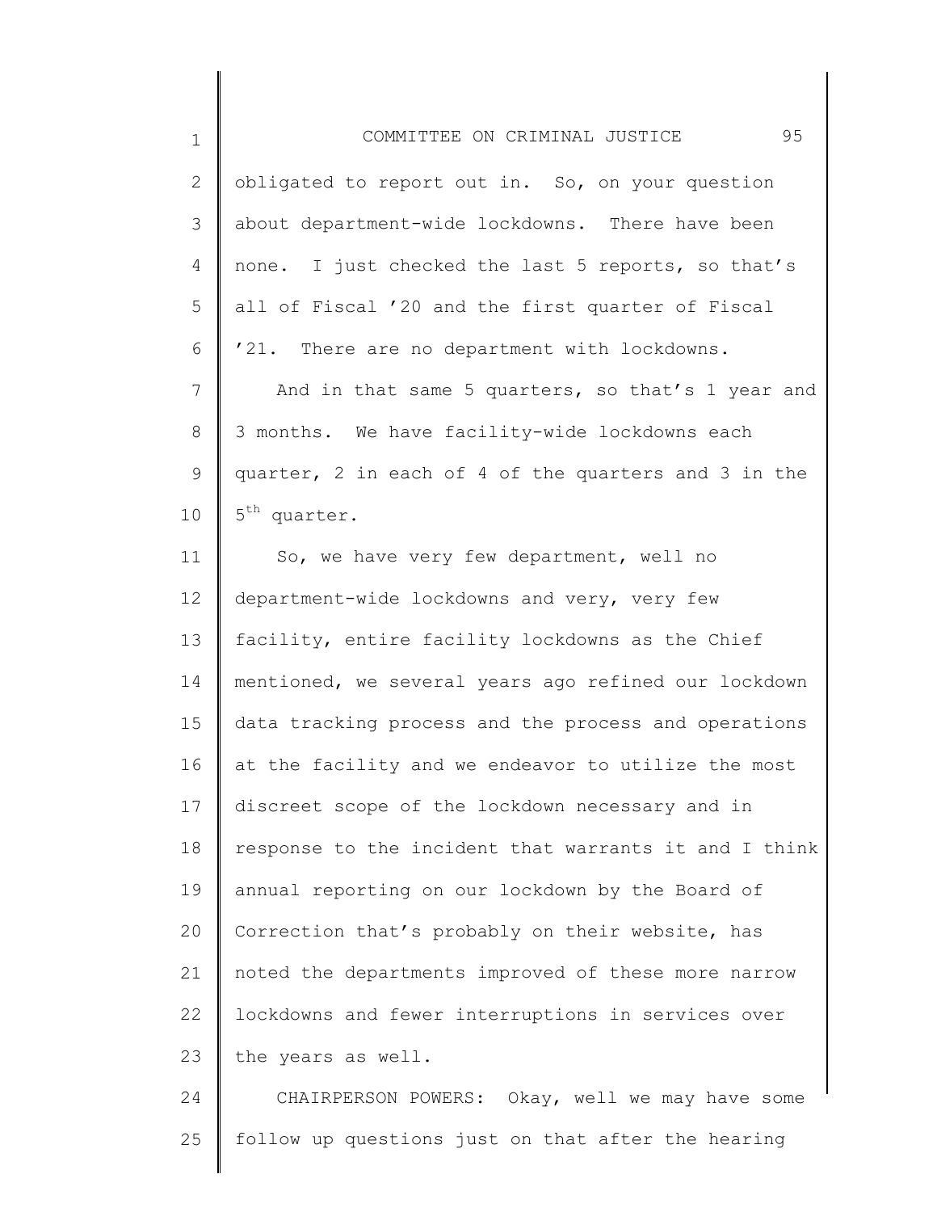obligated to report out in. So, on your question about department-wide lockdowns. There have been none. I just checked the last 5 reports, so that's all of Fiscal '20 and the first quarter of Fiscal '21. There are no department with lockdowns.

And in that same 5 quarters, so that's 1 year and 3 months. We have facility-wide lockdowns each quarter, 2 in each of 4 of the quarters and 3 in the 5th quarter.

So, we have very few department, well no department-wide lockdowns and very, very few facility, entire facility lockdowns as the Chief mentioned, we several years ago refined our lockdown data tracking process and the process and operations at the facility and we endeavor to utilize the most discreet scope of the lockdown necessary and in response to the incident that warrants it and I think annual reporting on our lockdown by the Board of Correction that's probably on their website, has noted the departments improved of these more narrow lockdowns and fewer interruptions in services over the years as well.

CHAIRPERSON POWERS: Okay, well we may have some follow up questions just on that after the hearing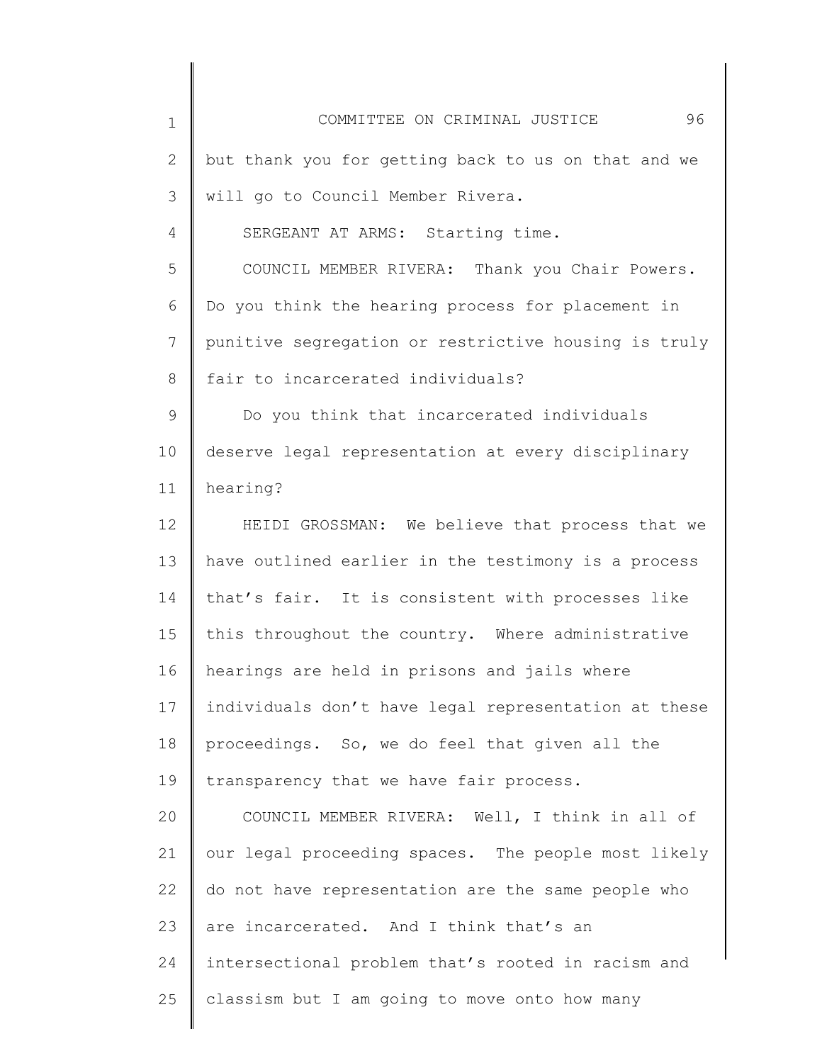but thank you for getting back to us on that and we will go to Council Member Rivera.

SERGEANT AT ARMS: Starting time.

COUNCIL MEMBER RIVERA: Thank you Chair Powers. Do you think the hearing process for placement in punitive segregation or restrictive housing is truly fair to incarcerated individuals?

Do you think that incarcerated individuals deserve legal representation at every disciplinary hearing?

HEIDI GROSSMAN: We believe that process that we have outlined earlier in the testimony is a process that's fair. It is consistent with processes like this throughout the country. Where administrative hearings are held in prisons and jails where individuals don't have legal representation at these proceedings. So, we do feel that given all the transparency that we have fair process.

COUNCIL MEMBER RIVERA: Well, I think in all of our legal proceeding spaces. The people most likely do not have representation are the same people who are incarcerated. And I think that's an intersectional problem that's rooted in racism and classism but I am going to move onto how many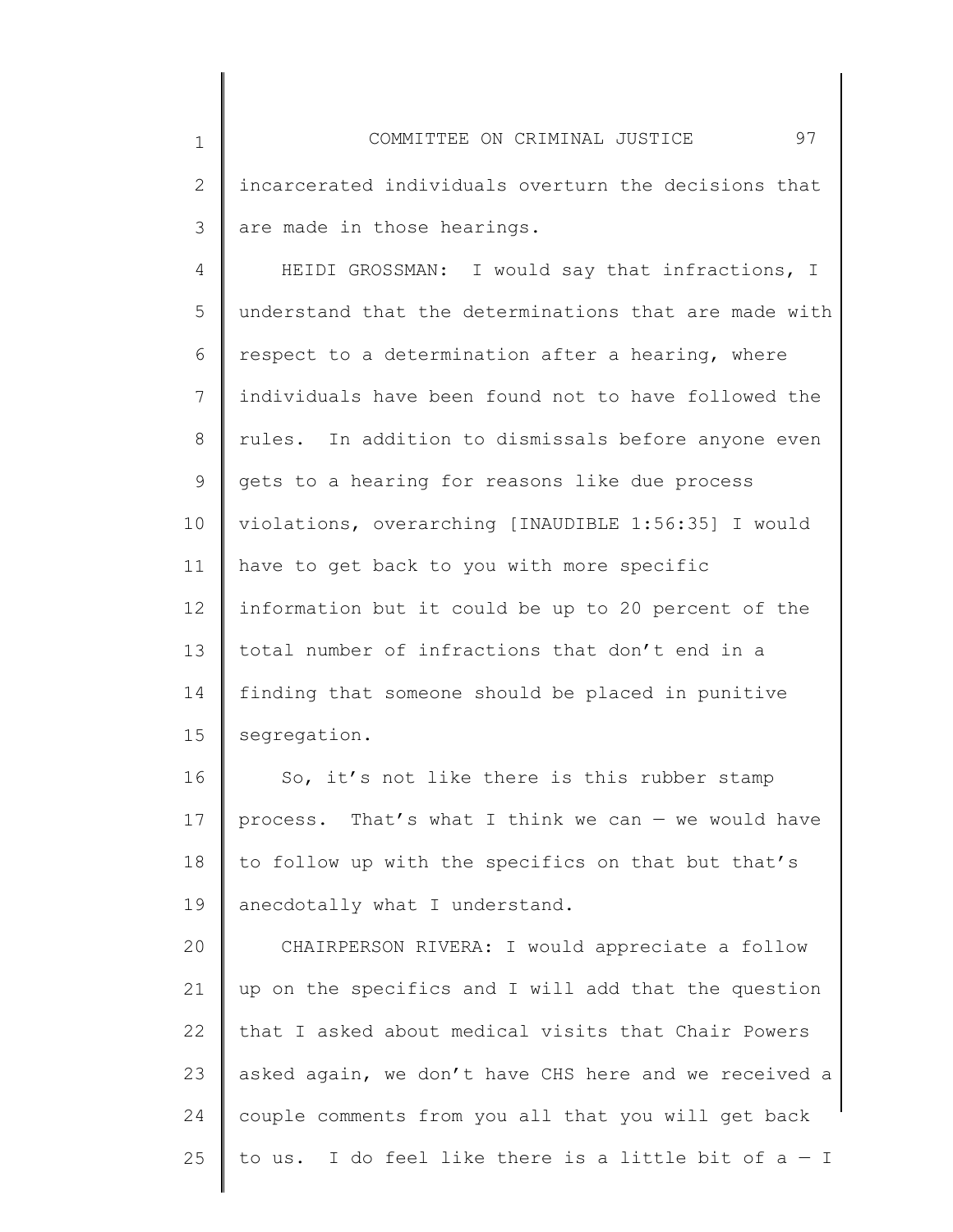incarcerated individuals overturn the decisions that are made in those hearings.

HEIDI GROSSMAN: I would say that infractions, I understand that the determinations that are made with respect to a determination after a hearing, where individuals have been found not to have followed the rules. In addition to dismissals before anyone even gets to a hearing for reasons like due process violations, overarching [INAUDIBLE 1:56:35] I would have to get back to you with more specific information but it could be up to 20 percent of the total number of infractions that don't end in a finding that someone should be placed in punitive segregation.

So, it's not like there is this rubber stamp process. That's what I think we can — we would have to follow up with the specifics on that but that's anecdotally what I understand.

CHAIRPERSON RIVERA: I would appreciate a follow up on the specifics and I will add that the question that I asked about medical visits that Chair Powers asked again, we don't have CHS here and we received a couple comments from you all that you will get back to us. I do feel like there is a little bit of a — I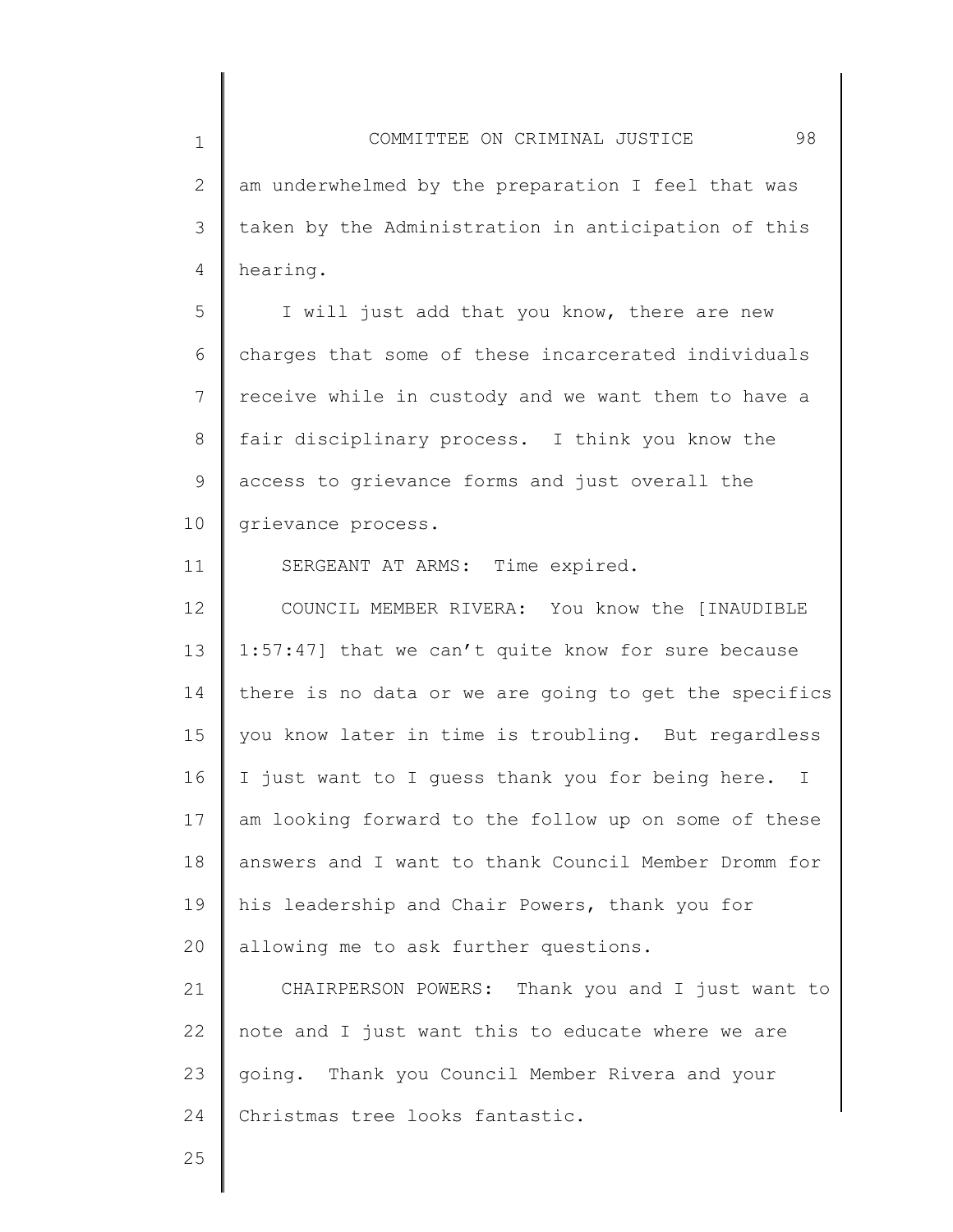am underwhelmed by the preparation I feel that was taken by the Administration in anticipation of this hearing.

I will just add that you know, there are new charges that some of these incarcerated individuals receive while in custody and we want them to have a fair disciplinary process. I think you know the access to grievance forms and just overall the grievance process.

SERGEANT AT ARMS: Time expired.

COUNCIL MEMBER RIVERA: You know the [INAUDIBLE 1:57:47] that we can't quite know for sure because there is no data or we are going to get the specifics you know later in time is troubling. But regardless I just want to I guess thank you for being here. I am looking forward to the follow up on some of these answers and I want to thank Council Member Dromm for his leadership and Chair Powers, thank you for allowing me to ask further questions.

CHAIRPERSON POWERS: Thank you and I just want to note and I just want this to educate where we are going. Thank you Council Member Rivera and your Christmas tree looks fantastic.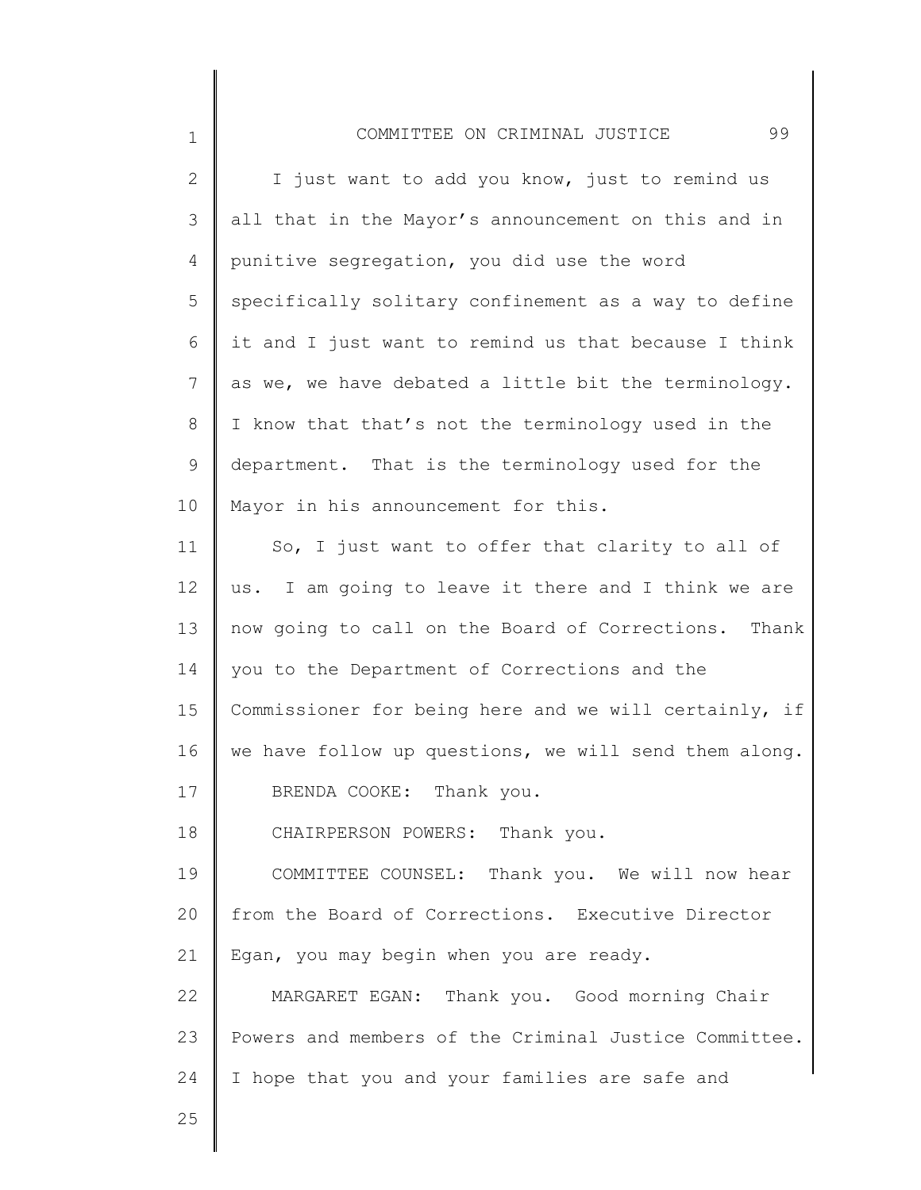I just want to add you know, just to remind us all that in the Mayor's announcement on this and in punitive segregation, you did use the word specifically solitary confinement as a way to define it and I just want to remind us that because I think as we, we have debated a little bit the terminology. I know that that's not the terminology used in the department. That is the terminology used for the Mayor in his announcement for this.

So, I just want to offer that clarity to all of us. I am going to leave it there and I think we are now going to call on the Board of Corrections. Thank you to the Department of Corrections and the Commissioner for being here and we will certainly, if we have follow up questions, we will send them along.

BRENDA COOKE: Thank you.

CHAIRPERSON POWERS: Thank you.

COMMITTEE COUNSEL: Thank you. We will now hear from the Board of Corrections. Executive Director Egan, you may begin when you are ready.

MARGARET EGAN: Thank you. Good morning Chair Powers and members of the Criminal Justice Committee. I hope that you and your families are safe and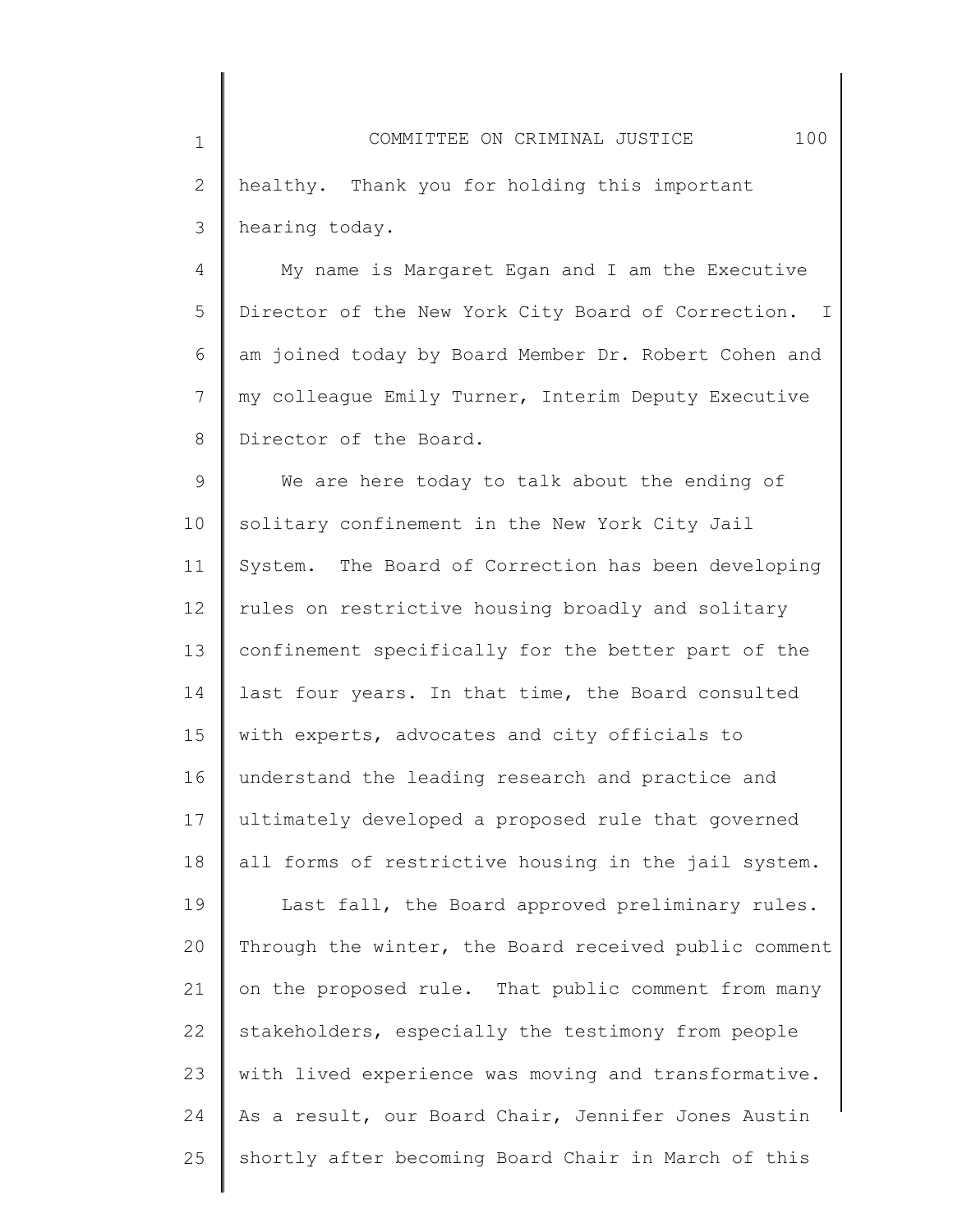healthy. Thank you for holding this important hearing today.

My name is Margaret Egan and I am the Executive Director of the New York City Board of Correction. I am joined today by Board Member Dr. Robert Cohen and my colleague Emily Turner, Interim Deputy Executive Director of the Board.

We are here today to talk about the ending of solitary confinement in the New York City Jail System. The Board of Correction has been developing rules on restrictive housing broadly and solitary confinement specifically for the better part of the last four years. In that time, the Board consulted with experts, advocates and city officials to understand the leading research and practice and ultimately developed a proposed rule that governed all forms of restrictive housing in the jail system.

Last fall, the Board approved preliminary rules. Through the winter, the Board received public comment on the proposed rule. That public comment from many stakeholders, especially the testimony from people with lived experience was moving and transformative. As a result, our Board Chair, Jennifer Jones Austin shortly after becoming Board Chair in March of this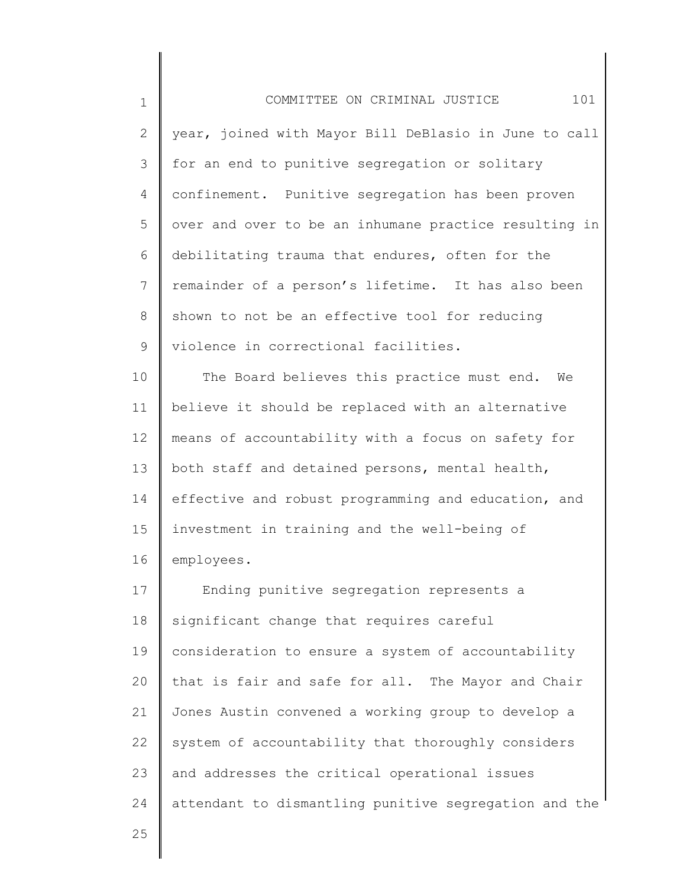year, joined with Mayor Bill DeBlasio in June to call for an end to punitive segregation or solitary confinement. Punitive segregation has been proven over and over to be an inhumane practice resulting in debilitating trauma that endures, often for the remainder of a person's lifetime. It has also been shown to not be an effective tool for reducing violence in correctional facilities.

The Board believes this practice must end. We believe it should be replaced with an alternative means of accountability with a focus on safety for both staff and detained persons, mental health, effective and robust programming and education, and investment in training and the well-being of employees.

Ending punitive segregation represents a significant change that requires careful consideration to ensure a system of accountability that is fair and safe for all. The Mayor and Chair Jones Austin convened a working group to develop a system of accountability that thoroughly considers and addresses the critical operational issues attendant to dismantling punitive segregation and the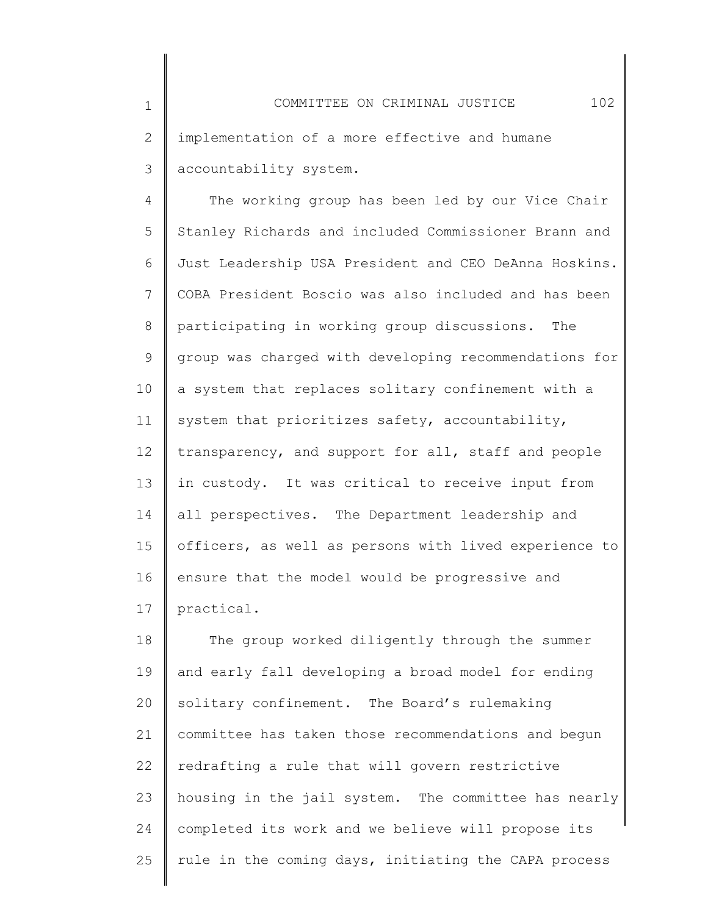implementation of a more effective and humane accountability system.

The working group has been led by our Vice Chair Stanley Richards and included Commissioner Brann and Just Leadership USA President and CEO DeAnna Hoskins. COBA President Boscio was also included and has been participating in working group discussions. The group was charged with developing recommendations for a system that replaces solitary confinement with a system that prioritizes safety, accountability, transparency, and support for all, staff and people in custody. It was critical to receive input from all perspectives. The Department leadership and officers, as well as persons with lived experience to ensure that the model would be progressive and practical.

The group worked diligently through the summer and early fall developing a broad model for ending solitary confinement. The Board's rulemaking committee has taken those recommendations and begun redrafting a rule that will govern restrictive housing in the jail system. The committee has nearly completed its work and we believe will propose its rule in the coming days, initiating the CAPA process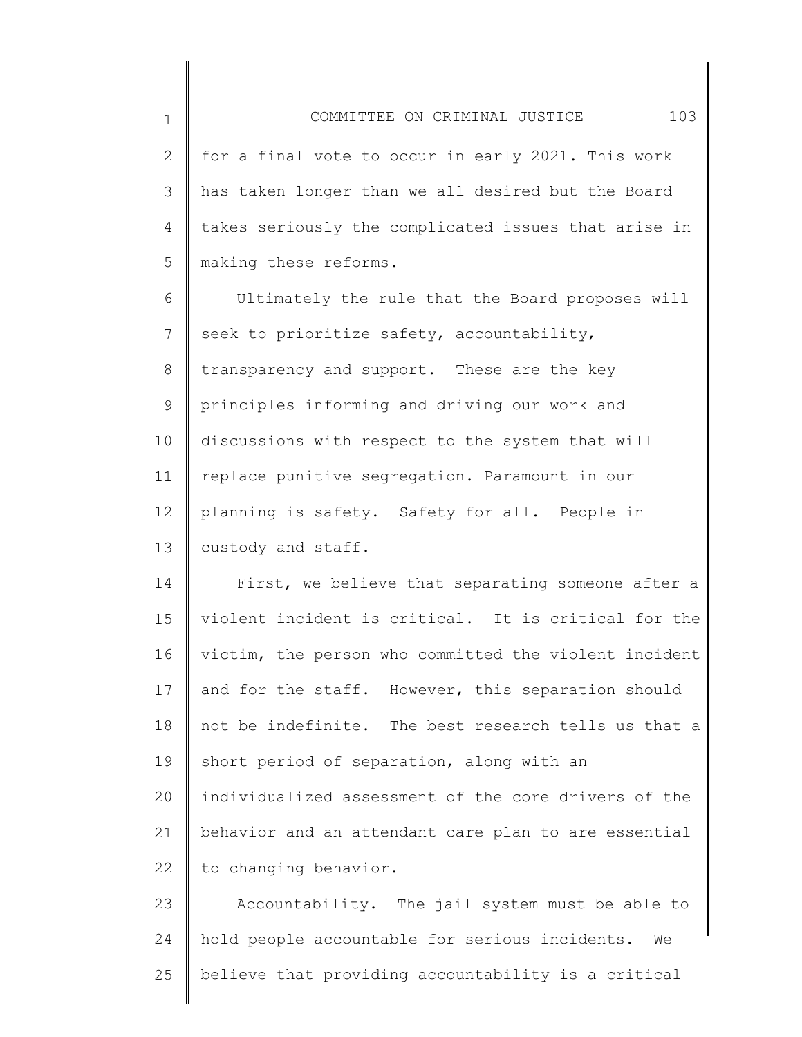for a final vote to occur in early 2021. This work has taken longer than we all desired but the Board takes seriously the complicated issues that arise in making these reforms.

Ultimately the rule that the Board proposes will seek to prioritize safety, accountability, transparency and support. These are the key principles informing and driving our work and discussions with respect to the system that will replace punitive segregation. Paramount in our planning is safety. Safety for all. People in custody and staff.

First, we believe that separating someone after a violent incident is critical. It is critical for the victim, the person who committed the violent incident and for the staff. However, this separation should not be indefinite. The best research tells us that a short period of separation, along with an individualized assessment of the core drivers of the behavior and an attendant care plan to are essential to changing behavior.

Accountability. The jail system must be able to hold people accountable for serious incidents. We believe that providing accountability is a critical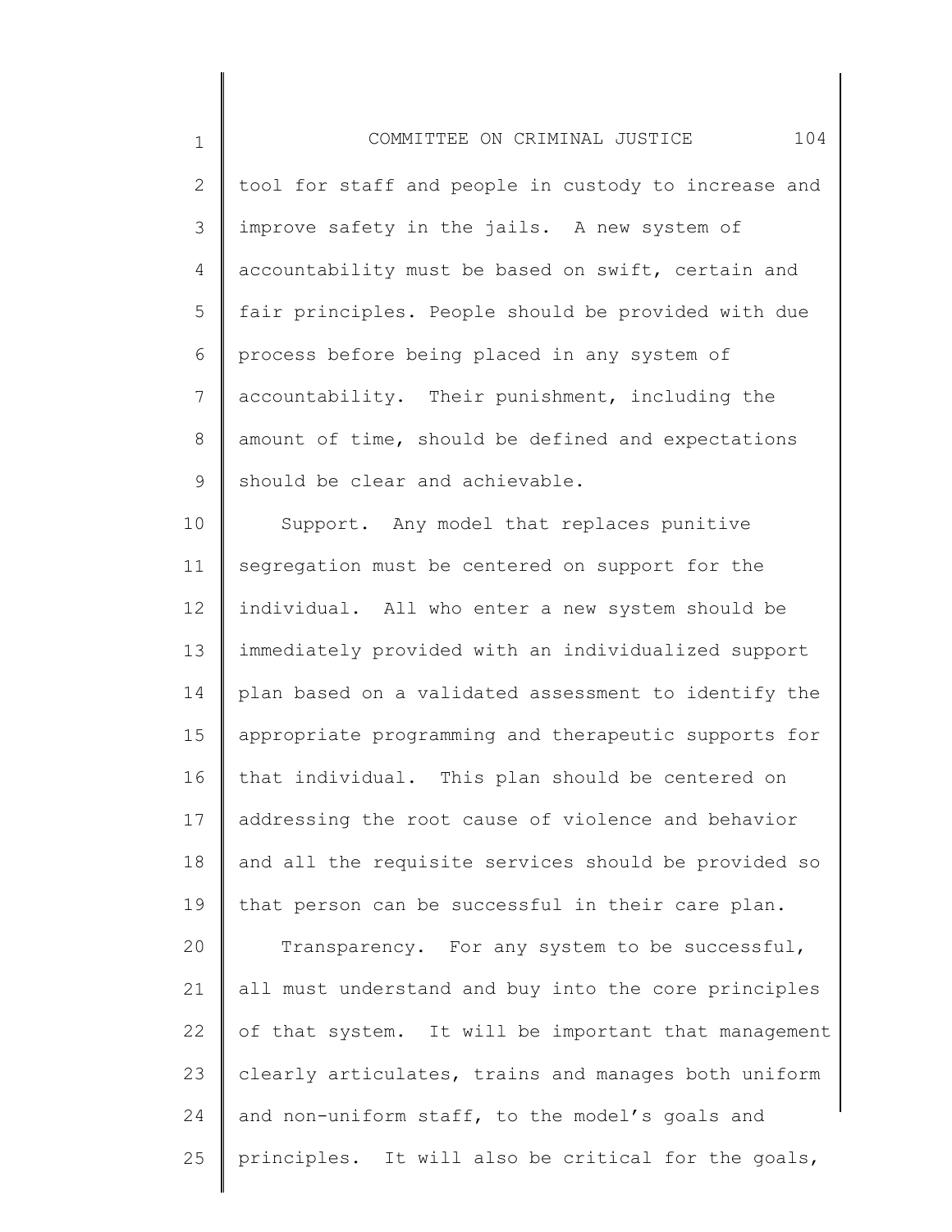tool for staff and people in custody to increase and improve safety in the jails. A new system of accountability must be based on swift, certain and fair principles. People should be provided with due process before being placed in any system of accountability. Their punishment, including the amount of time, should be defined and expectations should be clear and achievable.

Support. Any model that replaces punitive segregation must be centered on support for the individual. All who enter a new system should be immediately provided with an individualized support plan based on a validated assessment to identify the appropriate programming and therapeutic supports for that individual. This plan should be centered on addressing the root cause of violence and behavior and all the requisite services should be provided so that person can be successful in their care plan.

Transparency. For any system to be successful, all must understand and buy into the core principles of that system. It will be important that management clearly articulates, trains and manages both uniform and non-uniform staff, to the model's goals and principles. It will also be critical for the goals,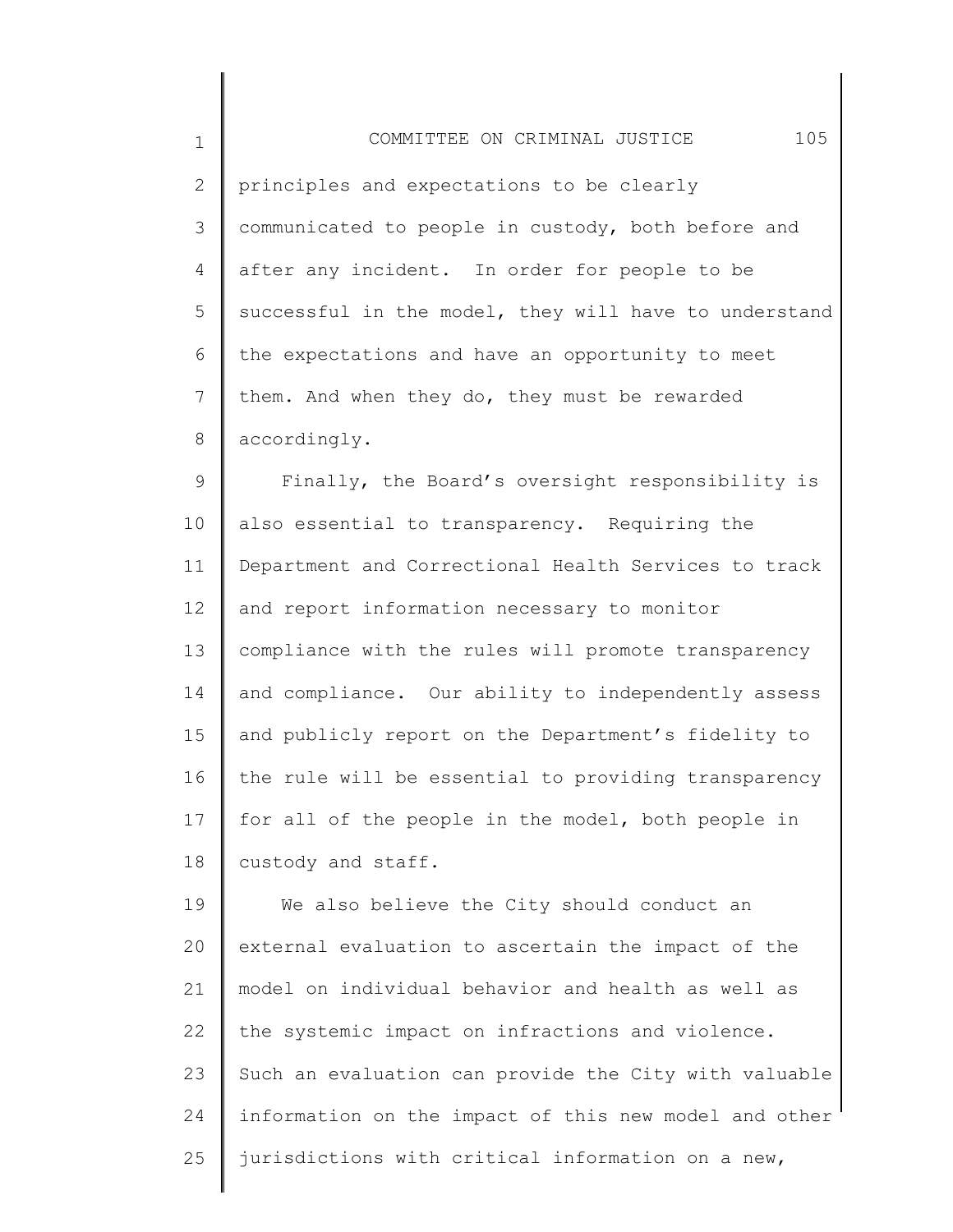principles and expectations to be clearly communicated to people in custody, both before and after any incident. In order for people to be successful in the model, they will have to understand the expectations and have an opportunity to meet them. And when they do, they must be rewarded accordingly.

Finally, the Board's oversight responsibility is also essential to transparency. Requiring the Department and Correctional Health Services to track and report information necessary to monitor compliance with the rules will promote transparency and compliance. Our ability to independently assess and publicly report on the Department's fidelity to the rule will be essential to providing transparency for all of the people in the model, both people in custody and staff.

We also believe the City should conduct an external evaluation to ascertain the impact of the model on individual behavior and health as well as the systemic impact on infractions and violence. Such an evaluation can provide the City with valuable information on the impact of this new model and other jurisdictions with critical information on a new,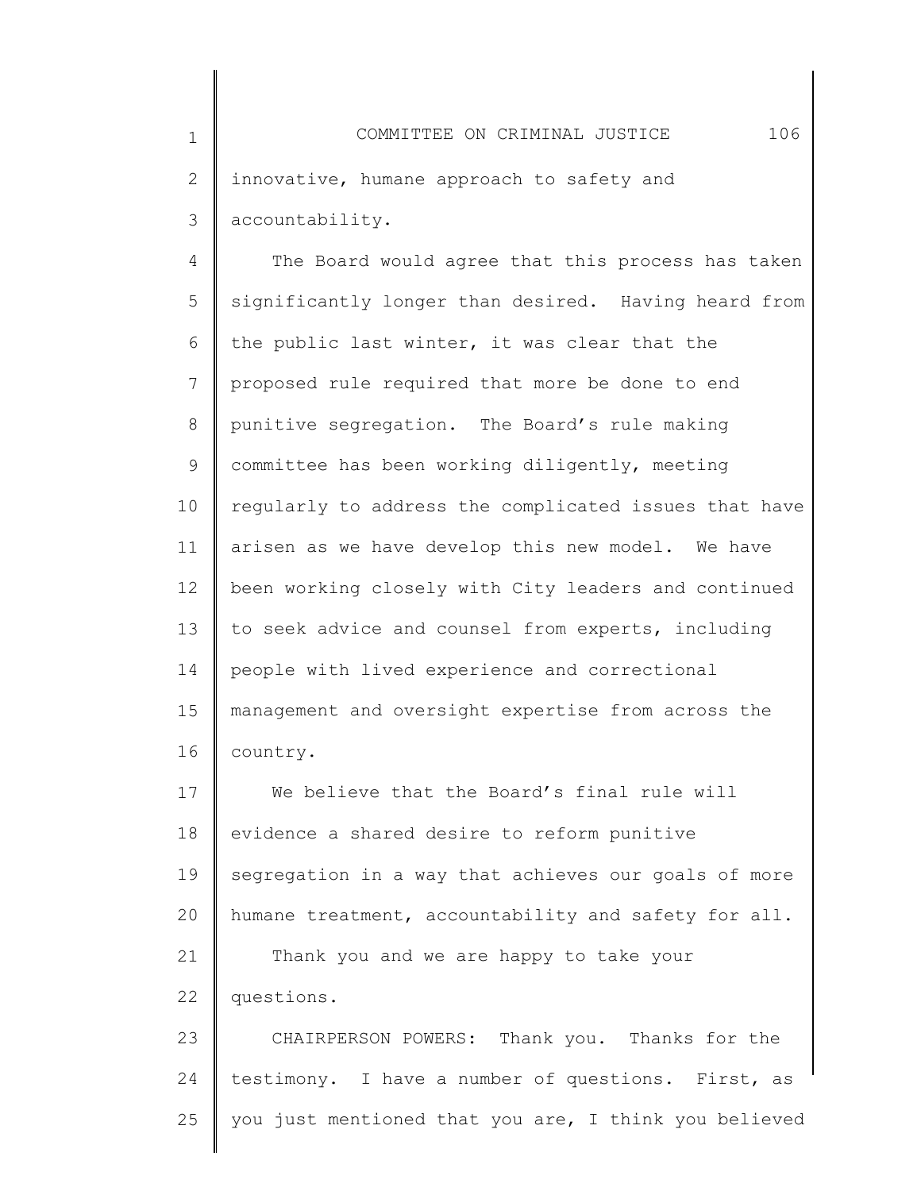innovative, humane approach to safety and accountability.

The Board would agree that this process has taken significantly longer than desired. Having heard from the public last winter, it was clear that the proposed rule required that more be done to end punitive segregation. The Board's rule making committee has been working diligently, meeting regularly to address the complicated issues that have arisen as we have develop this new model. We have been working closely with City leaders and continued to seek advice and counsel from experts, including people with lived experience and correctional management and oversight expertise from across the country.

We believe that the Board's final rule will evidence a shared desire to reform punitive segregation in a way that achieves our goals of more humane treatment, accountability and safety for all.

Thank you and we are happy to take your questions.

CHAIRPERSON POWERS: Thank you. Thanks for the testimony. I have a number of questions. First, as you just mentioned that you are, I think you believed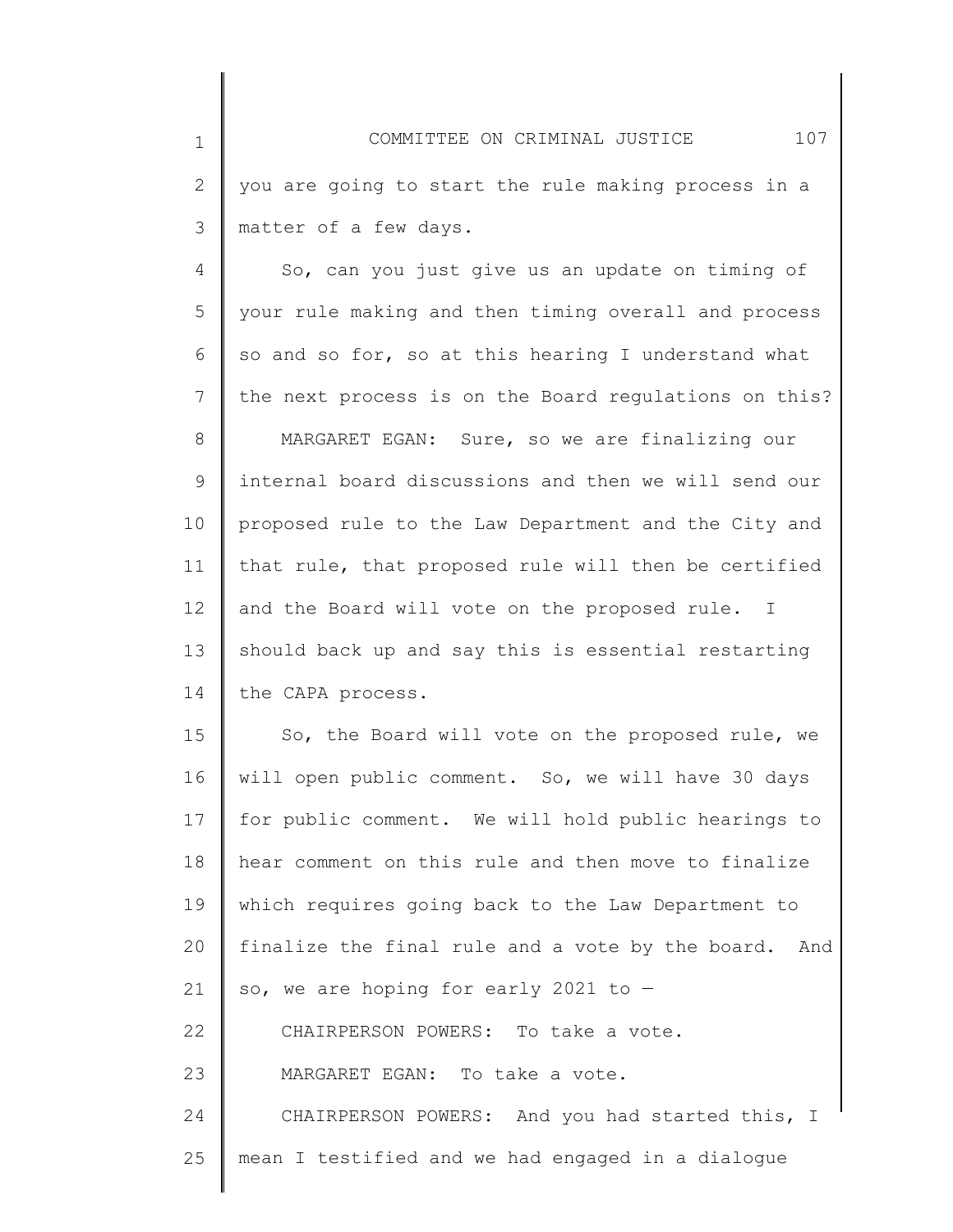you are going to start the rule making process in a matter of a few days.

So, can you just give us an update on timing of your rule making and then timing overall and process so and so for, so at this hearing I understand what the next process is on the Board regulations on this?

MARGARET EGAN: Sure, so we are finalizing our internal board discussions and then we will send our proposed rule to the Law Department and the City and that rule, that proposed rule will then be certified and the Board will vote on the proposed rule. I should back up and say this is essential restarting the CAPA process.

So, the Board will vote on the proposed rule, we will open public comment. So, we will have 30 days for public comment. We will hold public hearings to hear comment on this rule and then move to finalize which requires going back to the Law Department to finalize the final rule and a vote by the board. And so, we are hoping for early 2021 to —

CHAIRPERSON POWERS: To take a vote.

MARGARET EGAN: To take a vote.

CHAIRPERSON POWERS: And you had started this, I mean I testified and we had engaged in a dialogue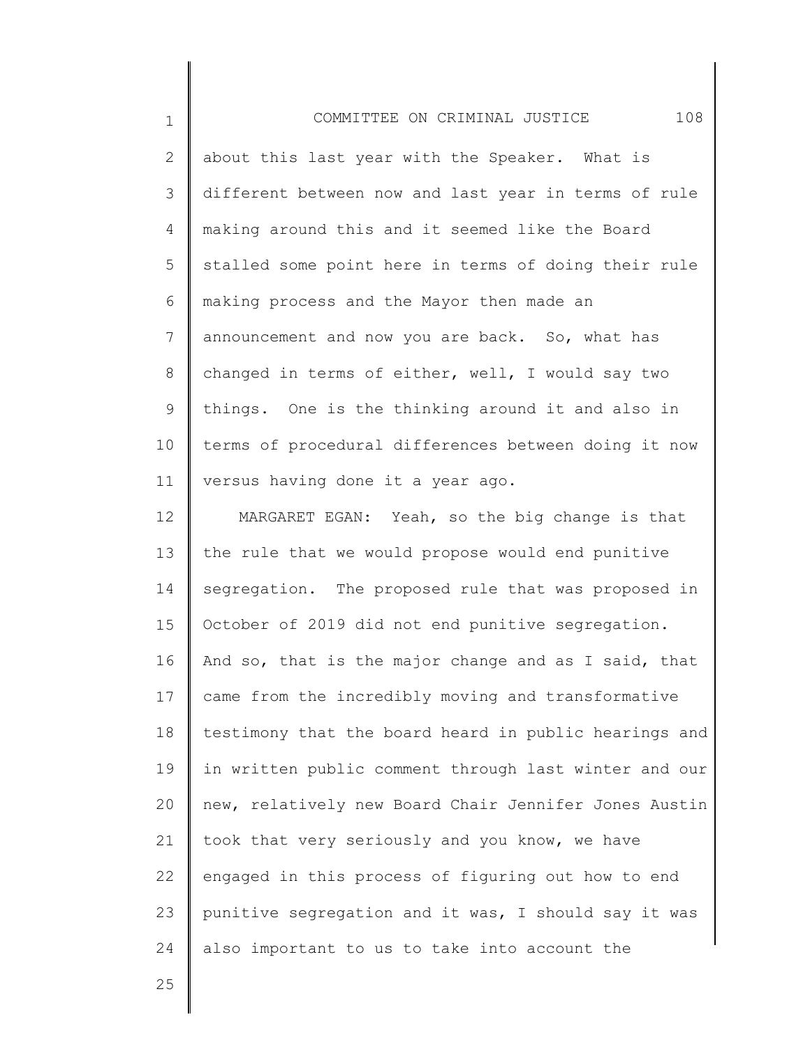about this last year with the Speaker. What is different between now and last year in terms of rule making around this and it seemed like the Board stalled some point here in terms of doing their rule making process and the Mayor then made an announcement and now you are back. So, what has changed in terms of either, well, I would say two things. One is the thinking around it and also in terms of procedural differences between doing it now versus having done it a year ago.

MARGARET EGAN: Yeah, so the big change is that the rule that we would propose would end punitive segregation. The proposed rule that was proposed in October of 2019 did not end punitive segregation. And so, that is the major change and as I said, that came from the incredibly moving and transformative testimony that the board heard in public hearings and in written public comment through last winter and our new, relatively new Board Chair Jennifer Jones Austin took that very seriously and you know, we have engaged in this process of figuring out how to end punitive segregation and it was, I should say it was also important to us to take into account the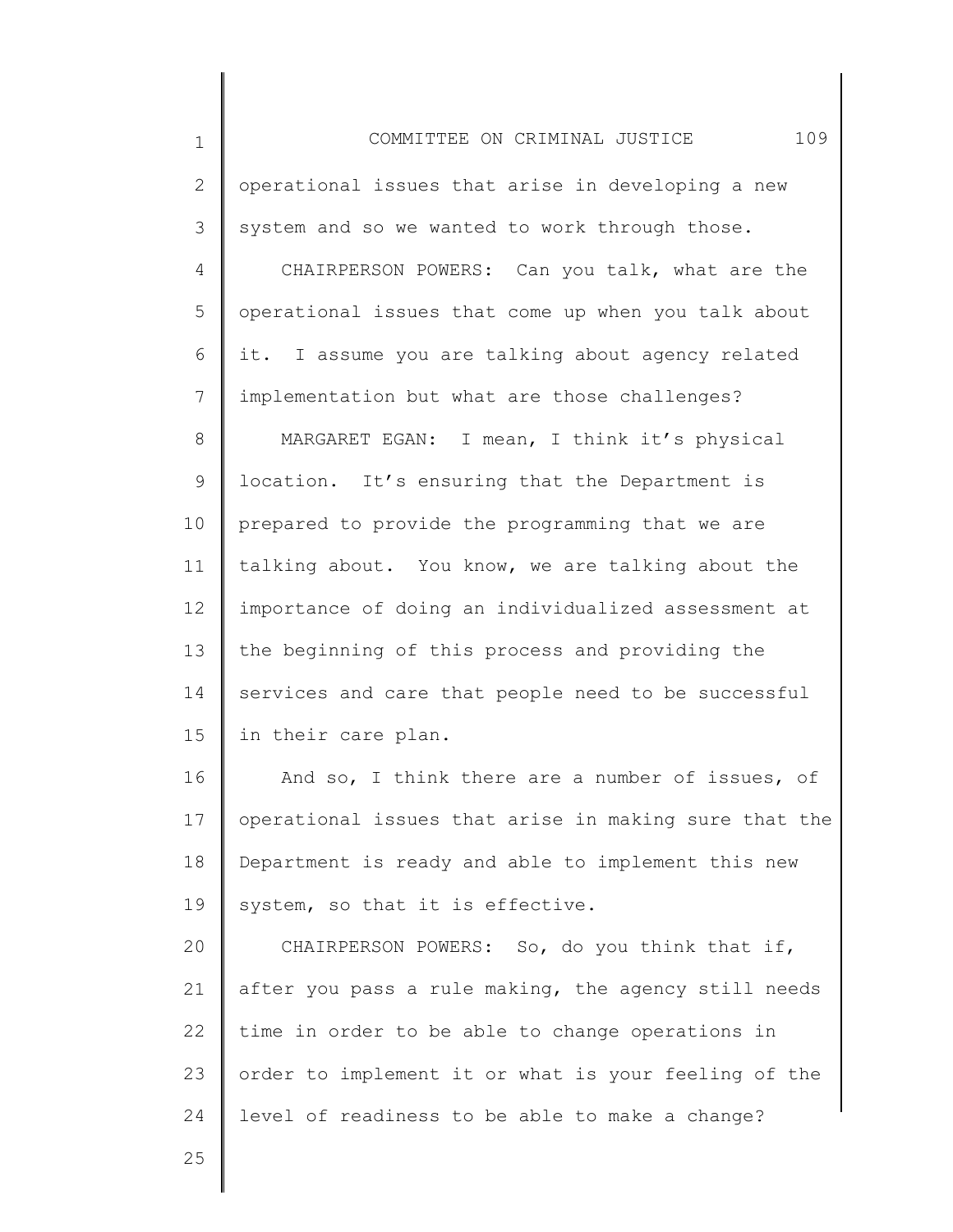operational issues that arise in developing a new system and so we wanted to work through those.

CHAIRPERSON POWERS: Can you talk, what are the operational issues that come up when you talk about it. I assume you are talking about agency related implementation but what are those challenges?

MARGARET EGAN: I mean, I think it's physical location. It's ensuring that the Department is prepared to provide the programming that we are talking about. You know, we are talking about the importance of doing an individualized assessment at the beginning of this process and providing the services and care that people need to be successful in their care plan.

And so, I think there are a number of issues, of operational issues that arise in making sure that the Department is ready and able to implement this new system, so that it is effective.

CHAIRPERSON POWERS: So, do you think that if, after you pass a rule making, the agency still needs time in order to be able to change operations in order to implement it or what is your feeling of the level of readiness to be able to make a change?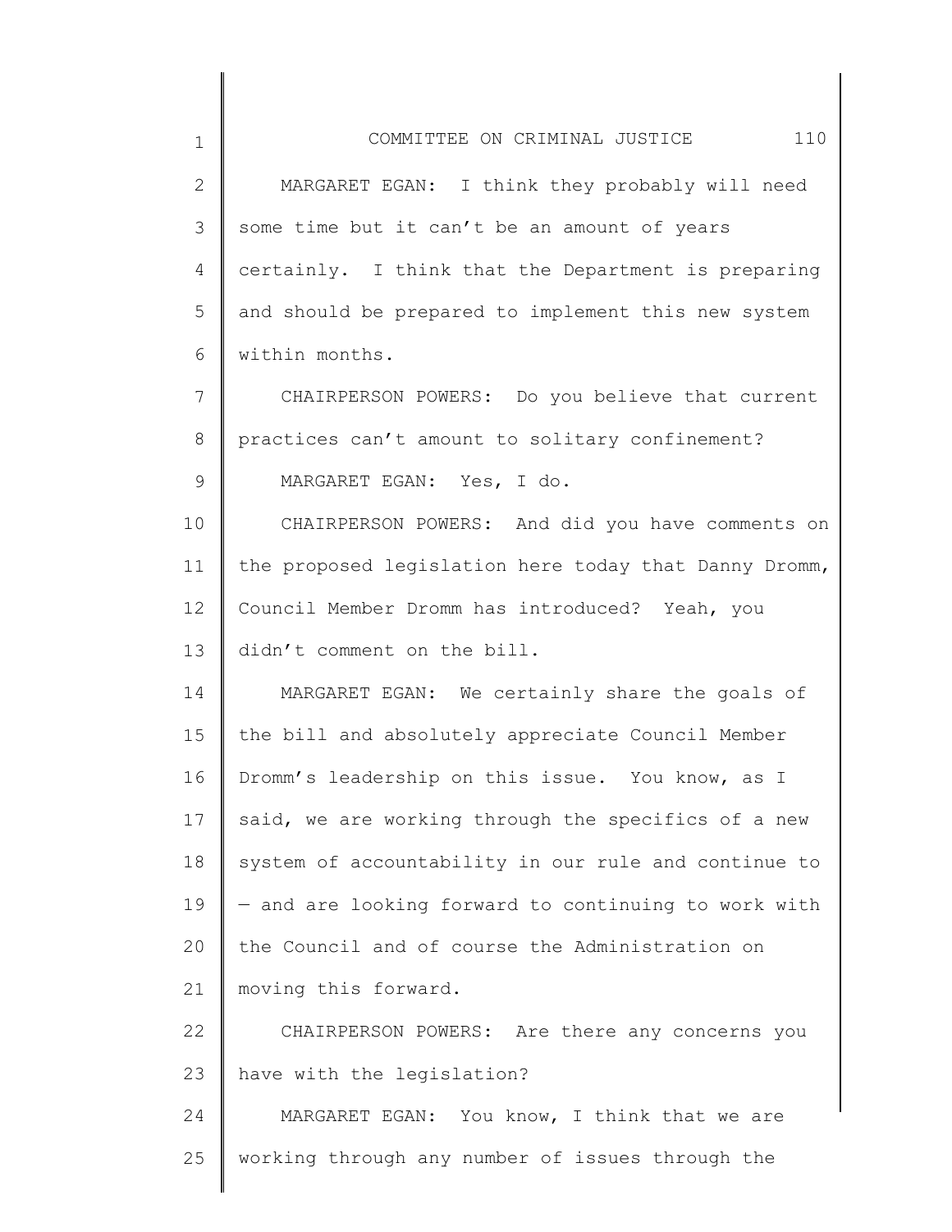MARGARET EGAN: I think they probably will need some time but it can't be an amount of years certainly. I think that the Department is preparing and should be prepared to implement this new system within months.

CHAIRPERSON POWERS: Do you believe that current practices can't amount to solitary confinement?

MARGARET EGAN: Yes, I do.

CHAIRPERSON POWERS: And did you have comments on the proposed legislation here today that Danny Dromm, Council Member Dromm has introduced? Yeah, you didn't comment on the bill.

MARGARET EGAN: We certainly share the goals of the bill and absolutely appreciate Council Member Dromm's leadership on this issue. You know, as I said, we are working through the specifics of a new system of accountability in our rule and continue to — and are looking forward to continuing to work with the Council and of course the Administration on moving this forward.

CHAIRPERSON POWERS: Are there any concerns you have with the legislation?

MARGARET EGAN: You know, I think that we are working through any number of issues through the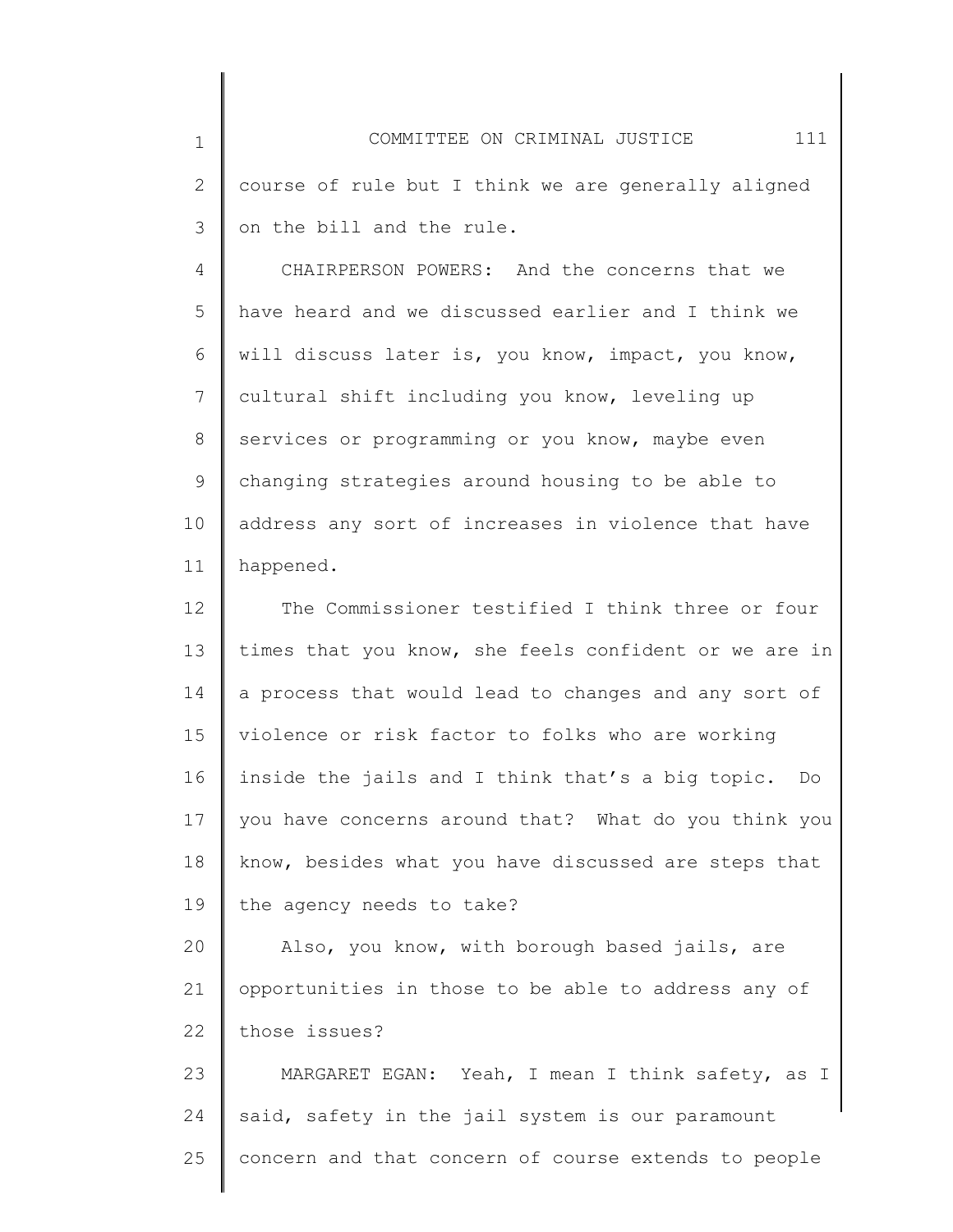course of rule but I think we are generally aligned on the bill and the rule.

CHAIRPERSON POWERS: And the concerns that we have heard and we discussed earlier and I think we will discuss later is, you know, impact, you know, cultural shift including you know, leveling up services or programming or you know, maybe even changing strategies around housing to be able to address any sort of increases in violence that have happened.

The Commissioner testified I think three or four times that you know, she feels confident or we are in a process that would lead to changes and any sort of violence or risk factor to folks who are working inside the jails and I think that's a big topic. Do you have concerns around that? What do you think you know, besides what you have discussed are steps that the agency needs to take?

Also, you know, with borough based jails, are opportunities in those to be able to address any of those issues?

MARGARET EGAN: Yeah, I mean I think safety, as I said, safety in the jail system is our paramount concern and that concern of course extends to people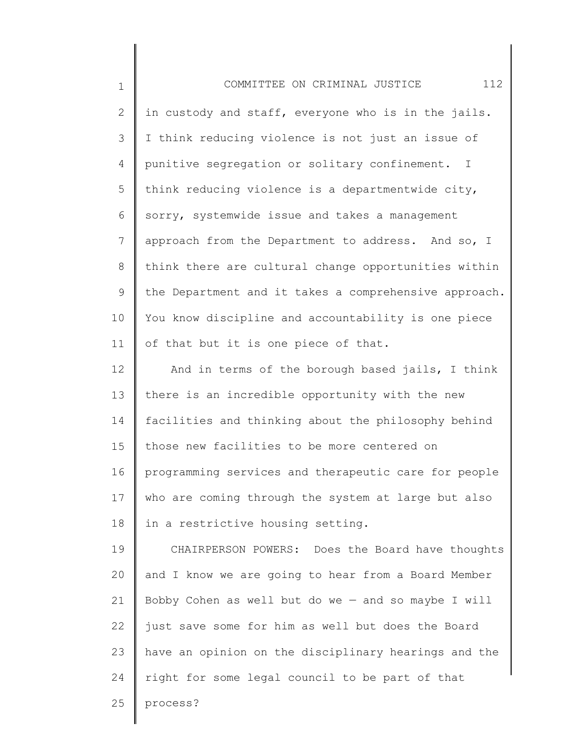in custody and staff, everyone who is in the jails. I think reducing violence is not just an issue of punitive segregation or solitary confinement. I think reducing violence is a departmentwide city, sorry, systemwide issue and takes a management approach from the Department to address. And so, I think there are cultural change opportunities within the Department and it takes a comprehensive approach. You know discipline and accountability is one piece of that but it is one piece of that.

And in terms of the borough based jails, I think there is an incredible opportunity with the new facilities and thinking about the philosophy behind those new facilities to be more centered on programming services and therapeutic care for people who are coming through the system at large but also in a restrictive housing setting.

CHAIRPERSON POWERS: Does the Board have thoughts and I know we are going to hear from a Board Member Bobby Cohen as well but do we — and so maybe I will just save some for him as well but does the Board have an opinion on the disciplinary hearings and the right for some legal council to be part of that process?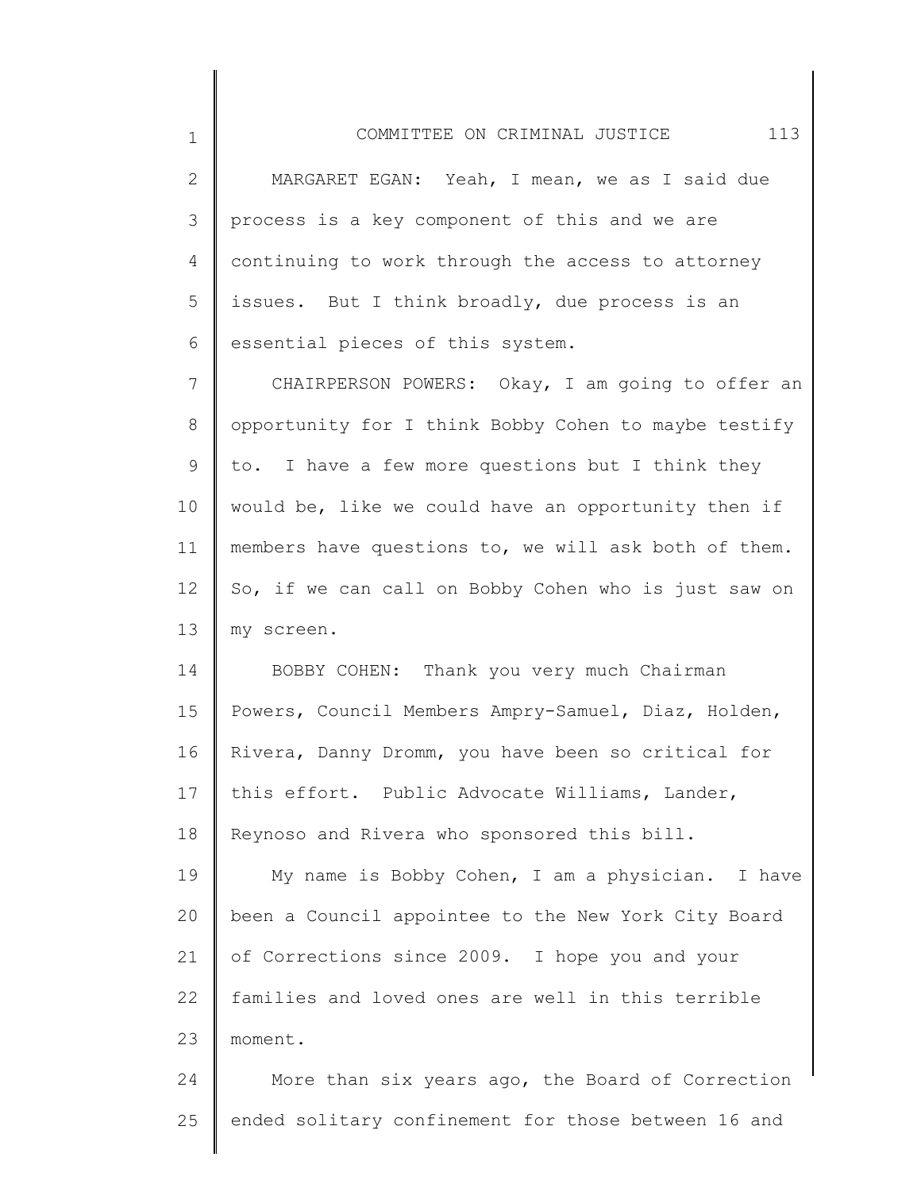MARGARET EGAN: Yeah, I mean, we as I said due process is a key component of this and we are continuing to work through the access to attorney issues. But I think broadly, due process is an essential pieces of this system.

CHAIRPERSON POWERS: Okay, I am going to offer an opportunity for I think Bobby Cohen to maybe testify to. I have a few more questions but I think they would be, like we could have an opportunity then if members have questions to, we will ask both of them. So, if we can call on Bobby Cohen who is just saw on my screen.

BOBBY COHEN: Thank you very much Chairman Powers, Council Members Ampry-Samuel, Diaz, Holden, Rivera, Danny Dromm, you have been so critical for this effort. Public Advocate Williams, Lander, Reynoso and Rivera who sponsored this bill.

My name is Bobby Cohen, I am a physician. I have been a Council appointee to the New York City Board of Corrections since 2009. I hope you and your families and loved ones are well in this terrible moment.

More than six years ago, the Board of Correction ended solitary confinement for those between 16 and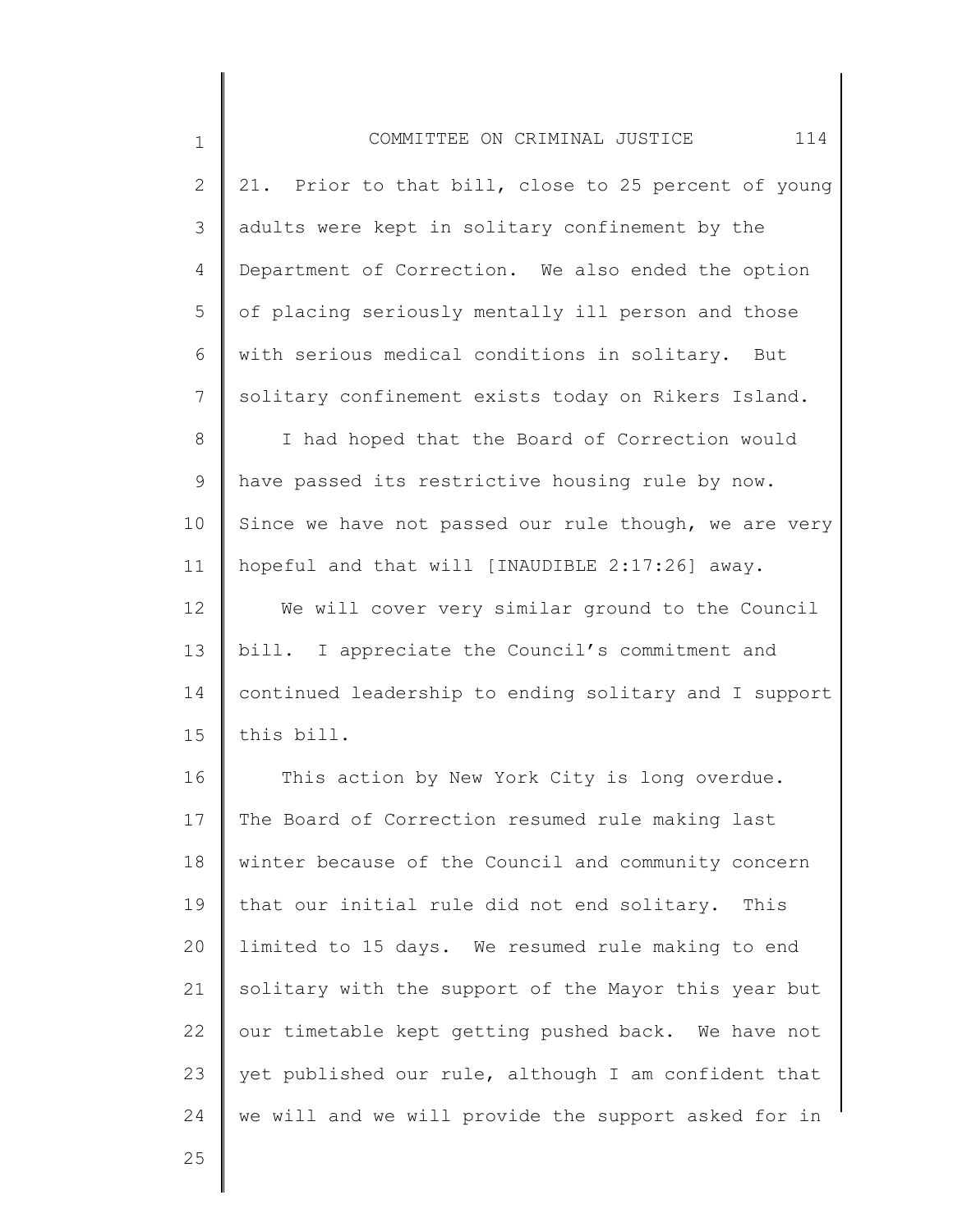21. Prior to that bill, close to 25 percent of young adults were kept in solitary confinement by the Department of Correction. We also ended the option of placing seriously mentally ill person and those with serious medical conditions in solitary. But solitary confinement exists today on Rikers Island.

I had hoped that the Board of Correction would have passed its restrictive housing rule by now. Since we have not passed our rule though, we are very hopeful and that will [INAUDIBLE 2:17:26] away.

We will cover very similar ground to the Council bill. I appreciate the Council's commitment and continued leadership to ending solitary and I support this bill.

This action by New York City is long overdue. The Board of Correction resumed rule making last winter because of the Council and community concern that our initial rule did not end solitary. This limited to 15 days. We resumed rule making to end solitary with the support of the Mayor this year but our timetable kept getting pushed back. We have not yet published our rule, although I am confident that we will and we will provide the support asked for in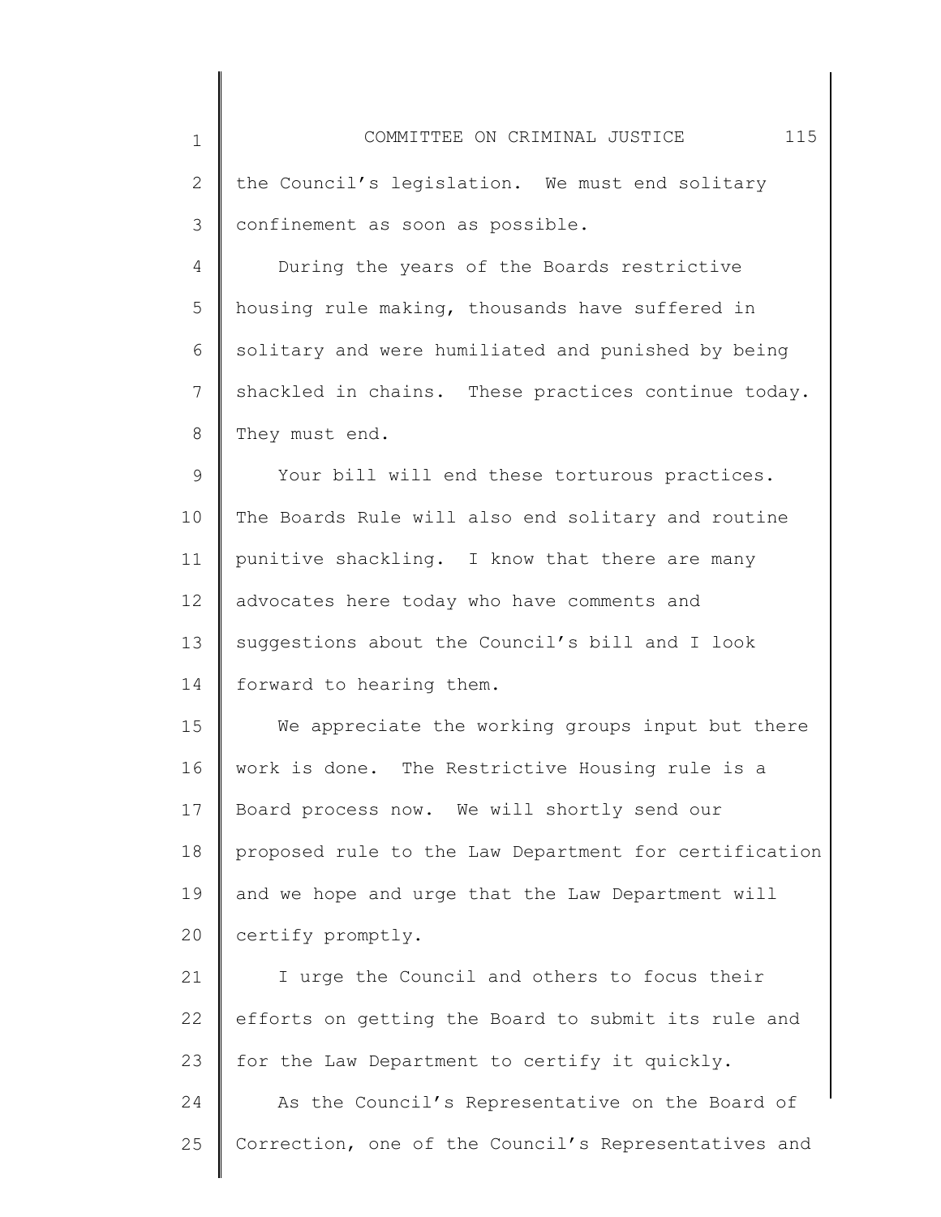the Council's legislation. We must end solitary confinement as soon as possible.

During the years of the Boards restrictive housing rule making, thousands have suffered in solitary and were humiliated and punished by being shackled in chains. These practices continue today. They must end.

Your bill will end these torturous practices. The Boards Rule will also end solitary and routine punitive shackling. I know that there are many advocates here today who have comments and suggestions about the Council's bill and I look forward to hearing them.

We appreciate the working groups input but there work is done. The Restrictive Housing rule is a Board process now. We will shortly send our proposed rule to the Law Department for certification and we hope and urge that the Law Department will certify promptly.

I urge the Council and others to focus their efforts on getting the Board to submit its rule and for the Law Department to certify it quickly.

As the Council's Representative on the Board of Correction, one of the Council's Representatives and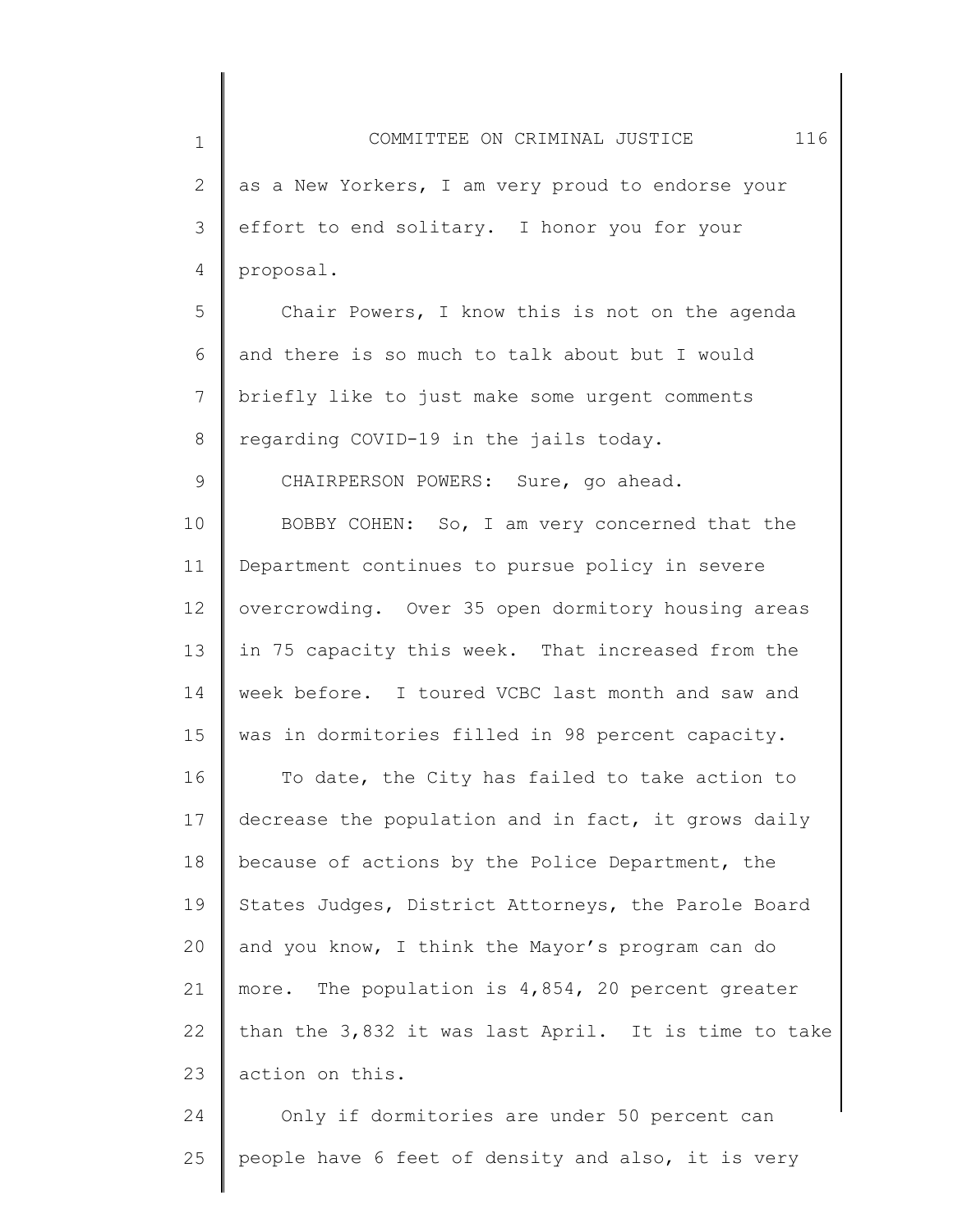as a New Yorkers, I am very proud to endorse your effort to end solitary. I honor you for your proposal.

Chair Powers, I know this is not on the agenda and there is so much to talk about but I would briefly like to just make some urgent comments regarding COVID-19 in the jails today.

CHAIRPERSON POWERS: Sure, go ahead.

BOBBY COHEN: So, I am very concerned that the Department continues to pursue policy in severe overcrowding. Over 35 open dormitory housing areas in 75 capacity this week. That increased from the week before. I toured VCBC last month and saw and was in dormitories filled in 98 percent capacity.

To date, the City has failed to take action to decrease the population and in fact, it grows daily because of actions by the Police Department, the States Judges, District Attorneys, the Parole Board and you know, I think the Mayor's program can do more. The population is 4,854, 20 percent greater than the 3,832 it was last April. It is time to take action on this.

Only if dormitories are under 50 percent can people have 6 feet of density and also, it is very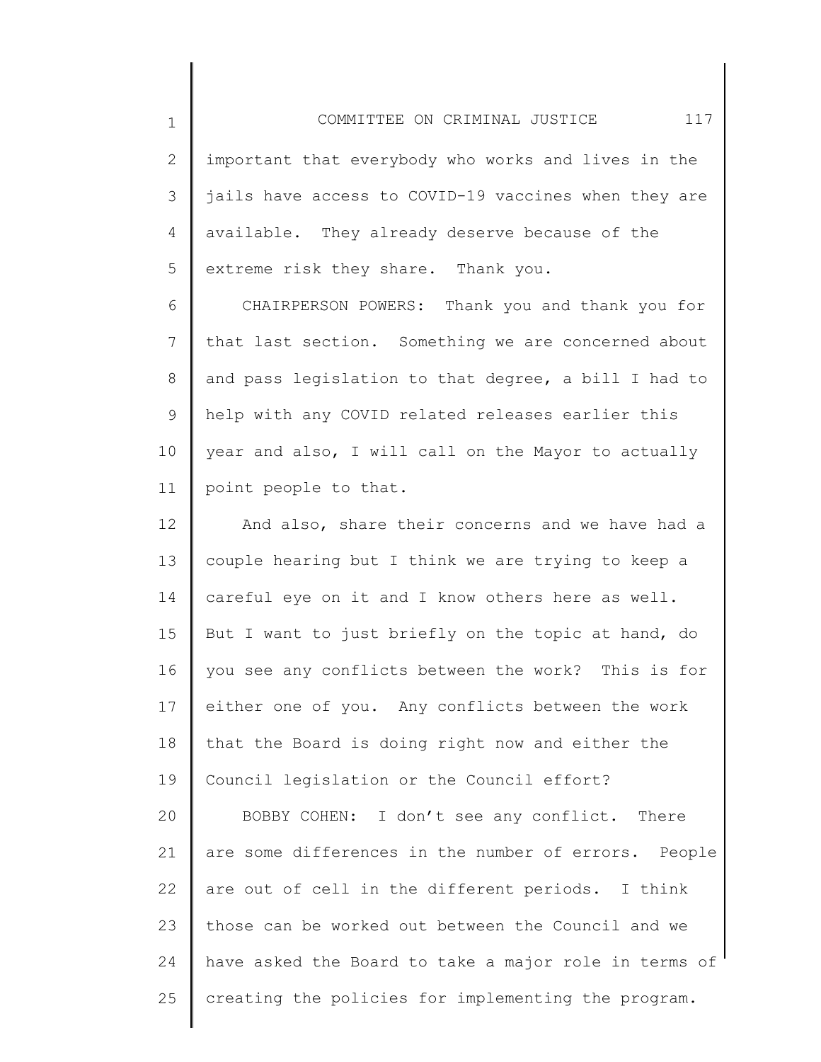important that everybody who works and lives in the jails have access to COVID-19 vaccines when they are available. They already deserve because of the extreme risk they share. Thank you.

CHAIRPERSON POWERS: Thank you and thank you for that last section. Something we are concerned about and pass legislation to that degree, a bill I had to help with any COVID related releases earlier this year and also, I will call on the Mayor to actually point people to that.

And also, share their concerns and we have had a couple hearing but I think we are trying to keep a careful eye on it and I know others here as well. But I want to just briefly on the topic at hand, do you see any conflicts between the work? This is for either one of you. Any conflicts between the work that the Board is doing right now and either the Council legislation or the Council effort?

BOBBY COHEN: I don't see any conflict. There are some differences in the number of errors. People are out of cell in the different periods. I think those can be worked out between the Council and we have asked the Board to take a major role in terms of creating the policies for implementing the program.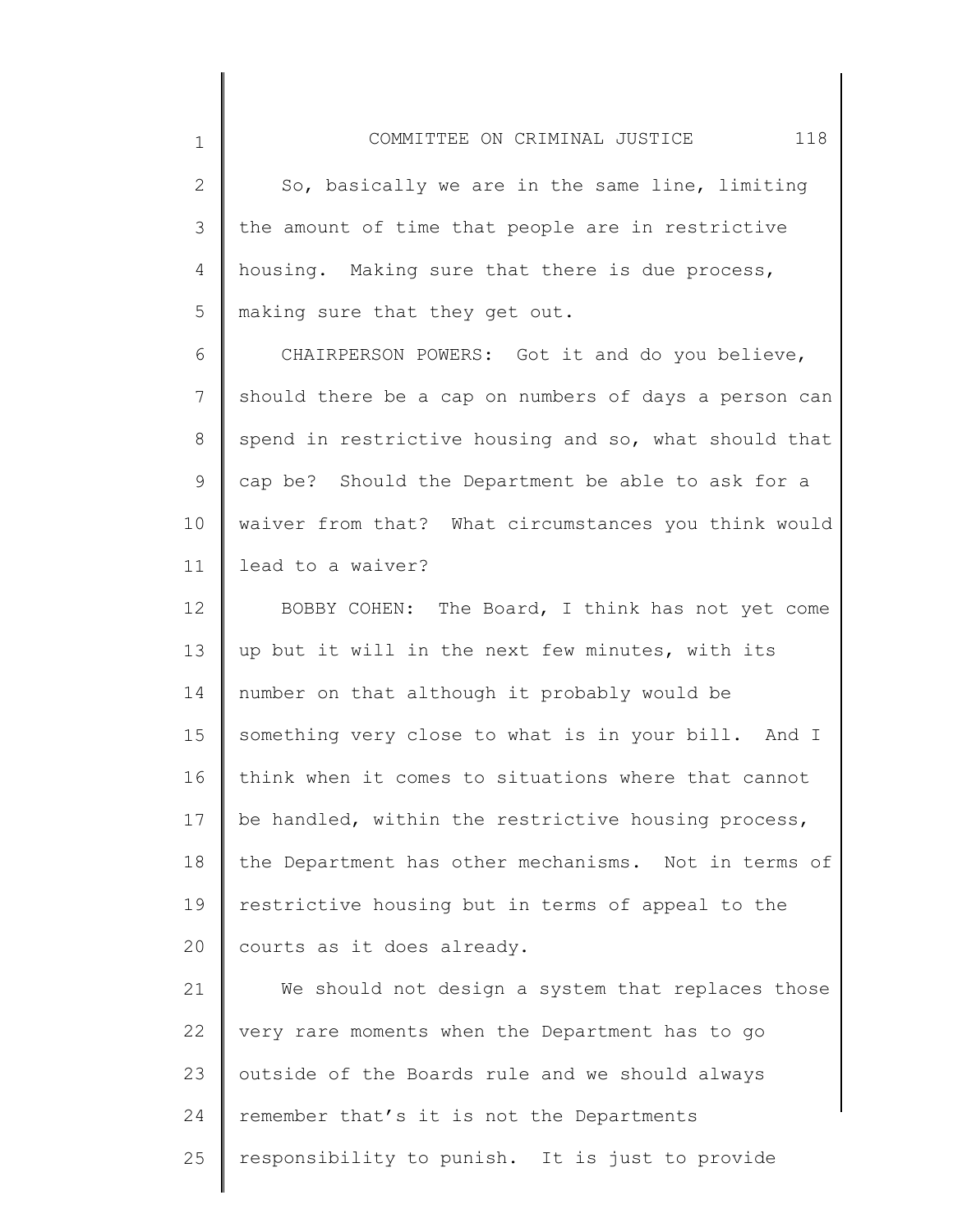So, basically we are in the same line, limiting the amount of time that people are in restrictive housing. Making sure that there is due process, making sure that they get out.

CHAIRPERSON POWERS: Got it and do you believe, should there be a cap on numbers of days a person can spend in restrictive housing and so, what should that cap be? Should the Department be able to ask for a waiver from that? What circumstances you think would lead to a waiver?

BOBBY COHEN: The Board, I think has not yet come up but it will in the next few minutes, with its number on that although it probably would be something very close to what is in your bill. And I think when it comes to situations where that cannot be handled, within the restrictive housing process, the Department has other mechanisms. Not in terms of restrictive housing but in terms of appeal to the courts as it does already.

We should not design a system that replaces those very rare moments when the Department has to go outside of the Boards rule and we should always remember that's it is not the Departments responsibility to punish. It is just to provide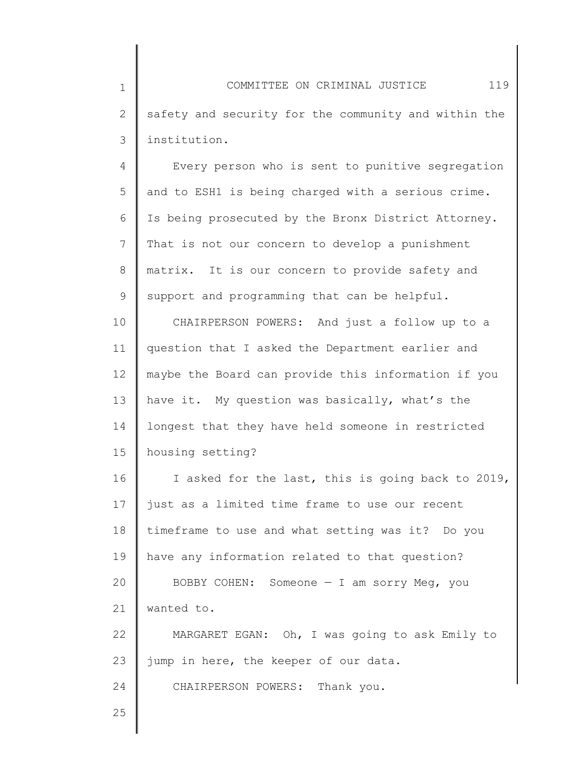safety and security for the community and within the institution.

Every person who is sent to punitive segregation and to ESH1 is being charged with a serious crime. Is being prosecuted by the Bronx District Attorney. That is not our concern to develop a punishment matrix. It is our concern to provide safety and support and programming that can be helpful.

CHAIRPERSON POWERS: And just a follow up to a question that I asked the Department earlier and maybe the Board can provide this information if you have it. My question was basically, what's the longest that they have held someone in restricted housing setting?

I asked for the last, this is going back to 2019, just as a limited time frame to use our recent timeframe to use and what setting was it? Do you have any information related to that question?

BOBBY COHEN: Someone — I am sorry Meg, you wanted to.

MARGARET EGAN: Oh, I was going to ask Emily to jump in here, the keeper of our data.

CHAIRPERSON POWERS: Thank you.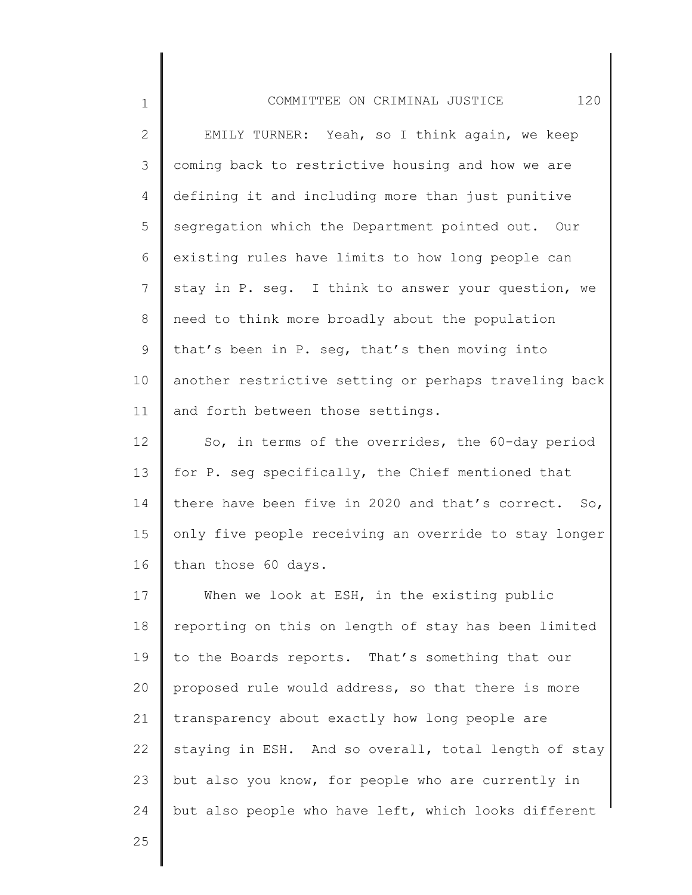EMILY TURNER: Yeah, so I think again, we keep coming back to restrictive housing and how we are defining it and including more than just punitive segregation which the Department pointed out. Our existing rules have limits to how long people can stay in P. seg. I think to answer your question, we need to think more broadly about the population that's been in P. seg, that's then moving into another restrictive setting or perhaps traveling back and forth between those settings.

So, in terms of the overrides, the 60-day period for P. seg specifically, the Chief mentioned that there have been five in 2020 and that's correct. So, only five people receiving an override to stay longer than those 60 days.

When we look at ESH, in the existing public reporting on this on length of stay has been limited to the Boards reports. That's something that our proposed rule would address, so that there is more transparency about exactly how long people are staying in ESH. And so overall, total length of stay but also you know, for people who are currently in but also people who have left, which looks different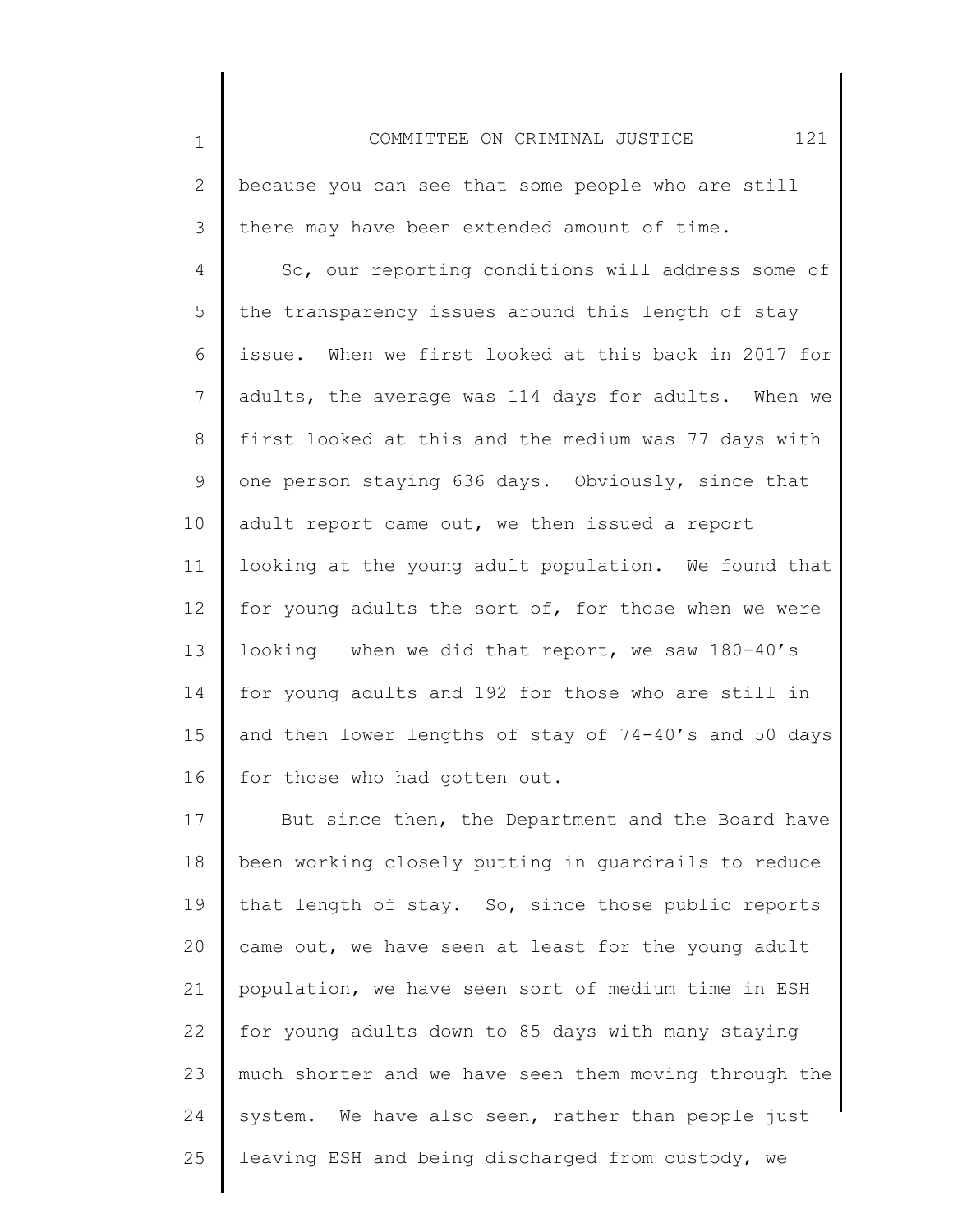because you can see that some people who are still there may have been extended amount of time.

So, our reporting conditions will address some of the transparency issues around this length of stay issue. When we first looked at this back in 2017 for adults, the average was 114 days for adults. When we first looked at this and the medium was 77 days with one person staying 636 days. Obviously, since that adult report came out, we then issued a report looking at the young adult population. We found that for young adults the sort of, for those when we were looking — when we did that report, we saw 180-40's for young adults and 192 for those who are still in and then lower lengths of stay of 74-40's and 50 days for those who had gotten out.

But since then, the Department and the Board have been working closely putting in guardrails to reduce that length of stay. So, since those public reports came out, we have seen at least for the young adult population, we have seen sort of medium time in ESH for young adults down to 85 days with many staying much shorter and we have seen them moving through the system. We have also seen, rather than people just leaving ESH and being discharged from custody, we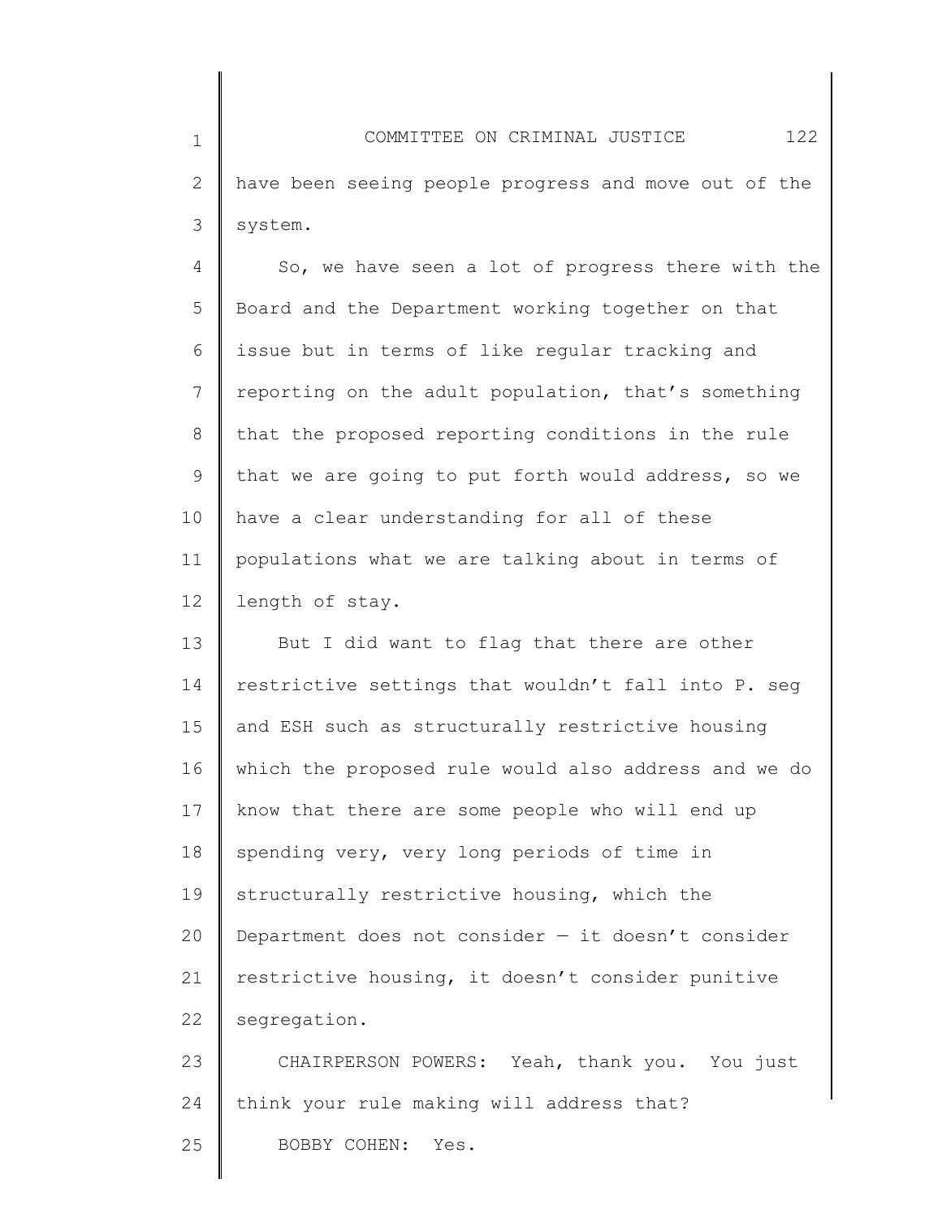have been seeing people progress and move out of the system.

So, we have seen a lot of progress there with the Board and the Department working together on that issue but in terms of like regular tracking and reporting on the adult population, that's something that the proposed reporting conditions in the rule that we are going to put forth would address, so we have a clear understanding for all of these populations what we are talking about in terms of length of stay.

But I did want to flag that there are other restrictive settings that wouldn't fall into P. seg and ESH such as structurally restrictive housing which the proposed rule would also address and we do know that there are some people who will end up spending very, very long periods of time in structurally restrictive housing, which the Department does not consider — it doesn't consider restrictive housing, it doesn't consider punitive segregation.

CHAIRPERSON POWERS: Yeah, thank you. You just think your rule making will address that?

BOBBY COHEN: Yes.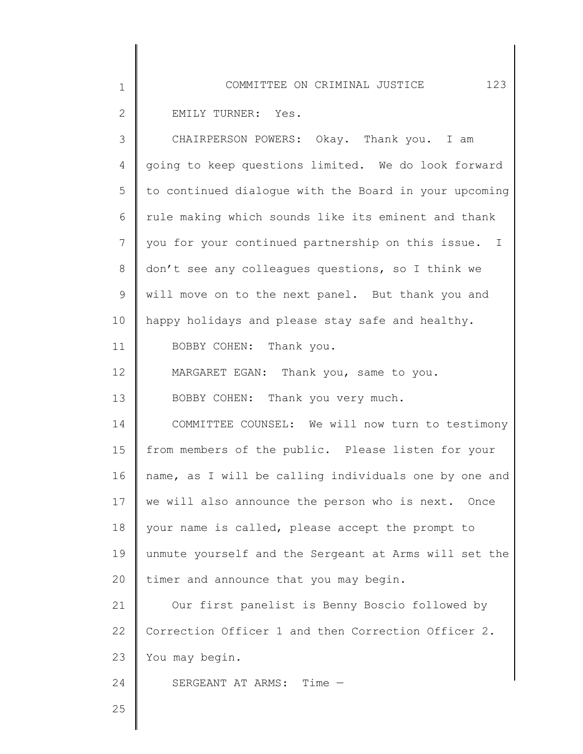EMILY TURNER: Yes.

CHAIRPERSON POWERS: Okay. Thank you. I am going to keep questions limited. We do look forward to continued dialogue with the Board in your upcoming rule making which sounds like its eminent and thank you for your continued partnership on this issue. I don't see any colleagues questions, so I think we will move on to the next panel. But thank you and happy holidays and please stay safe and healthy.

BOBBY COHEN: Thank you.

MARGARET EGAN: Thank you, same to you.

BOBBY COHEN: Thank you very much.

COMMITTEE COUNSEL: We will now turn to testimony from members of the public. Please listen for your name, as I will be calling individuals one by one and we will also announce the person who is next. Once your name is called, please accept the prompt to unmute yourself and the Sergeant at Arms will set the timer and announce that you may begin.

Our first panelist is Benny Boscio followed by Correction Officer 1 and then Correction Officer 2. You may begin.

SERGEANT AT ARMS: Time —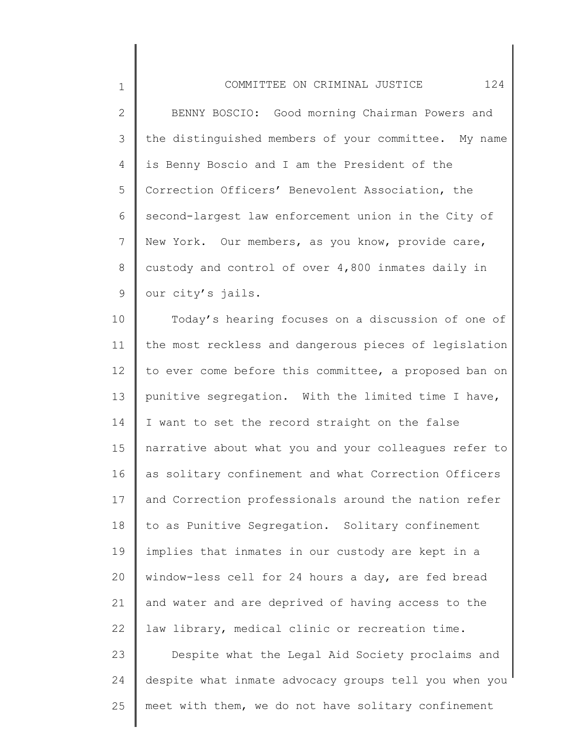BENNY BOSCIO: Good morning Chairman Powers and the distinguished members of your committee. My name is Benny Boscio and I am the President of the Correction Officers' Benevolent Association, the second-largest law enforcement union in the City of New York. Our members, as you know, provide care, custody and control of over 4,800 inmates daily in our city's jails.

Today's hearing focuses on a discussion of one of the most reckless and dangerous pieces of legislation to ever come before this committee, a proposed ban on punitive segregation. With the limited time I have, I want to set the record straight on the false narrative about what you and your colleagues refer to as solitary confinement and what Correction Officers and Correction professionals around the nation refer to as Punitive Segregation. Solitary confinement implies that inmates in our custody are kept in a window-less cell for 24 hours a day, are fed bread and water and are deprived of having access to the law library, medical clinic or recreation time.

Despite what the Legal Aid Society proclaims and despite what inmate advocacy groups tell you when you meet with them, we do not have solitary confinement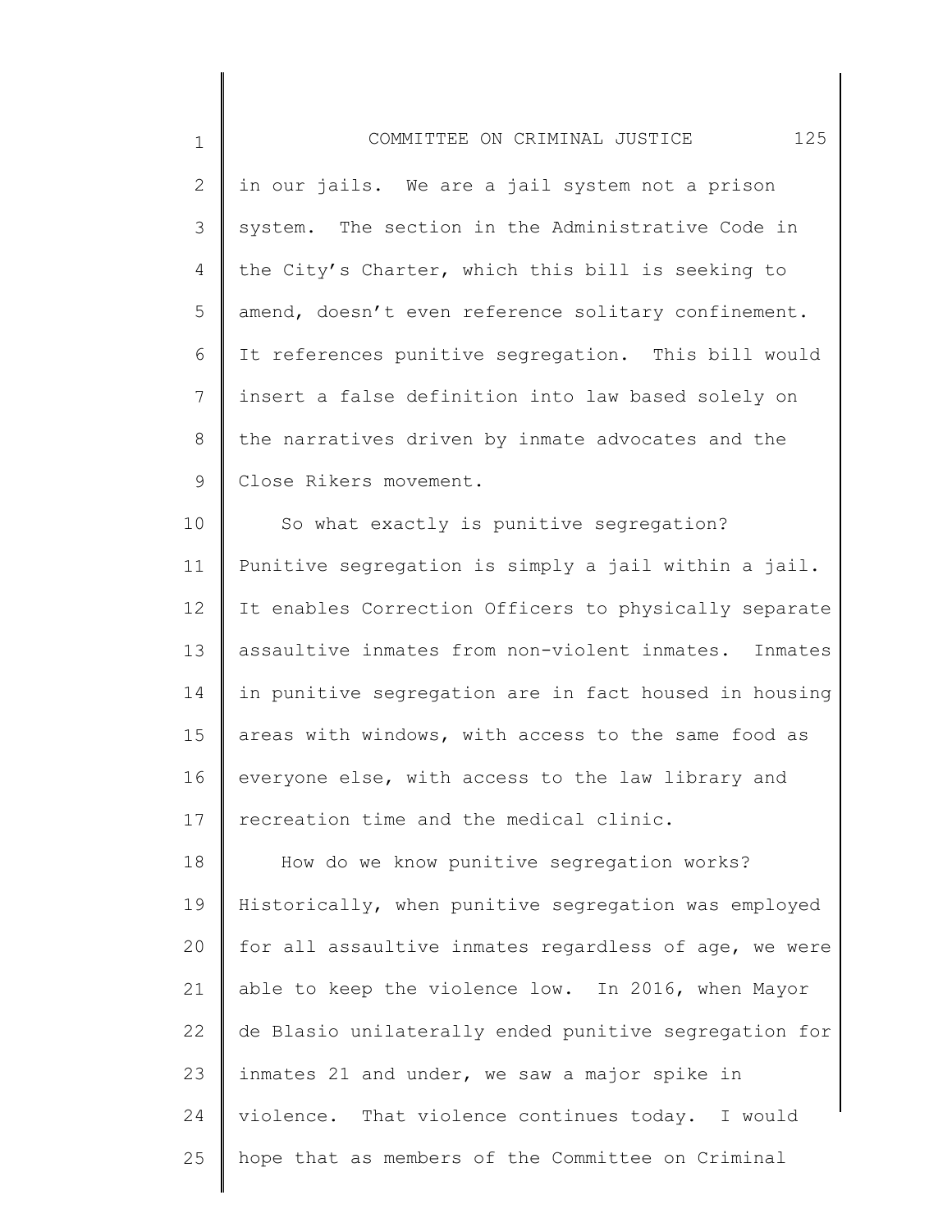in our jails. We are a jail system not a prison system. The section in the Administrative Code in the City's Charter, which this bill is seeking to amend, doesn't even reference solitary confinement. It references punitive segregation. This bill would insert a false definition into law based solely on the narratives driven by inmate advocates and the Close Rikers movement.

So what exactly is punitive segregation? Punitive segregation is simply a jail within a jail. It enables Correction Officers to physically separate assaultive inmates from non-violent inmates. Inmates in punitive segregation are in fact housed in housing areas with windows, with access to the same food as everyone else, with access to the law library and recreation time and the medical clinic.

How do we know punitive segregation works? Historically, when punitive segregation was employed for all assaultive inmates regardless of age, we were able to keep the violence low. In 2016, when Mayor de Blasio unilaterally ended punitive segregation for inmates 21 and under, we saw a major spike in violence. That violence continues today. I would hope that as members of the Committee on Criminal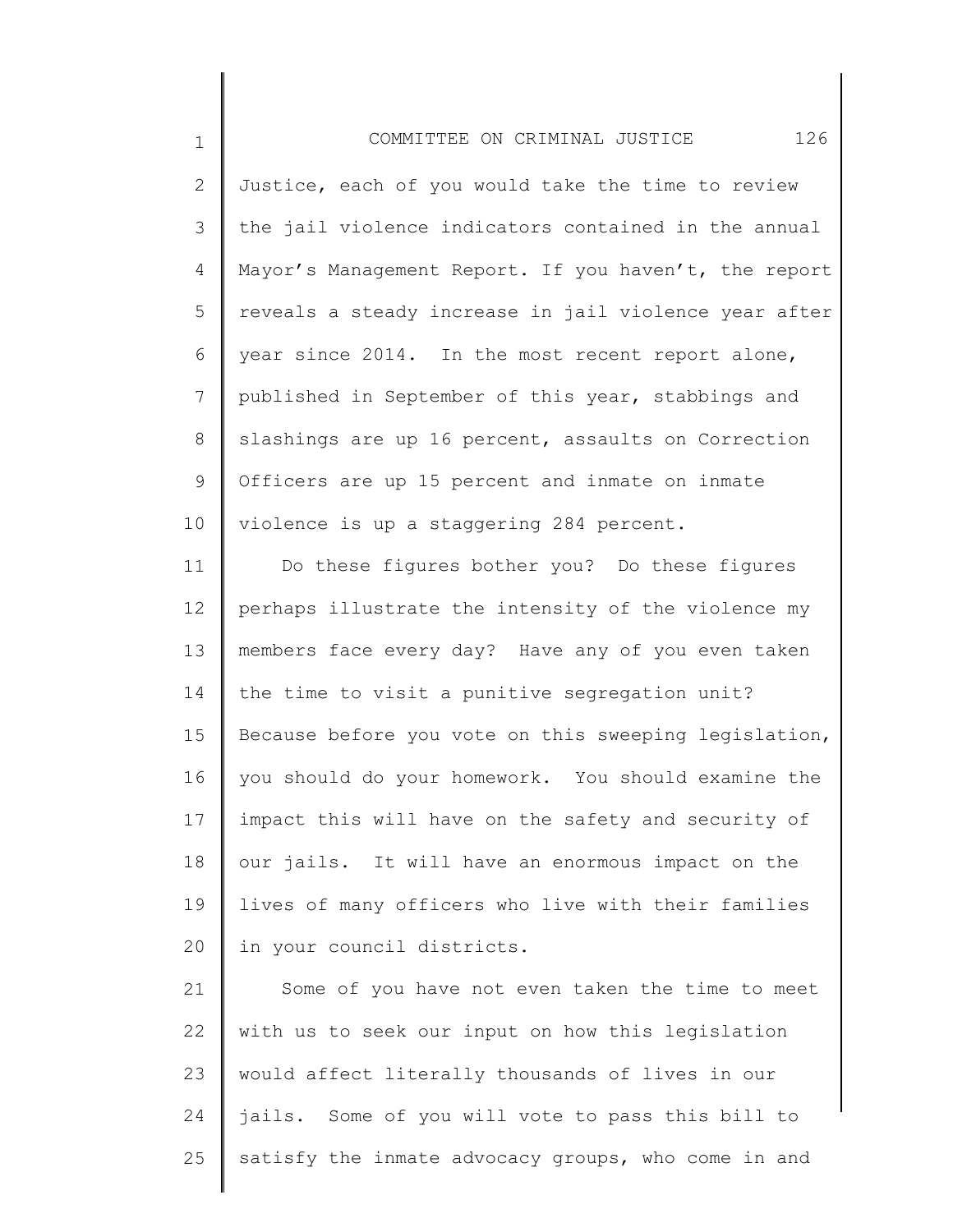Justice, each of you would take the time to review the jail violence indicators contained in the annual Mayor's Management Report. If you haven't, the report reveals a steady increase in jail violence year after year since 2014. In the most recent report alone, published in September of this year, stabbings and slashings are up 16 percent, assaults on Correction Officers are up 15 percent and inmate on inmate violence is up a staggering 284 percent.

Do these figures bother you? Do these figures perhaps illustrate the intensity of the violence my members face every day? Have any of you even taken the time to visit a punitive segregation unit? Because before you vote on this sweeping legislation, you should do your homework. You should examine the impact this will have on the safety and security of our jails. It will have an enormous impact on the lives of many officers who live with their families in your council districts.

Some of you have not even taken the time to meet with us to seek our input on how this legislation would affect literally thousands of lives in our jails. Some of you will vote to pass this bill to satisfy the inmate advocacy groups, who come in and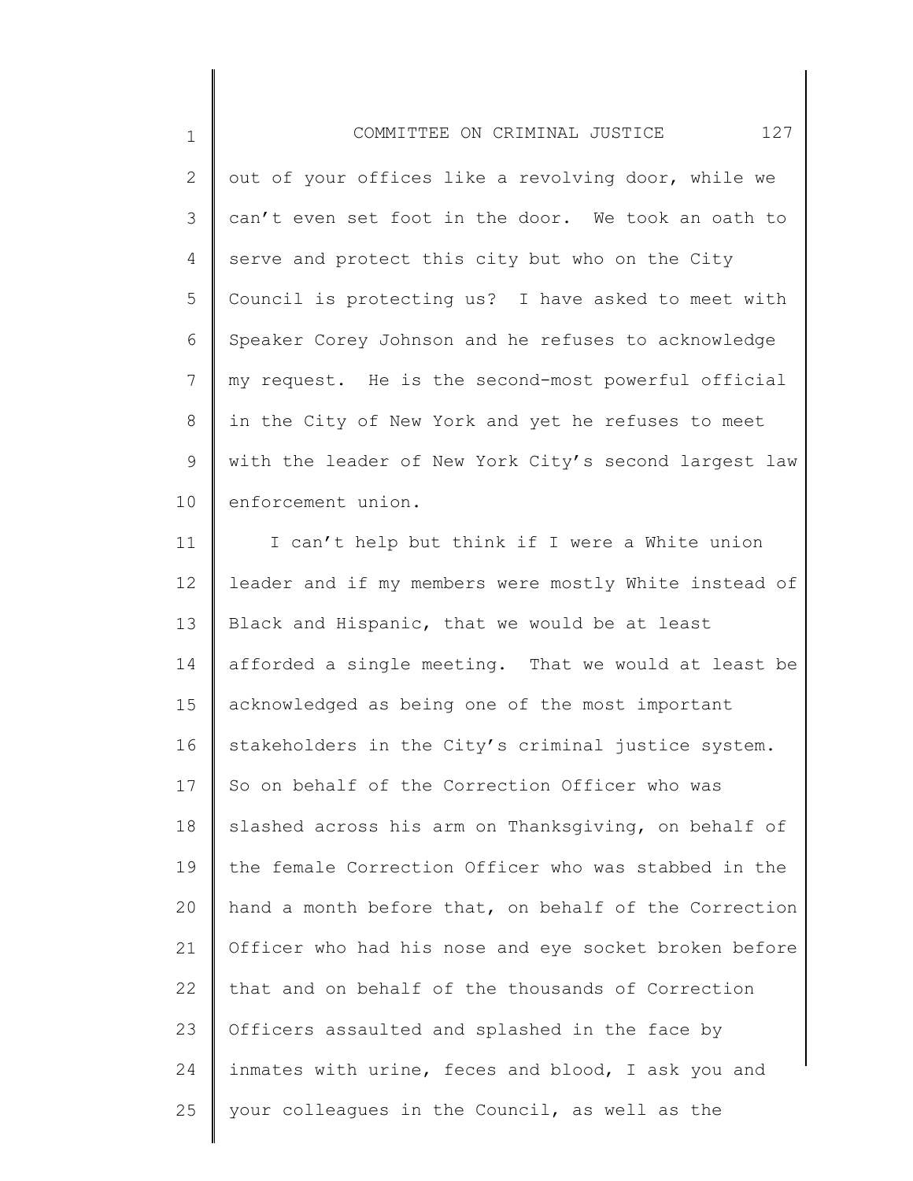out of your offices like a revolving door, while we can't even set foot in the door. We took an oath to serve and protect this city but who on the City Council is protecting us? I have asked to meet with Speaker Corey Johnson and he refuses to acknowledge my request. He is the second-most powerful official in the City of New York and yet he refuses to meet with the leader of New York City's second largest law enforcement union.

I can't help but think if I were a White union leader and if my members were mostly White instead of Black and Hispanic, that we would be at least afforded a single meeting. That we would at least be acknowledged as being one of the most important stakeholders in the City's criminal justice system. So on behalf of the Correction Officer who was slashed across his arm on Thanksgiving, on behalf of the female Correction Officer who was stabbed in the hand a month before that, on behalf of the Correction Officer who had his nose and eye socket broken before that and on behalf of the thousands of Correction Officers assaulted and splashed in the face by inmates with urine, feces and blood, I ask you and your colleagues in the Council, as well as the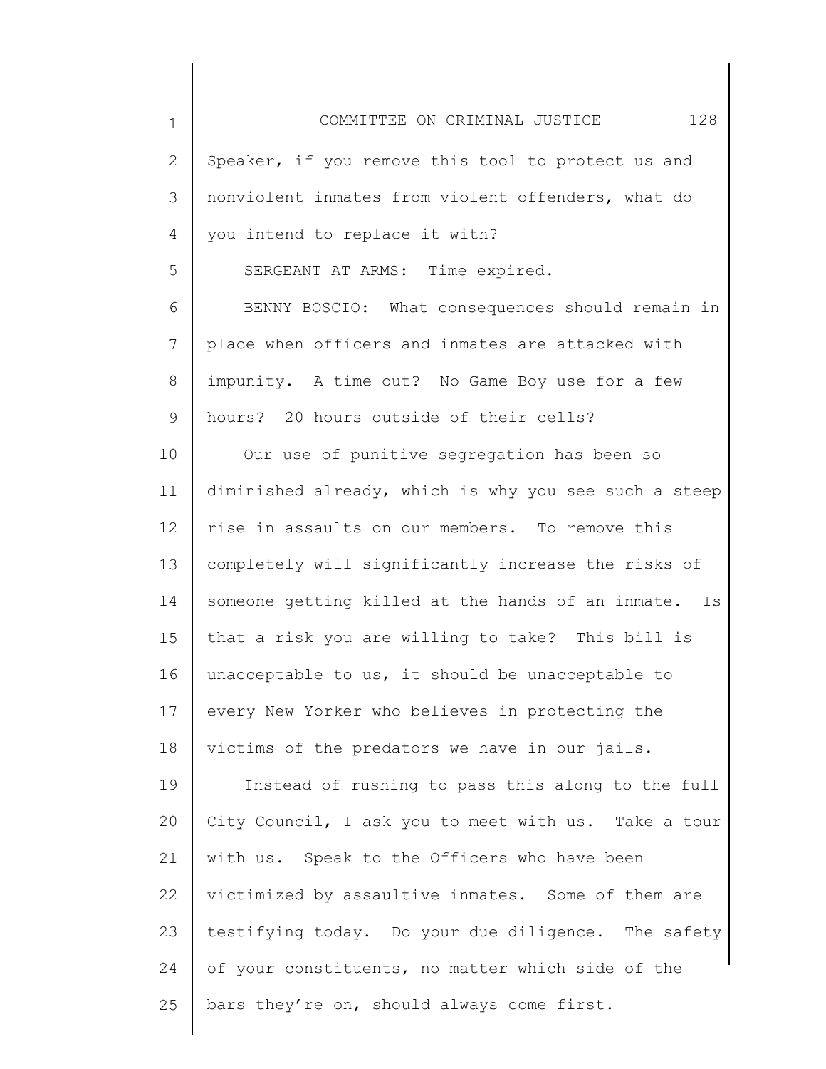Speaker, if you remove this tool to protect us and nonviolent inmates from violent offenders, what do you intend to replace it with?

SERGEANT AT ARMS: Time expired.

BENNY BOSCIO: What consequences should remain in place when officers and inmates are attacked with impunity. A time out? No Game Boy use for a few hours? 20 hours outside of their cells?

Our use of punitive segregation has been so diminished already, which is why you see such a steep rise in assaults on our members. To remove this completely will significantly increase the risks of someone getting killed at the hands of an inmate. Is that a risk you are willing to take? This bill is unacceptable to us, it should be unacceptable to every New Yorker who believes in protecting the victims of the predators we have in our jails.

Instead of rushing to pass this along to the full City Council, I ask you to meet with us. Take a tour with us. Speak to the Officers who have been victimized by assaultive inmates. Some of them are testifying today. Do your due diligence. The safety of your constituents, no matter which side of the bars they're on, should always come first.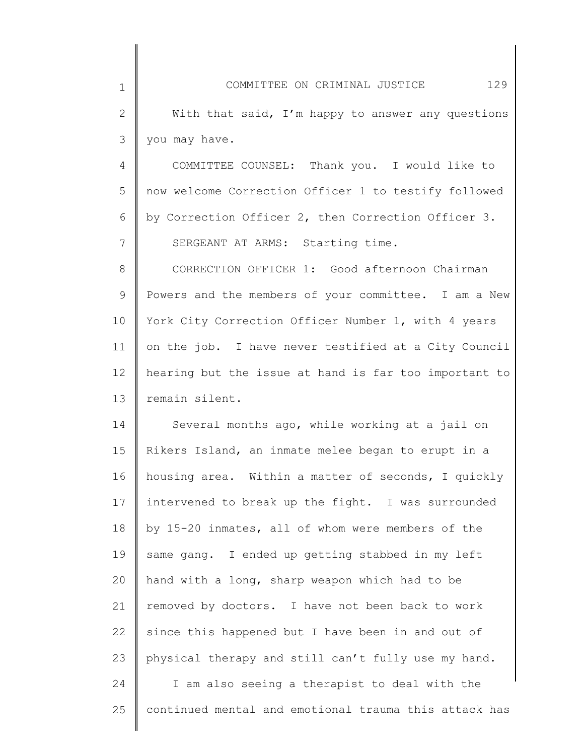With that said, I'm happy to answer any questions you may have.

COMMITTEE COUNSEL: Thank you. I would like to now welcome Correction Officer 1 to testify followed by Correction Officer 2, then Correction Officer 3.

SERGEANT AT ARMS: Starting time.

CORRECTION OFFICER 1: Good afternoon Chairman Powers and the members of your committee. I am a New York City Correction Officer Number 1, with 4 years on the job. I have never testified at a City Council hearing but the issue at hand is far too important to remain silent.

Several months ago, while working at a jail on Rikers Island, an inmate melee began to erupt in a housing area. Within a matter of seconds, I quickly intervened to break up the fight. I was surrounded by 15-20 inmates, all of whom were members of the same gang. I ended up getting stabbed in my left hand with a long, sharp weapon which had to be removed by doctors. I have not been back to work since this happened but I have been in and out of physical therapy and still can't fully use my hand.

I am also seeing a therapist to deal with the continued mental and emotional trauma this attack has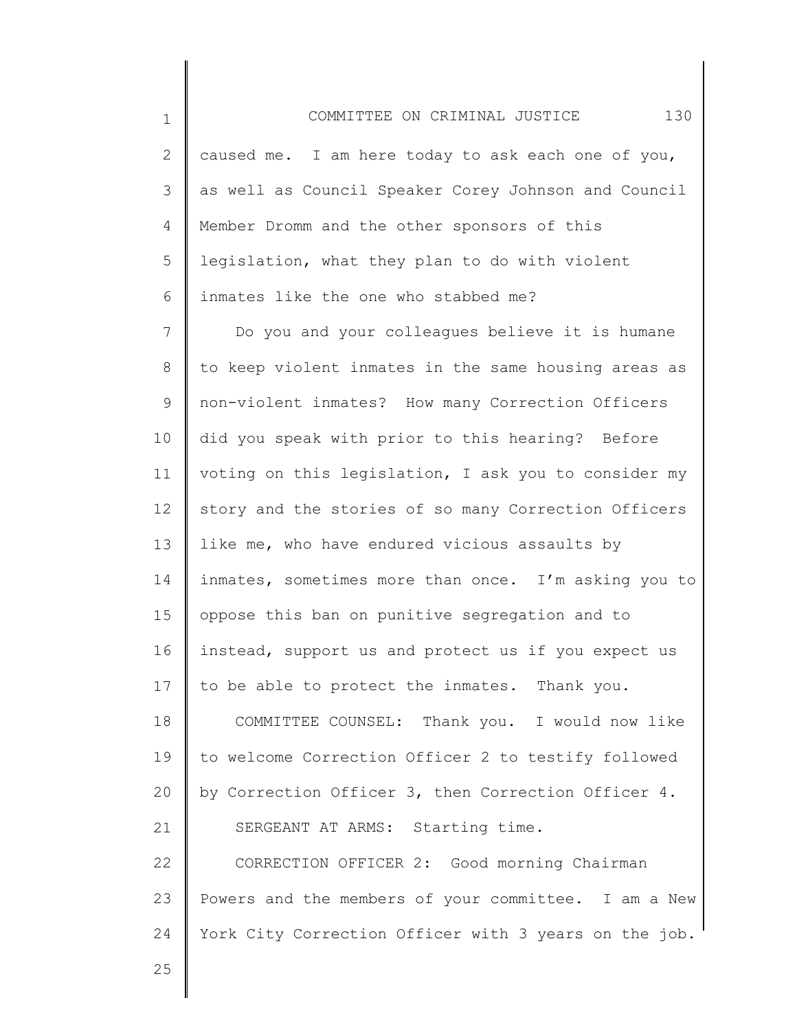caused me. I am here today to ask each one of you, as well as Council Speaker Corey Johnson and Council Member Dromm and the other sponsors of this legislation, what they plan to do with violent inmates like the one who stabbed me?

Do you and your colleagues believe it is humane to keep violent inmates in the same housing areas as non-violent inmates? How many Correction Officers did you speak with prior to this hearing? Before voting on this legislation, I ask you to consider my story and the stories of so many Correction Officers like me, who have endured vicious assaults by inmates, sometimes more than once. I'm asking you to oppose this ban on punitive segregation and to instead, support us and protect us if you expect us to be able to protect the inmates. Thank you.

COMMITTEE COUNSEL: Thank you. I would now like to welcome Correction Officer 2 to testify followed by Correction Officer 3, then Correction Officer 4.

SERGEANT AT ARMS: Starting time.

CORRECTION OFFICER 2: Good morning Chairman Powers and the members of your committee. I am a New York City Correction Officer with 3 years on the job.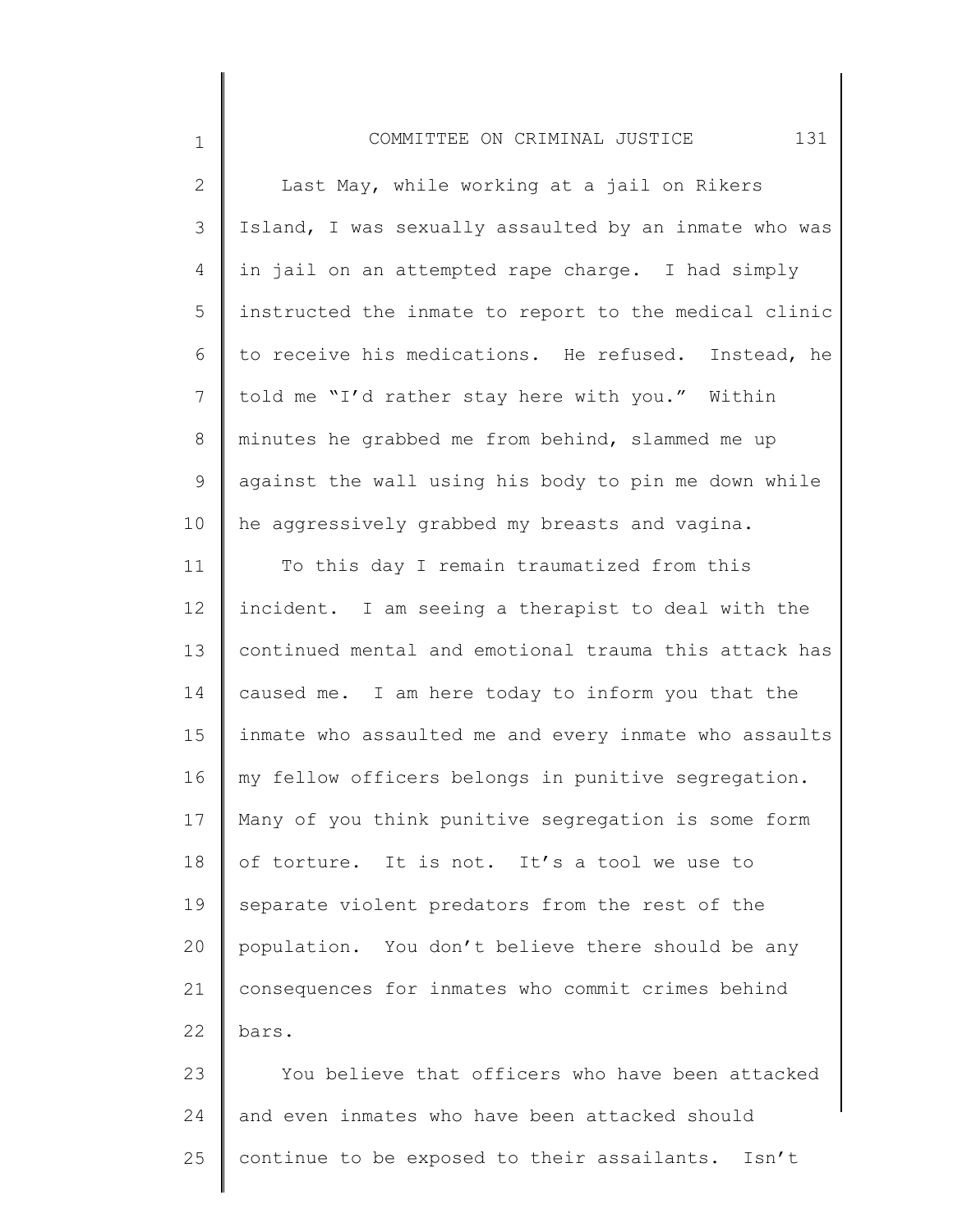Last May, while working at a jail on Rikers Island, I was sexually assaulted by an inmate who was in jail on an attempted rape charge. I had simply instructed the inmate to report to the medical clinic to receive his medications. He refused. Instead, he told me "I'd rather stay here with you." Within minutes he grabbed me from behind, slammed me up against the wall using his body to pin me down while he aggressively grabbed my breasts and vagina.

To this day I remain traumatized from this incident. I am seeing a therapist to deal with the continued mental and emotional trauma this attack has caused me. I am here today to inform you that the inmate who assaulted me and every inmate who assaults my fellow officers belongs in punitive segregation. Many of you think punitive segregation is some form of torture. It is not. It's a tool we use to separate violent predators from the rest of the population. You don't believe there should be any consequences for inmates who commit crimes behind bars.

You believe that officers who have been attacked and even inmates who have been attacked should continue to be exposed to their assailants. Isn't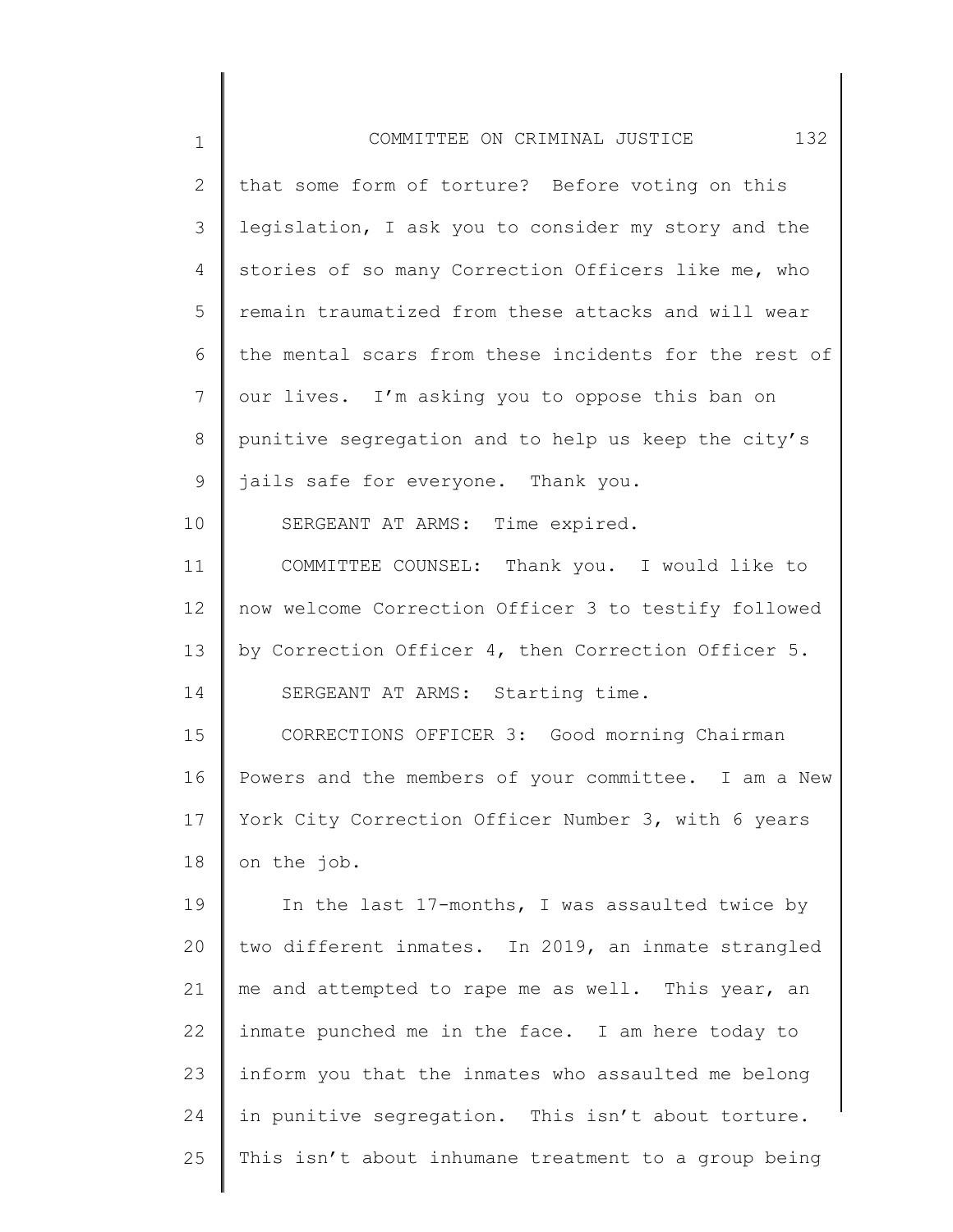that some form of torture? Before voting on this legislation, I ask you to consider my story and the stories of so many Correction Officers like me, who remain traumatized from these attacks and will wear the mental scars from these incidents for the rest of our lives. I'm asking you to oppose this ban on punitive segregation and to help us keep the city's jails safe for everyone. Thank you.

SERGEANT AT ARMS: Time expired.

COMMITTEE COUNSEL: Thank you. I would like to now welcome Correction Officer 3 to testify followed by Correction Officer 4, then Correction Officer 5.

SERGEANT AT ARMS: Starting time.

CORRECTIONS OFFICER 3: Good morning Chairman Powers and the members of your committee. I am a New York City Correction Officer Number 3, with 6 years on the job.

In the last 17-months, I was assaulted twice by two different inmates. In 2019, an inmate strangled me and attempted to rape me as well. This year, an inmate punched me in the face. I am here today to inform you that the inmates who assaulted me belong in punitive segregation. This isn't about torture. This isn't about inhumane treatment to a group being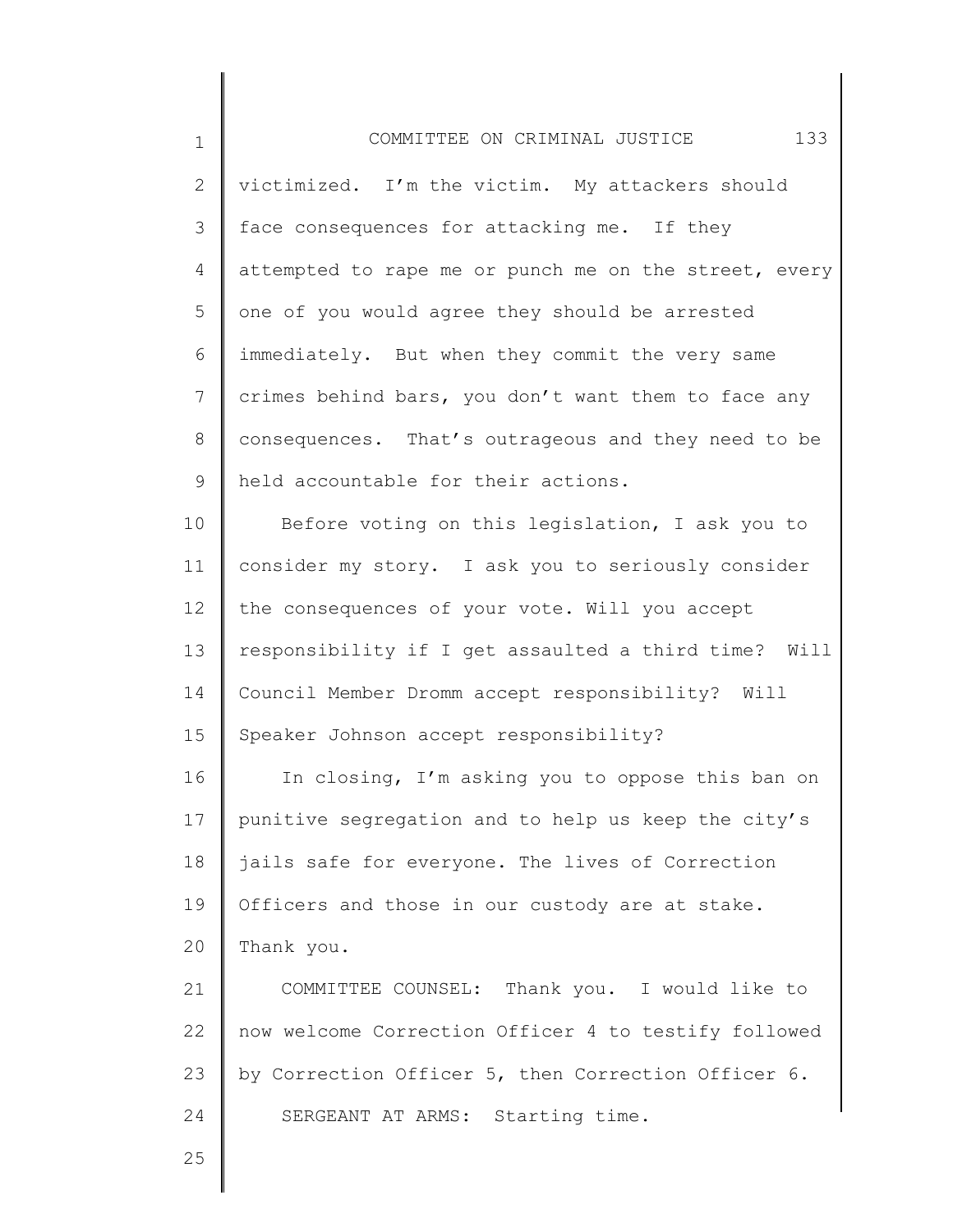victimized. I'm the victim. My attackers should face consequences for attacking me. If they attempted to rape me or punch me on the street, every one of you would agree they should be arrested immediately. But when they commit the very same crimes behind bars, you don't want them to face any consequences. That's outrageous and they need to be held accountable for their actions.

Before voting on this legislation, I ask you to consider my story. I ask you to seriously consider the consequences of your vote. Will you accept responsibility if I get assaulted a third time? Will Council Member Dromm accept responsibility? Will Speaker Johnson accept responsibility?

In closing, I'm asking you to oppose this ban on punitive segregation and to help us keep the city's jails safe for everyone. The lives of Correction Officers and those in our custody are at stake. Thank you.

COMMITTEE COUNSEL: Thank you. I would like to now welcome Correction Officer 4 to testify followed by Correction Officer 5, then Correction Officer 6.

SERGEANT AT ARMS: Starting time.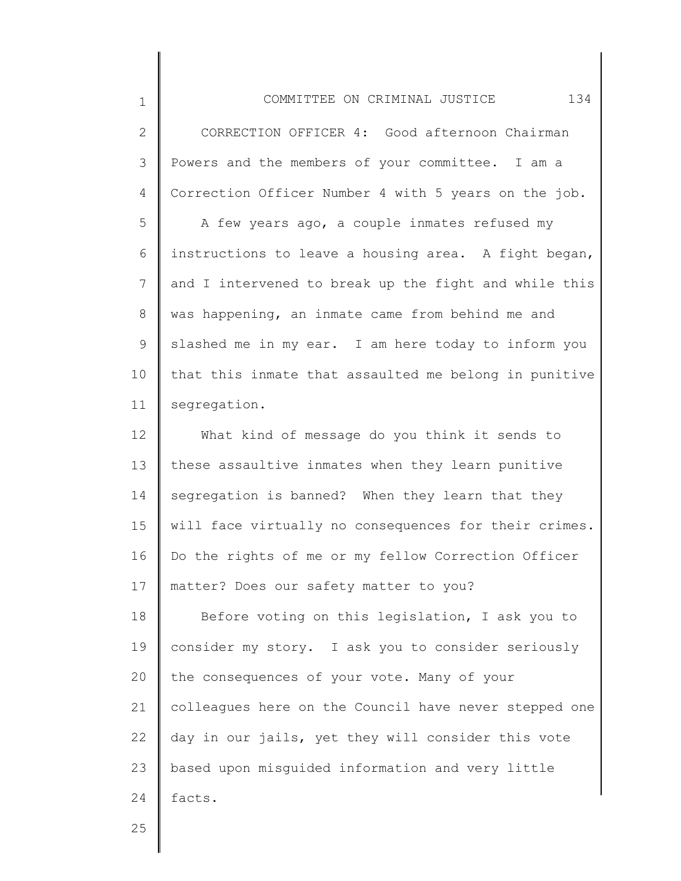CORRECTION OFFICER 4: Good afternoon Chairman Powers and the members of your committee. I am a Correction Officer Number 4 with 5 years on the job.

A few years ago, a couple inmates refused my instructions to leave a housing area. A fight began, and I intervened to break up the fight and while this was happening, an inmate came from behind me and slashed me in my ear. I am here today to inform you that this inmate that assaulted me belong in punitive segregation.

What kind of message do you think it sends to these assaultive inmates when they learn punitive segregation is banned? When they learn that they will face virtually no consequences for their crimes. Do the rights of me or my fellow Correction Officer matter? Does our safety matter to you?

Before voting on this legislation, I ask you to consider my story. I ask you to consider seriously the consequences of your vote. Many of your colleagues here on the Council have never stepped one day in our jails, yet they will consider this vote based upon misguided information and very little facts.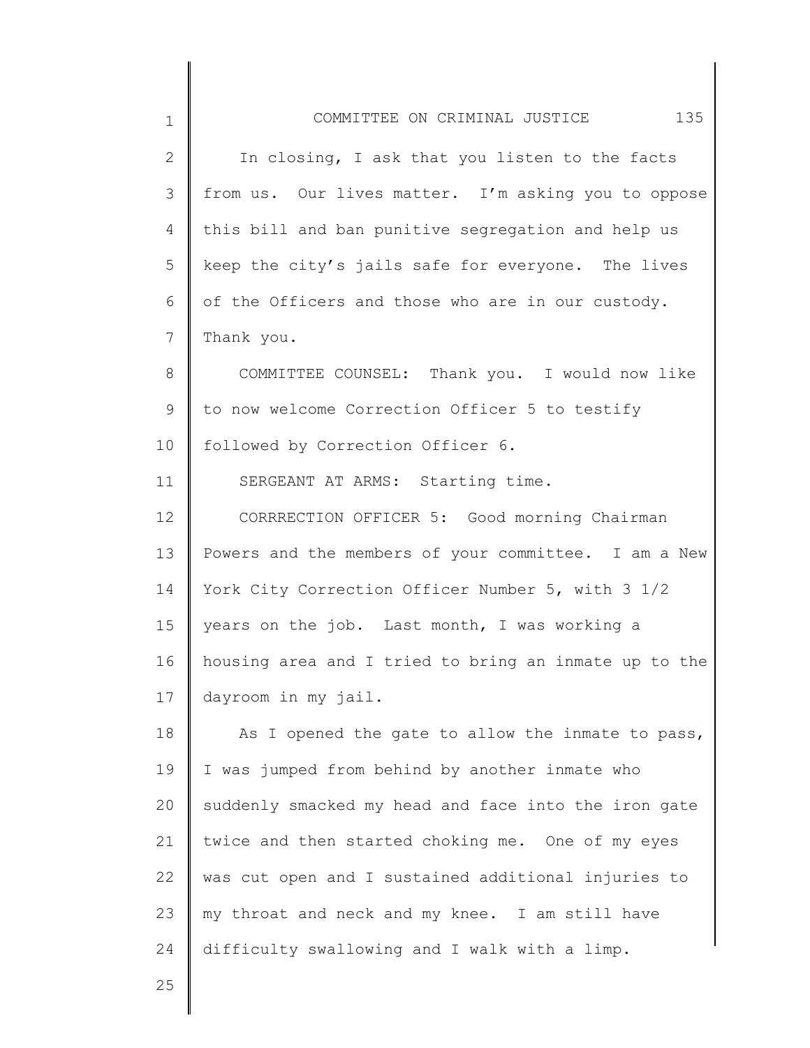In closing, I ask that you listen to the facts from us. Our lives matter. I'm asking you to oppose this bill and ban punitive segregation and help us keep the city's jails safe for everyone. The lives of the Officers and those who are in our custody. Thank you.

COMMITTEE COUNSEL: Thank you. I would now like to now welcome Correction Officer 5 to testify followed by Correction Officer 6.

SERGEANT AT ARMS: Starting time.

CORRRECTION OFFICER 5: Good morning Chairman Powers and the members of your committee. I am a New York City Correction Officer Number 5, with 3 1/2 years on the job. Last month, I was working a housing area and I tried to bring an inmate up to the dayroom in my jail.

As I opened the gate to allow the inmate to pass, I was jumped from behind by another inmate who suddenly smacked my head and face into the iron gate twice and then started choking me. One of my eyes was cut open and I sustained additional injuries to my throat and neck and my knee. I am still have difficulty swallowing and I walk with a limp.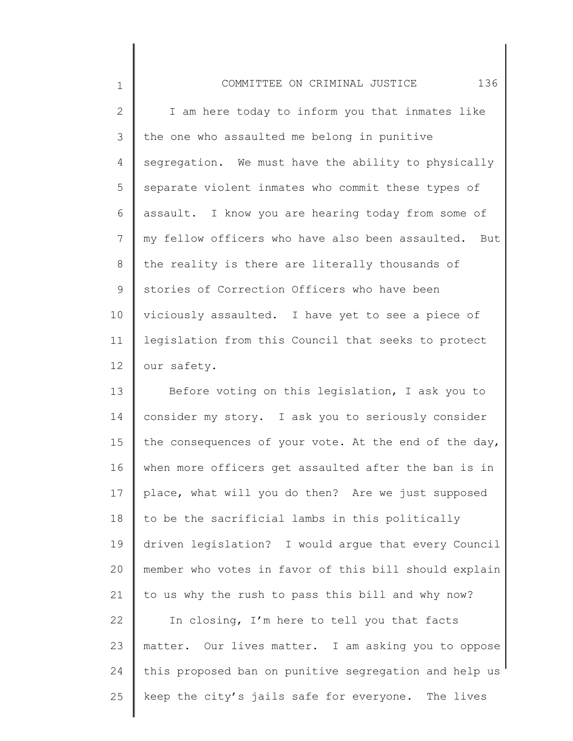I am here today to inform you that inmates like the one who assaulted me belong in punitive segregation. We must have the ability to physically separate violent inmates who commit these types of assault. I know you are hearing today from some of my fellow officers who have also been assaulted. But the reality is there are literally thousands of stories of Correction Officers who have been viciously assaulted. I have yet to see a piece of legislation from this Council that seeks to protect our safety.

Before voting on this legislation, I ask you to consider my story. I ask you to seriously consider the consequences of your vote. At the end of the day, when more officers get assaulted after the ban is in place, what will you do then? Are we just supposed to be the sacrificial lambs in this politically driven legislation? I would argue that every Council member who votes in favor of this bill should explain to us why the rush to pass this bill and why now?

In closing, I'm here to tell you that facts matter. Our lives matter. I am asking you to oppose this proposed ban on punitive segregation and help us keep the city's jails safe for everyone. The lives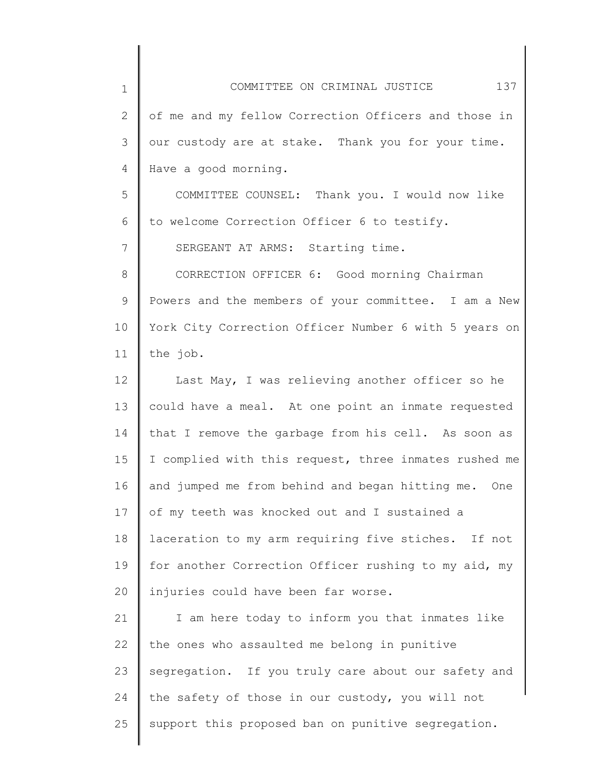of me and my fellow Correction Officers and those in our custody are at stake. Thank you for your time. Have a good morning.

COMMITTEE COUNSEL: Thank you. I would now like to welcome Correction Officer 6 to testify.

SERGEANT AT ARMS: Starting time.

CORRECTION OFFICER 6: Good morning Chairman Powers and the members of your committee. I am a New York City Correction Officer Number 6 with 5 years on the job.

Last May, I was relieving another officer so he could have a meal. At one point an inmate requested that I remove the garbage from his cell. As soon as I complied with this request, three inmates rushed me and jumped me from behind and began hitting me. One of my teeth was knocked out and I sustained a laceration to my arm requiring five stiches. If not for another Correction Officer rushing to my aid, my injuries could have been far worse.

I am here today to inform you that inmates like the ones who assaulted me belong in punitive segregation. If you truly care about our safety and the safety of those in our custody, you will not support this proposed ban on punitive segregation.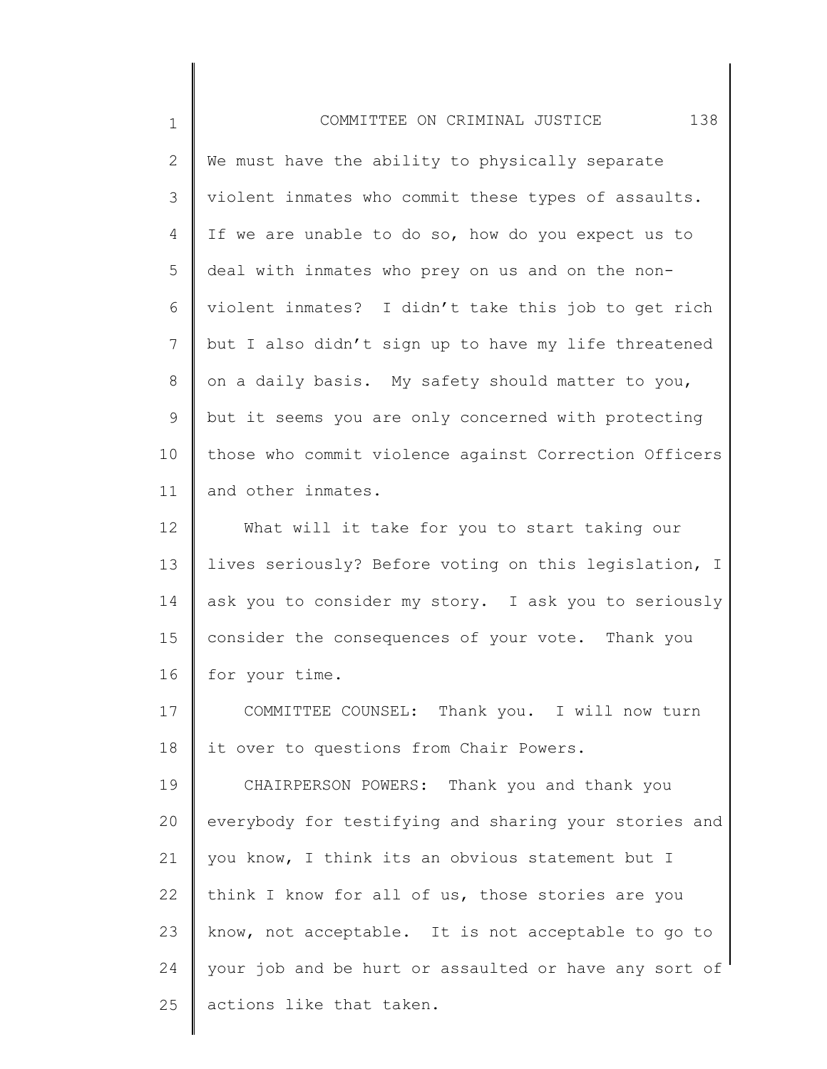We must have the ability to physically separate violent inmates who commit these types of assaults. If we are unable to do so, how do you expect us to deal with inmates who prey on us and on the non-violent inmates? I didn't take this job to get rich but I also didn't sign up to have my life threatened on a daily basis. My safety should matter to you, but it seems you are only concerned with protecting those who commit violence against Correction Officers and other inmates.

What will it take for you to start taking our lives seriously? Before voting on this legislation, I ask you to consider my story. I ask you to seriously consider the consequences of your vote. Thank you for your time.

COMMITTEE COUNSEL: Thank you. I will now turn it over to questions from Chair Powers.

CHAIRPERSON POWERS: Thank you and thank you everybody for testifying and sharing your stories and you know, I think its an obvious statement but I think I know for all of us, those stories are you know, not acceptable. It is not acceptable to go to your job and be hurt or assaulted or have any sort of actions like that taken.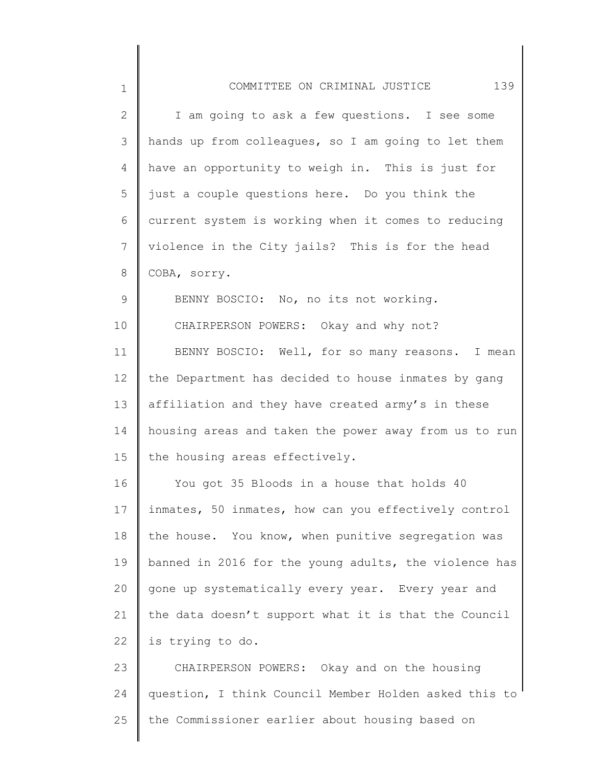I am going to ask a few questions. I see some hands up from colleagues, so I am going to let them have an opportunity to weigh in. This is just for just a couple questions here. Do you think the current system is working when it comes to reducing violence in the City jails? This is for the head COBA, sorry.

BENNY BOSCIO: No, no its not working.

CHAIRPERSON POWERS: Okay and why not?

BENNY BOSCIO: Well, for so many reasons. I mean the Department has decided to house inmates by gang affiliation and they have created army's in these housing areas and taken the power away from us to run the housing areas effectively.

You got 35 Bloods in a house that holds 40 inmates, 50 inmates, how can you effectively control the house. You know, when punitive segregation was banned in 2016 for the young adults, the violence has gone up systematically every year. Every year and the data doesn't support what it is that the Council is trying to do.

CHAIRPERSON POWERS: Okay and on the housing question, I think Council Member Holden asked this to the Commissioner earlier about housing based on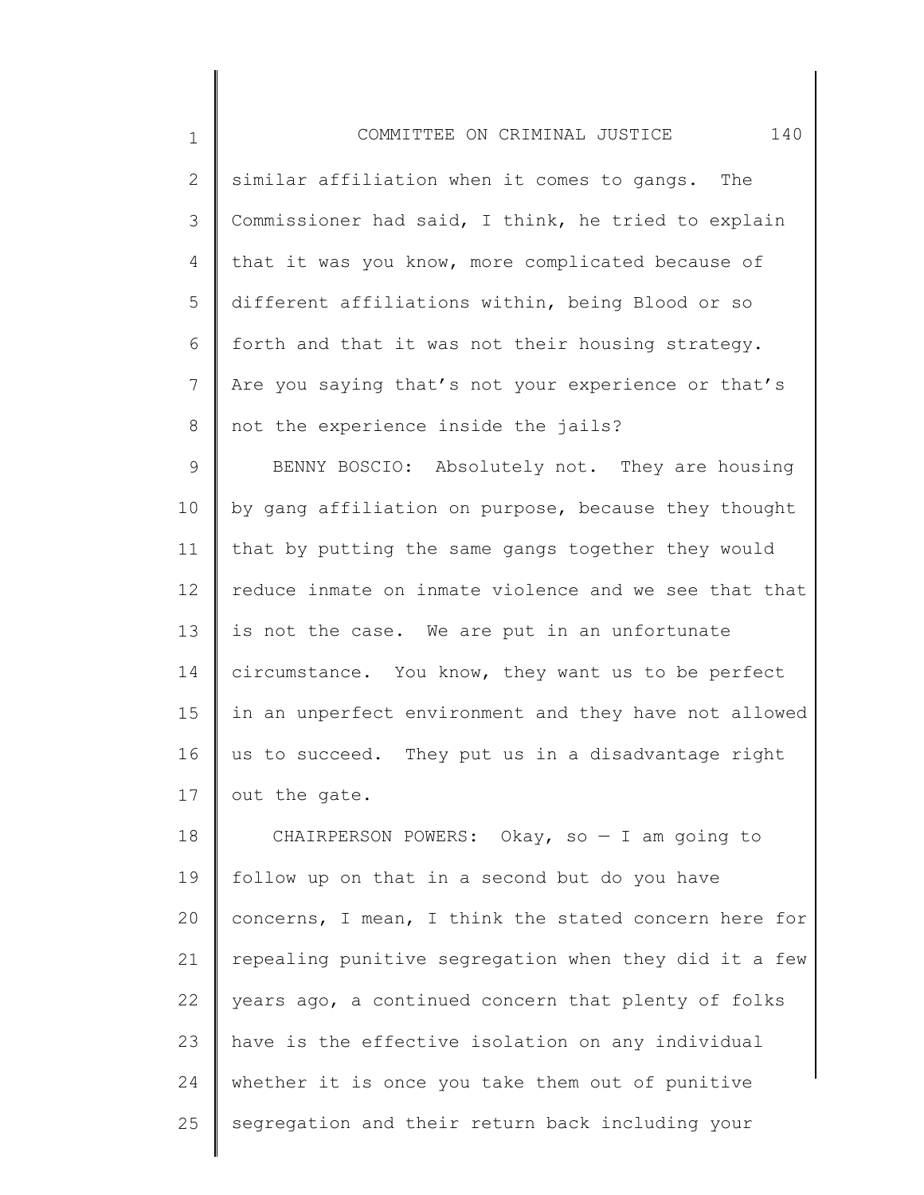similar affiliation when it comes to gangs. The Commissioner had said, I think, he tried to explain that it was you know, more complicated because of different affiliations within, being Blood or so forth and that it was not their housing strategy. Are you saying that's not your experience or that's not the experience inside the jails?

BENNY BOSCIO: Absolutely not. They are housing by gang affiliation on purpose, because they thought that by putting the same gangs together they would reduce inmate on inmate violence and we see that that is not the case. We are put in an unfortunate circumstance. You know, they want us to be perfect in an unperfect environment and they have not allowed us to succeed. They put us in a disadvantage right out the gate.

CHAIRPERSON POWERS: Okay, so — I am going to follow up on that in a second but do you have concerns, I mean, I think the stated concern here for repealing punitive segregation when they did it a few years ago, a continued concern that plenty of folks have is the effective isolation on any individual whether it is once you take them out of punitive segregation and their return back including your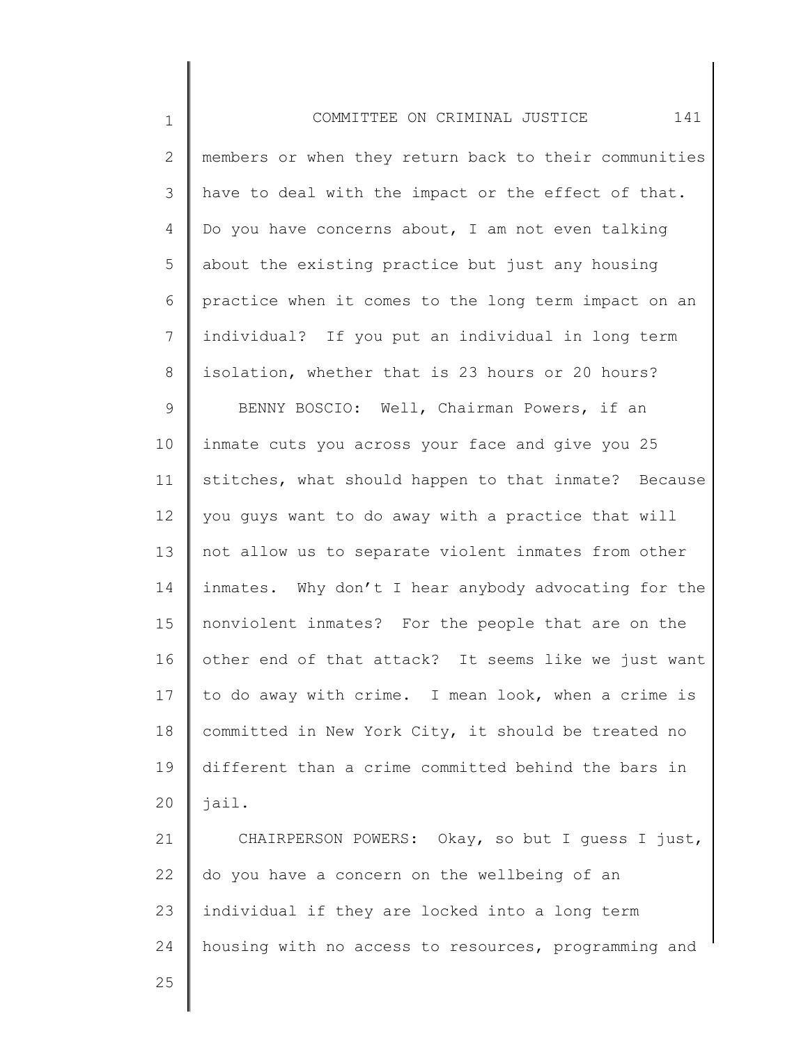members or when they return back to their communities have to deal with the impact or the effect of that. Do you have concerns about, I am not even talking about the existing practice but just any housing practice when it comes to the long term impact on an individual? If you put an individual in long term isolation, whether that is 23 hours or 20 hours?

BENNY BOSCIO: Well, Chairman Powers, if an inmate cuts you across your face and give you 25 stitches, what should happen to that inmate? Because you guys want to do away with a practice that will not allow us to separate violent inmates from other inmates. Why don't I hear anybody advocating for the nonviolent inmates? For the people that are on the other end of that attack? It seems like we just want to do away with crime. I mean look, when a crime is committed in New York City, it should be treated no different than a crime committed behind the bars in jail.

CHAIRPERSON POWERS: Okay, so but I guess I just, do you have a concern on the wellbeing of an individual if they are locked into a long term housing with no access to resources, programming and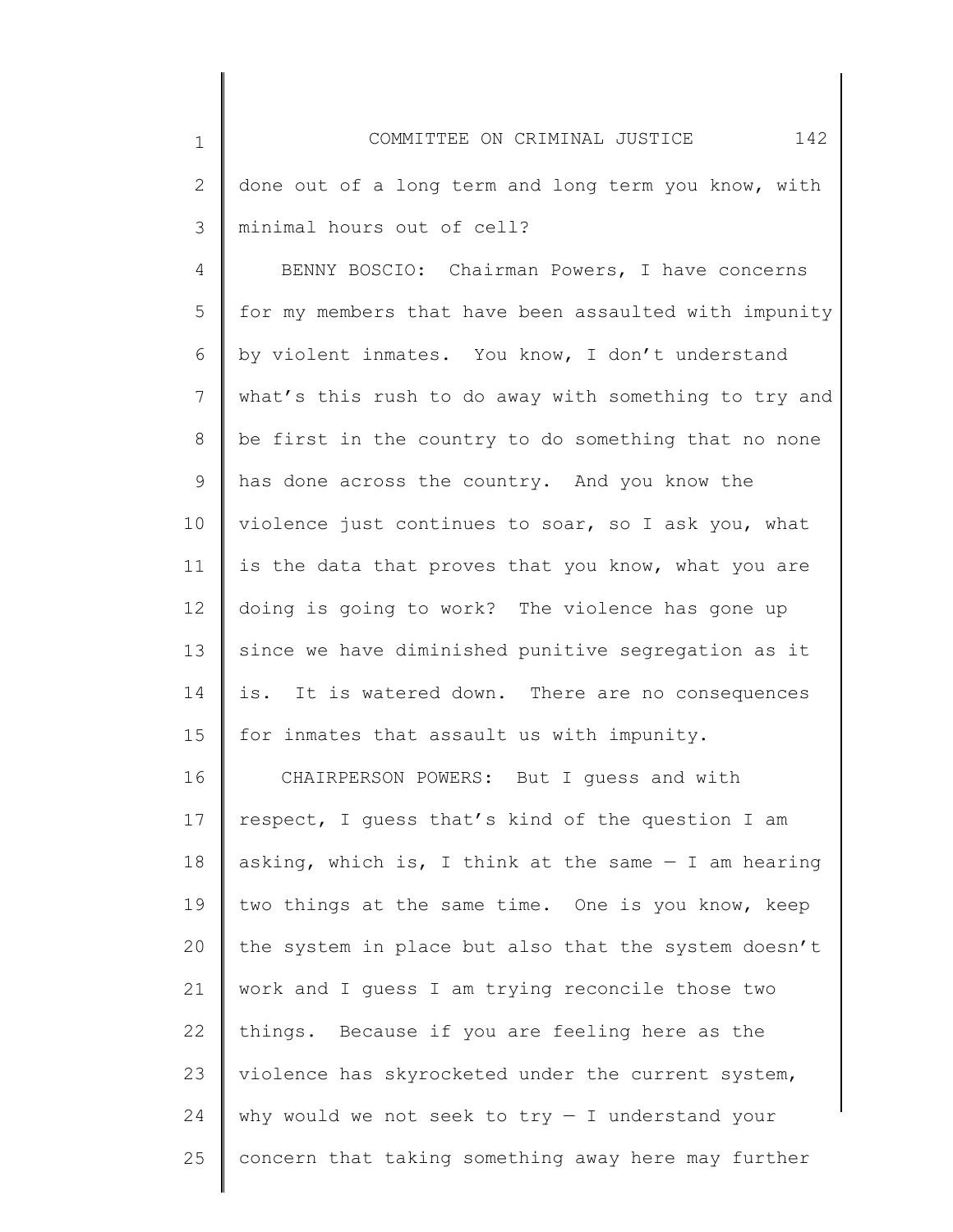done out of a long term and long term you know, with minimal hours out of cell?

BENNY BOSCIO: Chairman Powers, I have concerns for my members that have been assaulted with impunity by violent inmates. You know, I don't understand what's this rush to do away with something to try and be first in the country to do something that no none has done across the country. And you know the violence just continues to soar, so I ask you, what is the data that proves that you know, what you are doing is going to work? The violence has gone up since we have diminished punitive segregation as it is. It is watered down. There are no consequences for inmates that assault us with impunity.

CHAIRPERSON POWERS: But I guess and with respect, I guess that's kind of the question I am asking, which is, I think at the same — I am hearing two things at the same time. One is you know, keep the system in place but also that the system doesn't work and I guess I am trying reconcile those two things. Because if you are feeling here as the violence has skyrocketed under the current system, why would we not seek to try — I understand your concern that taking something away here may further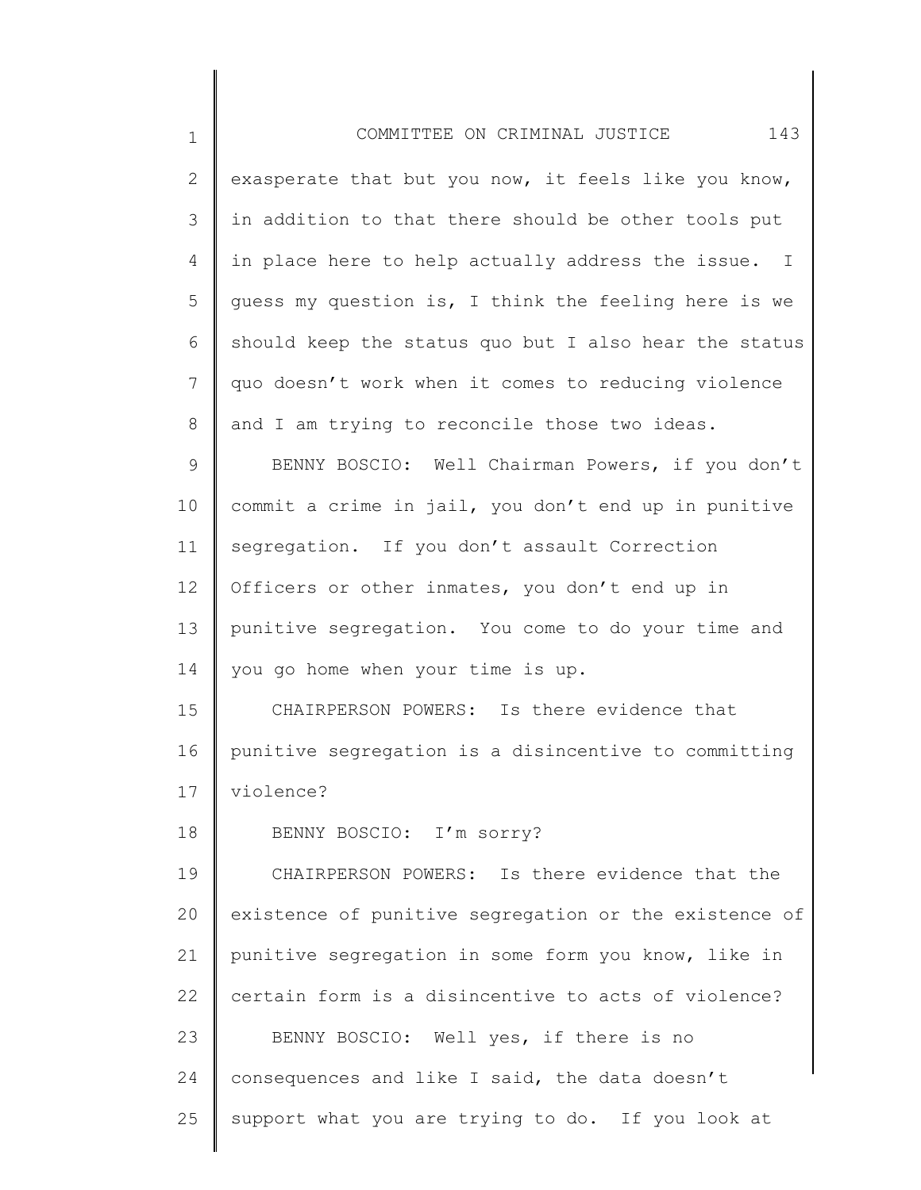exasperate that but you now, it feels like you know, in addition to that there should be other tools put in place here to help actually address the issue. I guess my question is, I think the feeling here is we should keep the status quo but I also hear the status quo doesn't work when it comes to reducing violence and I am trying to reconcile those two ideas.

BENNY BOSCIO: Well Chairman Powers, if you don't commit a crime in jail, you don't end up in punitive segregation. If you don't assault Correction Officers or other inmates, you don't end up in punitive segregation. You come to do your time and you go home when your time is up.

CHAIRPERSON POWERS: Is there evidence that punitive segregation is a disincentive to committing violence?

BENNY BOSCIO: I'm sorry?

CHAIRPERSON POWERS: Is there evidence that the existence of punitive segregation or the existence of punitive segregation in some form you know, like in certain form is a disincentive to acts of violence?

BENNY BOSCIO: Well yes, if there is no consequences and like I said, the data doesn't support what you are trying to do. If you look at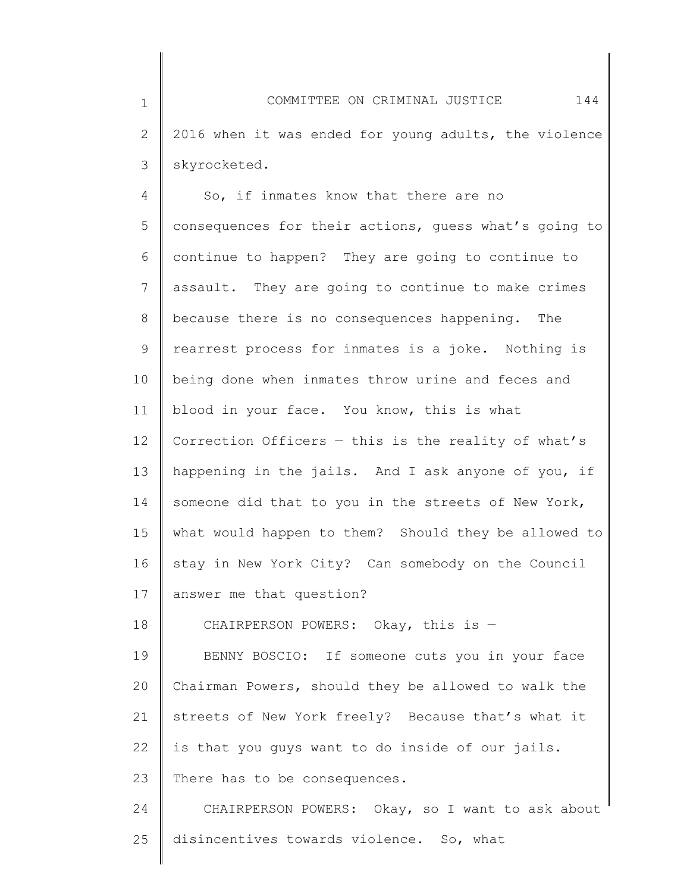2016 when it was ended for young adults, the violence skyrocketed.

So, if inmates know that there are no consequences for their actions, guess what's going to continue to happen? They are going to continue to assault. They are going to continue to make crimes because there is no consequences happening. The rearrest process for inmates is a joke. Nothing is being done when inmates throw urine and feces and blood in your face. You know, this is what Correction Officers — this is the reality of what's happening in the jails. And I ask anyone of you, if someone did that to you in the streets of New York, what would happen to them? Should they be allowed to stay in New York City? Can somebody on the Council answer me that question?

CHAIRPERSON POWERS: Okay, this is —

BENNY BOSCIO: If someone cuts you in your face Chairman Powers, should they be allowed to walk the streets of New York freely? Because that's what it is that you guys want to do inside of our jails. There has to be consequences.

CHAIRPERSON POWERS: Okay, so I want to ask about disincentives towards violence. So, what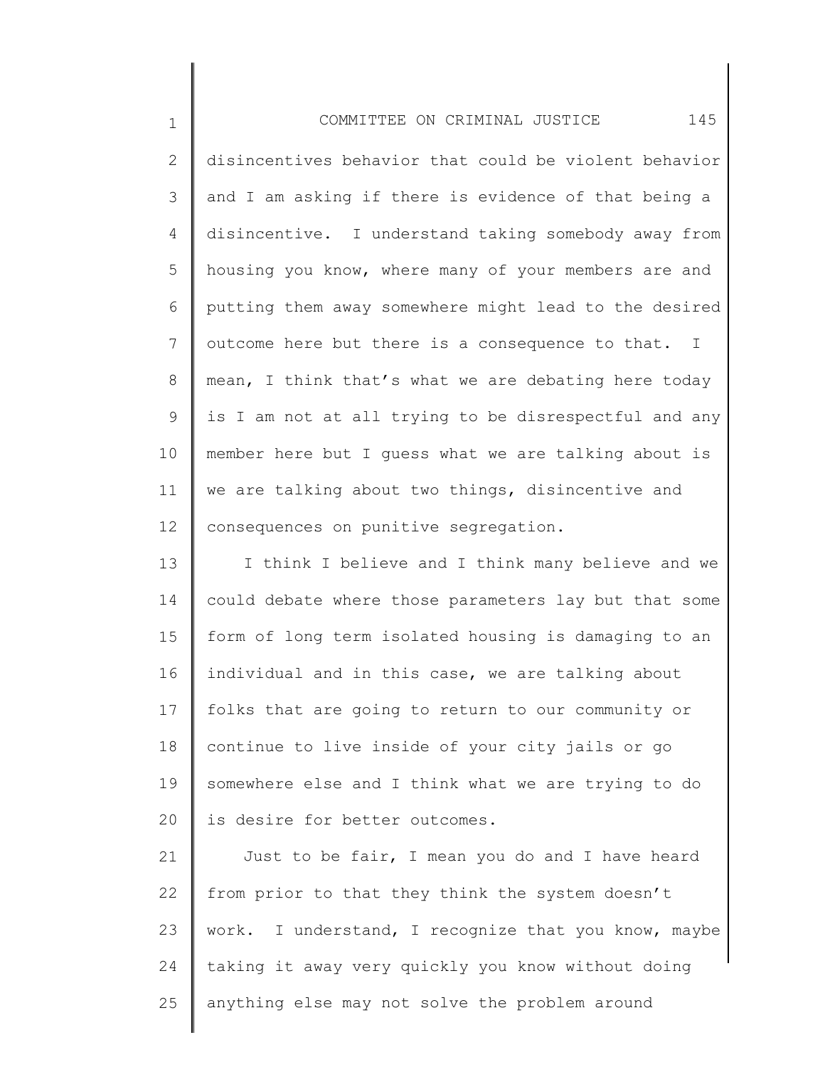disincentives behavior that could be violent behavior and I am asking if there is evidence of that being a disincentive. I understand taking somebody away from housing you know, where many of your members are and putting them away somewhere might lead to the desired outcome here but there is a consequence to that. I mean, I think that's what we are debating here today is I am not at all trying to be disrespectful and any member here but I guess what we are talking about is we are talking about two things, disincentive and consequences on punitive segregation.

I think I believe and I think many believe and we could debate where those parameters lay but that some form of long term isolated housing is damaging to an individual and in this case, we are talking about folks that are going to return to our community or continue to live inside of your city jails or go somewhere else and I think what we are trying to do is desire for better outcomes.

Just to be fair, I mean you do and I have heard from prior to that they think the system doesn't work. I understand, I recognize that you know, maybe taking it away very quickly you know without doing anything else may not solve the problem around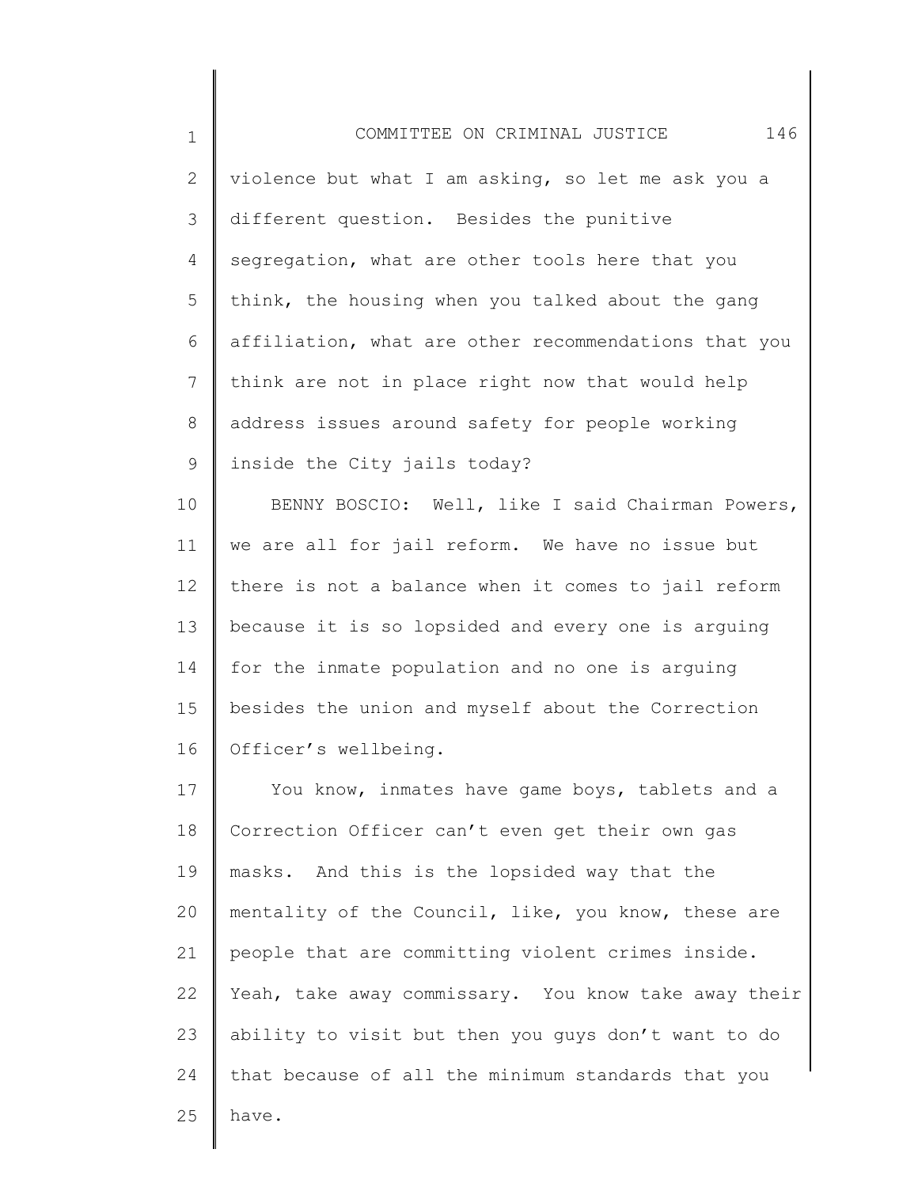violence but what I am asking, so let me ask you a different question. Besides the punitive segregation, what are other tools here that you think, the housing when you talked about the gang affiliation, what are other recommendations that you think are not in place right now that would help address issues around safety for people working inside the City jails today?

BENNY BOSCIO: Well, like I said Chairman Powers, we are all for jail reform. We have no issue but there is not a balance when it comes to jail reform because it is so lopsided and every one is arguing for the inmate population and no one is arguing besides the union and myself about the Correction Officer's wellbeing.

You know, inmates have game boys, tablets and a Correction Officer can't even get their own gas masks. And this is the lopsided way that the mentality of the Council, like, you know, these are people that are committing violent crimes inside. Yeah, take away commissary. You know take away their ability to visit but then you guys don't want to do that because of all the minimum standards that you have.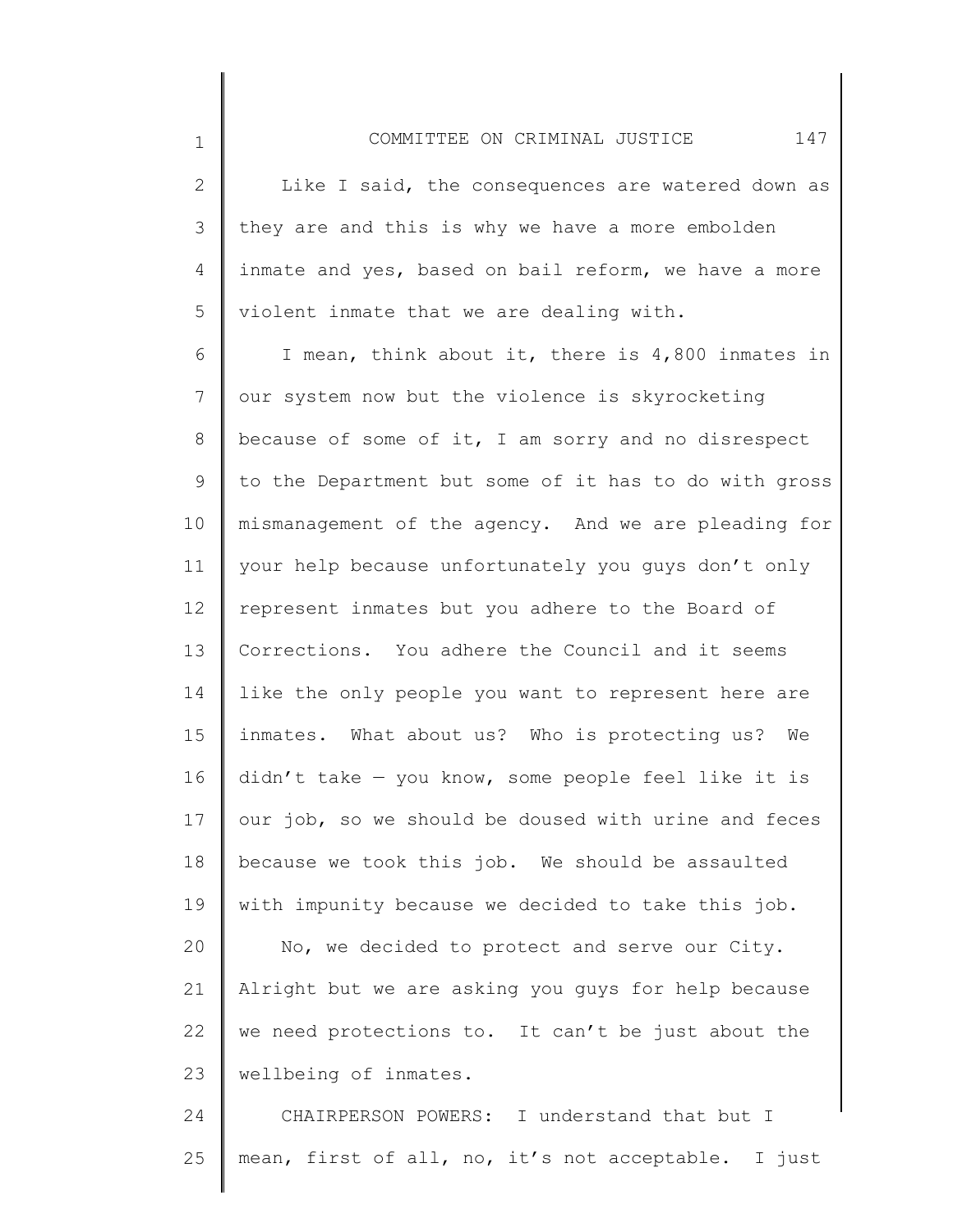Like I said, the consequences are watered down as they are and this is why we have a more embolden inmate and yes, based on bail reform, we have a more violent inmate that we are dealing with.

I mean, think about it, there is 4,800 inmates in our system now but the violence is skyrocketing because of some of it, I am sorry and no disrespect to the Department but some of it has to do with gross mismanagement of the agency. And we are pleading for your help because unfortunately you guys don't only represent inmates but you adhere to the Board of Corrections. You adhere the Council and it seems like the only people you want to represent here are inmates. What about us? Who is protecting us? We didn't take — you know, some people feel like it is our job, so we should be doused with urine and feces because we took this job. We should be assaulted with impunity because we decided to take this job.

No, we decided to protect and serve our City. Alright but we are asking you guys for help because we need protections to. It can't be just about the wellbeing of inmates.

CHAIRPERSON POWERS: I understand that but I mean, first of all, no, it's not acceptable. I just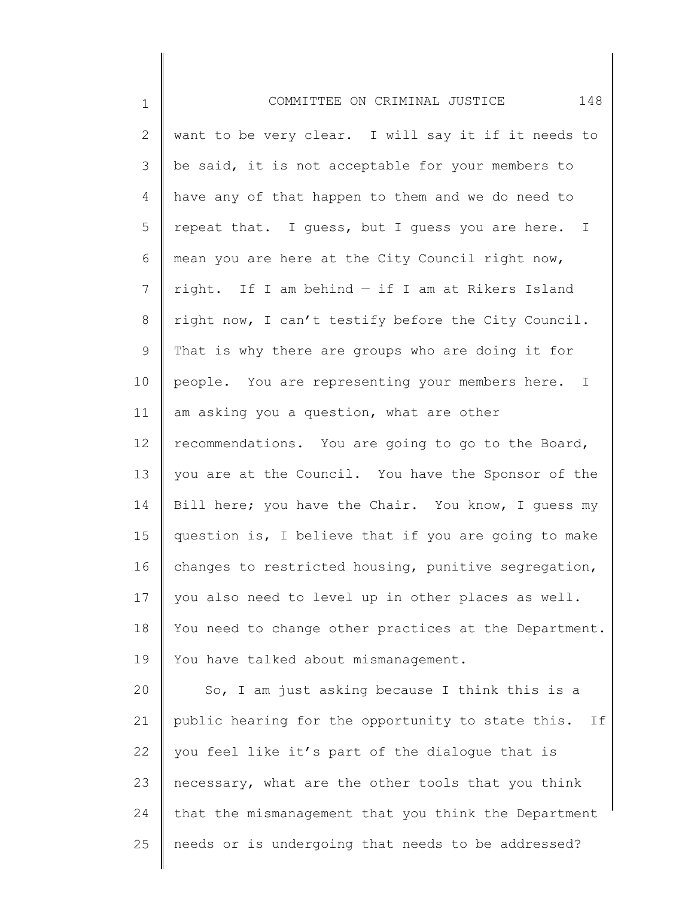want to be very clear. I will say it if it needs to be said, it is not acceptable for your members to have any of that happen to them and we do need to repeat that. I guess, but I guess you are here. I mean you are here at the City Council right now, right. If I am behind — if I am at Rikers Island right now, I can't testify before the City Council. That is why there are groups who are doing it for people. You are representing your members here. I am asking you a question, what are other recommendations. You are going to go to the Board, you are at the Council. You have the Sponsor of the Bill here; you have the Chair. You know, I guess my question is, I believe that if you are going to make changes to restricted housing, punitive segregation, you also need to level up in other places as well. You need to change other practices at the Department. You have talked about mismanagement.

So, I am just asking because I think this is a public hearing for the opportunity to state this. If you feel like it's part of the dialogue that is necessary, what are the other tools that you think that the mismanagement that you think the Department needs or is undergoing that needs to be addressed?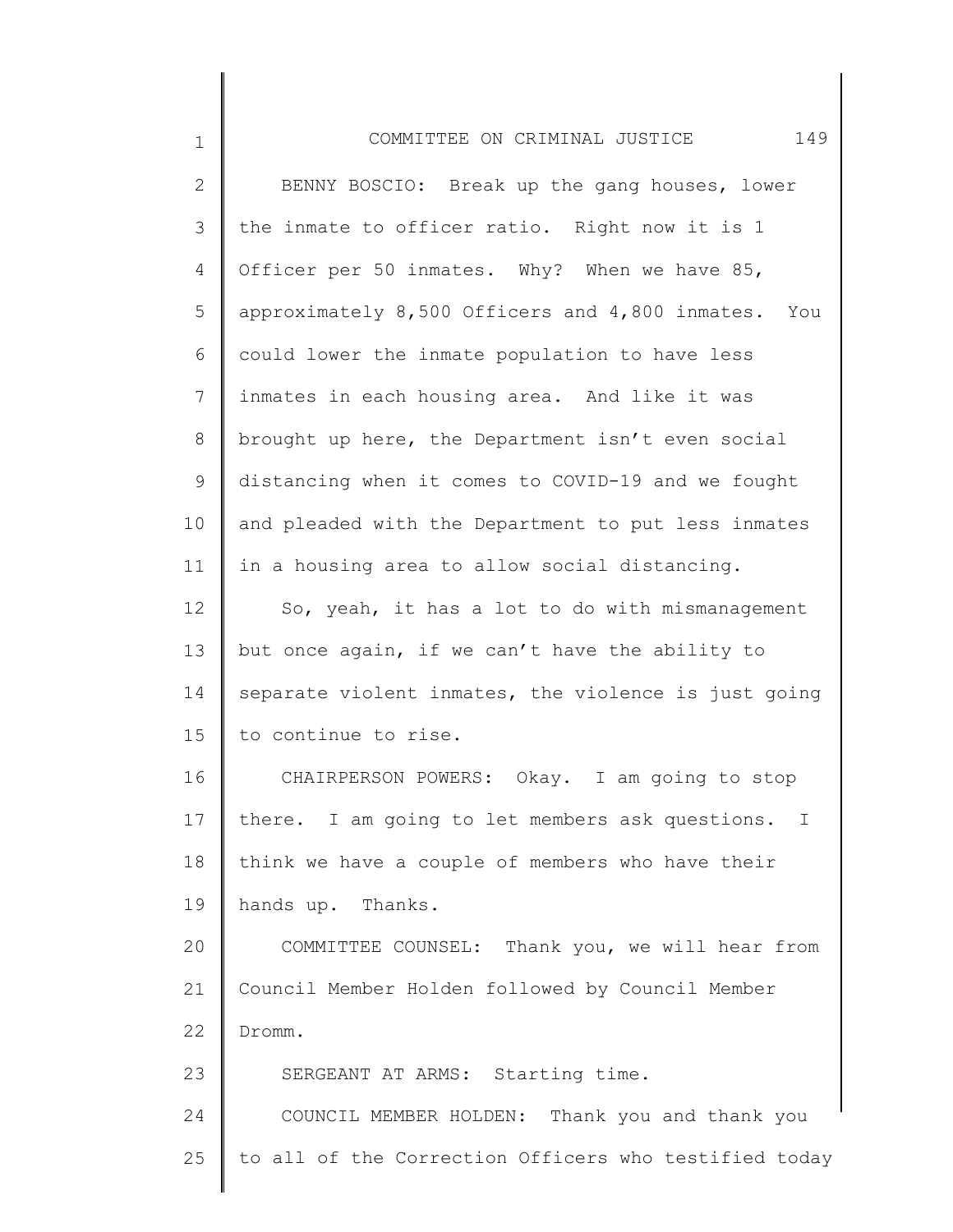BENNY BOSCIO: Break up the gang houses, lower the inmate to officer ratio. Right now it is 1 Officer per 50 inmates. Why? When we have 85, approximately 8,500 Officers and 4,800 inmates. You could lower the inmate population to have less inmates in each housing area. And like it was brought up here, the Department isn't even social distancing when it comes to COVID-19 and we fought and pleaded with the Department to put less inmates in a housing area to allow social distancing.

So, yeah, it has a lot to do with mismanagement but once again, if we can't have the ability to separate violent inmates, the violence is just going to continue to rise.

CHAIRPERSON POWERS: Okay. I am going to stop there. I am going to let members ask questions. I think we have a couple of members who have their hands up. Thanks.

COMMITTEE COUNSEL: Thank you, we will hear from Council Member Holden followed by Council Member Dromm.

SERGEANT AT ARMS: Starting time.

COUNCIL MEMBER HOLDEN: Thank you and thank you to all of the Correction Officers who testified today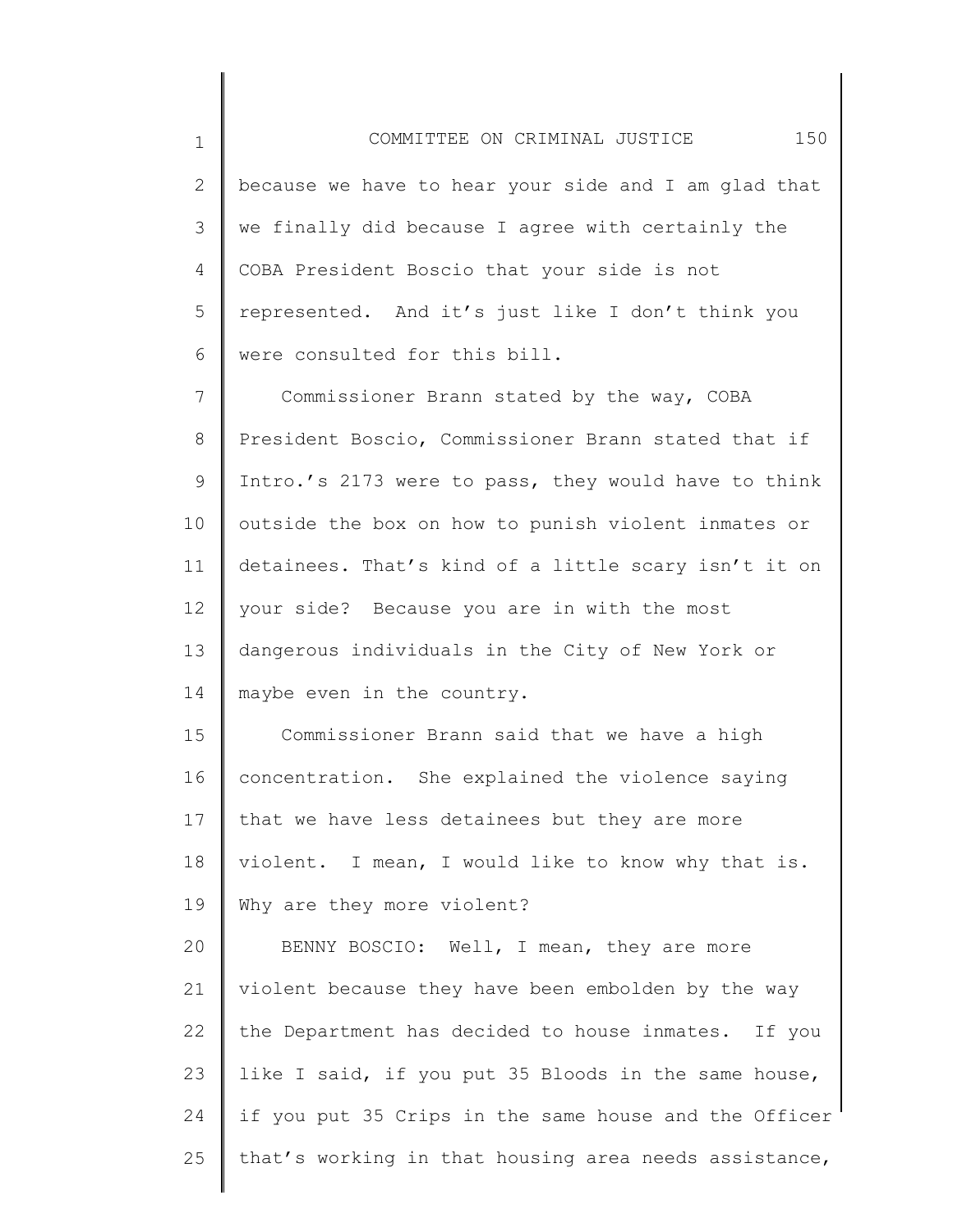because we have to hear your side and I am glad that we finally did because I agree with certainly the COBA President Boscio that your side is not represented. And it's just like I don't think you were consulted for this bill.

Commissioner Brann stated by the way, COBA President Boscio, Commissioner Brann stated that if Intro.'s 2173 were to pass, they would have to think outside the box on how to punish violent inmates or detainees. That's kind of a little scary isn't it on your side? Because you are in with the most dangerous individuals in the City of New York or maybe even in the country.

Commissioner Brann said that we have a high concentration. She explained the violence saying that we have less detainees but they are more violent. I mean, I would like to know why that is. Why are they more violent?

BENNY BOSCIO: Well, I mean, they are more violent because they have been embolden by the way the Department has decided to house inmates. If you like I said, if you put 35 Bloods in the same house, if you put 35 Crips in the same house and the Officer that's working in that housing area needs assistance,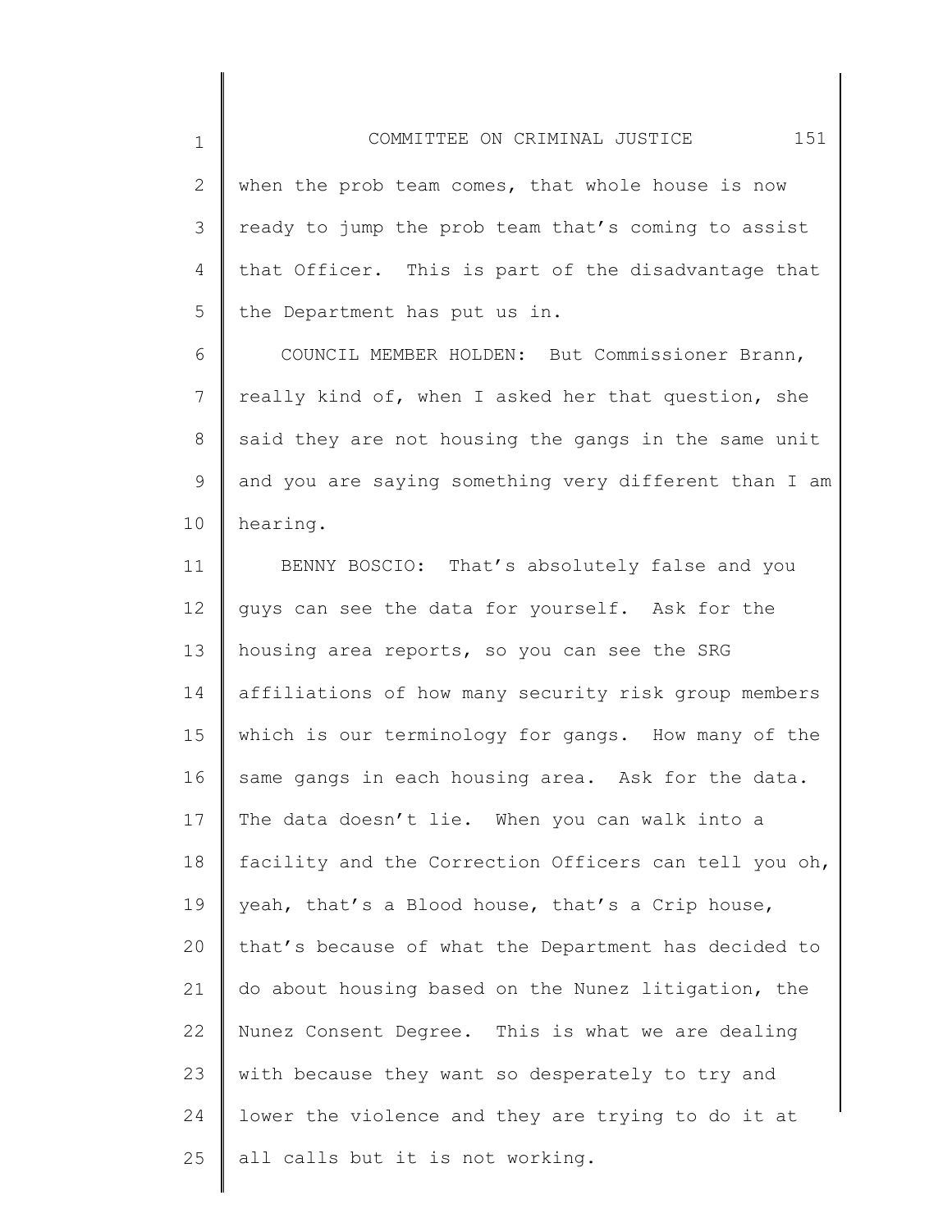when the prob team comes, that whole house is now ready to jump the prob team that's coming to assist that Officer. This is part of the disadvantage that the Department has put us in.

COUNCIL MEMBER HOLDEN: But Commissioner Brann, really kind of, when I asked her that question, she said they are not housing the gangs in the same unit and you are saying something very different than I am hearing.

BENNY BOSCIO: That's absolutely false and you guys can see the data for yourself. Ask for the housing area reports, so you can see the SRG affiliations of how many security risk group members which is our terminology for gangs. How many of the same gangs in each housing area. Ask for the data. The data doesn't lie. When you can walk into a facility and the Correction Officers can tell you oh, yeah, that's a Blood house, that's a Crip house, that's because of what the Department has decided to do about housing based on the Nunez litigation, the Nunez Consent Degree. This is what we are dealing with because they want so desperately to try and lower the violence and they are trying to do it at all calls but it is not working.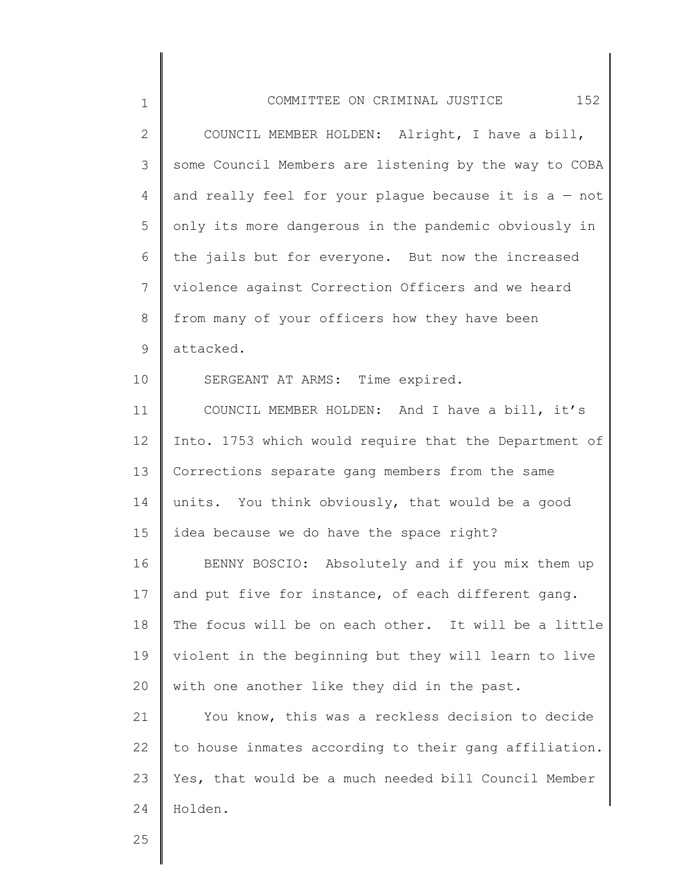COUNCIL MEMBER HOLDEN: Alright, I have a bill, some Council Members are listening by the way to COBA and really feel for your plague because it is a — not only its more dangerous in the pandemic obviously in the jails but for everyone. But now the increased violence against Correction Officers and we heard from many of your officers how they have been attacked.

SERGEANT AT ARMS: Time expired.

COUNCIL MEMBER HOLDEN: And I have a bill, it's Into. 1753 which would require that the Department of Corrections separate gang members from the same units. You think obviously, that would be a good idea because we do have the space right?

BENNY BOSCIO: Absolutely and if you mix them up and put five for instance, of each different gang. The focus will be on each other. It will be a little violent in the beginning but they will learn to live with one another like they did in the past.

You know, this was a reckless decision to decide to house inmates according to their gang affiliation. Yes, that would be a much needed bill Council Member Holden.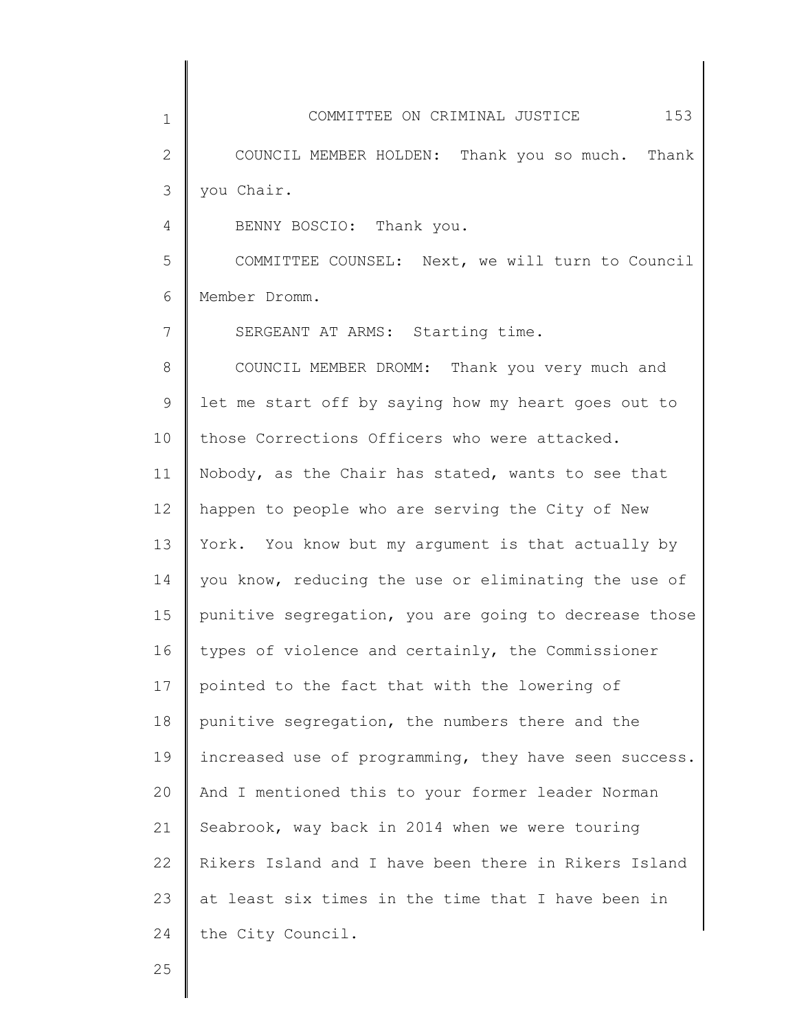COUNCIL MEMBER HOLDEN: Thank you so much. Thank you Chair.

BENNY BOSCIO: Thank you.

COMMITTEE COUNSEL: Next, we will turn to Council Member Dromm.

SERGEANT AT ARMS: Starting time.

COUNCIL MEMBER DROMM: Thank you very much and let me start off by saying how my heart goes out to those Corrections Officers who were attacked. Nobody, as the Chair has stated, wants to see that happen to people who are serving the City of New York. You know but my argument is that actually by you know, reducing the use or eliminating the use of punitive segregation, you are going to decrease those types of violence and certainly, the Commissioner pointed to the fact that with the lowering of punitive segregation, the numbers there and the increased use of programming, they have seen success. And I mentioned this to your former leader Norman Seabrook, way back in 2014 when we were touring Rikers Island and I have been there in Rikers Island at least six times in the time that I have been in the City Council.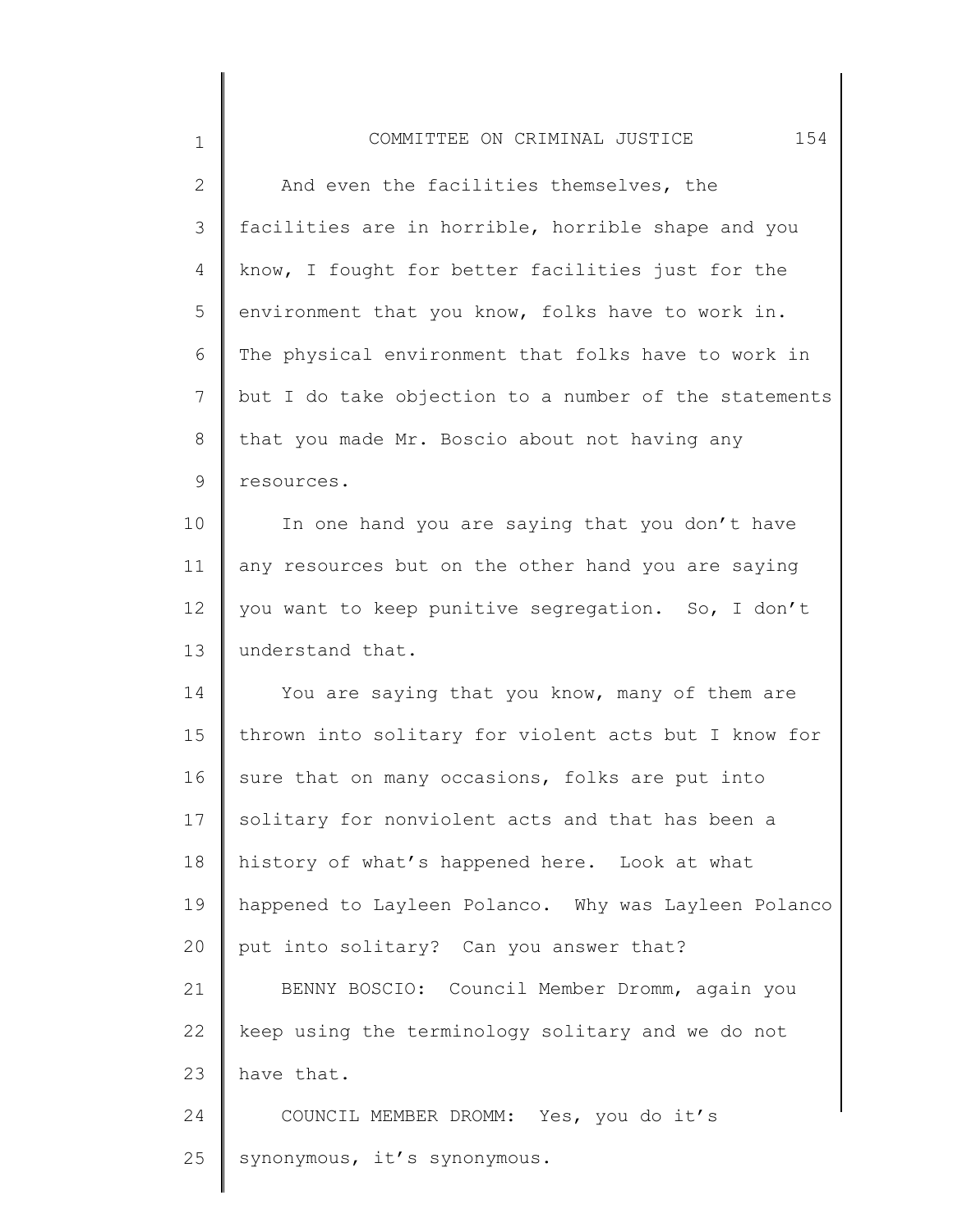And even the facilities themselves, the facilities are in horrible, horrible shape and you know, I fought for better facilities just for the environment that you know, folks have to work in. The physical environment that folks have to work in but I do take objection to a number of the statements that you made Mr. Boscio about not having any resources.

In one hand you are saying that you don't have any resources but on the other hand you are saying you want to keep punitive segregation. So, I don't understand that.

You are saying that you know, many of them are thrown into solitary for violent acts but I know for sure that on many occasions, folks are put into solitary for nonviolent acts and that has been a history of what's happened here. Look at what happened to Layleen Polanco. Why was Layleen Polanco put into solitary? Can you answer that?

BENNY BOSCIO: Council Member Dromm, again you keep using the terminology solitary and we do not have that.

COUNCIL MEMBER DROMM: Yes, you do it's synonymous, it's synonymous.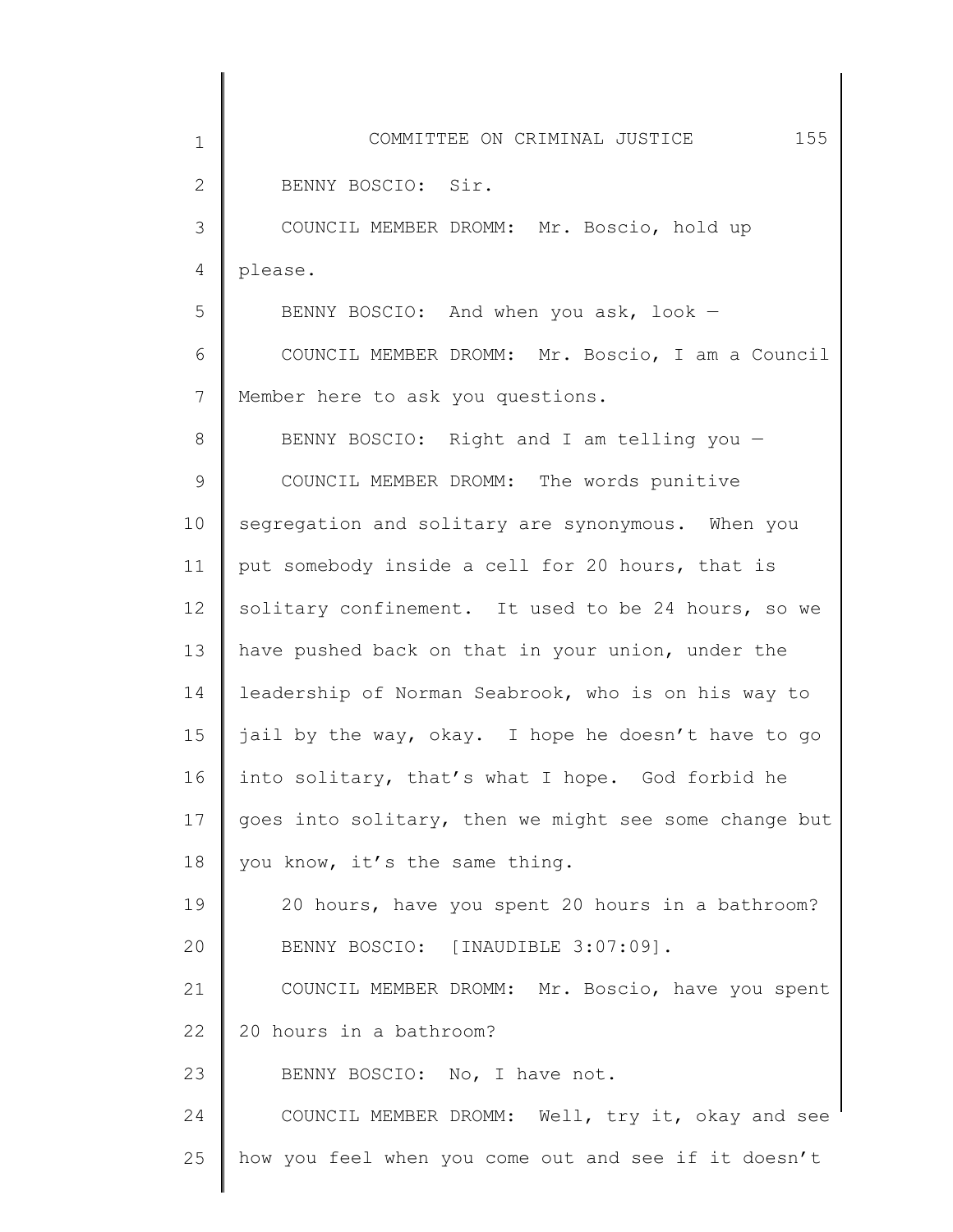BENNY BOSCIO: Sir.

COUNCIL MEMBER DROMM: Mr. Boscio, hold up please.

BENNY BOSCIO: And when you ask, look —

COUNCIL MEMBER DROMM: Mr. Boscio, I am a Council Member here to ask you questions.

BENNY BOSCIO: Right and I am telling you —

COUNCIL MEMBER DROMM: The words punitive segregation and solitary are synonymous. When you put somebody inside a cell for 20 hours, that is solitary confinement. It used to be 24 hours, so we have pushed back on that in your union, under the leadership of Norman Seabrook, who is on his way to jail by the way, okay. I hope he doesn't have to go into solitary, that's what I hope. God forbid he goes into solitary, then we might see some change but you know, it's the same thing.

20 hours, have you spent 20 hours in a bathroom?

BENNY BOSCIO: [INAUDIBLE 3:07:09].

COUNCIL MEMBER DROMM: Mr. Boscio, have you spent 20 hours in a bathroom?

BENNY BOSCIO: No, I have not.

COUNCIL MEMBER DROMM: Well, try it, okay and see how you feel when you come out and see if it doesn't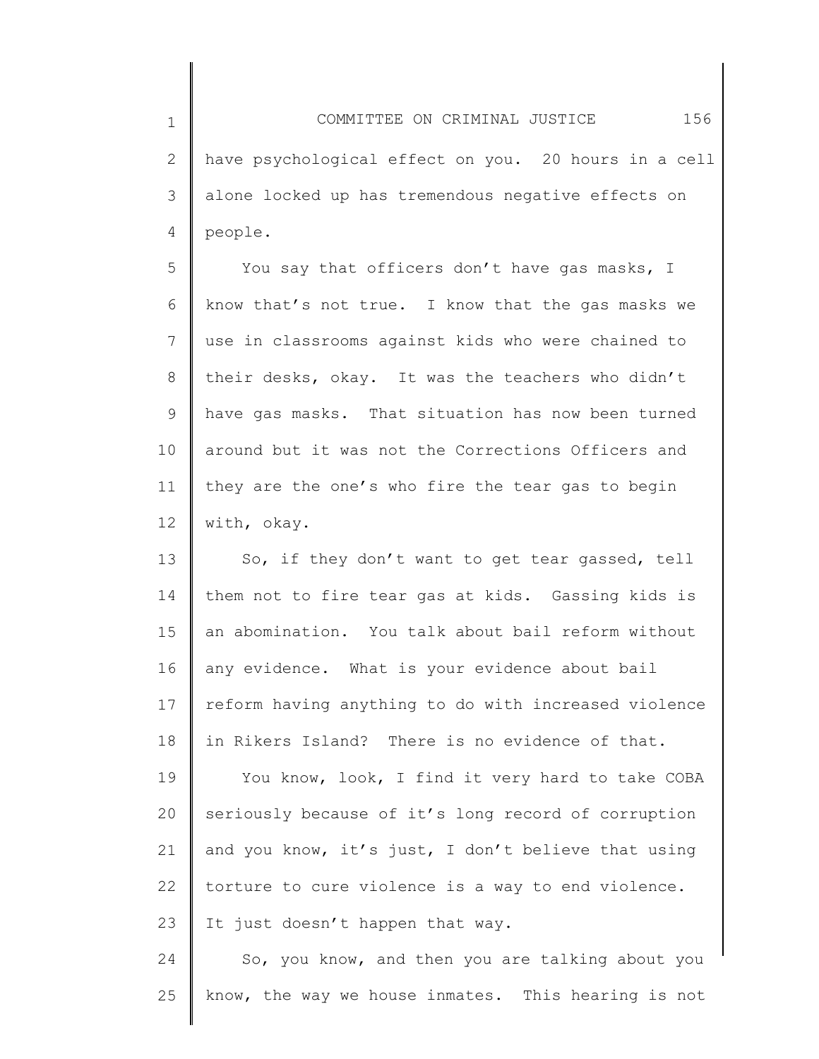have psychological effect on you. 20 hours in a cell alone locked up has tremendous negative effects on people.

You say that officers don't have gas masks, I know that's not true. I know that the gas masks we use in classrooms against kids who were chained to their desks, okay. It was the teachers who didn't have gas masks. That situation has now been turned around but it was not the Corrections Officers and they are the one's who fire the tear gas to begin with, okay.

So, if they don't want to get tear gassed, tell them not to fire tear gas at kids. Gassing kids is an abomination. You talk about bail reform without any evidence. What is your evidence about bail reform having anything to do with increased violence in Rikers Island? There is no evidence of that.

You know, look, I find it very hard to take COBA seriously because of it's long record of corruption and you know, it's just, I don't believe that using torture to cure violence is a way to end violence. It just doesn't happen that way.

So, you know, and then you are talking about you know, the way we house inmates. This hearing is not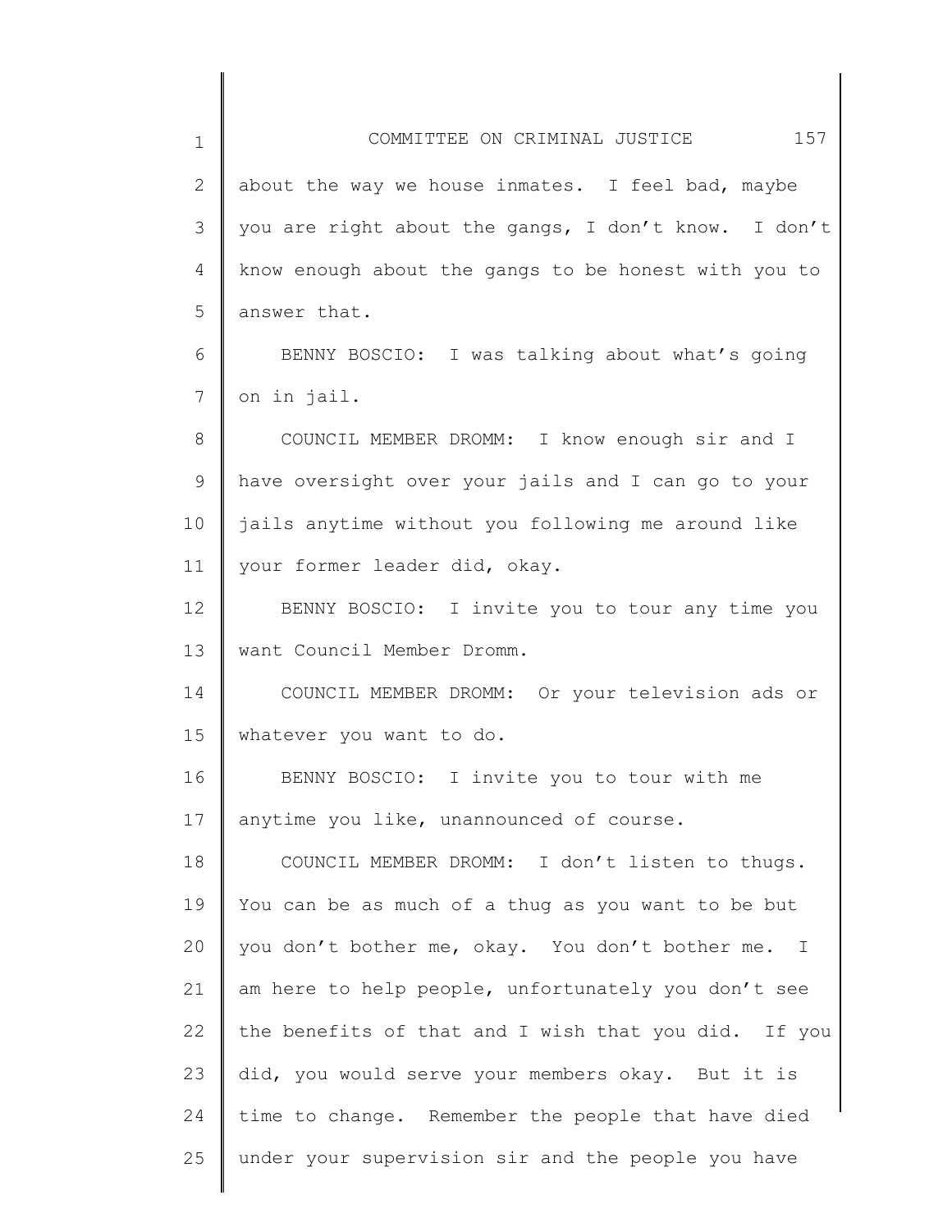about the way we house inmates. I feel bad, maybe you are right about the gangs, I don't know. I don't know enough about the gangs to be honest with you to answer that.

BENNY BOSCIO: I was talking about what's going on in jail.

COUNCIL MEMBER DROMM: I know enough sir and I have oversight over your jails and I can go to your jails anytime without you following me around like your former leader did, okay.

BENNY BOSCIO: I invite you to tour any time you want Council Member Dromm.

COUNCIL MEMBER DROMM: Or your television ads or whatever you want to do.

BENNY BOSCIO: I invite you to tour with me anytime you like, unannounced of course.

COUNCIL MEMBER DROMM: I don't listen to thugs. You can be as much of a thug as you want to be but you don't bother me, okay. You don't bother me. I am here to help people, unfortunately you don't see the benefits of that and I wish that you did. If you did, you would serve your members okay. But it is time to change. Remember the people that have died under your supervision sir and the people you have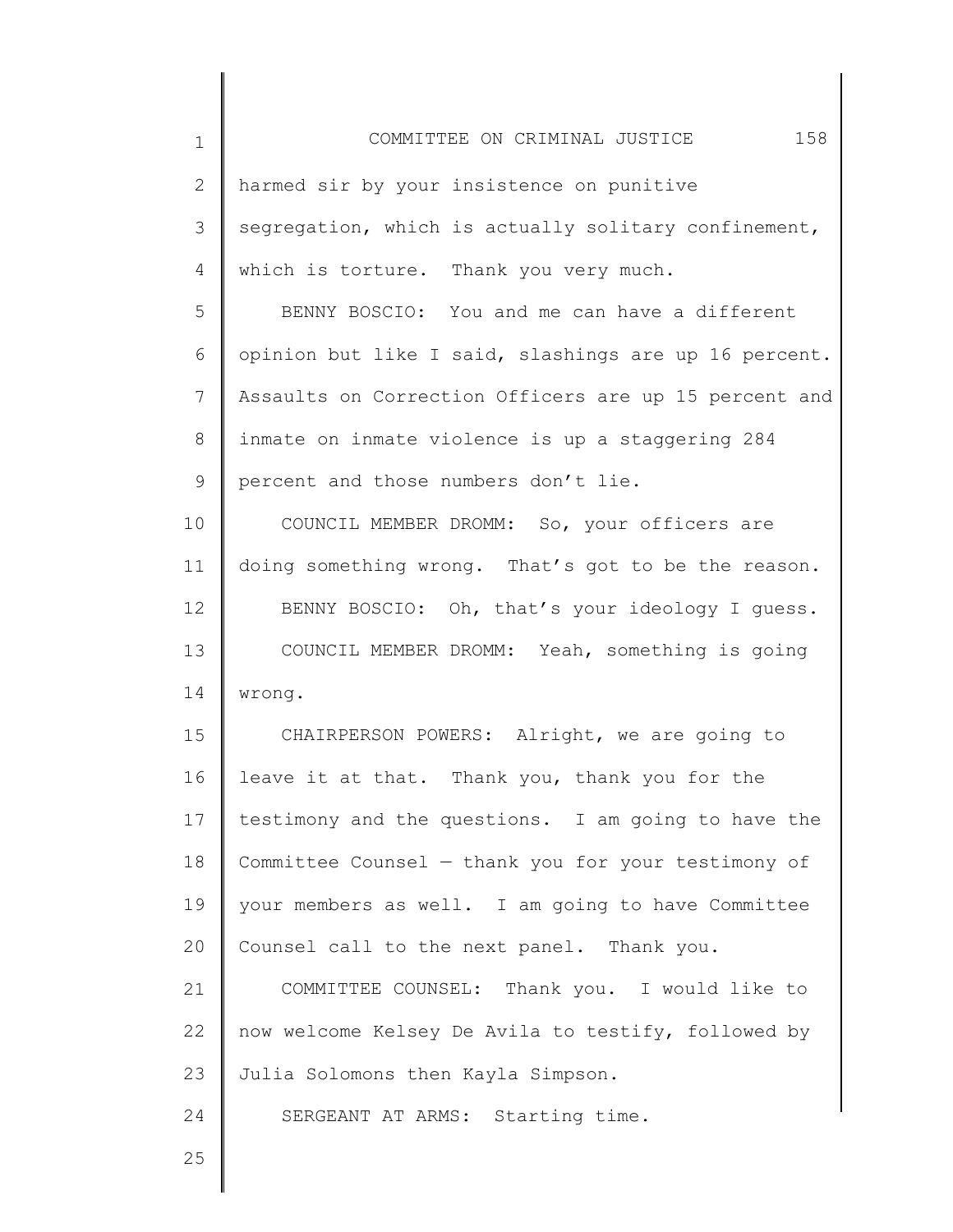harmed sir by your insistence on punitive segregation, which is actually solitary confinement, which is torture. Thank you very much.

BENNY BOSCIO: You and me can have a different opinion but like I said, slashings are up 16 percent. Assaults on Correction Officers are up 15 percent and inmate on inmate violence is up a staggering 284 percent and those numbers don't lie.

COUNCIL MEMBER DROMM: So, your officers are doing something wrong. That's got to be the reason.

BENNY BOSCIO: Oh, that's your ideology I guess.

COUNCIL MEMBER DROMM: Yeah, something is going wrong.

CHAIRPERSON POWERS: Alright, we are going to leave it at that. Thank you, thank you for the testimony and the questions. I am going to have the Committee Counsel — thank you for your testimony of your members as well. I am going to have Committee Counsel call to the next panel. Thank you.

COMMITTEE COUNSEL: Thank you. I would like to now welcome Kelsey De Avila to testify, followed by Julia Solomons then Kayla Simpson.

SERGEANT AT ARMS: Starting time.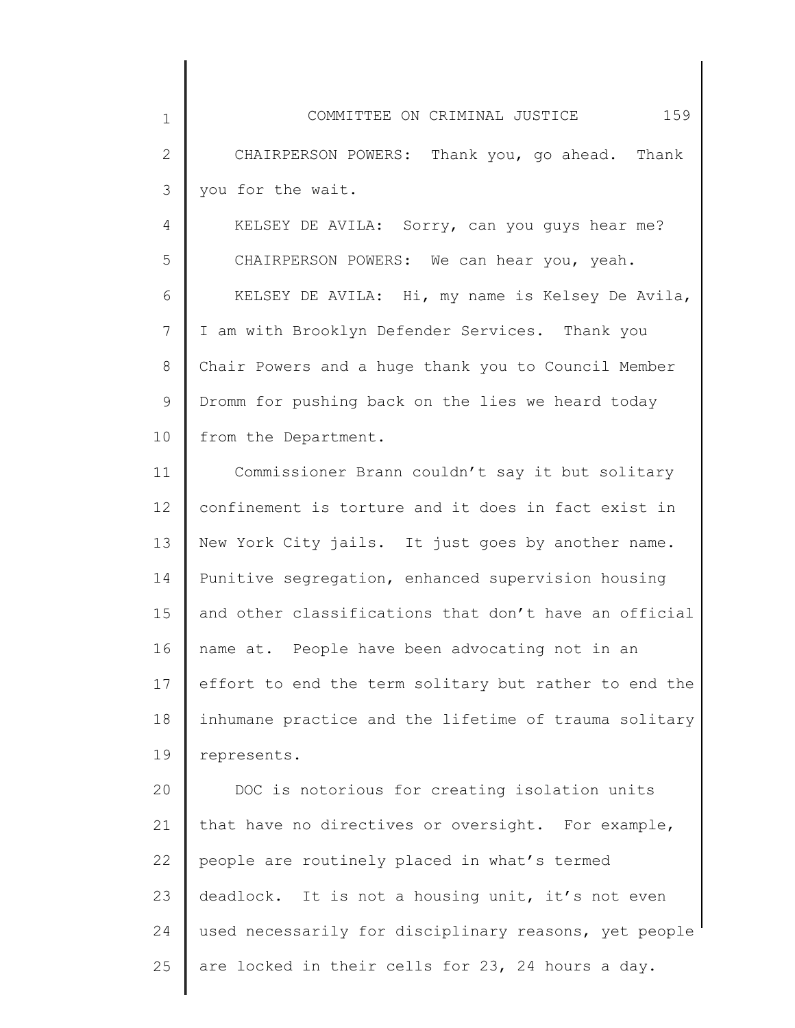CHAIRPERSON POWERS: Thank you, go ahead. Thank you for the wait.

KELSEY DE AVILA: Sorry, can you guys hear me?

CHAIRPERSON POWERS: We can hear you, yeah.

KELSEY DE AVILA: Hi, my name is Kelsey De Avila, I am with Brooklyn Defender Services. Thank you Chair Powers and a huge thank you to Council Member Dromm for pushing back on the lies we heard today from the Department.

Commissioner Brann couldn't say it but solitary confinement is torture and it does in fact exist in New York City jails. It just goes by another name. Punitive segregation, enhanced supervision housing and other classifications that don't have an official name at. People have been advocating not in an effort to end the term solitary but rather to end the inhumane practice and the lifetime of trauma solitary represents.

DOC is notorious for creating isolation units that have no directives or oversight. For example, people are routinely placed in what's termed deadlock. It is not a housing unit, it's not even used necessarily for disciplinary reasons, yet people are locked in their cells for 23, 24 hours a day.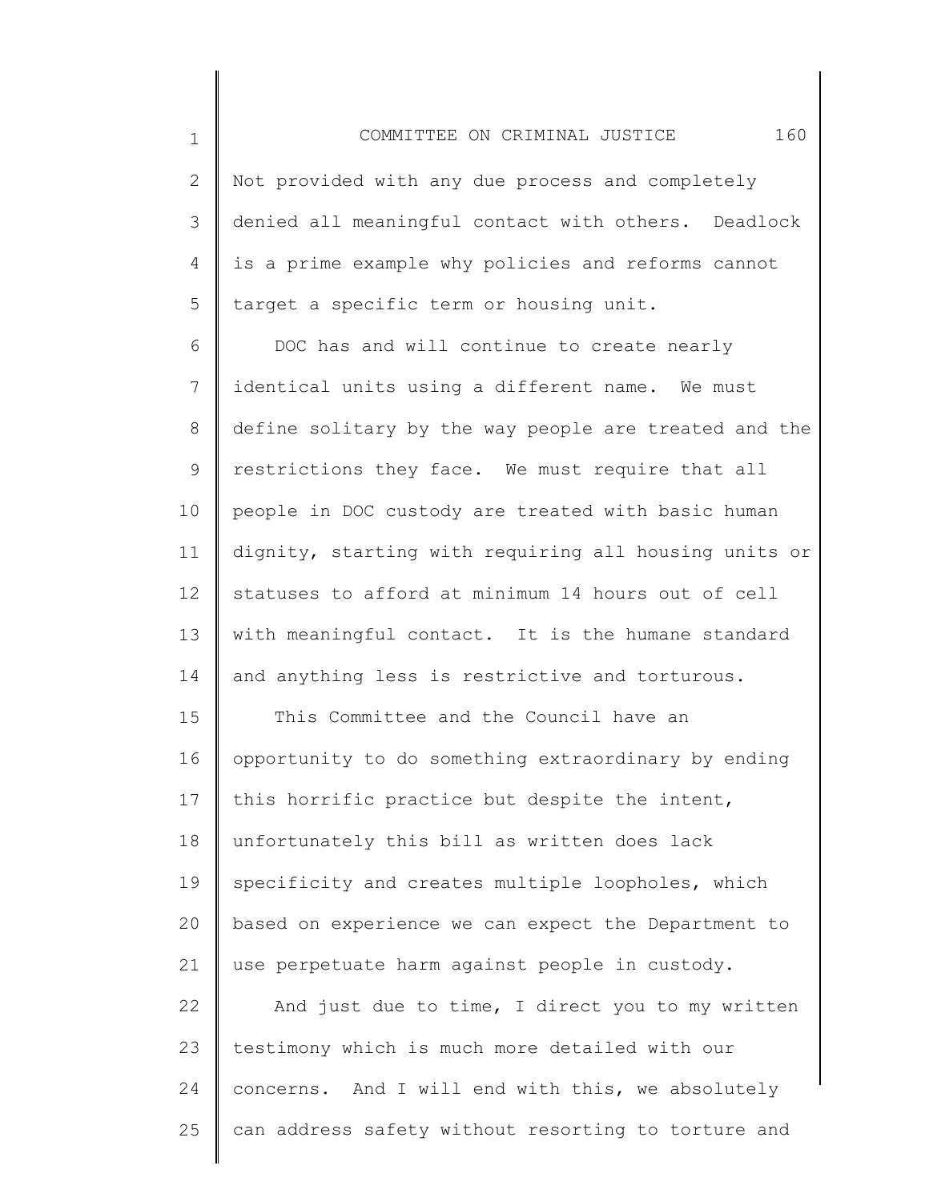Not provided with any due process and completely denied all meaningful contact with others. Deadlock is a prime example why policies and reforms cannot target a specific term or housing unit.

DOC has and will continue to create nearly identical units using a different name. We must define solitary by the way people are treated and the restrictions they face. We must require that all people in DOC custody are treated with basic human dignity, starting with requiring all housing units or statuses to afford at minimum 14 hours out of cell with meaningful contact. It is the humane standard and anything less is restrictive and torturous.

This Committee and the Council have an opportunity to do something extraordinary by ending this horrific practice but despite the intent, unfortunately this bill as written does lack specificity and creates multiple loopholes, which based on experience we can expect the Department to use perpetuate harm against people in custody.

And just due to time, I direct you to my written testimony which is much more detailed with our concerns. And I will end with this, we absolutely can address safety without resorting to torture and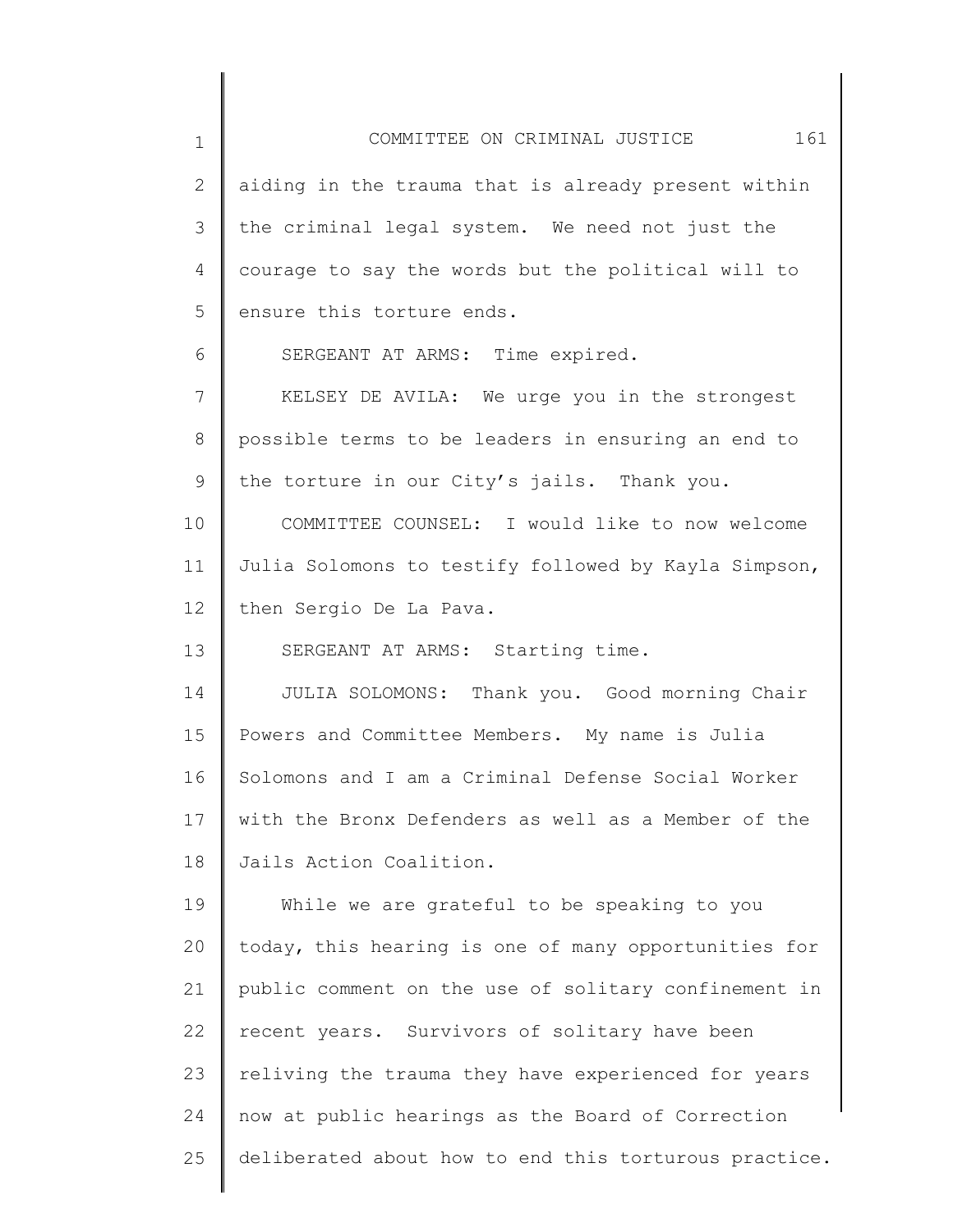aiding in the trauma that is already present within the criminal legal system. We need not just the courage to say the words but the political will to ensure this torture ends.

SERGEANT AT ARMS: Time expired.

KELSEY DE AVILA: We urge you in the strongest possible terms to be leaders in ensuring an end to the torture in our City's jails. Thank you.

COMMITTEE COUNSEL: I would like to now welcome Julia Solomons to testify followed by Kayla Simpson, then Sergio De La Pava.

SERGEANT AT ARMS: Starting time.

JULIA SOLOMONS: Thank you. Good morning Chair Powers and Committee Members. My name is Julia Solomons and I am a Criminal Defense Social Worker with the Bronx Defenders as well as a Member of the Jails Action Coalition.

While we are grateful to be speaking to you today, this hearing is one of many opportunities for public comment on the use of solitary confinement in recent years. Survivors of solitary have been reliving the trauma they have experienced for years now at public hearings as the Board of Correction deliberated about how to end this torturous practice.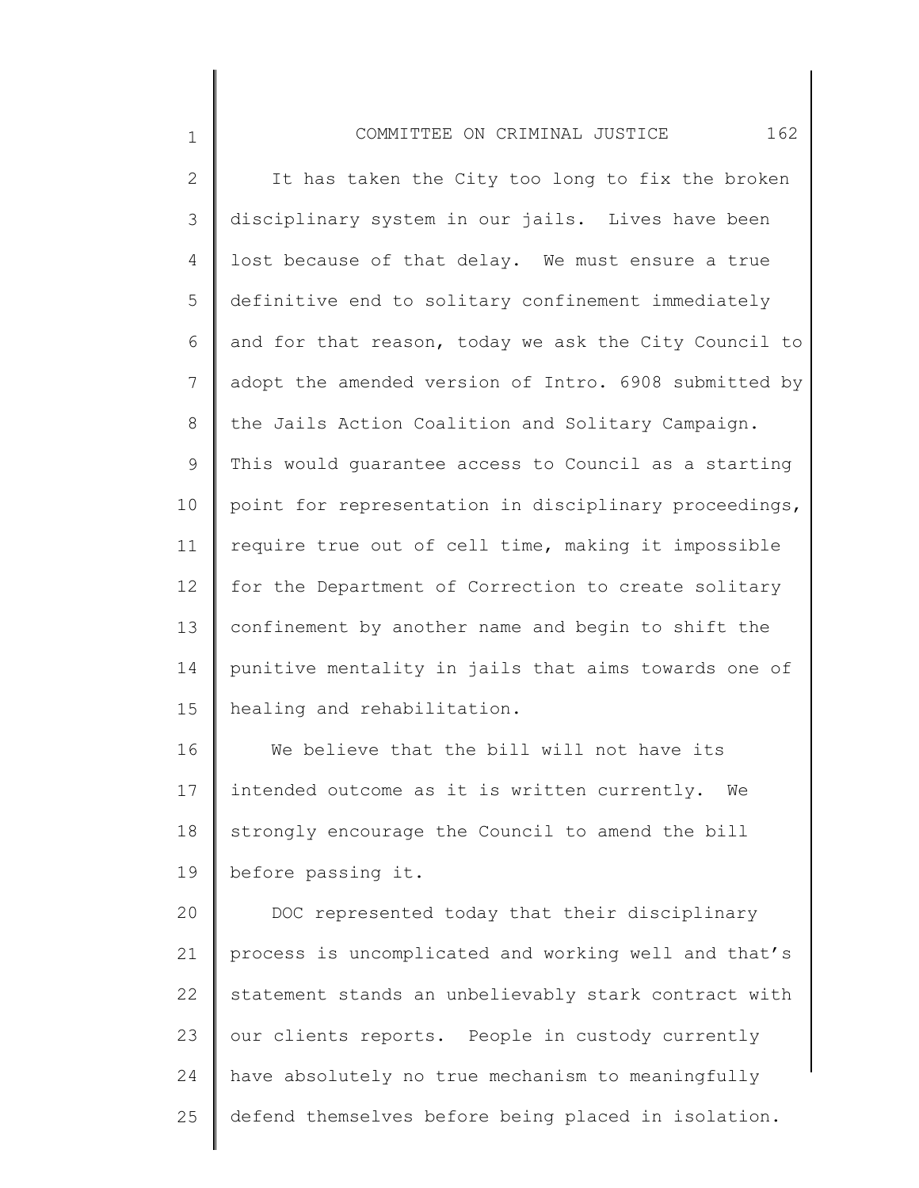It has taken the City too long to fix the broken disciplinary system in our jails. Lives have been lost because of that delay. We must ensure a true definitive end to solitary confinement immediately and for that reason, today we ask the City Council to adopt the amended version of Intro. 6908 submitted by the Jails Action Coalition and Solitary Campaign. This would guarantee access to Council as a starting point for representation in disciplinary proceedings, require true out of cell time, making it impossible for the Department of Correction to create solitary confinement by another name and begin to shift the punitive mentality in jails that aims towards one of healing and rehabilitation.

We believe that the bill will not have its intended outcome as it is written currently. We strongly encourage the Council to amend the bill before passing it.

DOC represented today that their disciplinary process is uncomplicated and working well and that's statement stands an unbelievably stark contract with our clients reports. People in custody currently have absolutely no true mechanism to meaningfully defend themselves before being placed in isolation.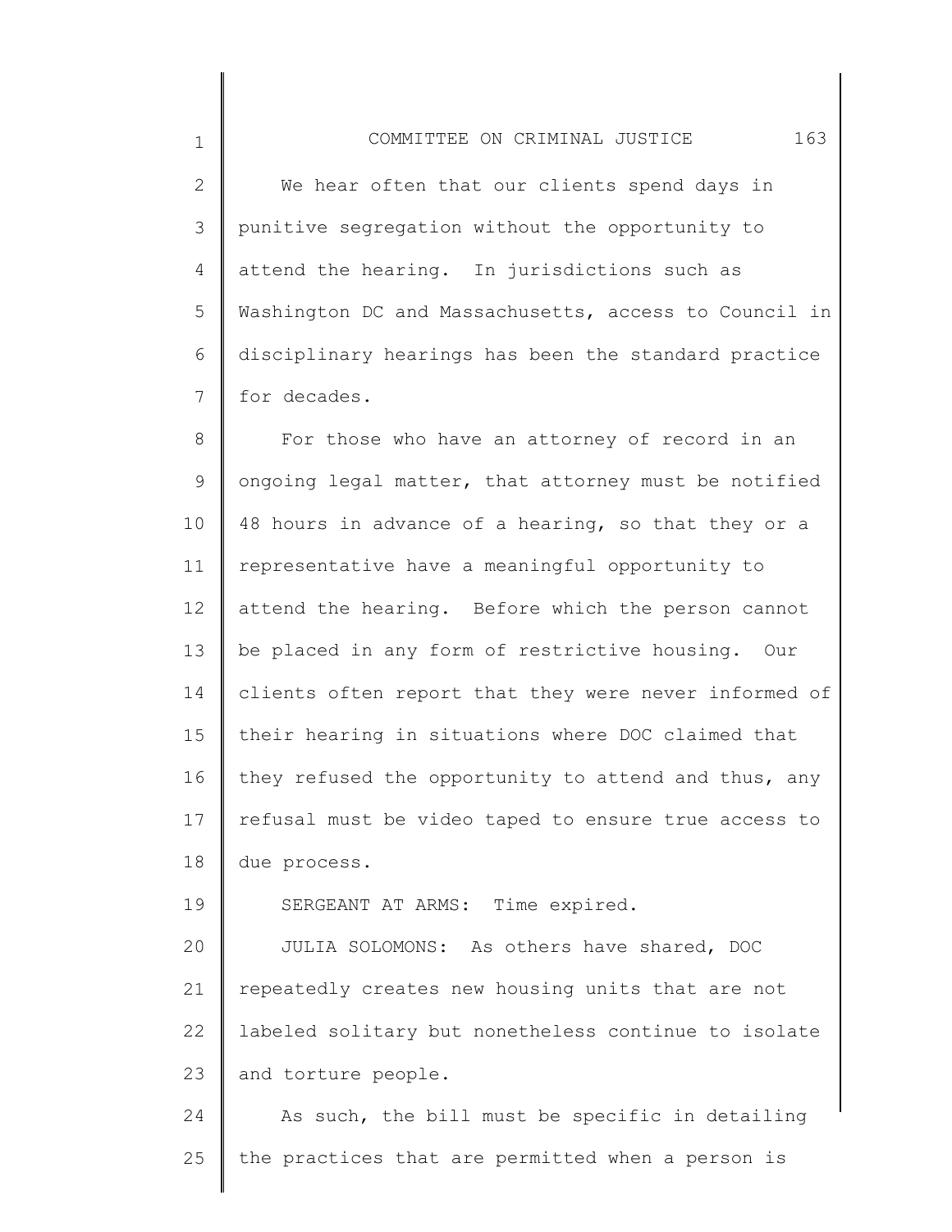We hear often that our clients spend days in punitive segregation without the opportunity to attend the hearing. In jurisdictions such as Washington DC and Massachusetts, access to Council in disciplinary hearings has been the standard practice for decades.

For those who have an attorney of record in an ongoing legal matter, that attorney must be notified 48 hours in advance of a hearing, so that they or a representative have a meaningful opportunity to attend the hearing. Before which the person cannot be placed in any form of restrictive housing. Our clients often report that they were never informed of their hearing in situations where DOC claimed that they refused the opportunity to attend and thus, any refusal must be video taped to ensure true access to due process.

SERGEANT AT ARMS: Time expired.

JULIA SOLOMONS: As others have shared, DOC repeatedly creates new housing units that are not labeled solitary but nonetheless continue to isolate and torture people.

As such, the bill must be specific in detailing the practices that are permitted when a person is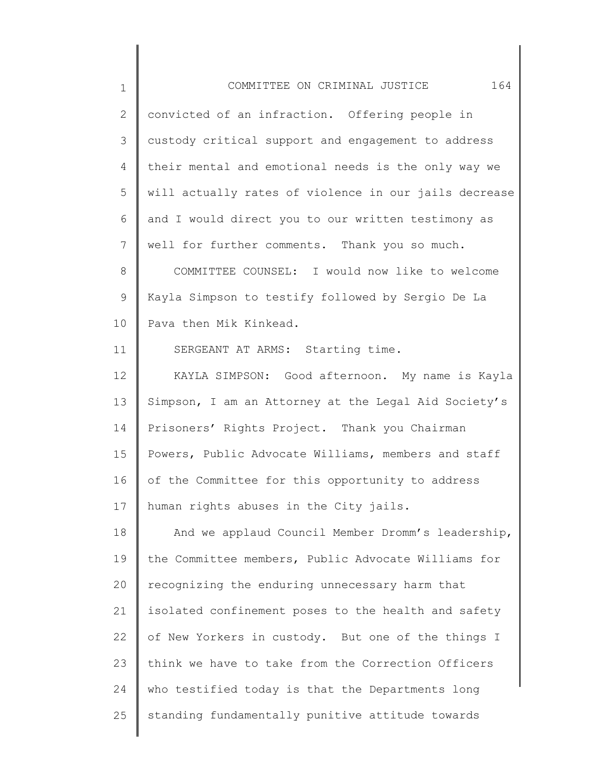convicted of an infraction. Offering people in custody critical support and engagement to address their mental and emotional needs is the only way we will actually rates of violence in our jails decrease and I would direct you to our written testimony as well for further comments. Thank you so much.

COMMITTEE COUNSEL: I would now like to welcome Kayla Simpson to testify followed by Sergio De La Pava then Mik Kinkead.

SERGEANT AT ARMS: Starting time.

KAYLA SIMPSON: Good afternoon. My name is Kayla Simpson, I am an Attorney at the Legal Aid Society's Prisoners' Rights Project. Thank you Chairman Powers, Public Advocate Williams, members and staff of the Committee for this opportunity to address human rights abuses in the City jails.

And we applaud Council Member Dromm's leadership, the Committee members, Public Advocate Williams for recognizing the enduring unnecessary harm that isolated confinement poses to the health and safety of New Yorkers in custody. But one of the things I think we have to take from the Correction Officers who testified today is that the Departments long standing fundamentally punitive attitude towards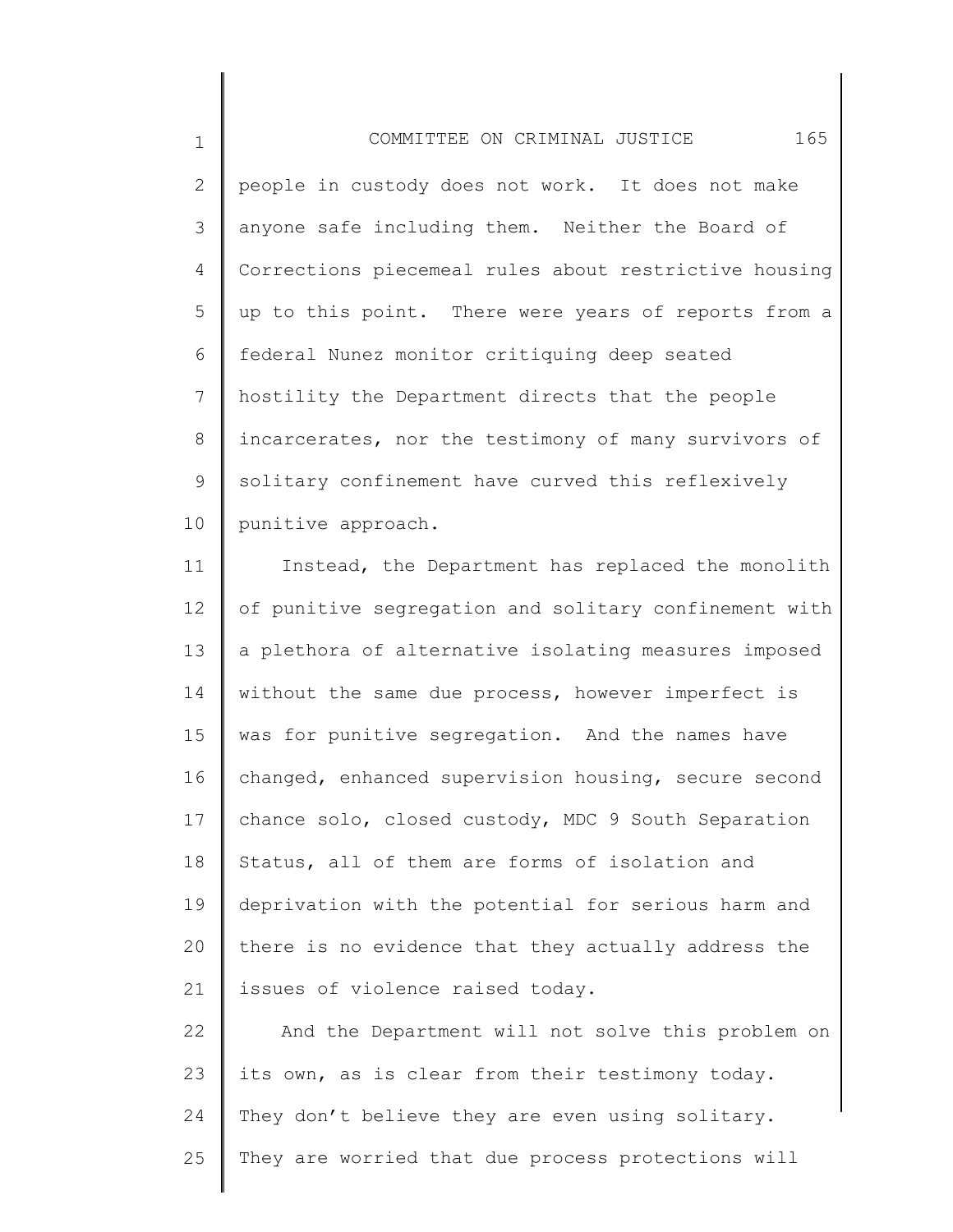people in custody does not work. It does not make anyone safe including them. Neither the Board of Corrections piecemeal rules about restrictive housing up to this point. There were years of reports from a federal Nunez monitor critiquing deep seated hostility the Department directs that the people incarcerates, nor the testimony of many survivors of solitary confinement have curved this reflexively punitive approach.

Instead, the Department has replaced the monolith of punitive segregation and solitary confinement with a plethora of alternative isolating measures imposed without the same due process, however imperfect is was for punitive segregation. And the names have changed, enhanced supervision housing, secure second chance solo, closed custody, MDC 9 South Separation Status, all of them are forms of isolation and deprivation with the potential for serious harm and there is no evidence that they actually address the issues of violence raised today.

And the Department will not solve this problem on its own, as is clear from their testimony today. They don't believe they are even using solitary. They are worried that due process protections will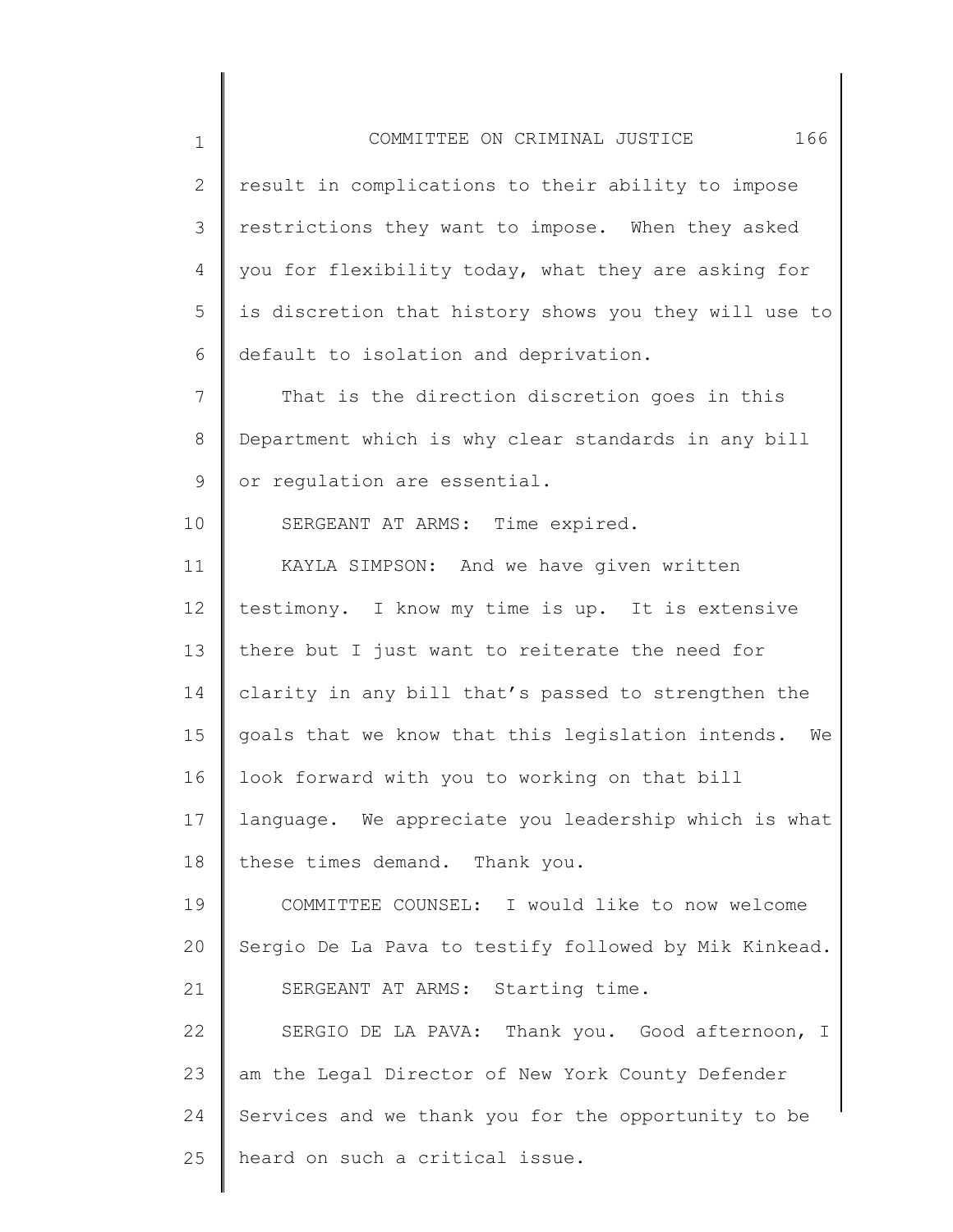result in complications to their ability to impose restrictions they want to impose. When they asked you for flexibility today, what they are asking for is discretion that history shows you they will use to default to isolation and deprivation.

That is the direction discretion goes in this Department which is why clear standards in any bill or regulation are essential.

SERGEANT AT ARMS: Time expired.

KAYLA SIMPSON: And we have given written testimony. I know my time is up. It is extensive there but I just want to reiterate the need for clarity in any bill that's passed to strengthen the goals that we know that this legislation intends. We look forward with you to working on that bill language. We appreciate you leadership which is what these times demand. Thank you.

COMMITTEE COUNSEL: I would like to now welcome Sergio De La Pava to testify followed by Mik Kinkead.

SERGEANT AT ARMS: Starting time.

SERGIO DE LA PAVA: Thank you. Good afternoon, I am the Legal Director of New York County Defender Services and we thank you for the opportunity to be heard on such a critical issue.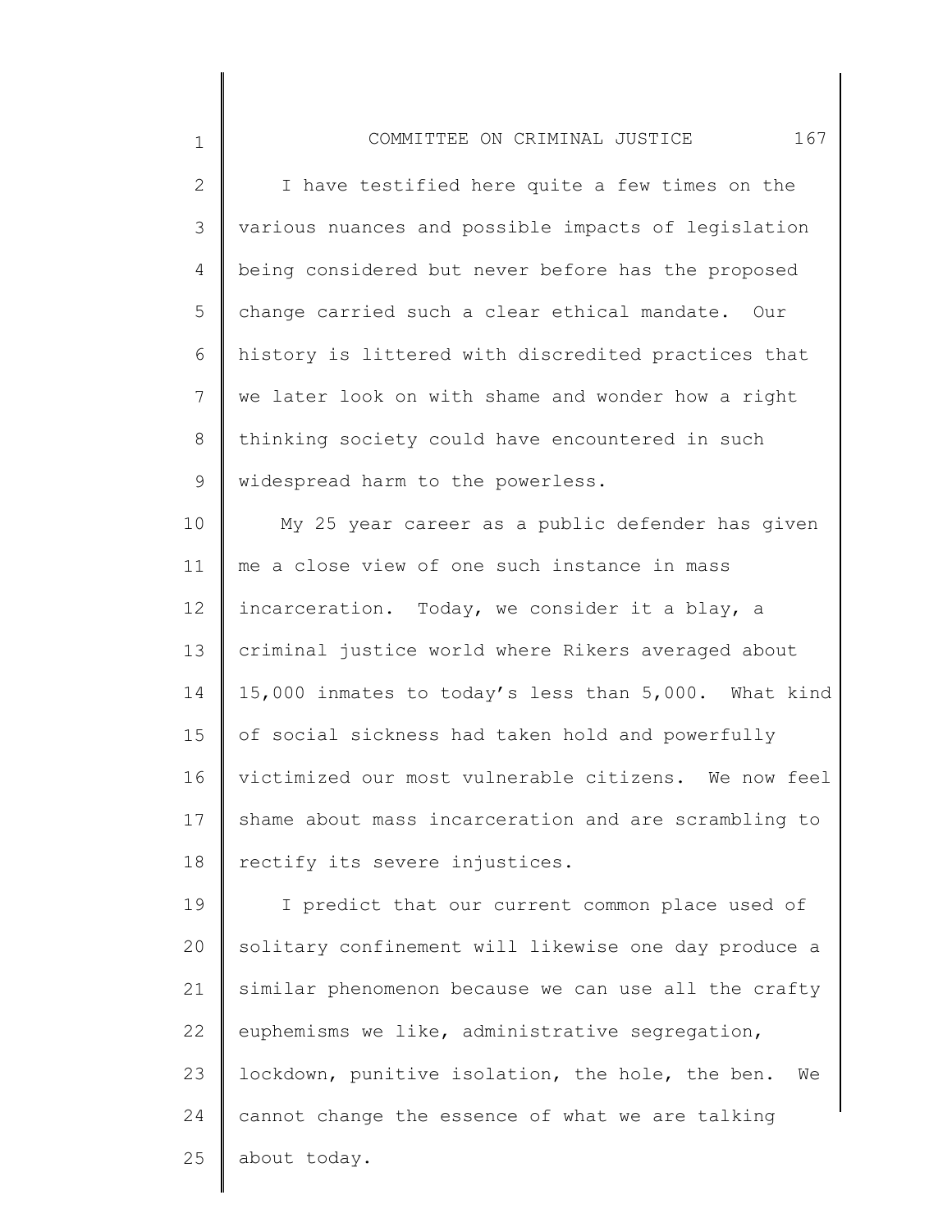I have testified here quite a few times on the various nuances and possible impacts of legislation being considered but never before has the proposed change carried such a clear ethical mandate. Our history is littered with discredited practices that we later look on with shame and wonder how a right thinking society could have encountered in such widespread harm to the powerless.

My 25 year career as a public defender has given me a close view of one such instance in mass incarceration. Today, we consider it a blay, a criminal justice world where Rikers averaged about 15,000 inmates to today's less than 5,000. What kind of social sickness had taken hold and powerfully victimized our most vulnerable citizens. We now feel shame about mass incarceration and are scrambling to rectify its severe injustices.

I predict that our current common place used of solitary confinement will likewise one day produce a similar phenomenon because we can use all the crafty euphemisms we like, administrative segregation, lockdown, punitive isolation, the hole, the ben. We cannot change the essence of what we are talking about today.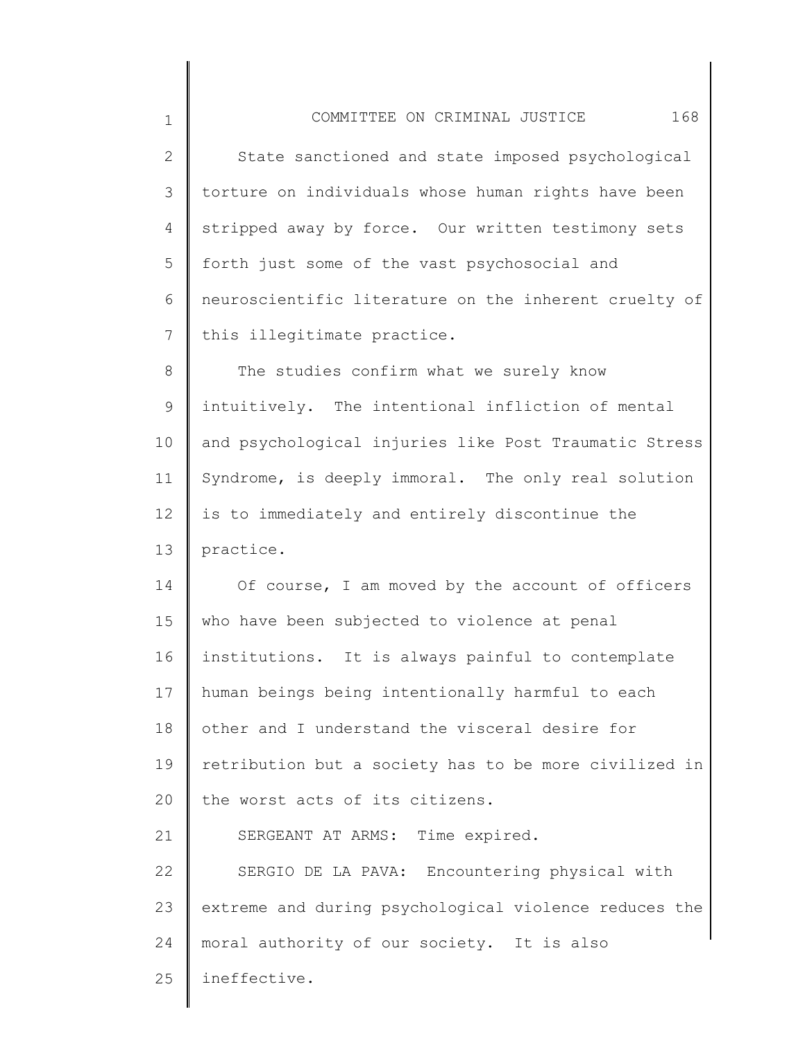State sanctioned and state imposed psychological torture on individuals whose human rights have been stripped away by force. Our written testimony sets forth just some of the vast psychosocial and neuroscientific literature on the inherent cruelty of this illegitimate practice.

The studies confirm what we surely know intuitively. The intentional infliction of mental and psychological injuries like Post Traumatic Stress Syndrome, is deeply immoral. The only real solution is to immediately and entirely discontinue the practice.

Of course, I am moved by the account of officers who have been subjected to violence at penal institutions. It is always painful to contemplate human beings being intentionally harmful to each other and I understand the visceral desire for retribution but a society has to be more civilized in the worst acts of its citizens.

SERGEANT AT ARMS: Time expired.

SERGIO DE LA PAVA: Encountering physical with extreme and during psychological violence reduces the moral authority of our society. It is also ineffective.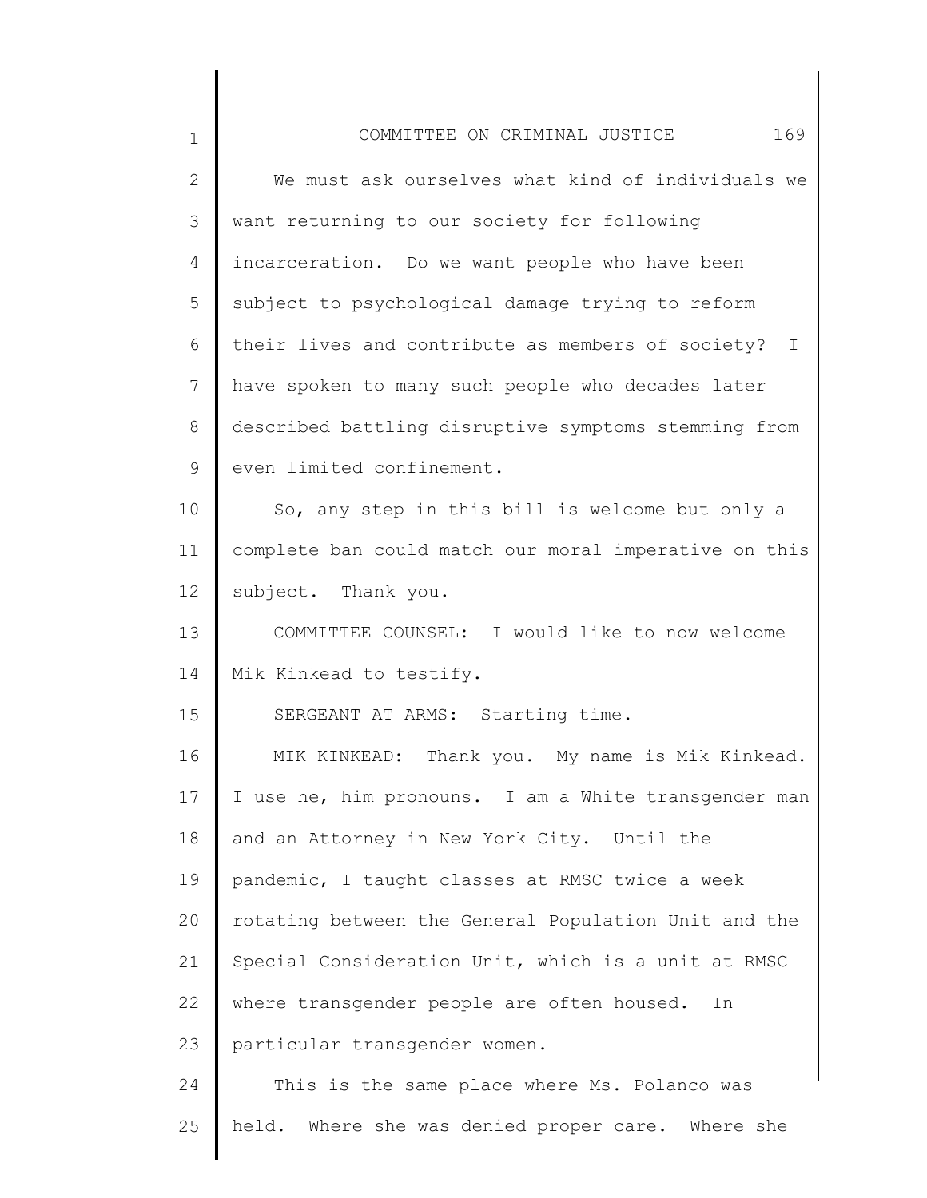We must ask ourselves what kind of individuals we want returning to our society for following incarceration. Do we want people who have been subject to psychological damage trying to reform their lives and contribute as members of society? I have spoken to many such people who decades later described battling disruptive symptoms stemming from even limited confinement.

So, any step in this bill is welcome but only a complete ban could match our moral imperative on this subject. Thank you.

COMMITTEE COUNSEL: I would like to now welcome Mik Kinkead to testify.

SERGEANT AT ARMS: Starting time.

MIK KINKEAD: Thank you. My name is Mik Kinkead. I use he, him pronouns. I am a White transgender man and an Attorney in New York City. Until the pandemic, I taught classes at RMSC twice a week rotating between the General Population Unit and the Special Consideration Unit, which is a unit at RMSC where transgender people are often housed. In particular transgender women.

This is the same place where Ms. Polanco was held. Where she was denied proper care. Where she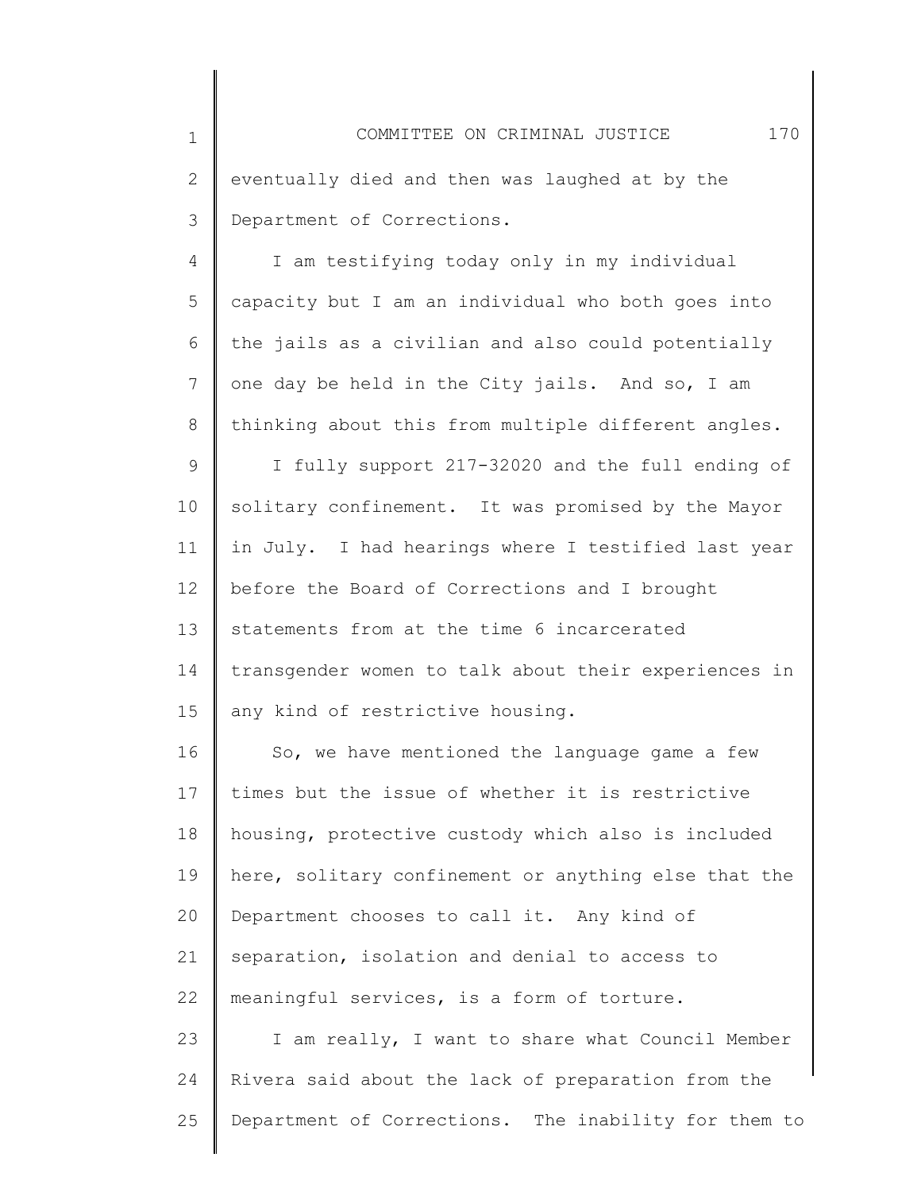eventually died and then was laughed at by the Department of Corrections.

I am testifying today only in my individual capacity but I am an individual who both goes into the jails as a civilian and also could potentially one day be held in the City jails. And so, I am thinking about this from multiple different angles.

I fully support 217-32020 and the full ending of solitary confinement. It was promised by the Mayor in July. I had hearings where I testified last year before the Board of Corrections and I brought statements from at the time 6 incarcerated transgender women to talk about their experiences in any kind of restrictive housing.

So, we have mentioned the language game a few times but the issue of whether it is restrictive housing, protective custody which also is included here, solitary confinement or anything else that the Department chooses to call it. Any kind of separation, isolation and denial to access to meaningful services, is a form of torture.

I am really, I want to share what Council Member Rivera said about the lack of preparation from the Department of Corrections. The inability for them to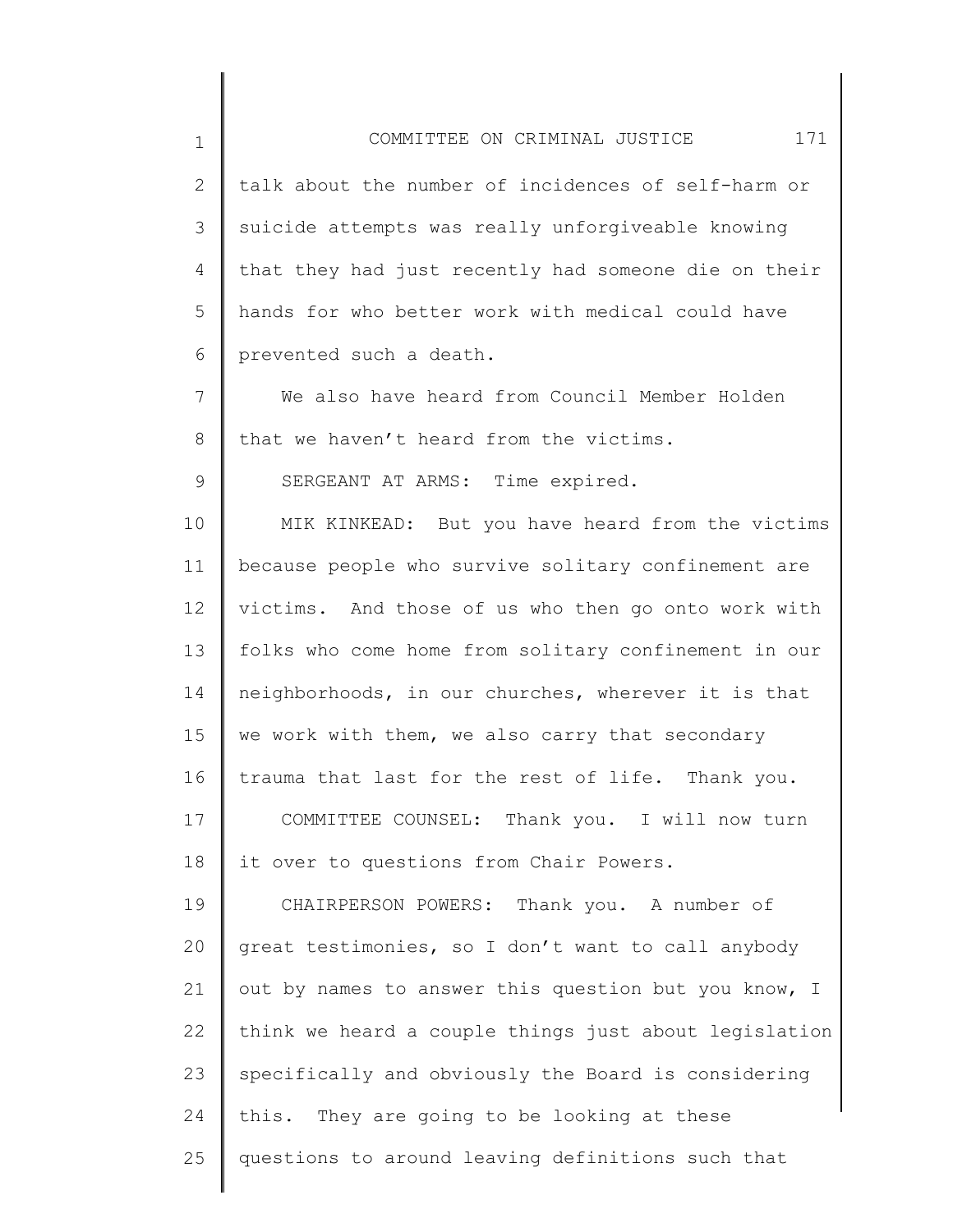talk about the number of incidences of self-harm or suicide attempts was really unforgiveable knowing that they had just recently had someone die on their hands for who better work with medical could have prevented such a death.

We also have heard from Council Member Holden that we haven't heard from the victims.

SERGEANT AT ARMS: Time expired.

MIK KINKEAD: But you have heard from the victims because people who survive solitary confinement are victims. And those of us who then go onto work with folks who come home from solitary confinement in our neighborhoods, in our churches, wherever it is that we work with them, we also carry that secondary trauma that last for the rest of life. Thank you.

COMMITTEE COUNSEL: Thank you. I will now turn it over to questions from Chair Powers.

CHAIRPERSON POWERS: Thank you. A number of great testimonies, so I don't want to call anybody out by names to answer this question but you know, I think we heard a couple things just about legislation specifically and obviously the Board is considering this. They are going to be looking at these questions to around leaving definitions such that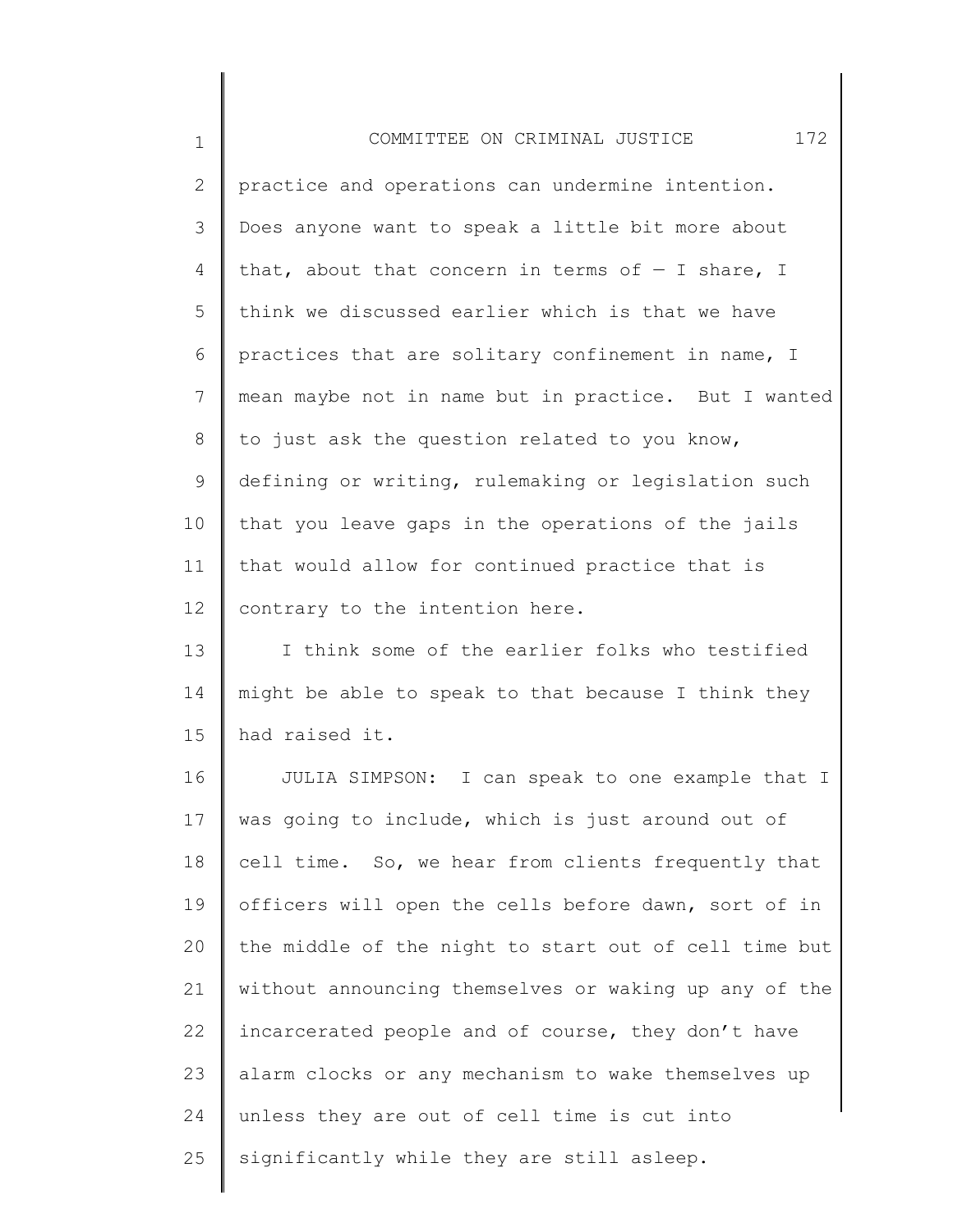practice and operations can undermine intention. Does anyone want to speak a little bit more about that, about that concern in terms of — I share, I think we discussed earlier which is that we have practices that are solitary confinement in name, I mean maybe not in name but in practice. But I wanted to just ask the question related to you know, defining or writing, rulemaking or legislation such that you leave gaps in the operations of the jails that would allow for continued practice that is contrary to the intention here.

I think some of the earlier folks who testified might be able to speak to that because I think they had raised it.

JULIA SIMPSON: I can speak to one example that I was going to include, which is just around out of cell time. So, we hear from clients frequently that officers will open the cells before dawn, sort of in the middle of the night to start out of cell time but without announcing themselves or waking up any of the incarcerated people and of course, they don't have alarm clocks or any mechanism to wake themselves up unless they are out of cell time is cut into significantly while they are still asleep.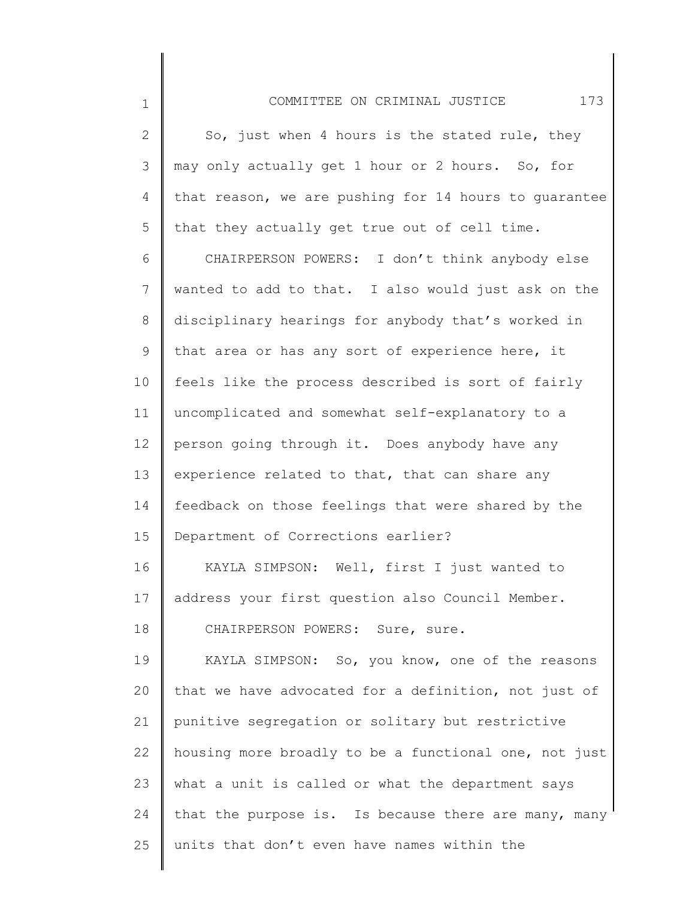So, just when 4 hours is the stated rule, they may only actually get 1 hour or 2 hours. So, for that reason, we are pushing for 14 hours to guarantee that they actually get true out of cell time.

CHAIRPERSON POWERS: I don't think anybody else wanted to add to that. I also would just ask on the disciplinary hearings for anybody that's worked in that area or has any sort of experience here, it feels like the process described is sort of fairly uncomplicated and somewhat self-explanatory to a person going through it. Does anybody have any experience related to that, that can share any feedback on those feelings that were shared by the Department of Corrections earlier?

KAYLA SIMPSON: Well, first I just wanted to address your first question also Council Member.

CHAIRPERSON POWERS: Sure, sure.

KAYLA SIMPSON: So, you know, one of the reasons that we have advocated for a definition, not just of punitive segregation or solitary but restrictive housing more broadly to be a functional one, not just what a unit is called or what the department says that the purpose is. Is because there are many, many units that don't even have names within the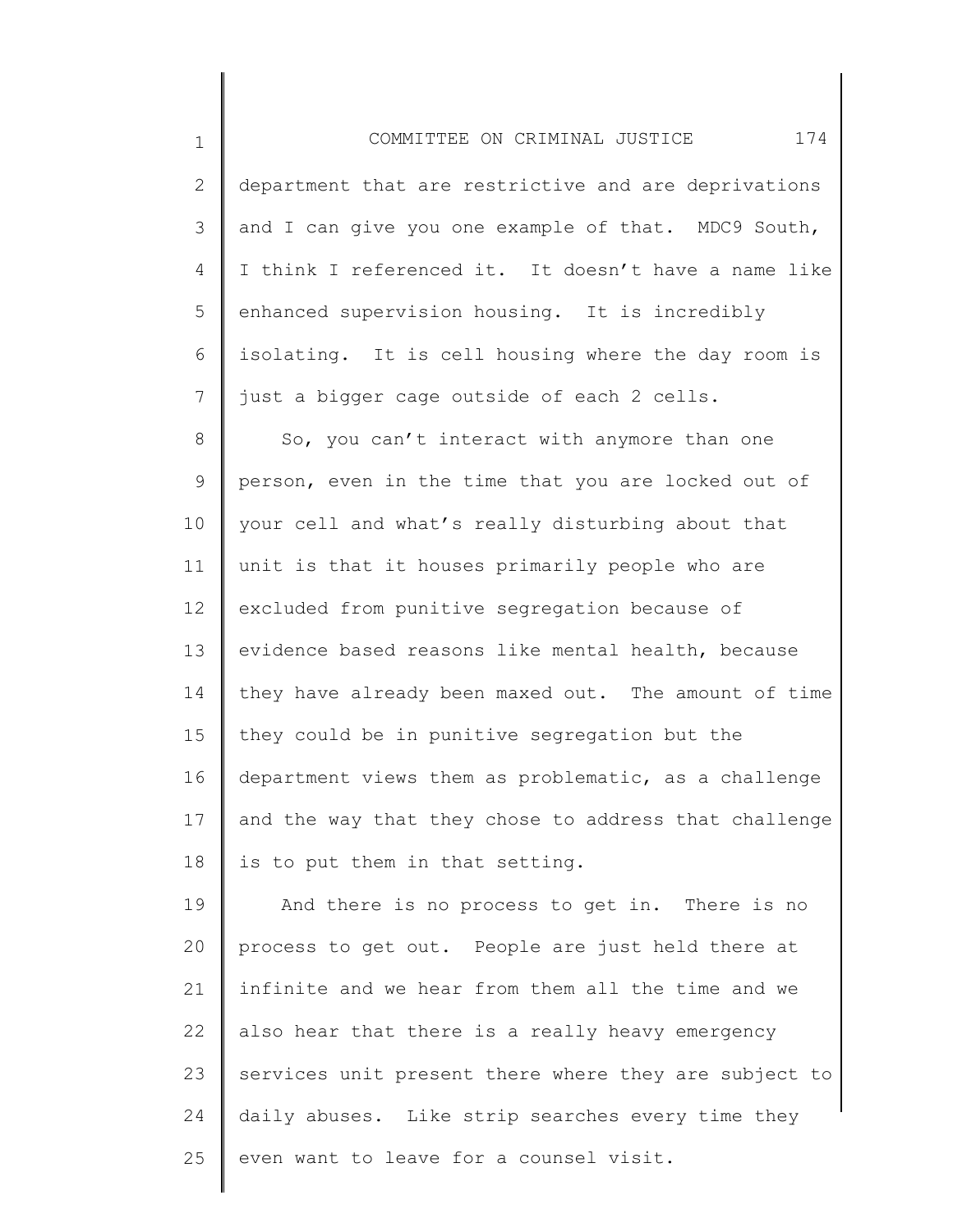department that are restrictive and are deprivations and I can give you one example of that. MDC9 South, I think I referenced it. It doesn't have a name like enhanced supervision housing. It is incredibly isolating. It is cell housing where the day room is just a bigger cage outside of each 2 cells.

So, you can't interact with anymore than one person, even in the time that you are locked out of your cell and what's really disturbing about that unit is that it houses primarily people who are excluded from punitive segregation because of evidence based reasons like mental health, because they have already been maxed out. The amount of time they could be in punitive segregation but the department views them as problematic, as a challenge and the way that they chose to address that challenge is to put them in that setting.

And there is no process to get in. There is no process to get out. People are just held there at infinite and we hear from them all the time and we also hear that there is a really heavy emergency services unit present there where they are subject to daily abuses. Like strip searches every time they even want to leave for a counsel visit.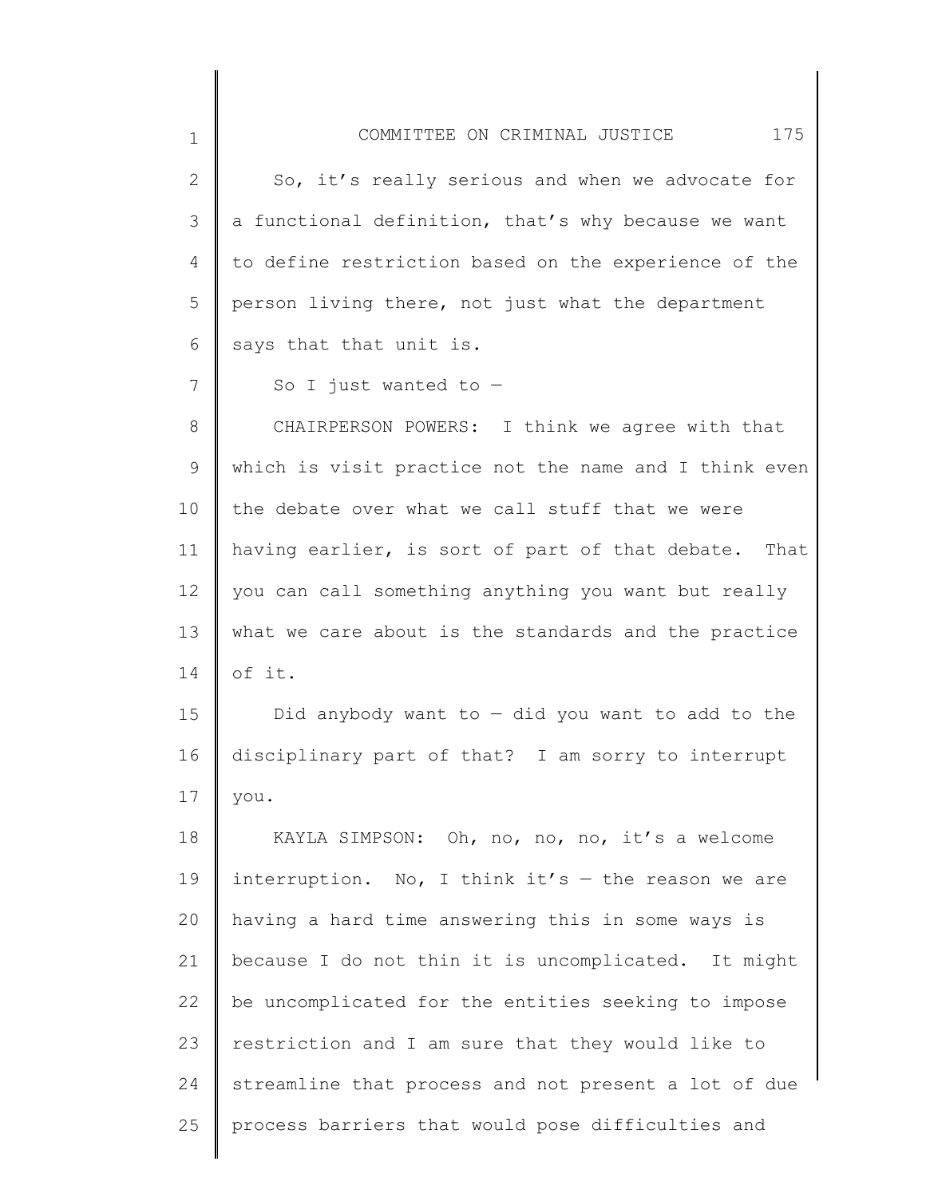So, it's really serious and when we advocate for a functional definition, that's why because we want to define restriction based on the experience of the person living there, not just what the department says that that unit is.

So I just wanted to —

CHAIRPERSON POWERS: I think we agree with that which is visit practice not the name and I think even the debate over what we call stuff that we were having earlier, is sort of part of that debate. That you can call something anything you want but really what we care about is the standards and the practice of it.

Did anybody want to — did you want to add to the disciplinary part of that? I am sorry to interrupt you.

KAYLA SIMPSON: Oh, no, no, no, it's a welcome interruption. No, I think it's — the reason we are having a hard time answering this in some ways is because I do not thin it is uncomplicated. It might be uncomplicated for the entities seeking to impose restriction and I am sure that they would like to streamline that process and not present a lot of due process barriers that would pose difficulties and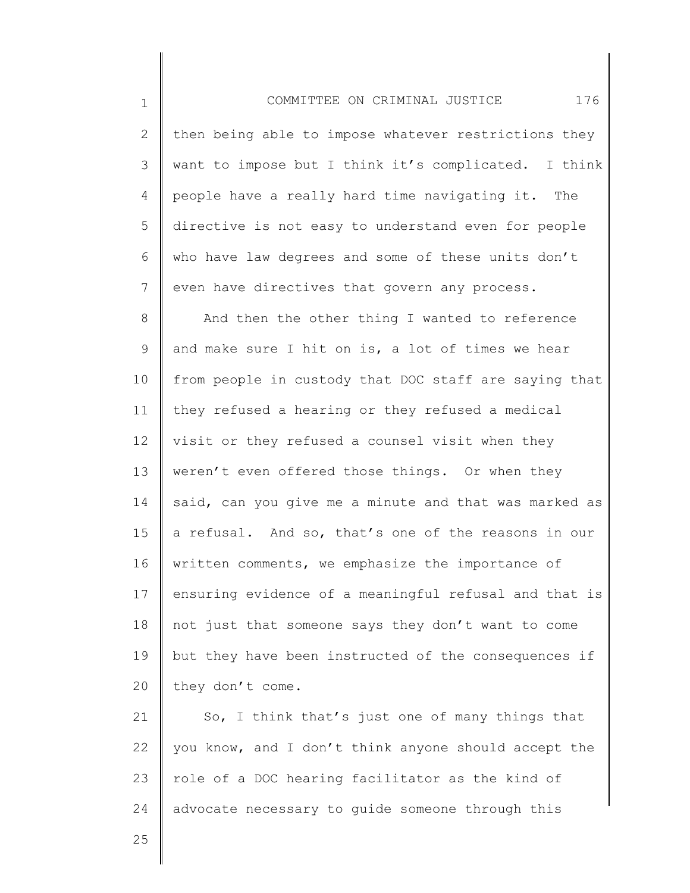then being able to impose whatever restrictions they want to impose but I think it's complicated. I think people have a really hard time navigating it. The directive is not easy to understand even for people who have law degrees and some of these units don't even have directives that govern any process.

And then the other thing I wanted to reference and make sure I hit on is, a lot of times we hear from people in custody that DOC staff are saying that they refused a hearing or they refused a medical visit or they refused a counsel visit when they weren't even offered those things. Or when they said, can you give me a minute and that was marked as a refusal. And so, that's one of the reasons in our written comments, we emphasize the importance of ensuring evidence of a meaningful refusal and that is not just that someone says they don't want to come but they have been instructed of the consequences if they don't come.

So, I think that's just one of many things that you know, and I don't think anyone should accept the role of a DOC hearing facilitator as the kind of advocate necessary to guide someone through this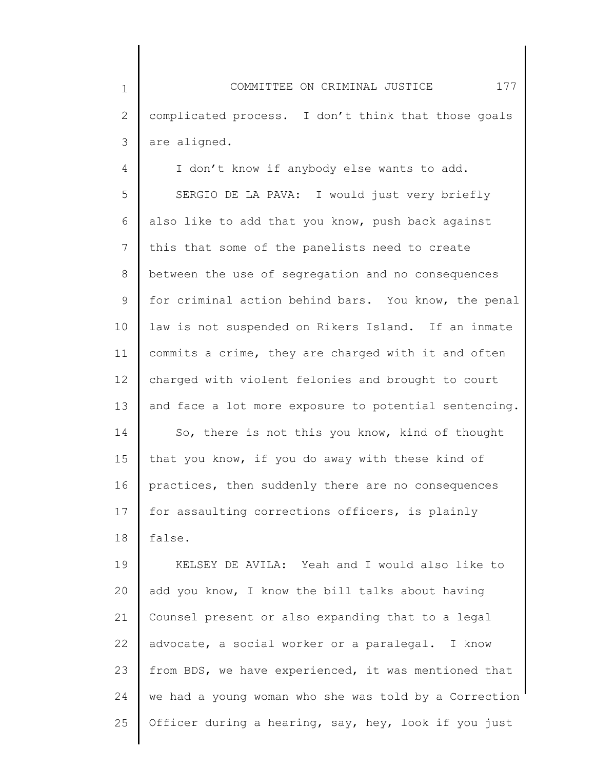complicated process. I don't think that those goals are aligned.

I don't know if anybody else wants to add.

SERGIO DE LA PAVA: I would just very briefly also like to add that you know, push back against this that some of the panelists need to create between the use of segregation and no consequences for criminal action behind bars. You know, the penal law is not suspended on Rikers Island. If an inmate commits a crime, they are charged with it and often charged with violent felonies and brought to court and face a lot more exposure to potential sentencing.

So, there is not this you know, kind of thought that you know, if you do away with these kind of practices, then suddenly there are no consequences for assaulting corrections officers, is plainly false.

KELSEY DE AVILA: Yeah and I would also like to add you know, I know the bill talks about having Counsel present or also expanding that to a legal advocate, a social worker or a paralegal. I know from BDS, we have experienced, it was mentioned that we had a young woman who she was told by a Correction Officer during a hearing, say, hey, look if you just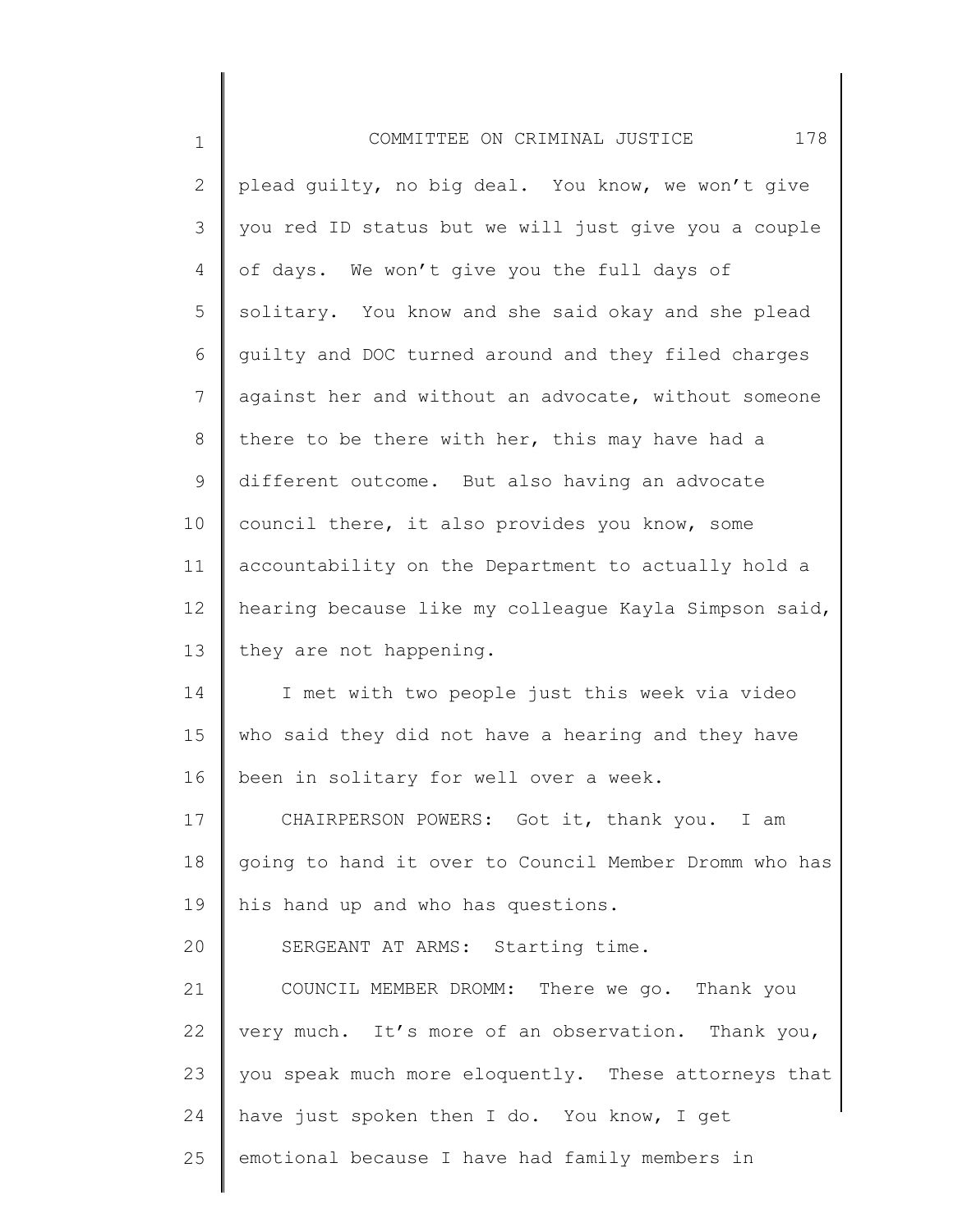plead guilty, no big deal. You know, we won't give you red ID status but we will just give you a couple of days. We won't give you the full days of solitary. You know and she said okay and she plead guilty and DOC turned around and they filed charges against her and without an advocate, without someone there to be there with her, this may have had a different outcome. But also having an advocate council there, it also provides you know, some accountability on the Department to actually hold a hearing because like my colleague Kayla Simpson said, they are not happening.

I met with two people just this week via video who said they did not have a hearing and they have been in solitary for well over a week.

CHAIRPERSON POWERS: Got it, thank you. I am going to hand it over to Council Member Dromm who has his hand up and who has questions.

SERGEANT AT ARMS: Starting time.

COUNCIL MEMBER DROMM: There we go. Thank you very much. It's more of an observation. Thank you, you speak much more eloquently. These attorneys that have just spoken then I do. You know, I get emotional because I have had family members in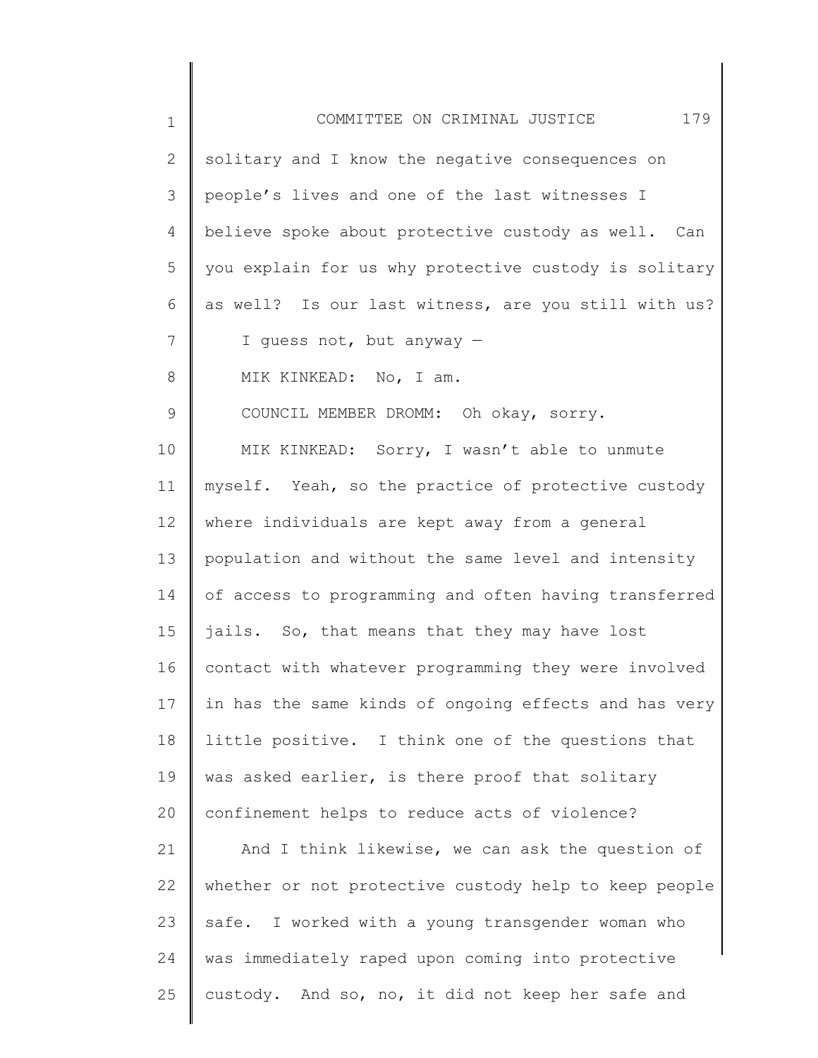solitary and I know the negative consequences on people's lives and one of the last witnesses I believe spoke about protective custody as well. Can you explain for us why protective custody is solitary as well? Is our last witness, are you still with us? I guess not, but anyway —

MIK KINKEAD: No, I am.

COUNCIL MEMBER DROMM: Oh okay, sorry.

MIK KINKEAD: Sorry, I wasn't able to unmute myself. Yeah, so the practice of protective custody where individuals are kept away from a general population and without the same level and intensity of access to programming and often having transferred jails. So, that means that they may have lost contact with whatever programming they were involved in has the same kinds of ongoing effects and has very little positive. I think one of the questions that was asked earlier, is there proof that solitary confinement helps to reduce acts of violence?

And I think likewise, we can ask the question of whether or not protective custody help to keep people safe. I worked with a young transgender woman who was immediately raped upon coming into protective custody. And so, no, it did not keep her safe and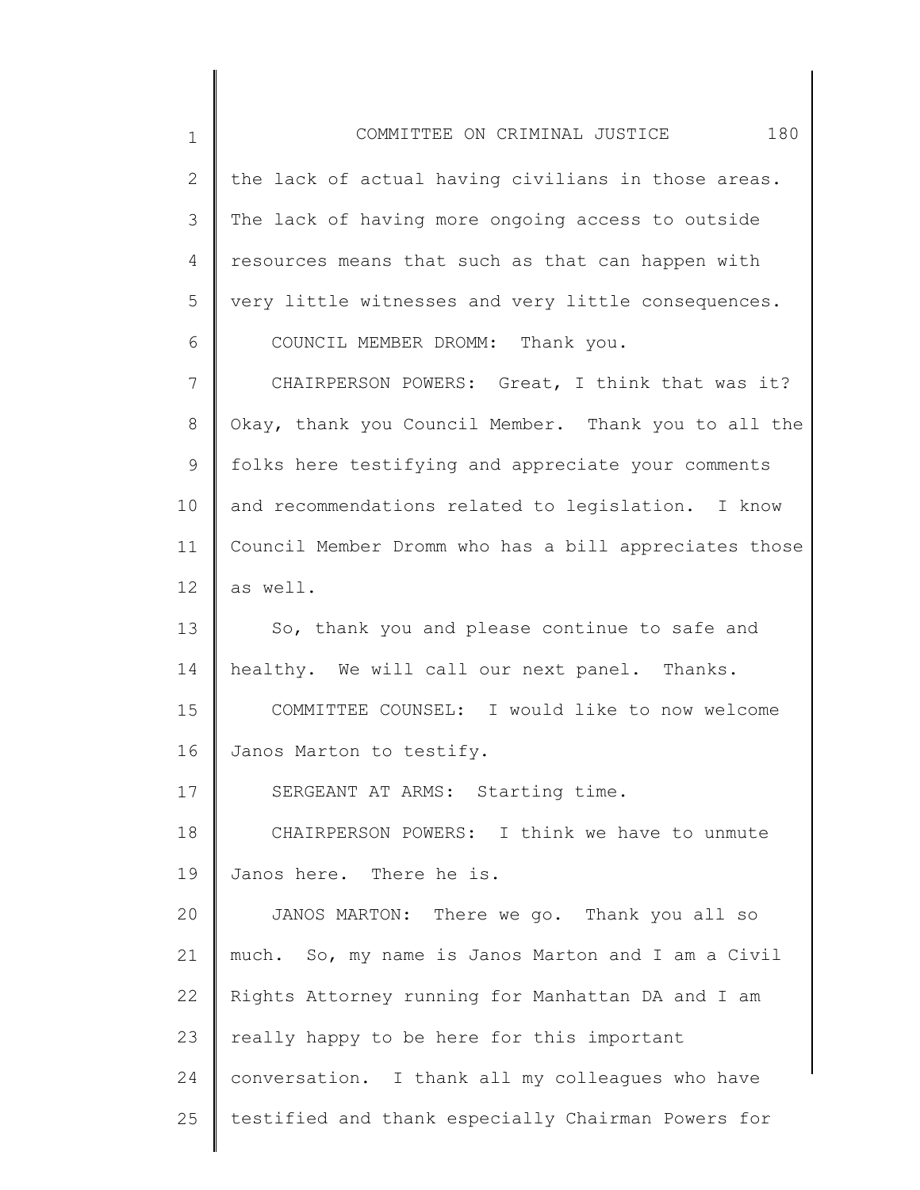the lack of actual having civilians in those areas. The lack of having more ongoing access to outside resources means that such as that can happen with very little witnesses and very little consequences.

COUNCIL MEMBER DROMM: Thank you.

CHAIRPERSON POWERS: Great, I think that was it? Okay, thank you Council Member. Thank you to all the folks here testifying and appreciate your comments and recommendations related to legislation. I know Council Member Dromm who has a bill appreciates those as well.

So, thank you and please continue to safe and healthy. We will call our next panel. Thanks.

COMMITTEE COUNSEL: I would like to now welcome Janos Marton to testify.

SERGEANT AT ARMS: Starting time.

CHAIRPERSON POWERS: I think we have to unmute Janos here. There he is.

JANOS MARTON: There we go. Thank you all so much. So, my name is Janos Marton and I am a Civil Rights Attorney running for Manhattan DA and I am really happy to be here for this important conversation. I thank all my colleagues who have testified and thank especially Chairman Powers for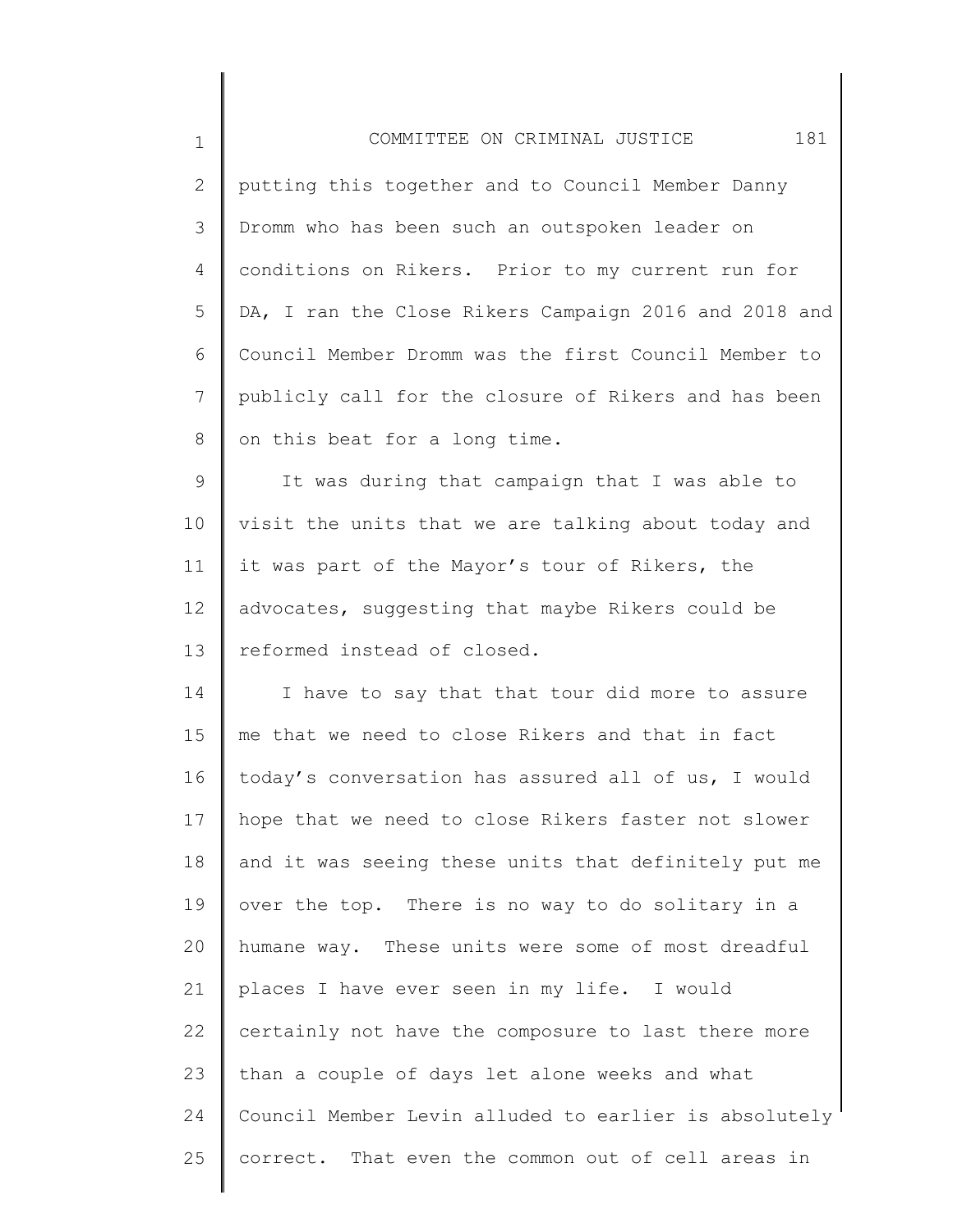putting this together and to Council Member Danny Dromm who has been such an outspoken leader on conditions on Rikers. Prior to my current run for DA, I ran the Close Rikers Campaign 2016 and 2018 and Council Member Dromm was the first Council Member to publicly call for the closure of Rikers and has been on this beat for a long time.

It was during that campaign that I was able to visit the units that we are talking about today and it was part of the Mayor's tour of Rikers, the advocates, suggesting that maybe Rikers could be reformed instead of closed.

I have to say that that tour did more to assure me that we need to close Rikers and that in fact today's conversation has assured all of us, I would hope that we need to close Rikers faster not slower and it was seeing these units that definitely put me over the top. There is no way to do solitary in a humane way. These units were some of most dreadful places I have ever seen in my life. I would certainly not have the composure to last there more than a couple of days let alone weeks and what Council Member Levin alluded to earlier is absolutely correct. That even the common out of cell areas in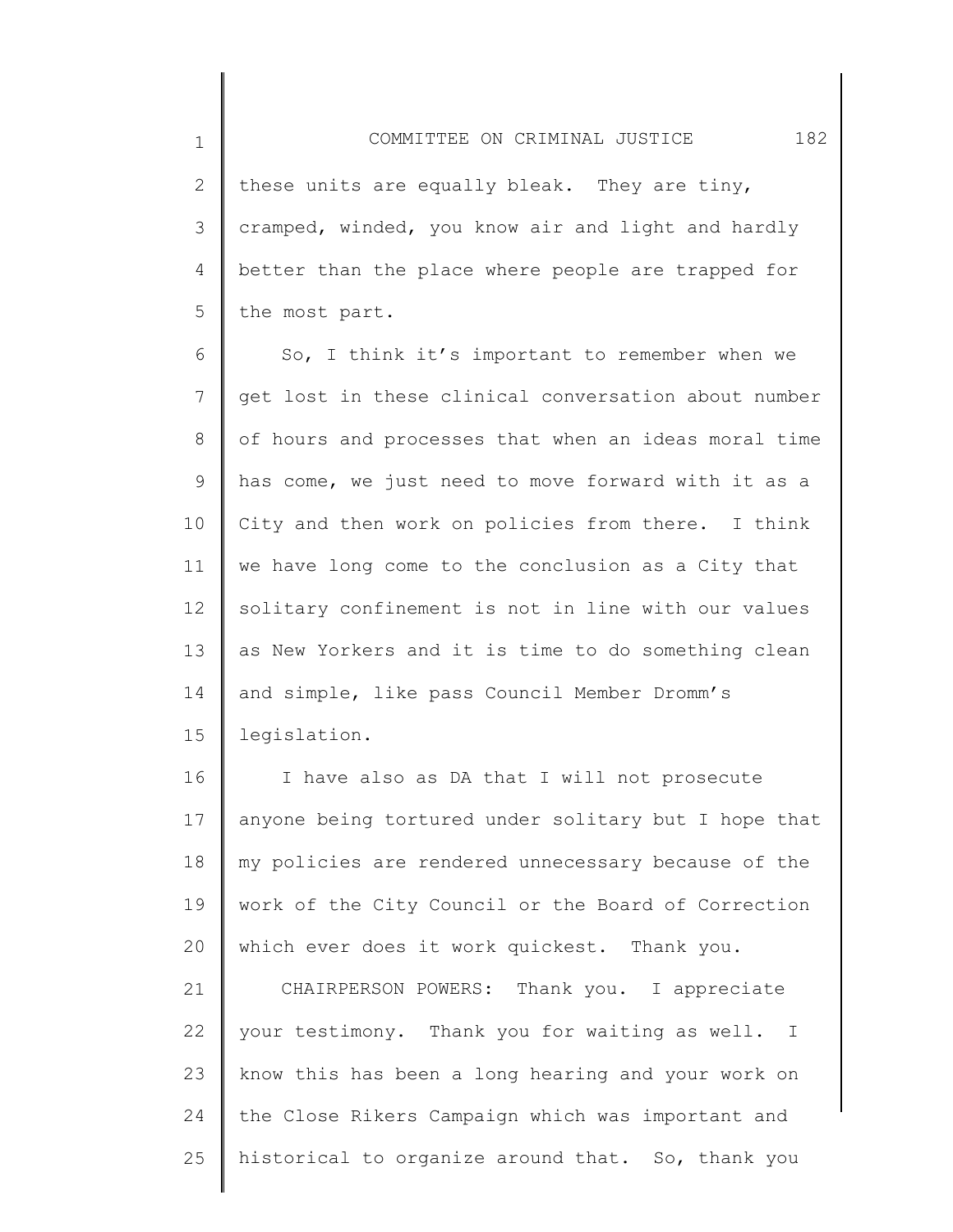these units are equally bleak. They are tiny, cramped, winded, you know air and light and hardly better than the place where people are trapped for the most part.

So, I think it's important to remember when we get lost in these clinical conversation about number of hours and processes that when an ideas moral time has come, we just need to move forward with it as a City and then work on policies from there. I think we have long come to the conclusion as a City that solitary confinement is not in line with our values as New Yorkers and it is time to do something clean and simple, like pass Council Member Dromm's legislation.

I have also as DA that I will not prosecute anyone being tortured under solitary but I hope that my policies are rendered unnecessary because of the work of the City Council or the Board of Correction which ever does it work quickest. Thank you.

CHAIRPERSON POWERS: Thank you. I appreciate your testimony. Thank you for waiting as well. I know this has been a long hearing and your work on the Close Rikers Campaign which was important and historical to organize around that. So, thank you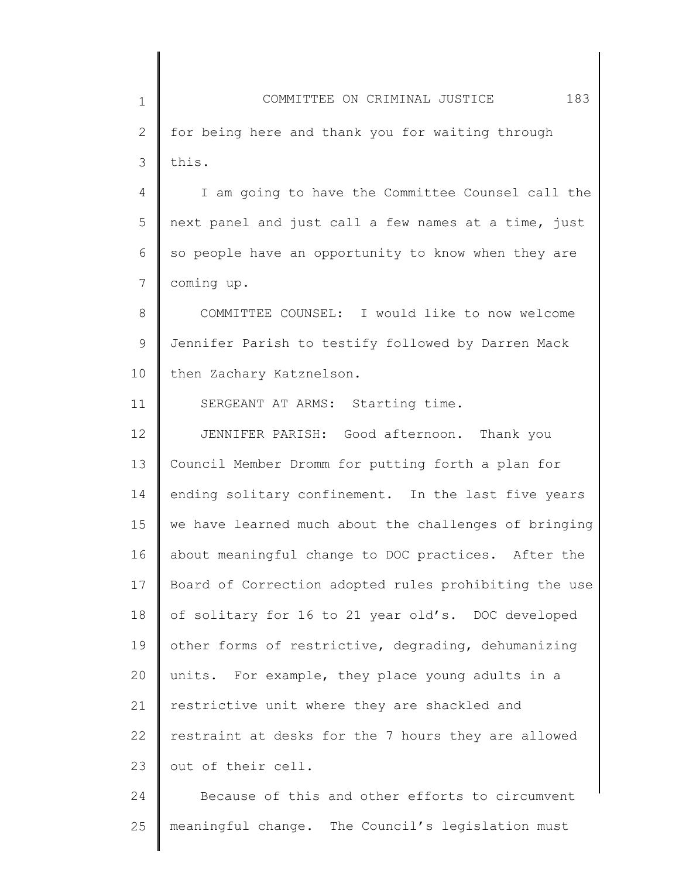for being here and thank you for waiting through this.

I am going to have the Committee Counsel call the next panel and just call a few names at a time, just so people have an opportunity to know when they are coming up.

COMMITTEE COUNSEL: I would like to now welcome Jennifer Parish to testify followed by Darren Mack then Zachary Katznelson.

SERGEANT AT ARMS: Starting time.

JENNIFER PARISH: Good afternoon. Thank you Council Member Dromm for putting forth a plan for ending solitary confinement. In the last five years we have learned much about the challenges of bringing about meaningful change to DOC practices. After the Board of Correction adopted rules prohibiting the use of solitary for 16 to 21 year old's. DOC developed other forms of restrictive, degrading, dehumanizing units. For example, they place young adults in a restrictive unit where they are shackled and restraint at desks for the 7 hours they are allowed out of their cell.

Because of this and other efforts to circumvent meaningful change. The Council's legislation must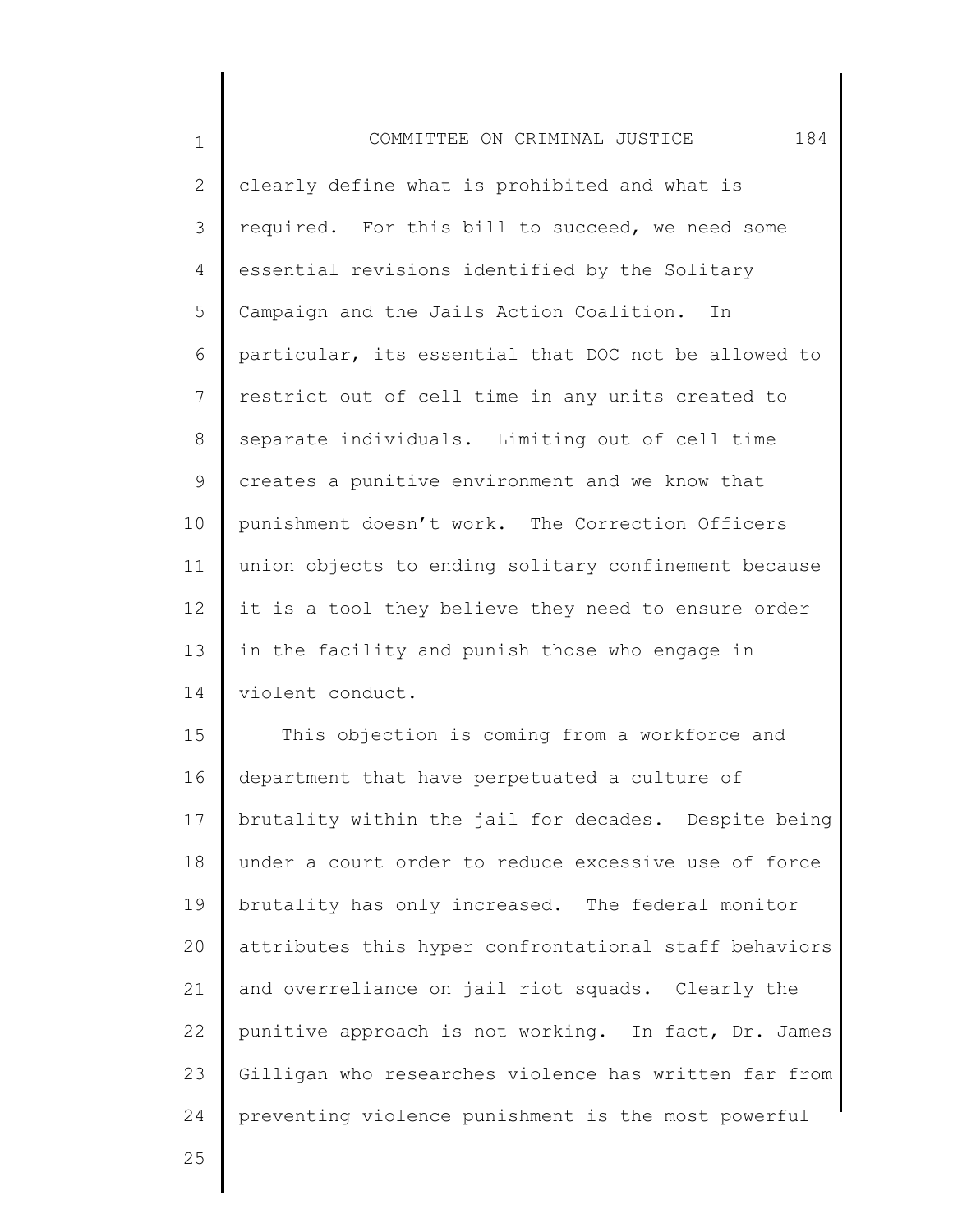clearly define what is prohibited and what is required. For this bill to succeed, we need some essential revisions identified by the Solitary Campaign and the Jails Action Coalition. In particular, its essential that DOC not be allowed to restrict out of cell time in any units created to separate individuals. Limiting out of cell time creates a punitive environment and we know that punishment doesn't work. The Correction Officers union objects to ending solitary confinement because it is a tool they believe they need to ensure order in the facility and punish those who engage in violent conduct.

This objection is coming from a workforce and department that have perpetuated a culture of brutality within the jail for decades. Despite being under a court order to reduce excessive use of force brutality has only increased. The federal monitor attributes this hyper confrontational staff behaviors and overreliance on jail riot squads. Clearly the punitive approach is not working. In fact, Dr. James Gilligan who researches violence has written far from preventing violence punishment is the most powerful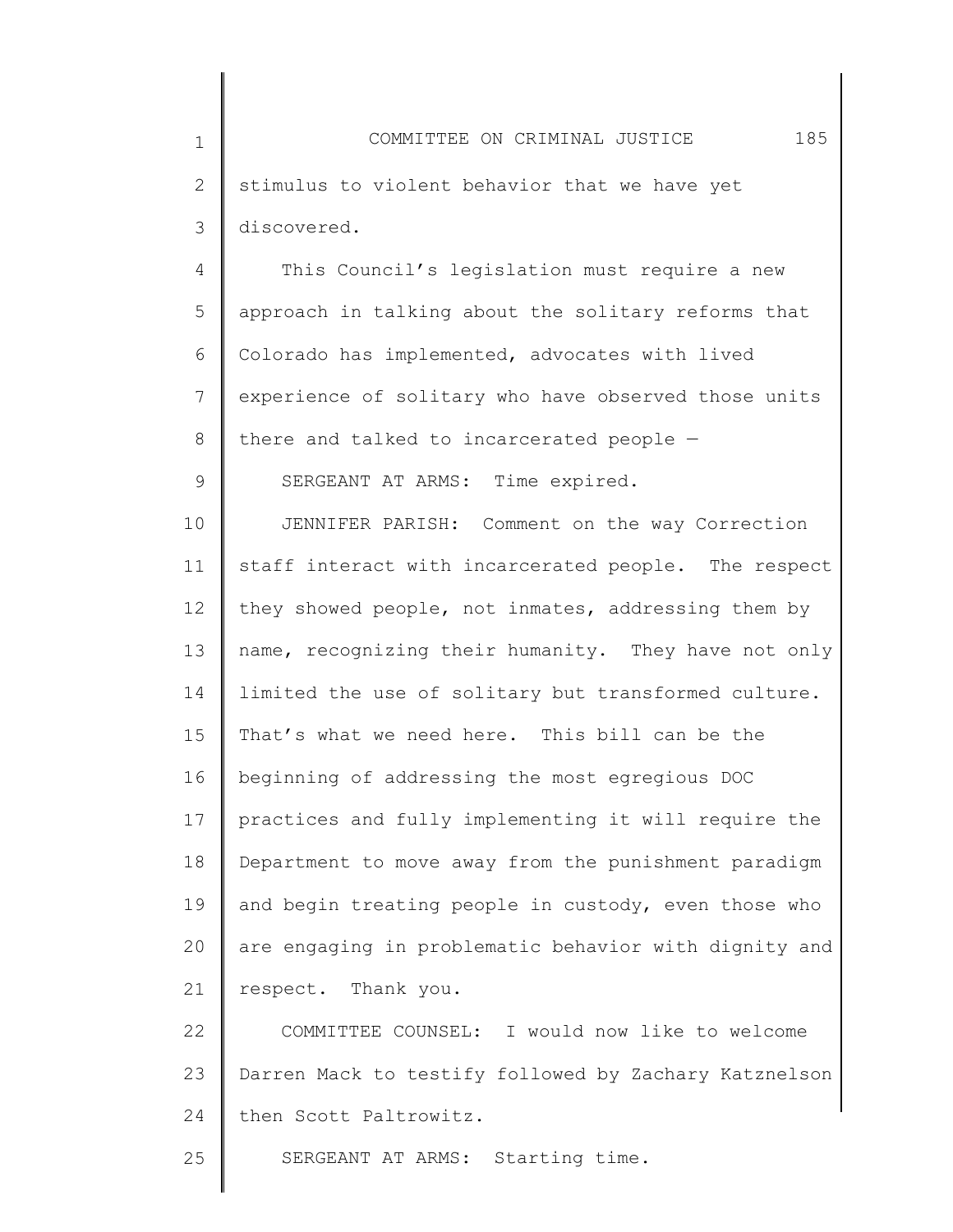stimulus to violent behavior that we have yet discovered.

This Council's legislation must require a new approach in talking about the solitary reforms that Colorado has implemented, advocates with lived experience of solitary who have observed those units there and talked to incarcerated people —

SERGEANT AT ARMS: Time expired.

JENNIFER PARISH: Comment on the way Correction staff interact with incarcerated people. The respect they showed people, not inmates, addressing them by name, recognizing their humanity. They have not only limited the use of solitary but transformed culture. That's what we need here. This bill can be the beginning of addressing the most egregious DOC practices and fully implementing it will require the Department to move away from the punishment paradigm and begin treating people in custody, even those who are engaging in problematic behavior with dignity and respect. Thank you.

COMMITTEE COUNSEL: I would now like to welcome Darren Mack to testify followed by Zachary Katznelson then Scott Paltrowitz.

SERGEANT AT ARMS: Starting time.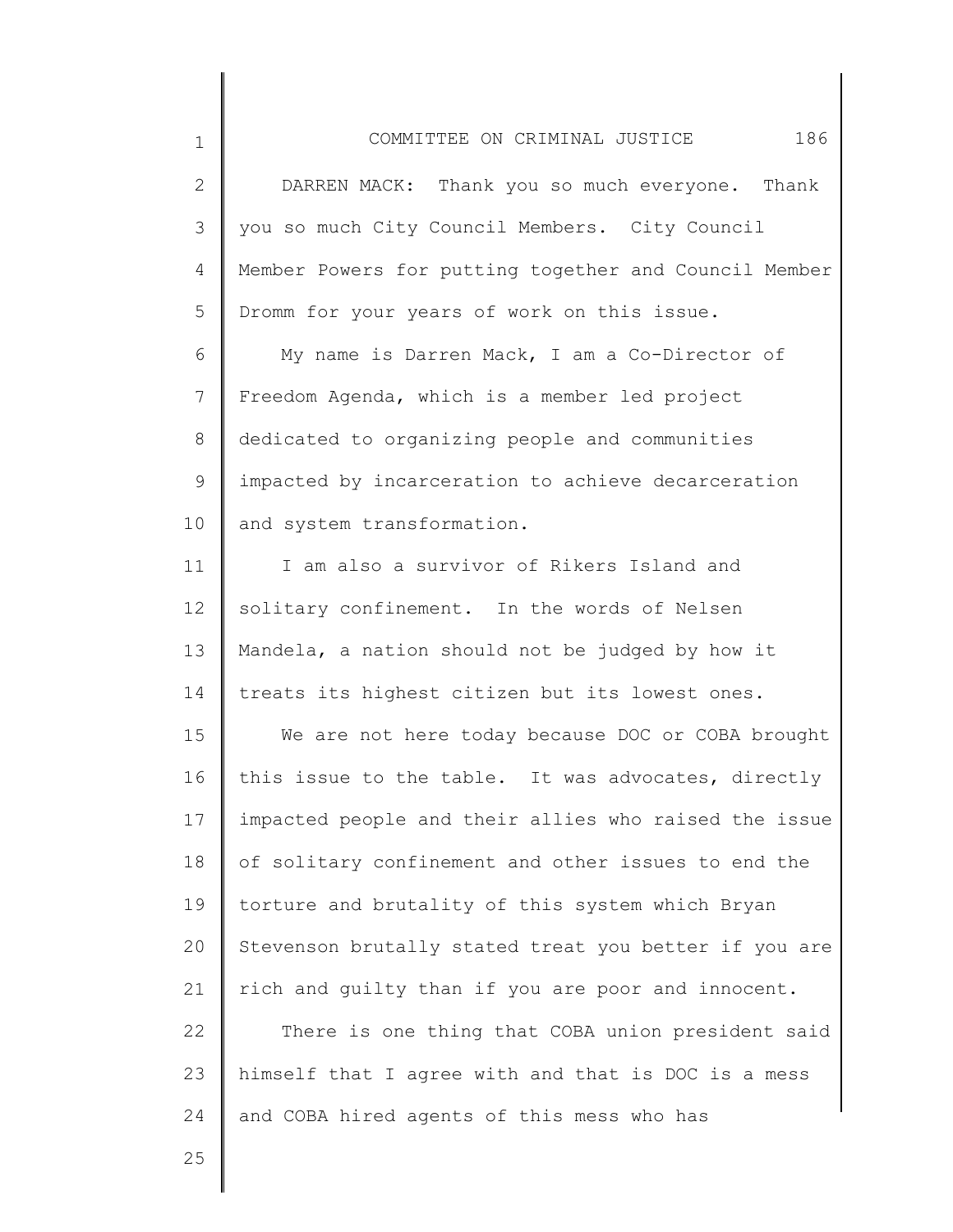DARREN MACK: Thank you so much everyone. Thank you so much City Council Members. City Council Member Powers for putting together and Council Member Dromm for your years of work on this issue.

My name is Darren Mack, I am a Co-Director of Freedom Agenda, which is a member led project dedicated to organizing people and communities impacted by incarceration to achieve decarceration and system transformation.

I am also a survivor of Rikers Island and solitary confinement. In the words of Nelsen Mandela, a nation should not be judged by how it treats its highest citizen but its lowest ones.

We are not here today because DOC or COBA brought this issue to the table. It was advocates, directly impacted people and their allies who raised the issue of solitary confinement and other issues to end the torture and brutality of this system which Bryan Stevenson brutally stated treat you better if you are rich and guilty than if you are poor and innocent.

There is one thing that COBA union president said himself that I agree with and that is DOC is a mess and COBA hired agents of this mess who has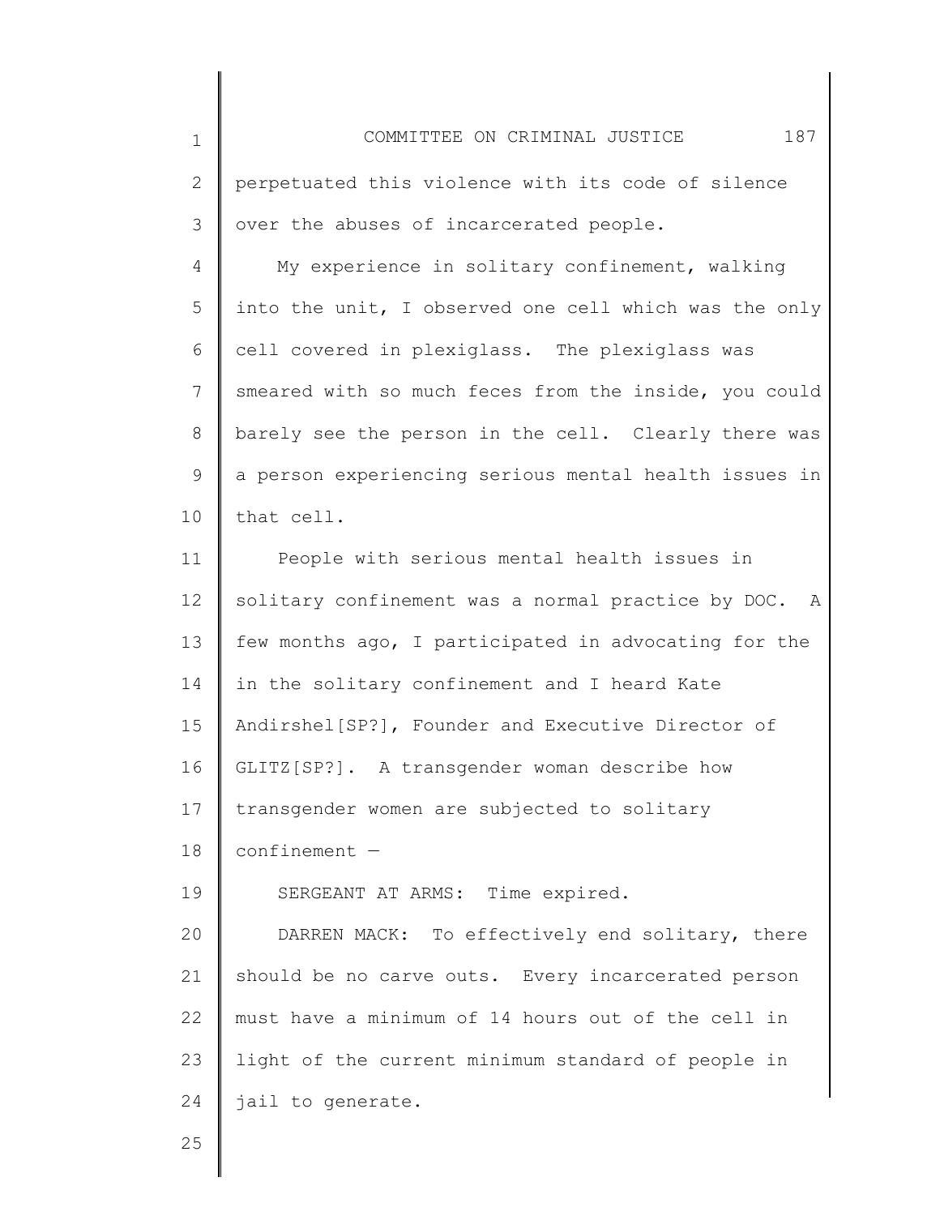perpetuated this violence with its code of silence over the abuses of incarcerated people.

My experience in solitary confinement, walking into the unit, I observed one cell which was the only cell covered in plexiglass. The plexiglass was smeared with so much feces from the inside, you could barely see the person in the cell. Clearly there was a person experiencing serious mental health issues in that cell.

People with serious mental health issues in solitary confinement was a normal practice by DOC. A few months ago, I participated in advocating for the in the solitary confinement and I heard Kate Andirshel[SP?], Founder and Executive Director of GLITZ[SP?]. A transgender woman describe how transgender women are subjected to solitary confinement —

SERGEANT AT ARMS: Time expired.

DARREN MACK: To effectively end solitary, there should be no carve outs. Every incarcerated person must have a minimum of 14 hours out of the cell in light of the current minimum standard of people in jail to generate.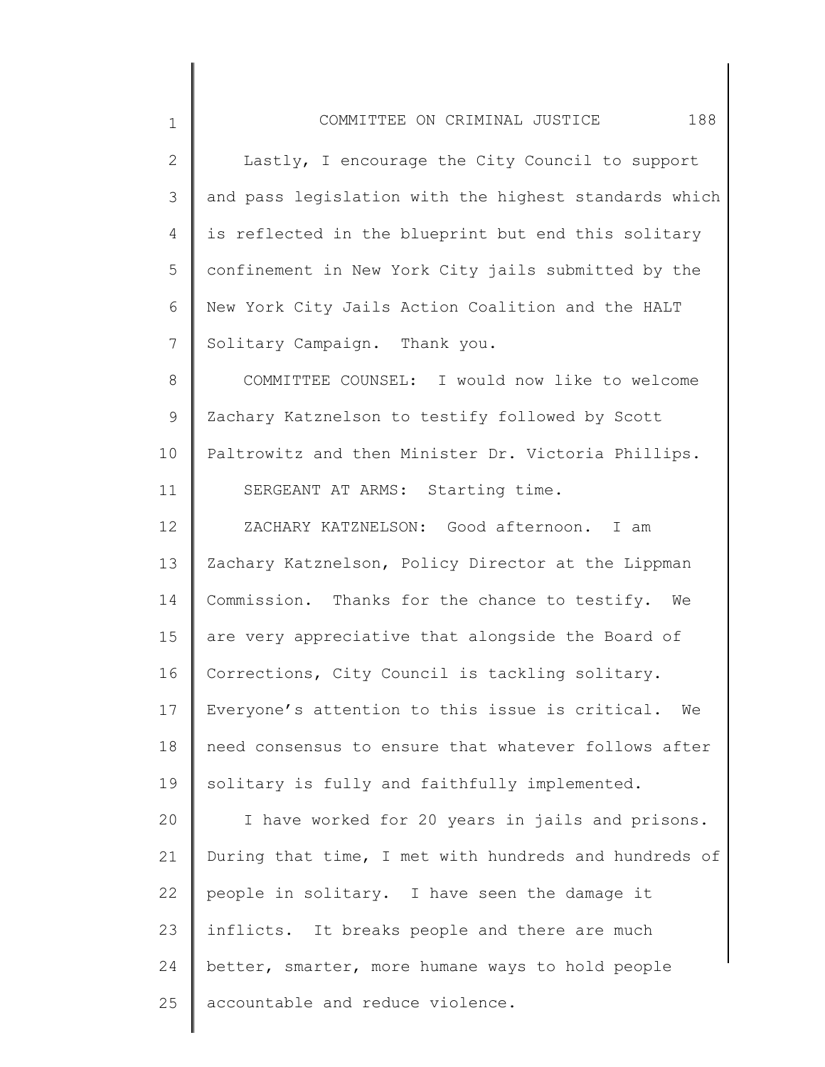Lastly, I encourage the City Council to support and pass legislation with the highest standards which is reflected in the blueprint but end this solitary confinement in New York City jails submitted by the New York City Jails Action Coalition and the HALT Solitary Campaign. Thank you.

COMMITTEE COUNSEL: I would now like to welcome Zachary Katznelson to testify followed by Scott Paltrowitz and then Minister Dr. Victoria Phillips.

SERGEANT AT ARMS: Starting time.

ZACHARY KATZNELSON: Good afternoon. I am Zachary Katznelson, Policy Director at the Lippman Commission. Thanks for the chance to testify. We are very appreciative that alongside the Board of Corrections, City Council is tackling solitary. Everyone's attention to this issue is critical. We need consensus to ensure that whatever follows after solitary is fully and faithfully implemented.

I have worked for 20 years in jails and prisons. During that time, I met with hundreds and hundreds of people in solitary. I have seen the damage it inflicts. It breaks people and there are much better, smarter, more humane ways to hold people accountable and reduce violence.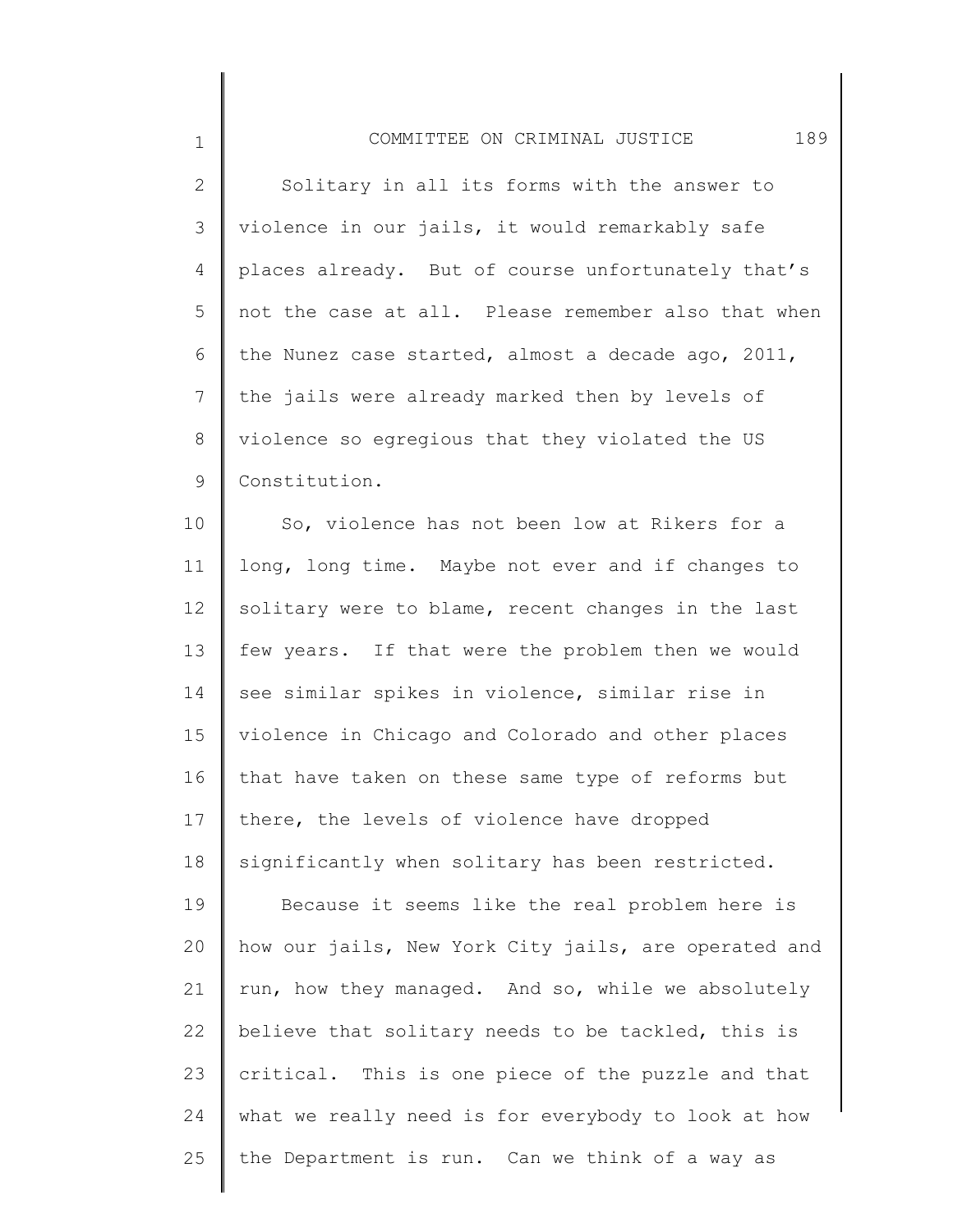Solitary in all its forms with the answer to violence in our jails, it would remarkably safe places already. But of course unfortunately that's not the case at all. Please remember also that when the Nunez case started, almost a decade ago, 2011, the jails were already marked then by levels of violence so egregious that they violated the US Constitution.

So, violence has not been low at Rikers for a long, long time. Maybe not ever and if changes to solitary were to blame, recent changes in the last few years. If that were the problem then we would see similar spikes in violence, similar rise in violence in Chicago and Colorado and other places that have taken on these same type of reforms but there, the levels of violence have dropped significantly when solitary has been restricted.

Because it seems like the real problem here is how our jails, New York City jails, are operated and run, how they managed. And so, while we absolutely believe that solitary needs to be tackled, this is critical. This is one piece of the puzzle and that what we really need is for everybody to look at how the Department is run. Can we think of a way as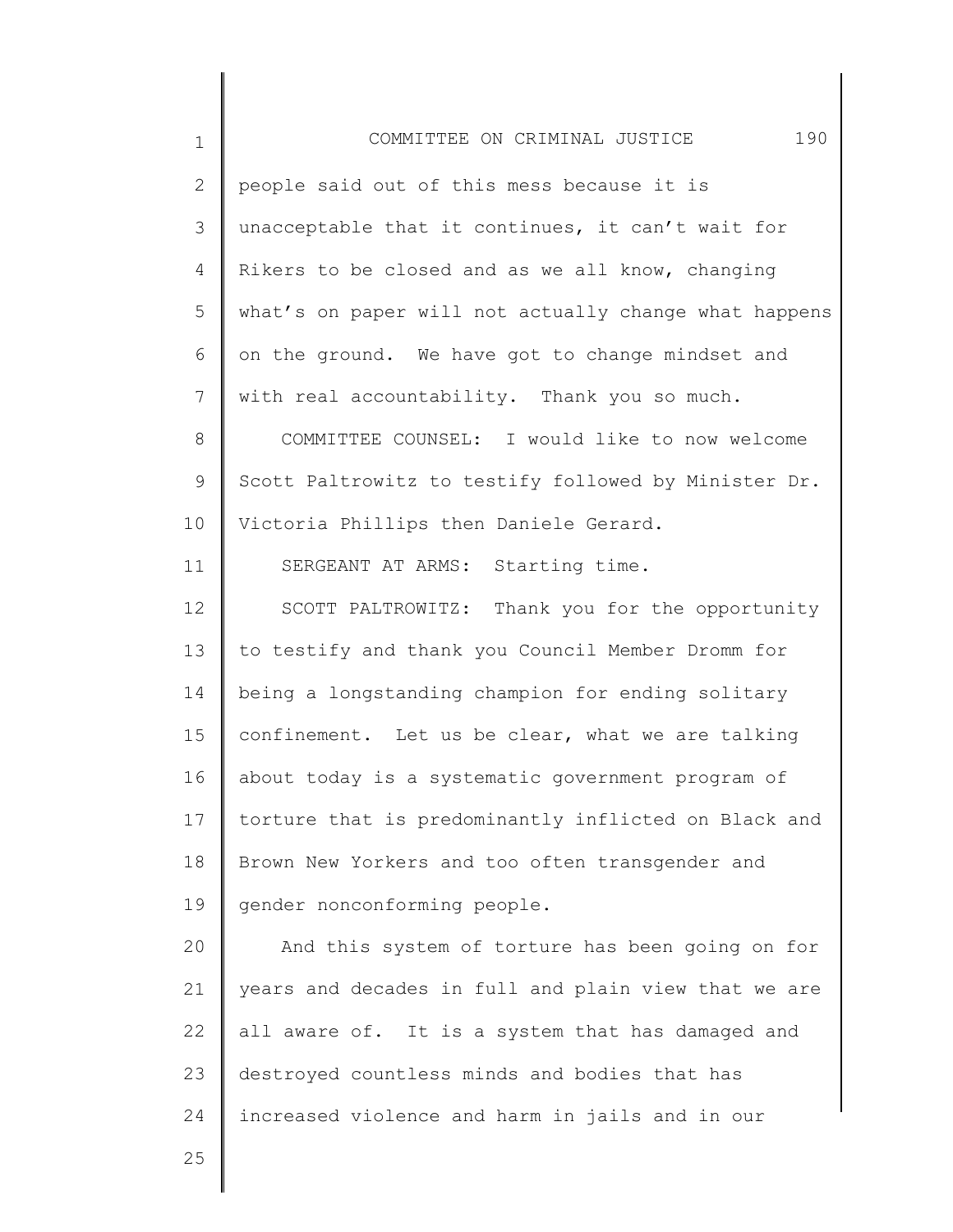people said out of this mess because it is unacceptable that it continues, it can't wait for Rikers to be closed and as we all know, changing what's on paper will not actually change what happens on the ground. We have got to change mindset and with real accountability. Thank you so much.

COMMITTEE COUNSEL: I would like to now welcome Scott Paltrowitz to testify followed by Minister Dr. Victoria Phillips then Daniele Gerard.

SERGEANT AT ARMS: Starting time.

SCOTT PALTROWITZ: Thank you for the opportunity to testify and thank you Council Member Dromm for being a longstanding champion for ending solitary confinement. Let us be clear, what we are talking about today is a systematic government program of torture that is predominantly inflicted on Black and Brown New Yorkers and too often transgender and gender nonconforming people.

And this system of torture has been going on for years and decades in full and plain view that we are all aware of. It is a system that has damaged and destroyed countless minds and bodies that has increased violence and harm in jails and in our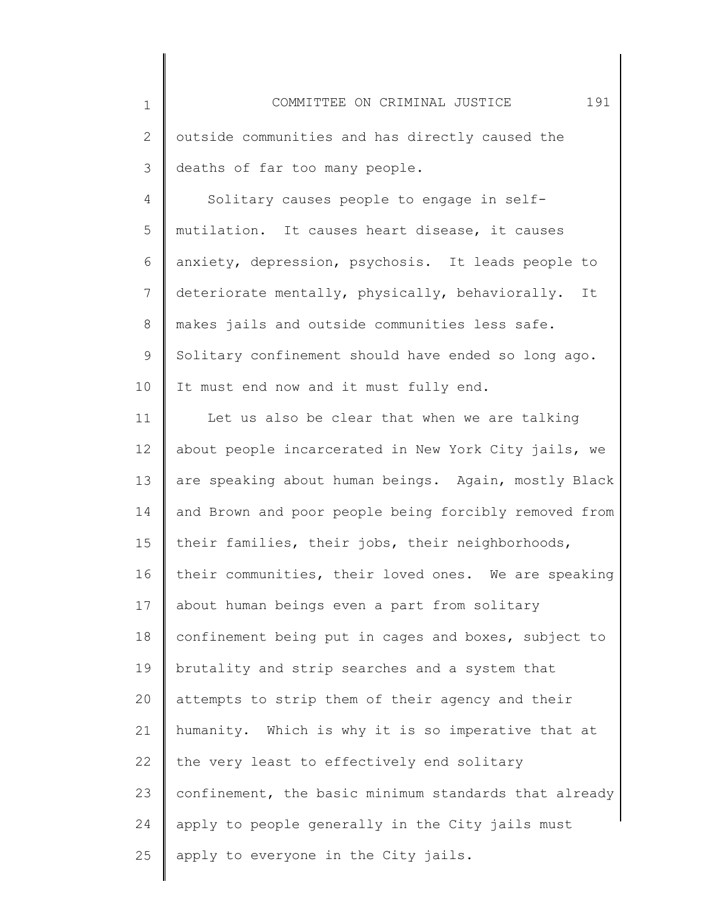outside communities and has directly caused the deaths of far too many people.

Solitary causes people to engage in self-mutilation. It causes heart disease, it causes anxiety, depression, psychosis. It leads people to deteriorate mentally, physically, behaviorally. It makes jails and outside communities less safe. Solitary confinement should have ended so long ago. It must end now and it must fully end.

Let us also be clear that when we are talking about people incarcerated in New York City jails, we are speaking about human beings. Again, mostly Black and Brown and poor people being forcibly removed from their families, their jobs, their neighborhoods, their communities, their loved ones. We are speaking about human beings even a part from solitary confinement being put in cages and boxes, subject to brutality and strip searches and a system that attempts to strip them of their agency and their humanity. Which is why it is so imperative that at the very least to effectively end solitary confinement, the basic minimum standards that already apply to people generally in the City jails must apply to everyone in the City jails.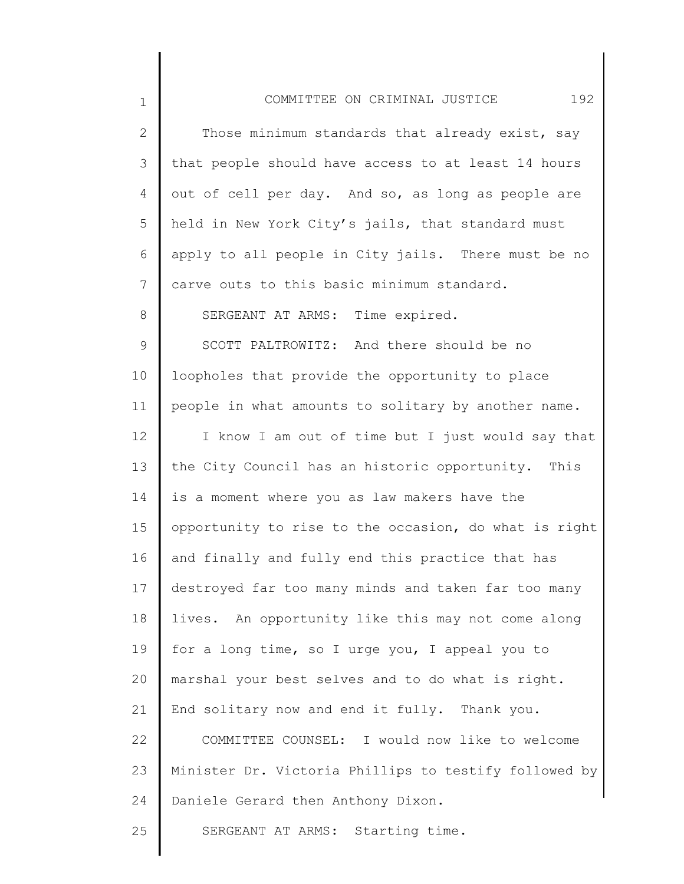Those minimum standards that already exist, say that people should have access to at least 14 hours out of cell per day. And so, as long as people are held in New York City's jails, that standard must apply to all people in City jails. There must be no carve outs to this basic minimum standard.

SERGEANT AT ARMS: Time expired.

SCOTT PALTROWITZ: And there should be no loopholes that provide the opportunity to place people in what amounts to solitary by another name.

I know I am out of time but I just would say that the City Council has an historic opportunity. This is a moment where you as law makers have the opportunity to rise to the occasion, do what is right and finally and fully end this practice that has destroyed far too many minds and taken far too many lives. An opportunity like this may not come along for a long time, so I urge you, I appeal you to marshal your best selves and to do what is right. End solitary now and end it fully. Thank you.

COMMITTEE COUNSEL: I would now like to welcome Minister Dr. Victoria Phillips to testify followed by Daniele Gerard then Anthony Dixon.

SERGEANT AT ARMS: Starting time.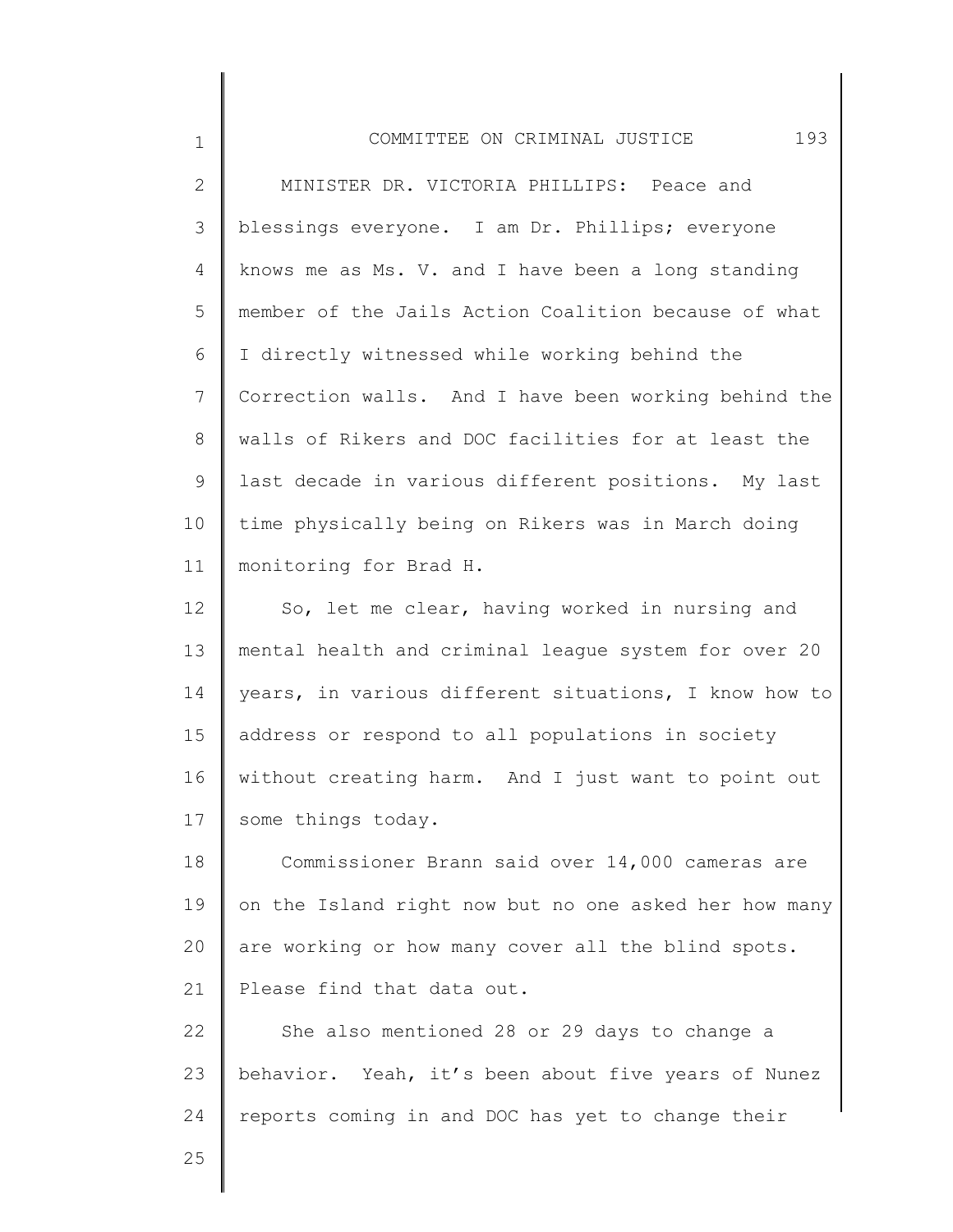MINISTER DR. VICTORIA PHILLIPS: Peace and blessings everyone. I am Dr. Phillips; everyone knows me as Ms. V. and I have been a long standing member of the Jails Action Coalition because of what I directly witnessed while working behind the Correction walls. And I have been working behind the walls of Rikers and DOC facilities for at least the last decade in various different positions. My last time physically being on Rikers was in March doing monitoring for Brad H.

So, let me clear, having worked in nursing and mental health and criminal league system for over 20 years, in various different situations, I know how to address or respond to all populations in society without creating harm. And I just want to point out some things today.

Commissioner Brann said over 14,000 cameras are on the Island right now but no one asked her how many are working or how many cover all the blind spots. Please find that data out.

She also mentioned 28 or 29 days to change a behavior. Yeah, it's been about five years of Nunez reports coming in and DOC has yet to change their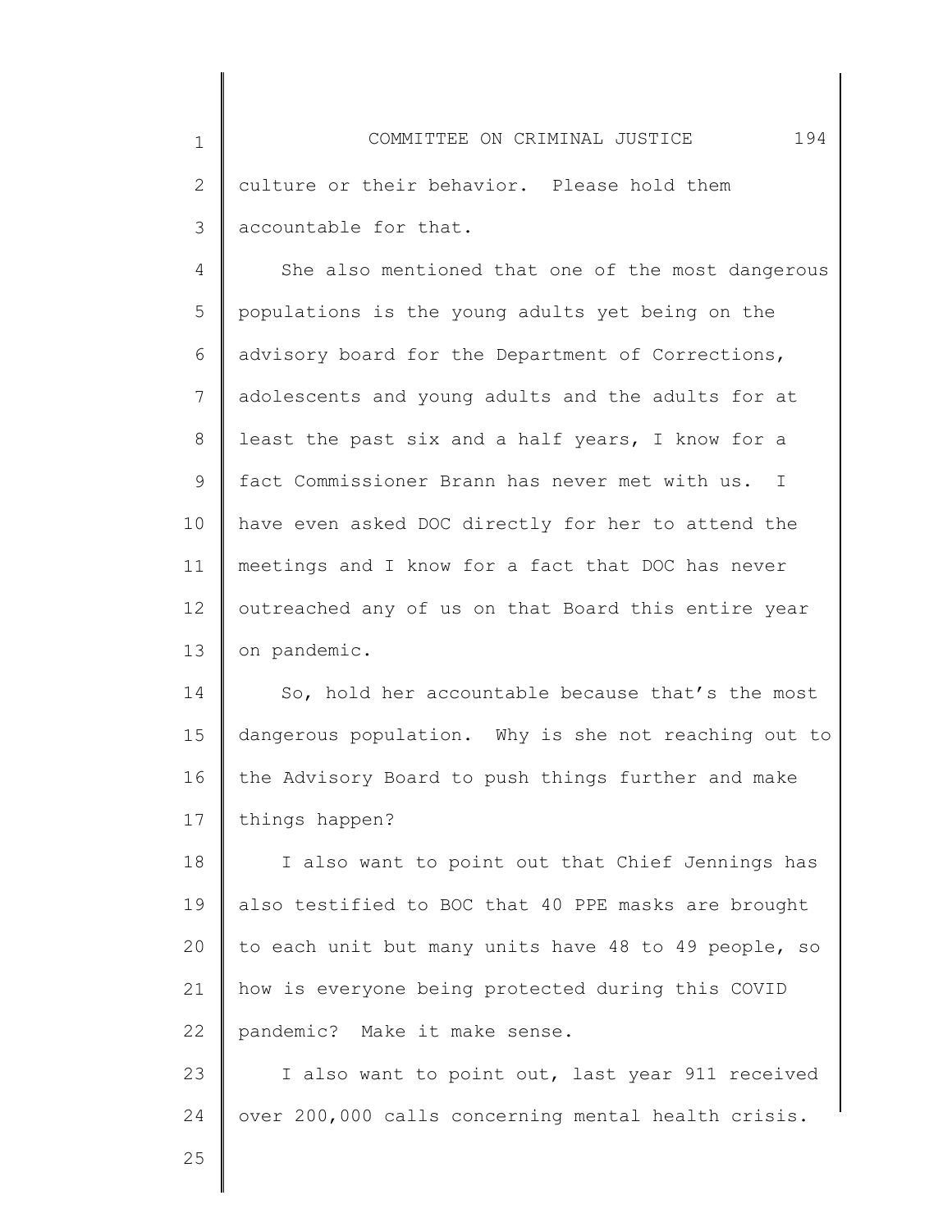culture or their behavior. Please hold them accountable for that.

She also mentioned that one of the most dangerous populations is the young adults yet being on the advisory board for the Department of Corrections, adolescents and young adults and the adults for at least the past six and a half years, I know for a fact Commissioner Brann has never met with us. I have even asked DOC directly for her to attend the meetings and I know for a fact that DOC has never outreached any of us on that Board this entire year on pandemic.

So, hold her accountable because that's the most dangerous population. Why is she not reaching out to the Advisory Board to push things further and make things happen?

I also want to point out that Chief Jennings has also testified to BOC that 40 PPE masks are brought to each unit but many units have 48 to 49 people, so how is everyone being protected during this COVID pandemic? Make it make sense.

I also want to point out, last year 911 received over 200,000 calls concerning mental health crisis.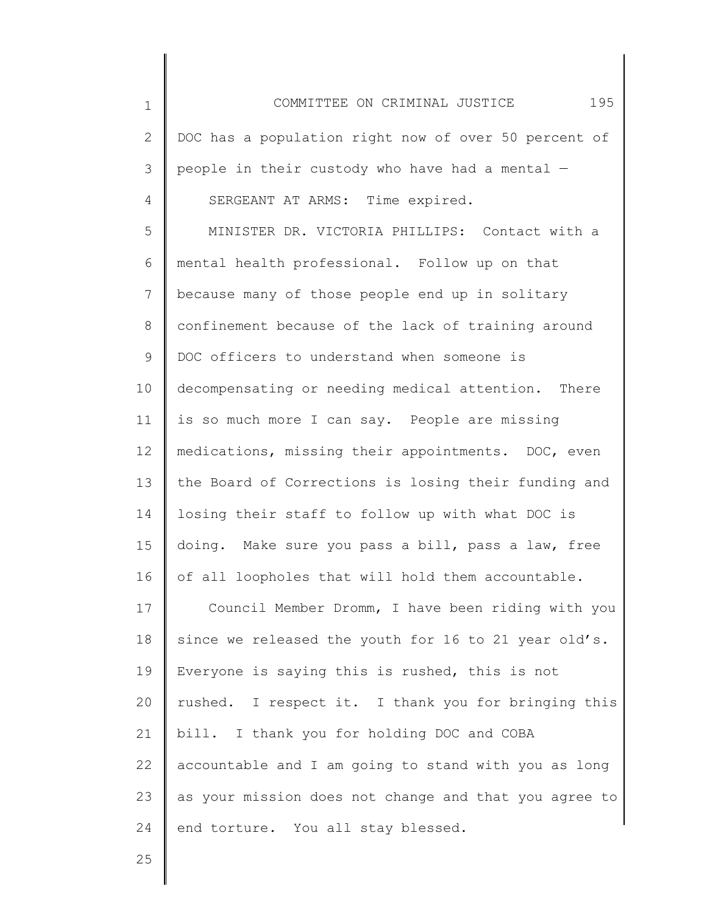DOC has a population right now of over 50 percent of people in their custody who have had a mental —

SERGEANT AT ARMS: Time expired.

MINISTER DR. VICTORIA PHILLIPS: Contact with a mental health professional. Follow up on that because many of those people end up in solitary confinement because of the lack of training around DOC officers to understand when someone is decompensating or needing medical attention. There is so much more I can say. People are missing medications, missing their appointments. DOC, even the Board of Corrections is losing their funding and losing their staff to follow up with what DOC is doing. Make sure you pass a bill, pass a law, free of all loopholes that will hold them accountable.

Council Member Dromm, I have been riding with you since we released the youth for 16 to 21 year old's. Everyone is saying this is rushed, this is not rushed. I respect it. I thank you for bringing this bill. I thank you for holding DOC and COBA accountable and I am going to stand with you as long as your mission does not change and that you agree to end torture. You all stay blessed.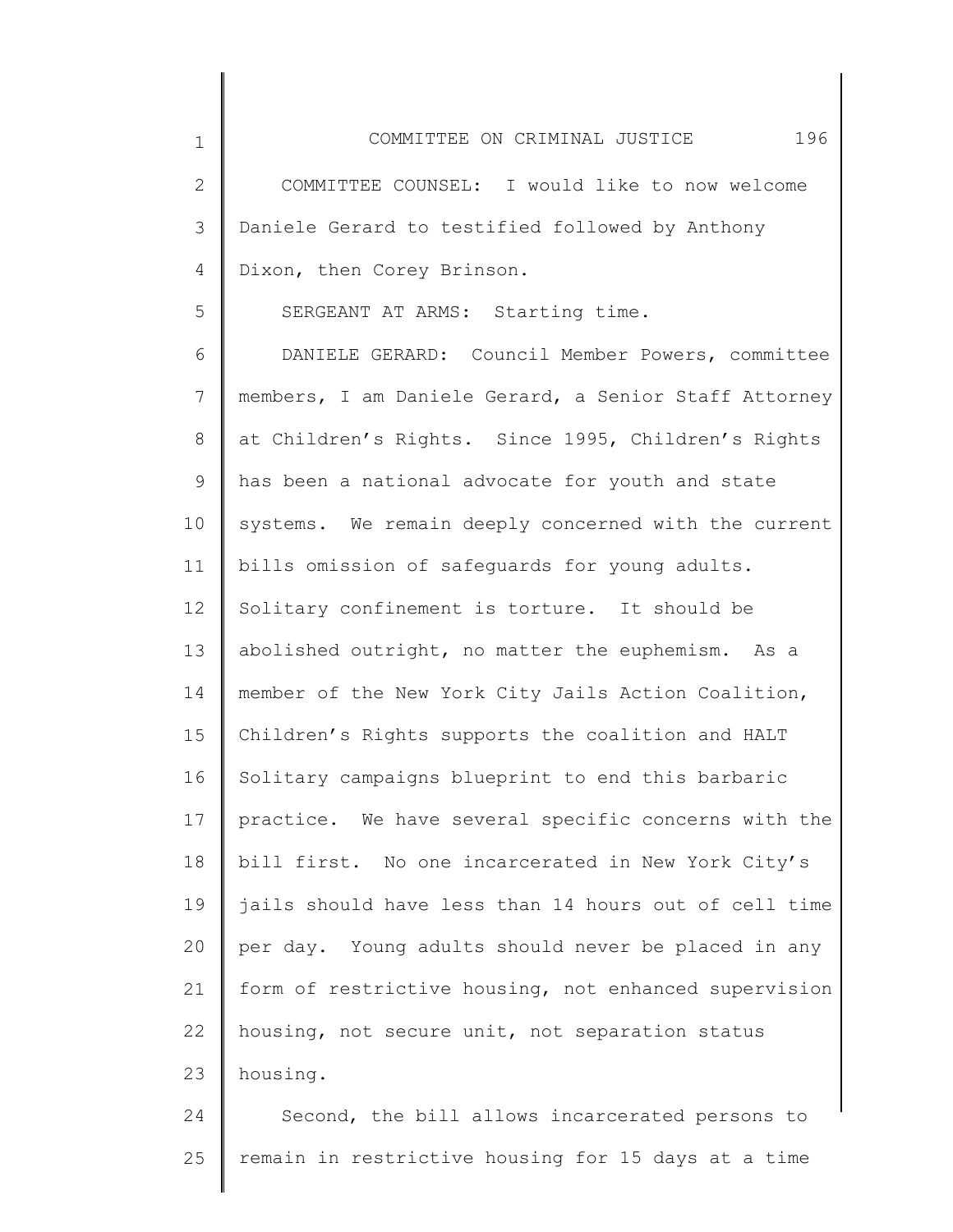COMMITTEE COUNSEL: I would like to now welcome Daniele Gerard to testified followed by Anthony Dixon, then Corey Brinson.

SERGEANT AT ARMS: Starting time.

DANIELE GERARD: Council Member Powers, committee members, I am Daniele Gerard, a Senior Staff Attorney at Children's Rights. Since 1995, Children's Rights has been a national advocate for youth and state systems. We remain deeply concerned with the current bills omission of safeguards for young adults. Solitary confinement is torture. It should be abolished outright, no matter the euphemism. As a member of the New York City Jails Action Coalition, Children's Rights supports the coalition and HALT Solitary campaigns blueprint to end this barbaric practice. We have several specific concerns with the bill first. No one incarcerated in New York City's jails should have less than 14 hours out of cell time per day. Young adults should never be placed in any form of restrictive housing, not enhanced supervision housing, not secure unit, not separation status housing.

Second, the bill allows incarcerated persons to remain in restrictive housing for 15 days at a time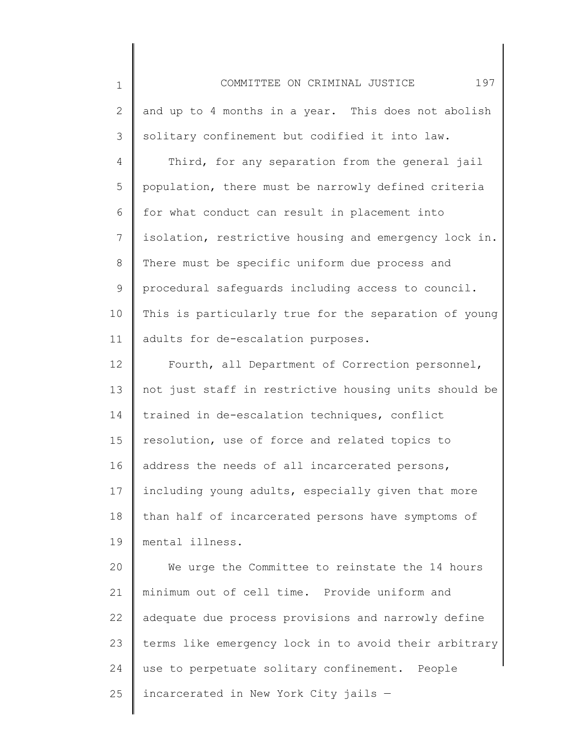and up to 4 months in a year. This does not abolish solitary confinement but codified it into law.

Third, for any separation from the general jail population, there must be narrowly defined criteria for what conduct can result in placement into isolation, restrictive housing and emergency lock in. There must be specific uniform due process and procedural safeguards including access to council. This is particularly true for the separation of young adults for de-escalation purposes.

Fourth, all Department of Correction personnel, not just staff in restrictive housing units should be trained in de-escalation techniques, conflict resolution, use of force and related topics to address the needs of all incarcerated persons, including young adults, especially given that more than half of incarcerated persons have symptoms of mental illness.

We urge the Committee to reinstate the 14 hours minimum out of cell time. Provide uniform and adequate due process provisions and narrowly define terms like emergency lock in to avoid their arbitrary use to perpetuate solitary confinement. People incarcerated in New York City jails —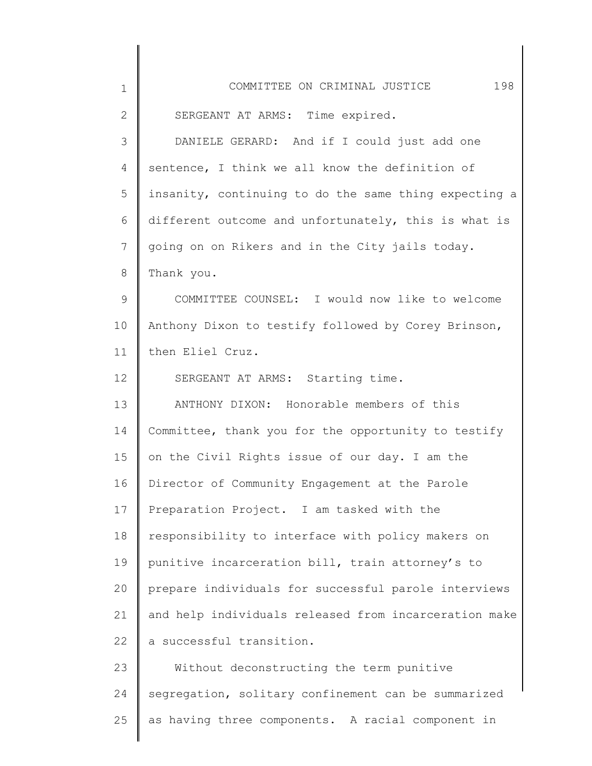SERGEANT AT ARMS: Time expired.

DANIELE GERARD: And if I could just add one sentence, I think we all know the definition of insanity, continuing to do the same thing expecting a different outcome and unfortunately, this is what is going on on Rikers and in the City jails today. Thank you.

COMMITTEE COUNSEL: I would now like to welcome Anthony Dixon to testify followed by Corey Brinson, then Eliel Cruz.

SERGEANT AT ARMS: Starting time.

ANTHONY DIXON: Honorable members of this Committee, thank you for the opportunity to testify on the Civil Rights issue of our day. I am the Director of Community Engagement at the Parole Preparation Project. I am tasked with the responsibility to interface with policy makers on punitive incarceration bill, train attorney's to prepare individuals for successful parole interviews and help individuals released from incarceration make a successful transition.

Without deconstructing the term punitive segregation, solitary confinement can be summarized as having three components. A racial component in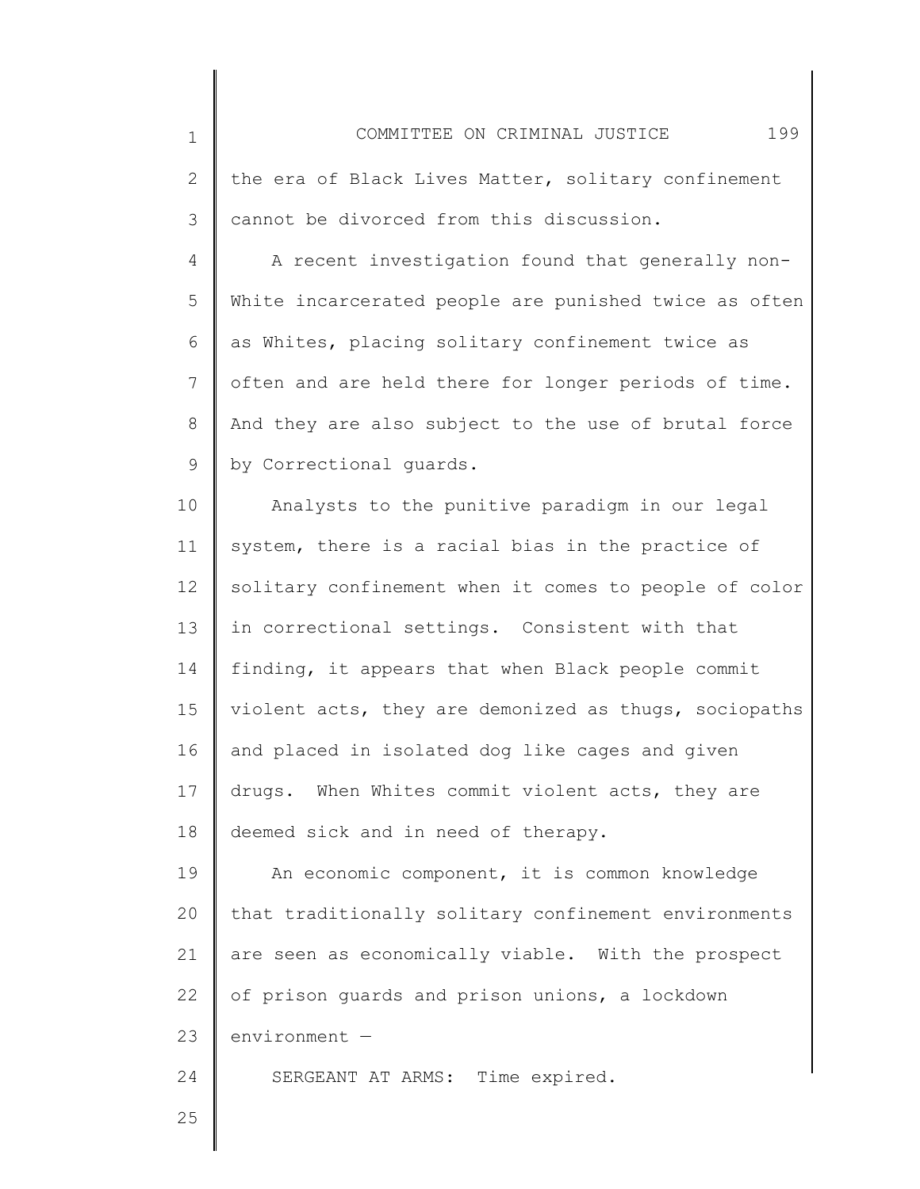the era of Black Lives Matter, solitary confinement cannot be divorced from this discussion.

A recent investigation found that generally non-White incarcerated people are punished twice as often as Whites, placing solitary confinement twice as often and are held there for longer periods of time. And they are also subject to the use of brutal force by Correctional guards.

Analysts to the punitive paradigm in our legal system, there is a racial bias in the practice of solitary confinement when it comes to people of color in correctional settings. Consistent with that finding, it appears that when Black people commit violent acts, they are demonized as thugs, sociopaths and placed in isolated dog like cages and given drugs. When Whites commit violent acts, they are deemed sick and in need of therapy.

An economic component, it is common knowledge that traditionally solitary confinement environments are seen as economically viable. With the prospect of prison guards and prison unions, a lockdown environment —

SERGEANT AT ARMS: Time expired.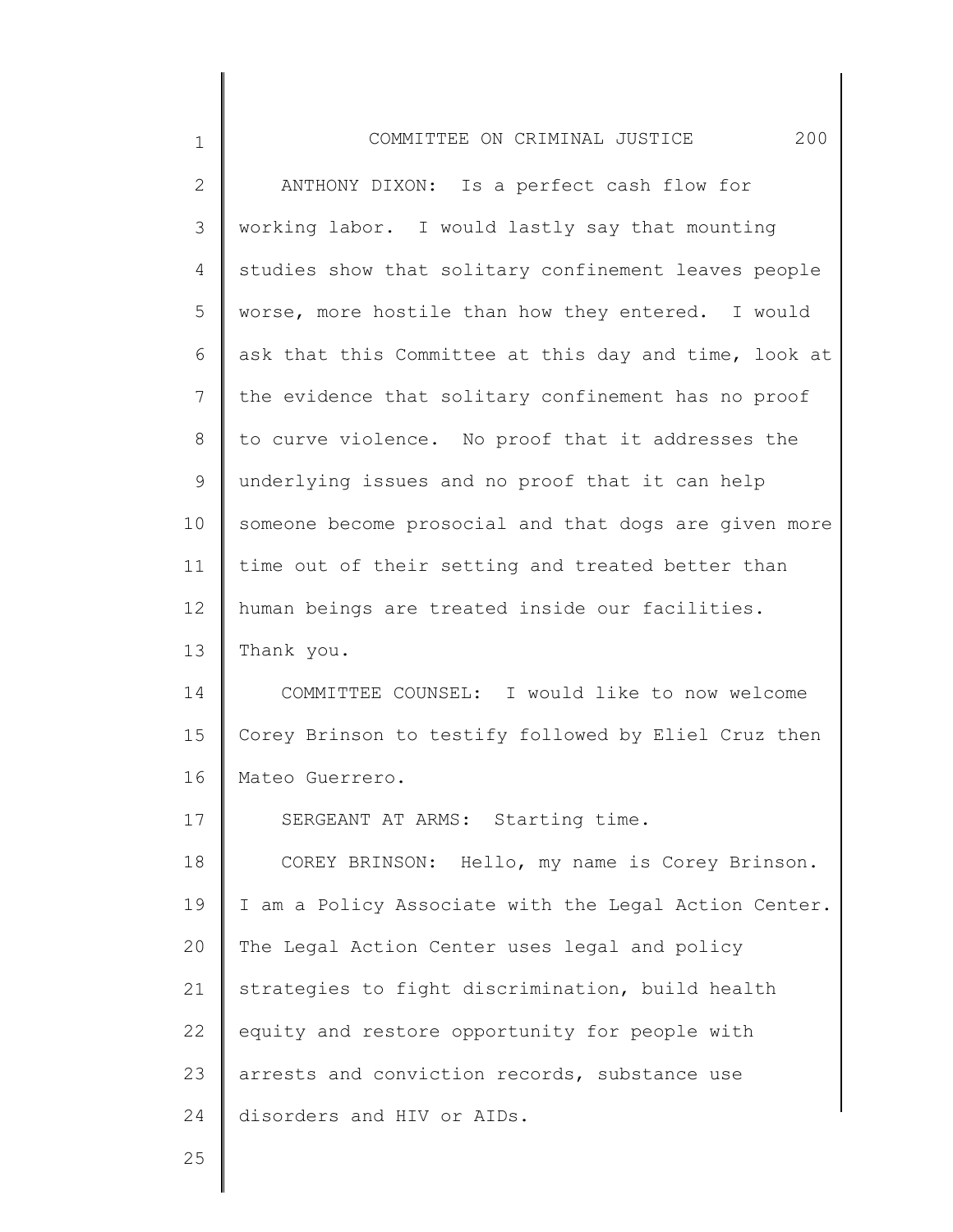ANTHONY DIXON: Is a perfect cash flow for working labor. I would lastly say that mounting studies show that solitary confinement leaves people worse, more hostile than how they entered. I would ask that this Committee at this day and time, look at the evidence that solitary confinement has no proof to curve violence. No proof that it addresses the underlying issues and no proof that it can help someone become prosocial and that dogs are given more time out of their setting and treated better than human beings are treated inside our facilities. Thank you.

COMMITTEE COUNSEL: I would like to now welcome Corey Brinson to testify followed by Eliel Cruz then Mateo Guerrero.

SERGEANT AT ARMS: Starting time.

COREY BRINSON: Hello, my name is Corey Brinson. I am a Policy Associate with the Legal Action Center. The Legal Action Center uses legal and policy strategies to fight discrimination, build health equity and restore opportunity for people with arrests and conviction records, substance use disorders and HIV or AIDs.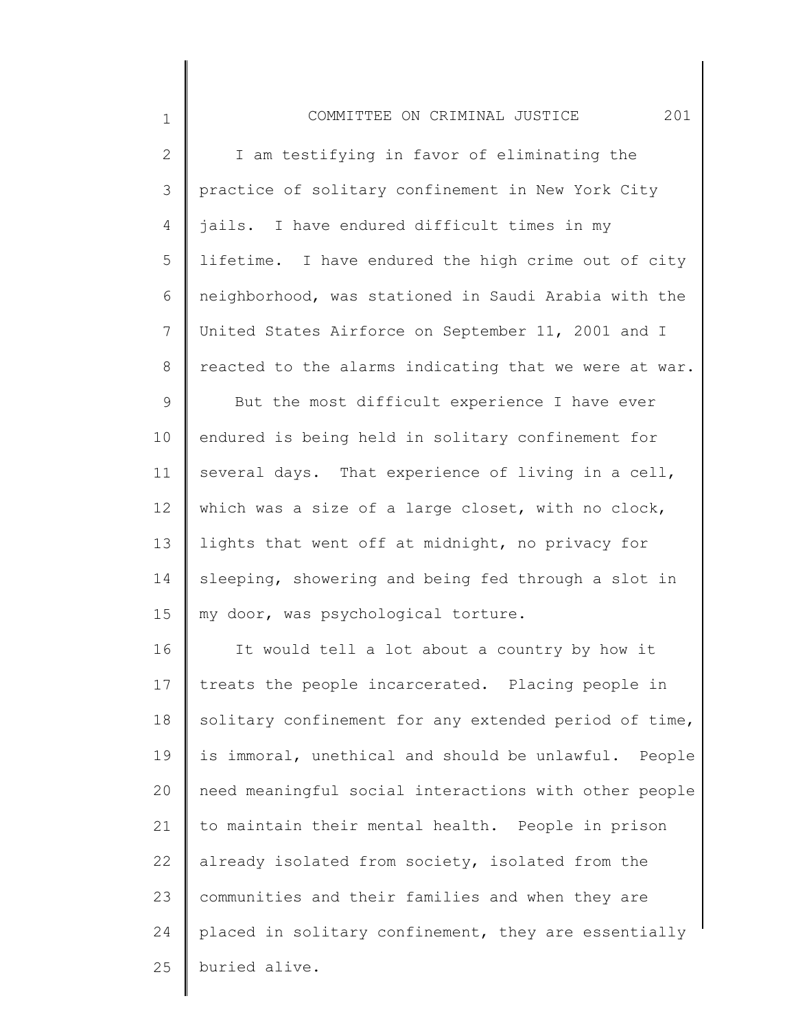I am testifying in favor of eliminating the practice of solitary confinement in New York City jails. I have endured difficult times in my lifetime. I have endured the high crime out of city neighborhood, was stationed in Saudi Arabia with the United States Airforce on September 11, 2001 and I reacted to the alarms indicating that we were at war.

But the most difficult experience I have ever endured is being held in solitary confinement for several days. That experience of living in a cell, which was a size of a large closet, with no clock, lights that went off at midnight, no privacy for sleeping, showering and being fed through a slot in my door, was psychological torture.

It would tell a lot about a country by how it treats the people incarcerated. Placing people in solitary confinement for any extended period of time, is immoral, unethical and should be unlawful. People need meaningful social interactions with other people to maintain their mental health. People in prison already isolated from society, isolated from the communities and their families and when they are placed in solitary confinement, they are essentially buried alive.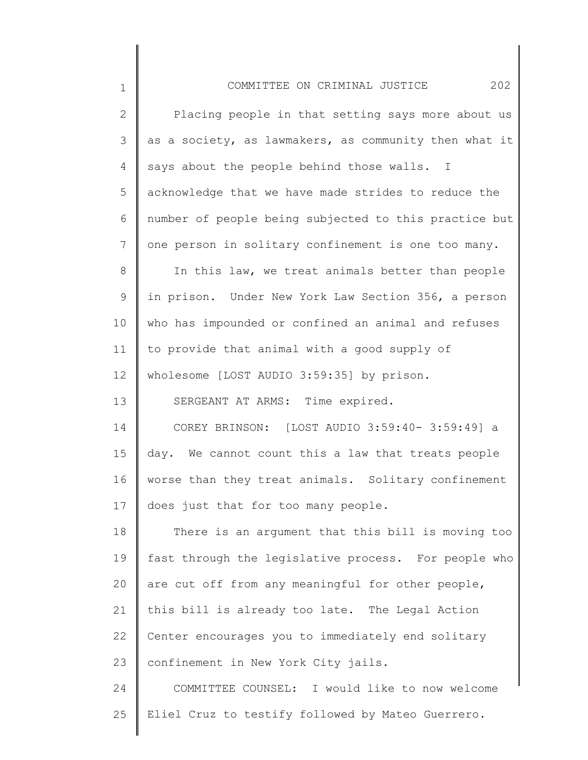Placing people in that setting says more about us as a society, as lawmakers, as community then what it says about the people behind those walls. I acknowledge that we have made strides to reduce the number of people being subjected to this practice but one person in solitary confinement is one too many.

In this law, we treat animals better than people in prison. Under New York Law Section 356, a person who has impounded or confined an animal and refuses to provide that animal with a good supply of wholesome [LOST AUDIO 3:59:35] by prison.

SERGEANT AT ARMS: Time expired.

COREY BRINSON: [LOST AUDIO 3:59:40- 3:59:49] a day. We cannot count this a law that treats people worse than they treat animals. Solitary confinement does just that for too many people.

There is an argument that this bill is moving too fast through the legislative process. For people who are cut off from any meaningful for other people, this bill is already too late. The Legal Action Center encourages you to immediately end solitary confinement in New York City jails.

COMMITTEE COUNSEL: I would like to now welcome Eliel Cruz to testify followed by Mateo Guerrero.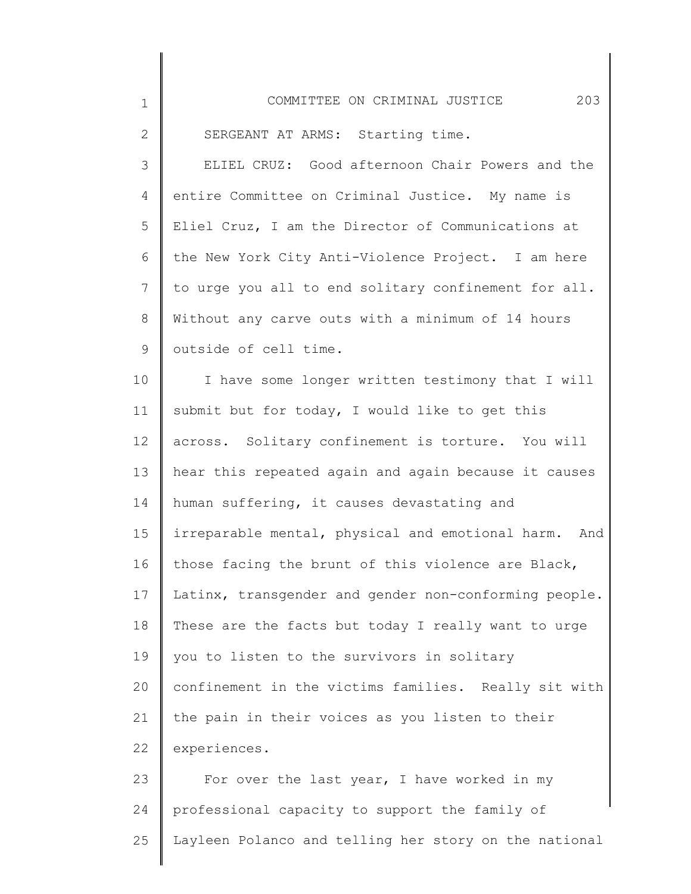SERGEANT AT ARMS: Starting time.

ELIEL CRUZ: Good afternoon Chair Powers and the entire Committee on Criminal Justice. My name is Eliel Cruz, I am the Director of Communications at the New York City Anti-Violence Project. I am here to urge you all to end solitary confinement for all. Without any carve outs with a minimum of 14 hours outside of cell time.

I have some longer written testimony that I will submit but for today, I would like to get this across. Solitary confinement is torture. You will hear this repeated again and again because it causes human suffering, it causes devastating and irreparable mental, physical and emotional harm. And those facing the brunt of this violence are Black, Latinx, transgender and gender non-conforming people. These are the facts but today I really want to urge you to listen to the survivors in solitary confinement in the victims families. Really sit with the pain in their voices as you listen to their experiences.

For over the last year, I have worked in my professional capacity to support the family of Layleen Polanco and telling her story on the national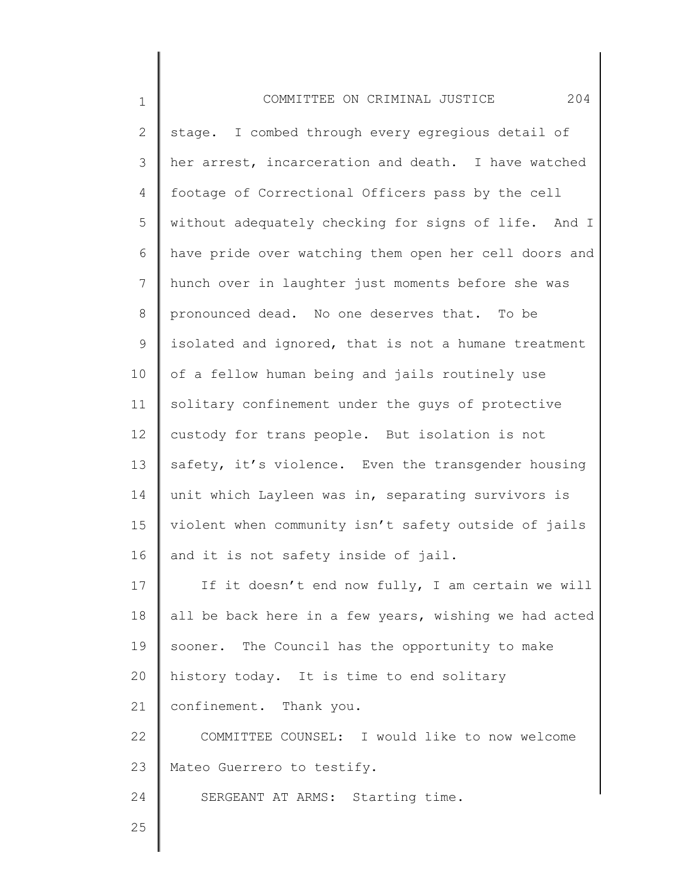stage. I combed through every egregious detail of her arrest, incarceration and death. I have watched footage of Correctional Officers pass by the cell without adequately checking for signs of life. And I have pride over watching them open her cell doors and hunch over in laughter just moments before she was pronounced dead. No one deserves that. To be isolated and ignored, that is not a humane treatment of a fellow human being and jails routinely use solitary confinement under the guys of protective custody for trans people. But isolation is not safety, it's violence. Even the transgender housing unit which Layleen was in, separating survivors is violent when community isn't safety outside of jails and it is not safety inside of jail.

If it doesn't end now fully, I am certain we will all be back here in a few years, wishing we had acted sooner. The Council has the opportunity to make history today. It is time to end solitary confinement. Thank you.

COMMITTEE COUNSEL: I would like to now welcome Mateo Guerrero to testify.

SERGEANT AT ARMS: Starting time.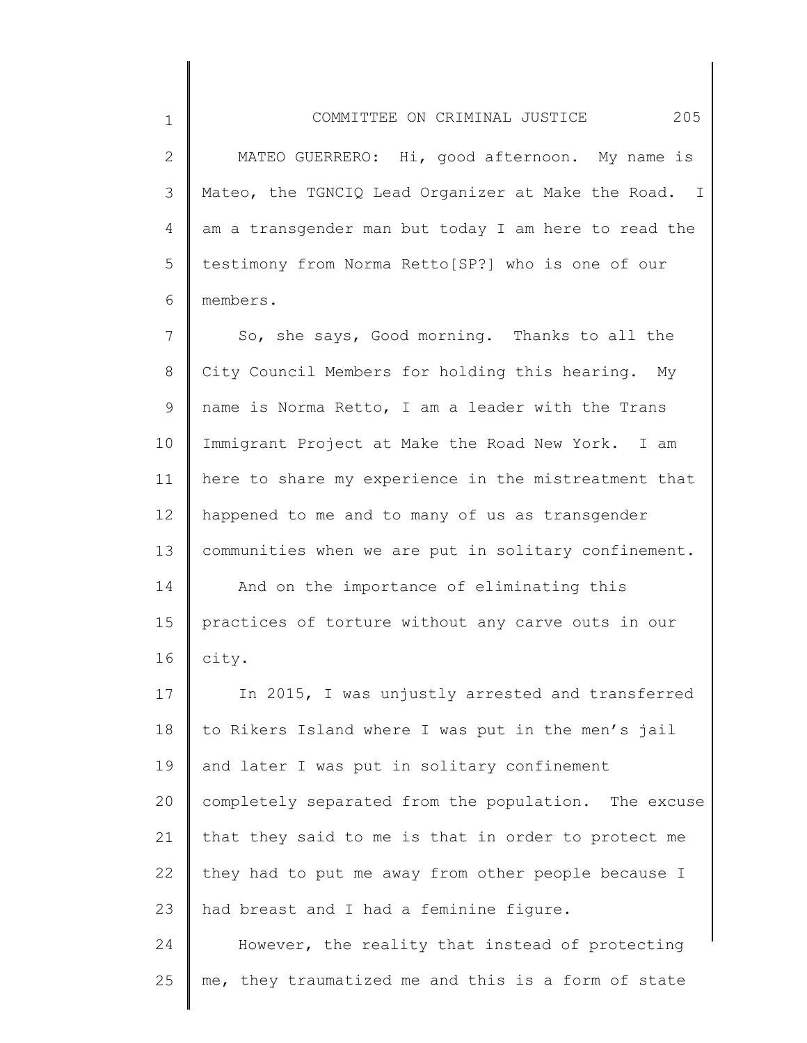MATEO GUERRERO: Hi, good afternoon. My name is Mateo, the TGNCIQ Lead Organizer at Make the Road. I am a transgender man but today I am here to read the testimony from Norma Retto[SP?] who is one of our members.

So, she says, Good morning. Thanks to all the City Council Members for holding this hearing. My name is Norma Retto, I am a leader with the Trans Immigrant Project at Make the Road New York. I am here to share my experience in the mistreatment that happened to me and to many of us as transgender communities when we are put in solitary confinement.

And on the importance of eliminating this practices of torture without any carve outs in our city.

In 2015, I was unjustly arrested and transferred to Rikers Island where I was put in the men's jail and later I was put in solitary confinement completely separated from the population. The excuse that they said to me is that in order to protect me they had to put me away from other people because I had breast and I had a feminine figure.

However, the reality that instead of protecting me, they traumatized me and this is a form of state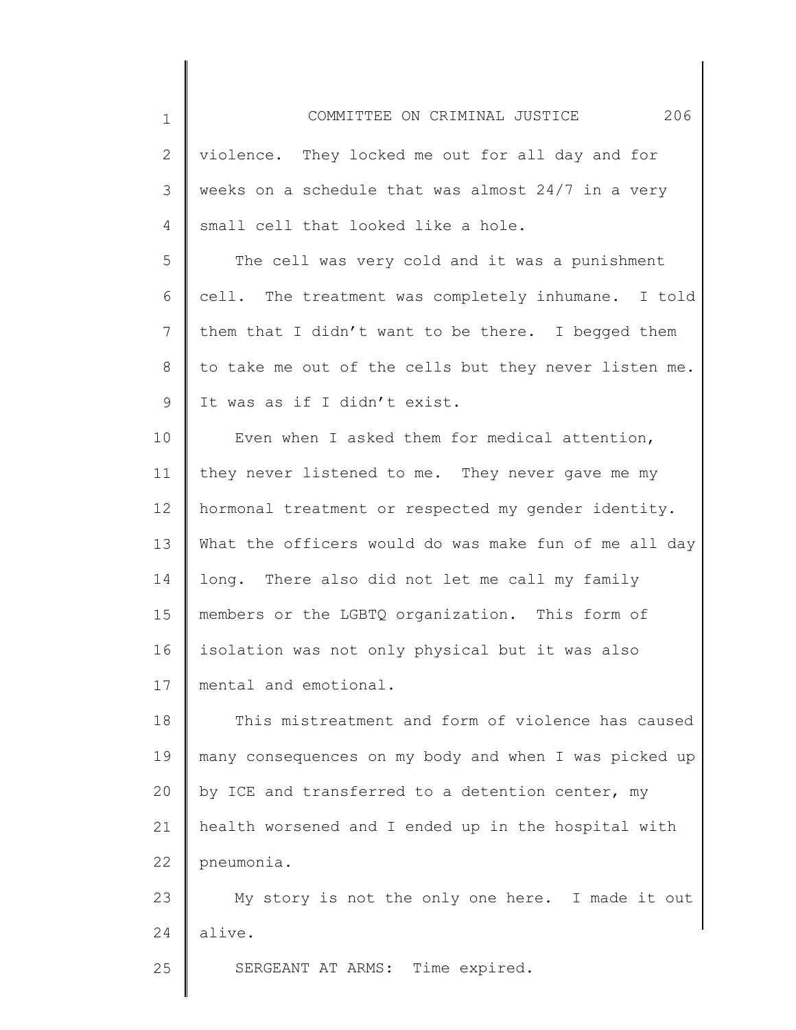violence. They locked me out for all day and for weeks on a schedule that was almost 24/7 in a very small cell that looked like a hole.

The cell was very cold and it was a punishment cell. The treatment was completely inhumane. I told them that I didn't want to be there. I begged them to take me out of the cells but they never listen me. It was as if I didn't exist.

Even when I asked them for medical attention, they never listened to me. They never gave me my hormonal treatment or respected my gender identity. What the officers would do was make fun of me all day long. There also did not let me call my family members or the LGBTQ organization. This form of isolation was not only physical but it was also mental and emotional.

This mistreatment and form of violence has caused many consequences on my body and when I was picked up by ICE and transferred to a detention center, my health worsened and I ended up in the hospital with pneumonia.

My story is not the only one here. I made it out alive.

SERGEANT AT ARMS: Time expired.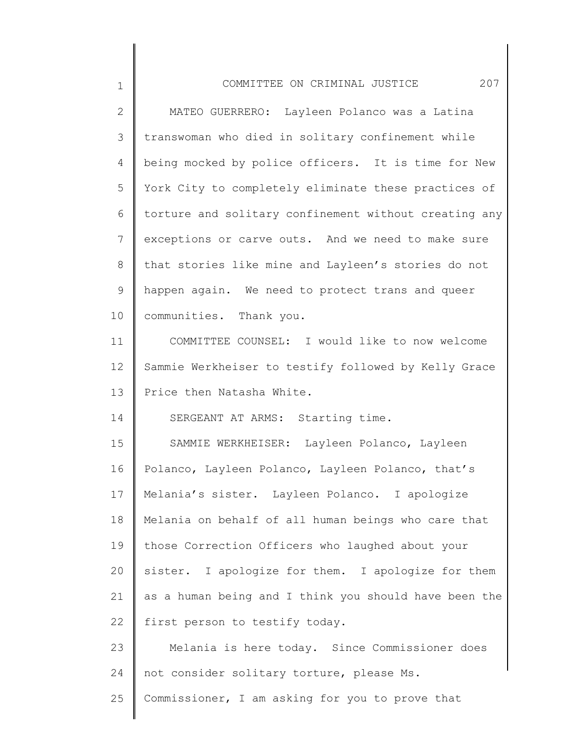MATEO GUERRERO: Layleen Polanco was a Latina transwoman who died in solitary confinement while being mocked by police officers. It is time for New York City to completely eliminate these practices of torture and solitary confinement without creating any exceptions or carve outs. And we need to make sure that stories like mine and Layleen's stories do not happen again. We need to protect trans and queer communities. Thank you.

COMMITTEE COUNSEL: I would like to now welcome Sammie Werkheiser to testify followed by Kelly Grace Price then Natasha White.

SERGEANT AT ARMS: Starting time.

SAMMIE WERKHEISER: Layleen Polanco, Layleen Polanco, Layleen Polanco, Layleen Polanco, that's Melania's sister. Layleen Polanco. I apologize Melania on behalf of all human beings who care that those Correction Officers who laughed about your sister. I apologize for them. I apologize for them as a human being and I think you should have been the first person to testify today.

Melania is here today. Since Commissioner does not consider solitary torture, please Ms. Commissioner, I am asking for you to prove that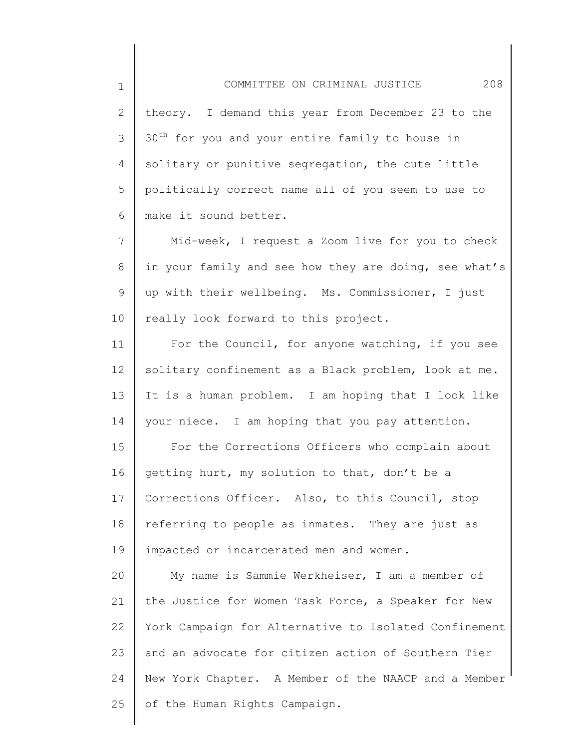theory. I demand this year from December 23 to the 30th for you and your entire family to house in solitary or punitive segregation, the cute little politically correct name all of you seem to use to make it sound better.

Mid-week, I request a Zoom live for you to check in your family and see how they are doing, see what's up with their wellbeing. Ms. Commissioner, I just really look forward to this project.

For the Council, for anyone watching, if you see solitary confinement as a Black problem, look at me. It is a human problem. I am hoping that I look like your niece. I am hoping that you pay attention.

For the Corrections Officers who complain about getting hurt, my solution to that, don't be a Corrections Officer. Also, to this Council, stop referring to people as inmates. They are just as impacted or incarcerated men and women.

My name is Sammie Werkheiser, I am a member of the Justice for Women Task Force, a Speaker for New York Campaign for Alternative to Isolated Confinement and an advocate for citizen action of Southern Tier New York Chapter. A Member of the NAACP and a Member of the Human Rights Campaign.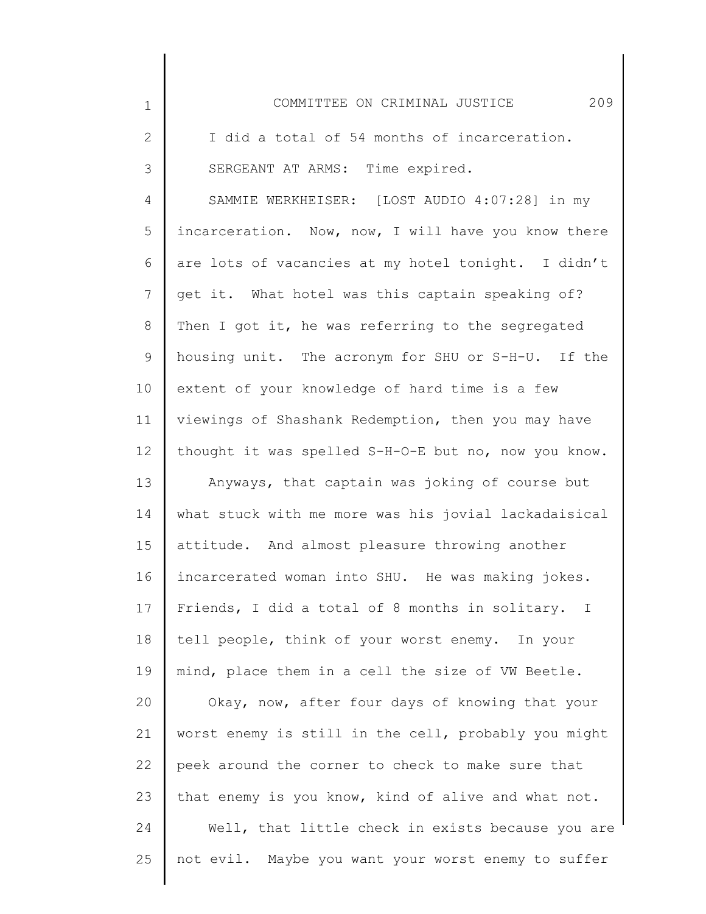I did a total of 54 months of incarceration.

SERGEANT AT ARMS: Time expired.

SAMMIE WERKHEISER: [LOST AUDIO 4:07:28] in my incarceration. Now, now, I will have you know there are lots of vacancies at my hotel tonight. I didn't get it. What hotel was this captain speaking of? Then I got it, he was referring to the segregated housing unit. The acronym for SHU or S-H-U. If the extent of your knowledge of hard time is a few viewings of Shashank Redemption, then you may have thought it was spelled S-H-O-E but no, now you know.

Anyways, that captain was joking of course but what stuck with me more was his jovial lackadaisical attitude. And almost pleasure throwing another incarcerated woman into SHU. He was making jokes. Friends, I did a total of 8 months in solitary. I tell people, think of your worst enemy. In your mind, place them in a cell the size of VW Beetle.

Okay, now, after four days of knowing that your worst enemy is still in the cell, probably you might peek around the corner to check to make sure that that enemy is you know, kind of alive and what not.

Well, that little check in exists because you are not evil. Maybe you want your worst enemy to suffer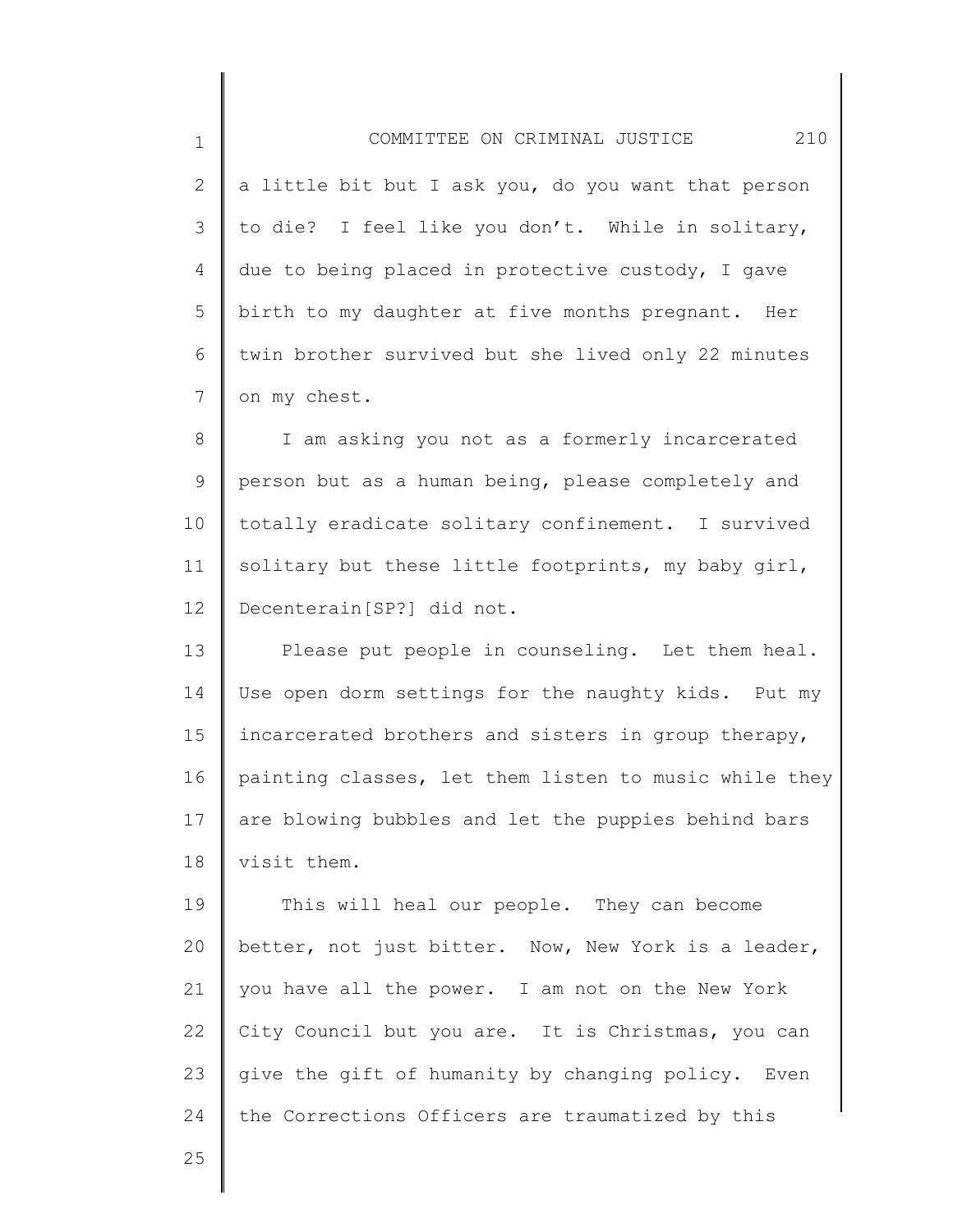a little bit but I ask you, do you want that person to die? I feel like you don't. While in solitary, due to being placed in protective custody, I gave birth to my daughter at five months pregnant. Her twin brother survived but she lived only 22 minutes on my chest.

I am asking you not as a formerly incarcerated person but as a human being, please completely and totally eradicate solitary confinement. I survived solitary but these little footprints, my baby girl, Decenterain[SP?] did not.

Please put people in counseling. Let them heal. Use open dorm settings for the naughty kids. Put my incarcerated brothers and sisters in group therapy, painting classes, let them listen to music while they are blowing bubbles and let the puppies behind bars visit them.

This will heal our people. They can become better, not just bitter. Now, New York is a leader, you have all the power. I am not on the New York City Council but you are. It is Christmas, you can give the gift of humanity by changing policy. Even the Corrections Officers are traumatized by this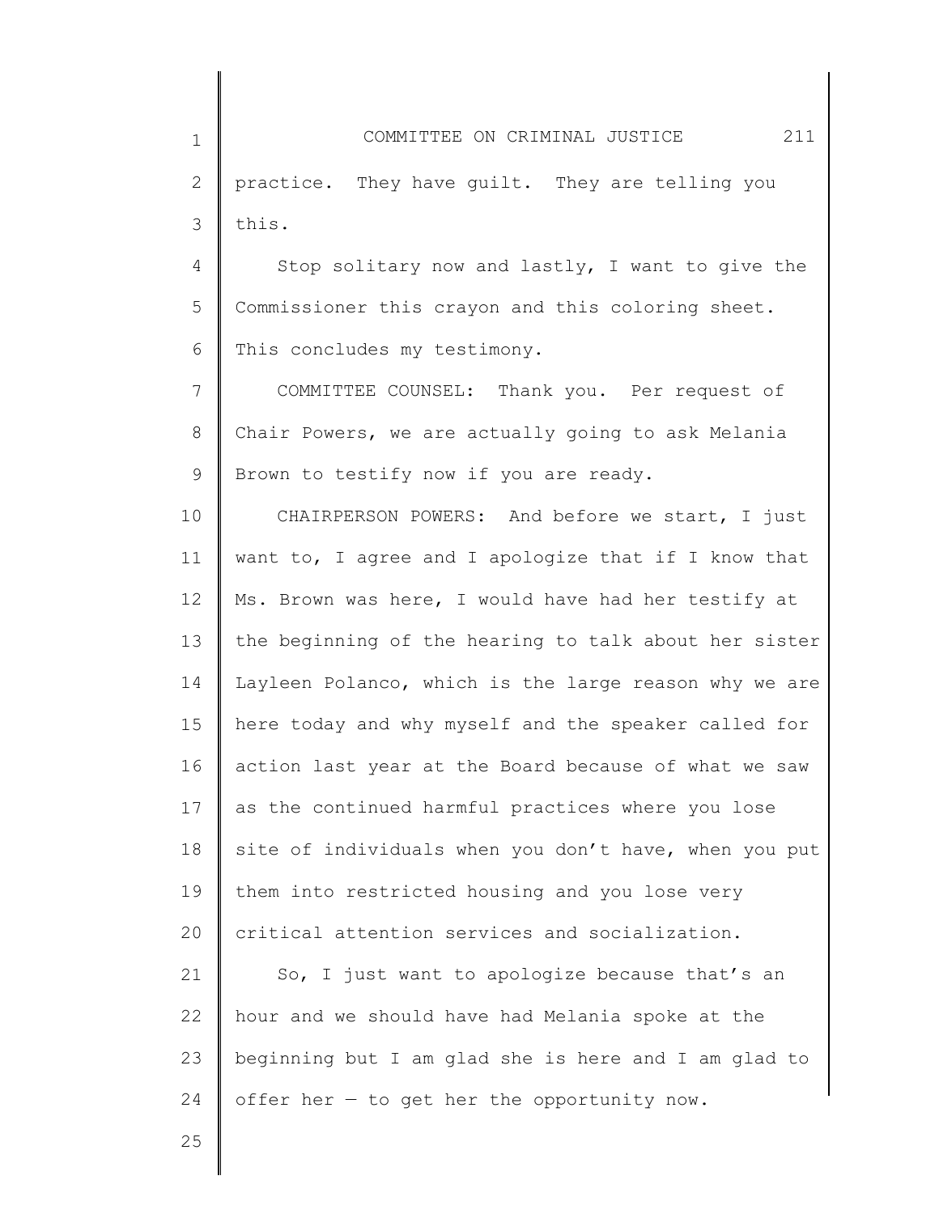practice. They have guilt. They are telling you this.

Stop solitary now and lastly, I want to give the Commissioner this crayon and this coloring sheet. This concludes my testimony.

COMMITTEE COUNSEL: Thank you. Per request of Chair Powers, we are actually going to ask Melania Brown to testify now if you are ready.

CHAIRPERSON POWERS: And before we start, I just want to, I agree and I apologize that if I know that Ms. Brown was here, I would have had her testify at the beginning of the hearing to talk about her sister Layleen Polanco, which is the large reason why we are here today and why myself and the speaker called for action last year at the Board because of what we saw as the continued harmful practices where you lose site of individuals when you don't have, when you put them into restricted housing and you lose very critical attention services and socialization.

So, I just want to apologize because that's an hour and we should have had Melania spoke at the beginning but I am glad she is here and I am glad to offer her — to get her the opportunity now.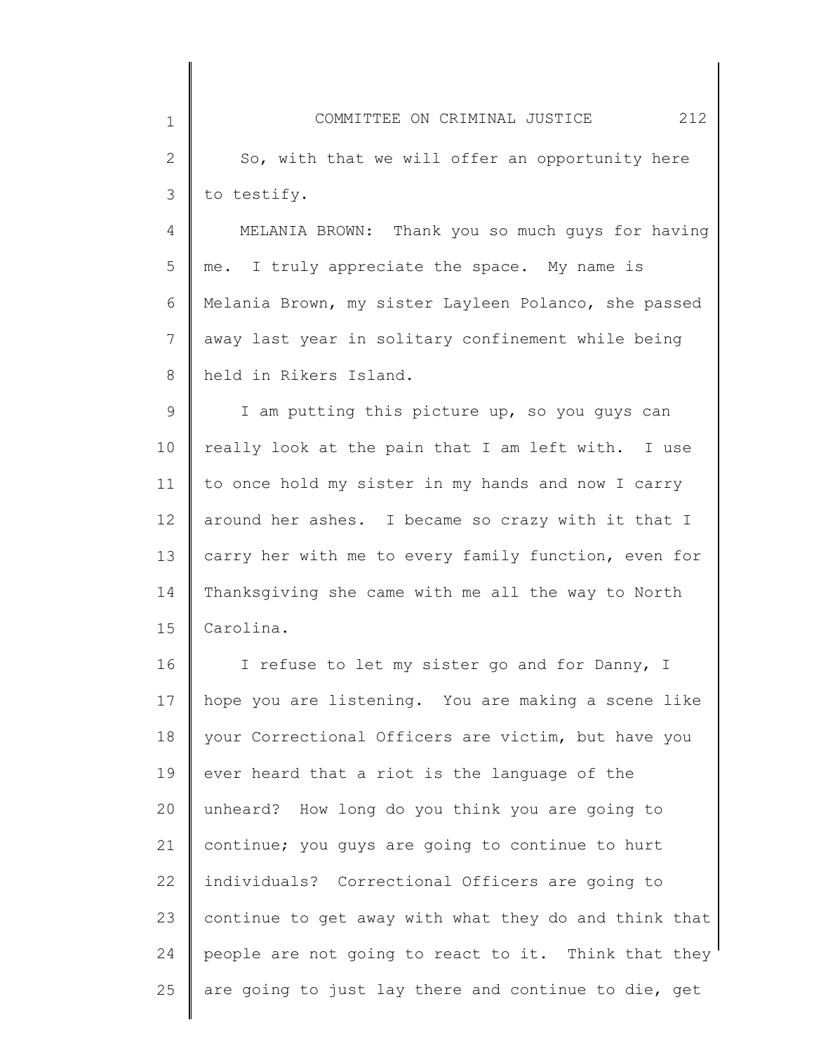So, with that we will offer an opportunity here to testify.

MELANIA BROWN: Thank you so much guys for having me. I truly appreciate the space. My name is Melania Brown, my sister Layleen Polanco, she passed away last year in solitary confinement while being held in Rikers Island.

I am putting this picture up, so you guys can really look at the pain that I am left with. I use to once hold my sister in my hands and now I carry around her ashes. I became so crazy with it that I carry her with me to every family function, even for Thanksgiving she came with me all the way to North Carolina.

I refuse to let my sister go and for Danny, I hope you are listening. You are making a scene like your Correctional Officers are victim, but have you ever heard that a riot is the language of the unheard? How long do you think you are going to continue; you guys are going to continue to hurt individuals? Correctional Officers are going to continue to get away with what they do and think that people are not going to react to it. Think that they are going to just lay there and continue to die, get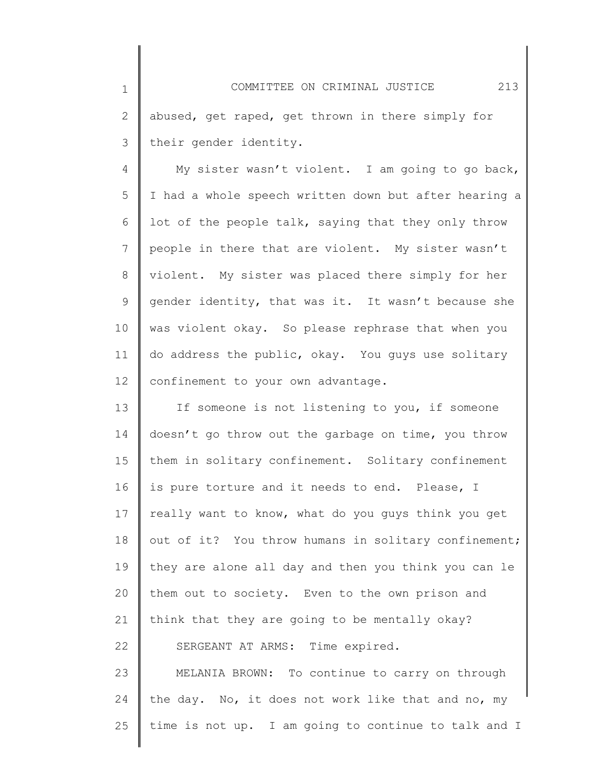abused, get raped, get thrown in there simply for their gender identity.

My sister wasn't violent. I am going to go back, I had a whole speech written down but after hearing a lot of the people talk, saying that they only throw people in there that are violent. My sister wasn't violent. My sister was placed there simply for her gender identity, that was it. It wasn't because she was violent okay. So please rephrase that when you do address the public, okay. You guys use solitary confinement to your own advantage.

If someone is not listening to you, if someone doesn't go throw out the garbage on time, you throw them in solitary confinement. Solitary confinement is pure torture and it needs to end. Please, I really want to know, what do you guys think you get out of it? You throw humans in solitary confinement; they are alone all day and then you think you can le them out to society. Even to the own prison and think that they are going to be mentally okay?

SERGEANT AT ARMS: Time expired.

MELANIA BROWN: To continue to carry on through the day. No, it does not work like that and no, my time is not up. I am going to continue to talk and I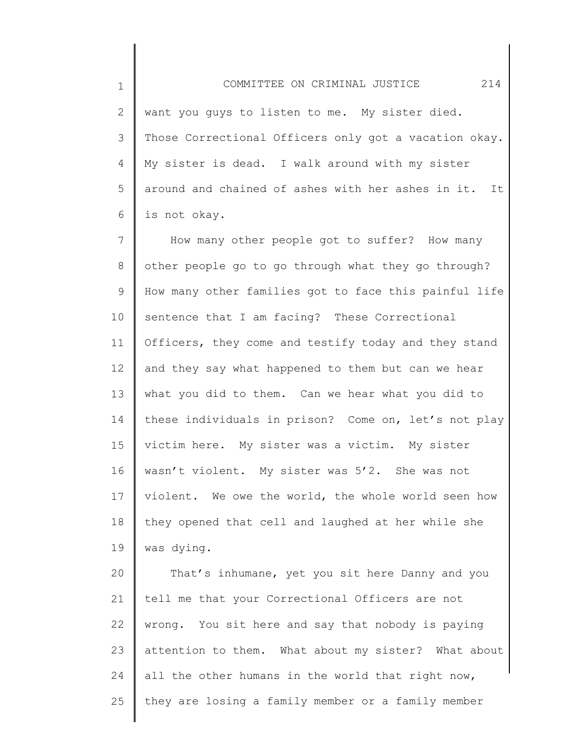want you guys to listen to me. My sister died. Those Correctional Officers only got a vacation okay. My sister is dead. I walk around with my sister around and chained of ashes with her ashes in it. It is not okay.

How many other people got to suffer? How many other people go to go through what they go through? How many other families got to face this painful life sentence that I am facing? These Correctional Officers, they come and testify today and they stand and they say what happened to them but can we hear what you did to them. Can we hear what you did to these individuals in prison? Come on, let's not play victim here. My sister was a victim. My sister wasn't violent. My sister was 5'2. She was not violent. We owe the world, the whole world seen how they opened that cell and laughed at her while she was dying.

That's inhumane, yet you sit here Danny and you tell me that your Correctional Officers are not wrong. You sit here and say that nobody is paying attention to them. What about my sister? What about all the other humans in the world that right now, they are losing a family member or a family member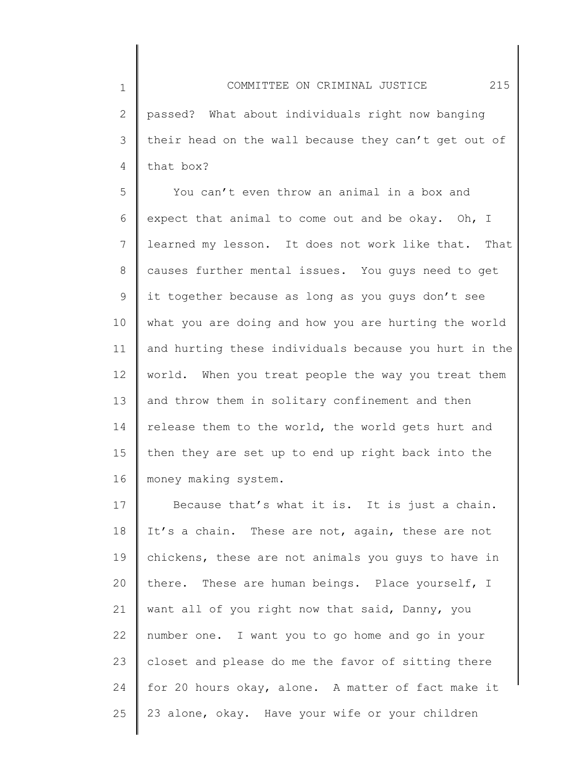passed? What about individuals right now banging their head on the wall because they can't get out of that box?

You can't even throw an animal in a box and expect that animal to come out and be okay. Oh, I learned my lesson. It does not work like that. That causes further mental issues. You guys need to get it together because as long as you guys don't see what you are doing and how you are hurting the world and hurting these individuals because you hurt in the world. When you treat people the way you treat them and throw them in solitary confinement and then release them to the world, the world gets hurt and then they are set up to end up right back into the money making system.

Because that's what it is. It is just a chain. It's a chain. These are not, again, these are not chickens, these are not animals you guys to have in there. These are human beings. Place yourself, I want all of you right now that said, Danny, you number one. I want you to go home and go in your closet and please do me the favor of sitting there for 20 hours okay, alone. A matter of fact make it 23 alone, okay. Have your wife or your children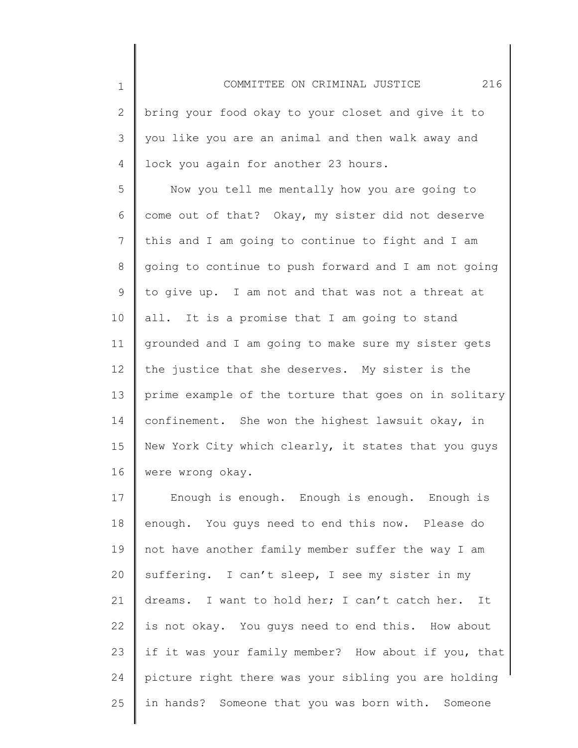bring your food okay to your closet and give it to you like you are an animal and then walk away and lock you again for another 23 hours.

Now you tell me mentally how you are going to come out of that? Okay, my sister did not deserve this and I am going to continue to fight and I am going to continue to push forward and I am not going to give up. I am not and that was not a threat at all. It is a promise that I am going to stand grounded and I am going to make sure my sister gets the justice that she deserves. My sister is the prime example of the torture that goes on in solitary confinement. She won the highest lawsuit okay, in New York City which clearly, it states that you guys were wrong okay.

Enough is enough. Enough is enough. Enough is enough. You guys need to end this now. Please do not have another family member suffer the way I am suffering. I can't sleep, I see my sister in my dreams. I want to hold her; I can't catch her. It is not okay. You guys need to end this. How about if it was your family member? How about if you, that picture right there was your sibling you are holding in hands? Someone that you was born with. Someone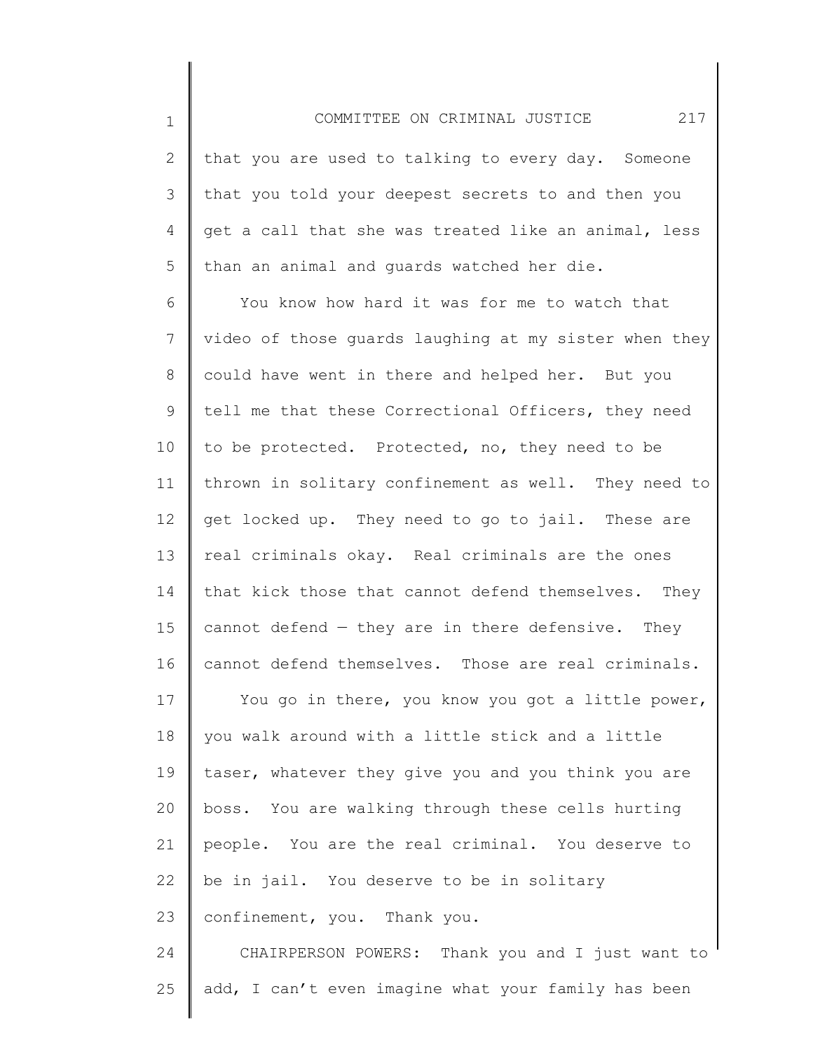that you are used to talking to every day. Someone that you told your deepest secrets to and then you get a call that she was treated like an animal, less than an animal and guards watched her die.

You know how hard it was for me to watch that video of those guards laughing at my sister when they could have went in there and helped her. But you tell me that these Correctional Officers, they need to be protected. Protected, no, they need to be thrown in solitary confinement as well. They need to get locked up. They need to go to jail. These are real criminals okay. Real criminals are the ones that kick those that cannot defend themselves. They cannot defend — they are in there defensive. They cannot defend themselves. Those are real criminals.

You go in there, you know you got a little power, you walk around with a little stick and a little taser, whatever they give you and you think you are boss. You are walking through these cells hurting people. You are the real criminal. You deserve to be in jail. You deserve to be in solitary confinement, you. Thank you.

CHAIRPERSON POWERS: Thank you and I just want to add, I can't even imagine what your family has been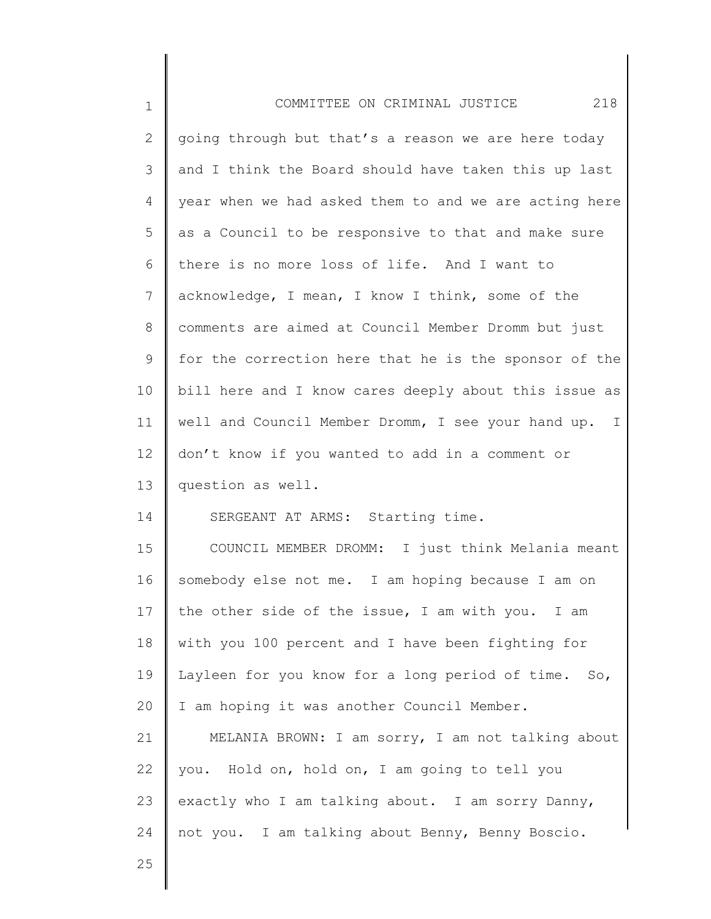going through but that's a reason we are here today and I think the Board should have taken this up last year when we had asked them to and we are acting here as a Council to be responsive to that and make sure there is no more loss of life. And I want to acknowledge, I mean, I know I think, some of the comments are aimed at Council Member Dromm but just for the correction here that he is the sponsor of the bill here and I know cares deeply about this issue as well and Council Member Dromm, I see your hand up. I don't know if you wanted to add in a comment or question as well.

SERGEANT AT ARMS: Starting time.

COUNCIL MEMBER DROMM: I just think Melania meant somebody else not me. I am hoping because I am on the other side of the issue, I am with you. I am with you 100 percent and I have been fighting for Layleen for you know for a long period of time. So, I am hoping it was another Council Member.

MELANIA BROWN: I am sorry, I am not talking about you. Hold on, hold on, I am going to tell you exactly who I am talking about. I am sorry Danny, not you. I am talking about Benny, Benny Boscio.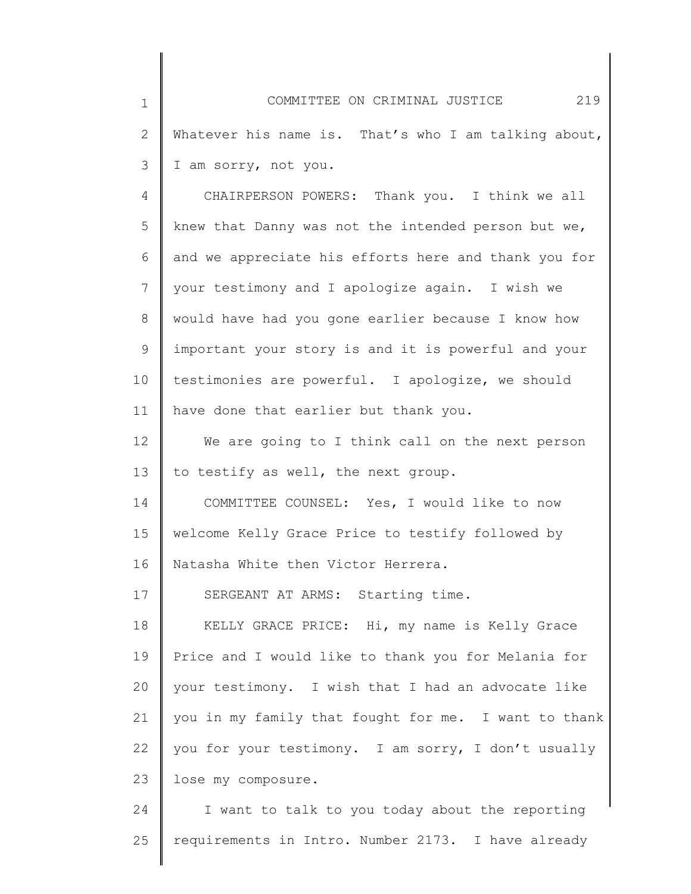Whatever his name is. That's who I am talking about, I am sorry, not you.

CHAIRPERSON POWERS: Thank you. I think we all knew that Danny was not the intended person but we, and we appreciate his efforts here and thank you for your testimony and I apologize again. I wish we would have had you gone earlier because I know how important your story is and it is powerful and your testimonies are powerful. I apologize, we should have done that earlier but thank you.

We are going to I think call on the next person to testify as well, the next group.

COMMITTEE COUNSEL: Yes, I would like to now welcome Kelly Grace Price to testify followed by Natasha White then Victor Herrera.

SERGEANT AT ARMS: Starting time.

KELLY GRACE PRICE: Hi, my name is Kelly Grace Price and I would like to thank you for Melania for your testimony. I wish that I had an advocate like you in my family that fought for me. I want to thank you for your testimony. I am sorry, I don't usually lose my composure.

I want to talk to you today about the reporting requirements in Intro. Number 2173. I have already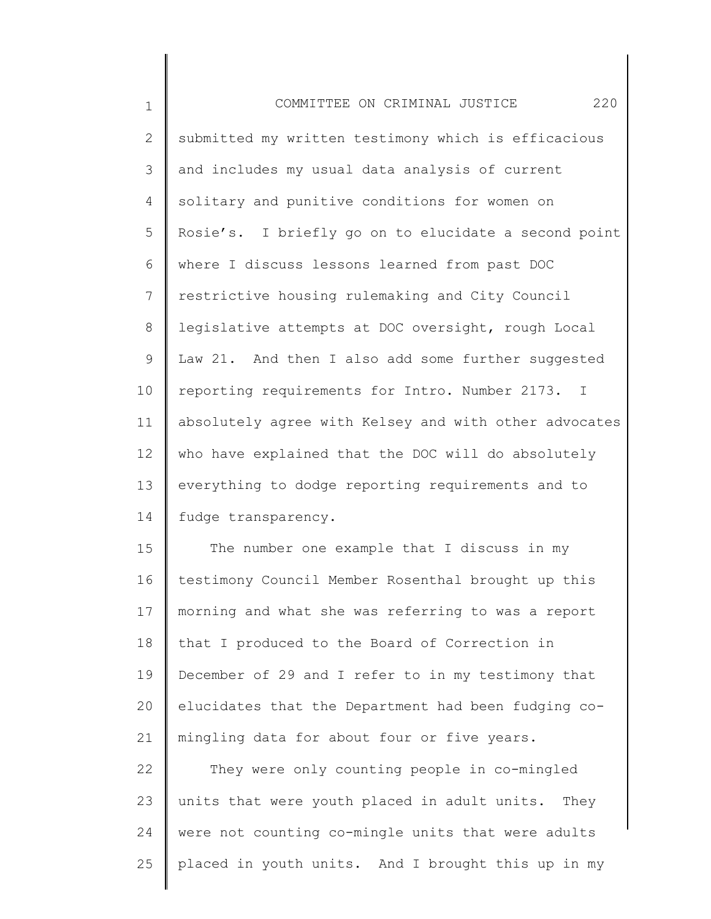submitted my written testimony which is efficacious and includes my usual data analysis of current solitary and punitive conditions for women on Rosie's. I briefly go on to elucidate a second point where I discuss lessons learned from past DOC restrictive housing rulemaking and City Council legislative attempts at DOC oversight, rough Local Law 21. And then I also add some further suggested reporting requirements for Intro. Number 2173. I absolutely agree with Kelsey and with other advocates who have explained that the DOC will do absolutely everything to dodge reporting requirements and to fudge transparency.

The number one example that I discuss in my testimony Council Member Rosenthal brought up this morning and what she was referring to was a report that I produced to the Board of Correction in December of 29 and I refer to in my testimony that elucidates that the Department had been fudging co-mingling data for about four or five years.

They were only counting people in co-mingled units that were youth placed in adult units. They were not counting co-mingle units that were adults placed in youth units. And I brought this up in my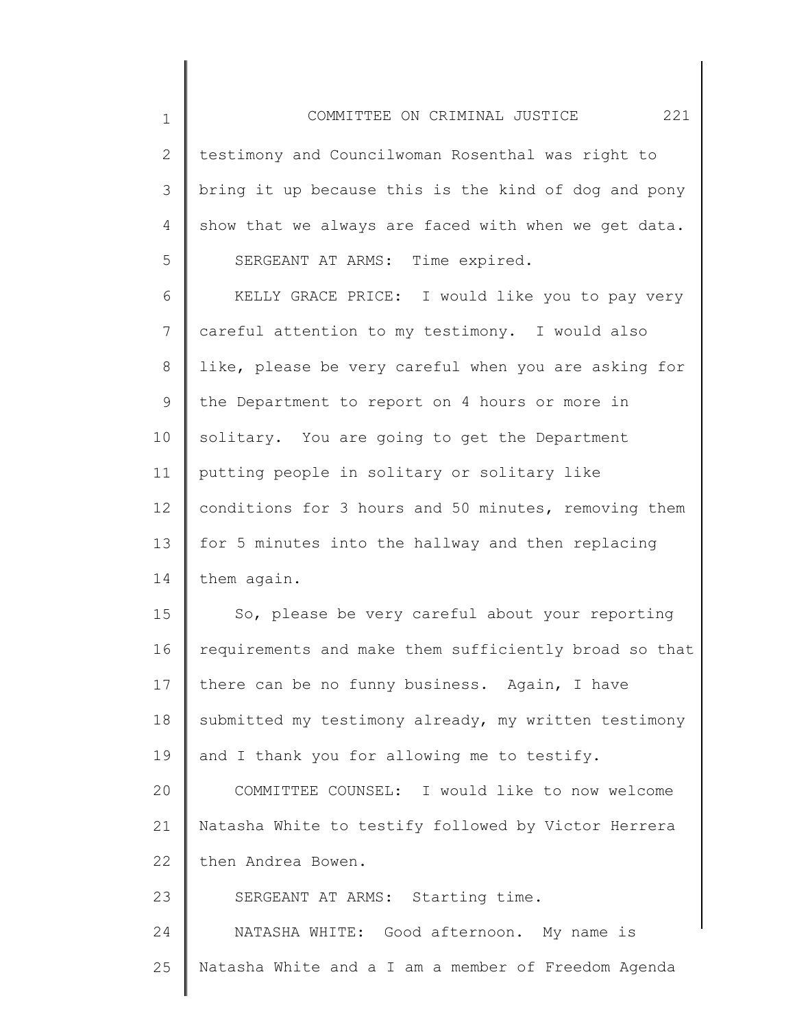testimony and Councilwoman Rosenthal was right to bring it up because this is the kind of dog and pony show that we always are faced with when we get data.

SERGEANT AT ARMS: Time expired.

KELLY GRACE PRICE: I would like you to pay very careful attention to my testimony. I would also like, please be very careful when you are asking for the Department to report on 4 hours or more in solitary. You are going to get the Department putting people in solitary or solitary like conditions for 3 hours and 50 minutes, removing them for 5 minutes into the hallway and then replacing them again.

So, please be very careful about your reporting requirements and make them sufficiently broad so that there can be no funny business. Again, I have submitted my testimony already, my written testimony and I thank you for allowing me to testify.

COMMITTEE COUNSEL: I would like to now welcome Natasha White to testify followed by Victor Herrera then Andrea Bowen.

SERGEANT AT ARMS: Starting time.

NATASHA WHITE: Good afternoon. My name is Natasha White and a I am a member of Freedom Agenda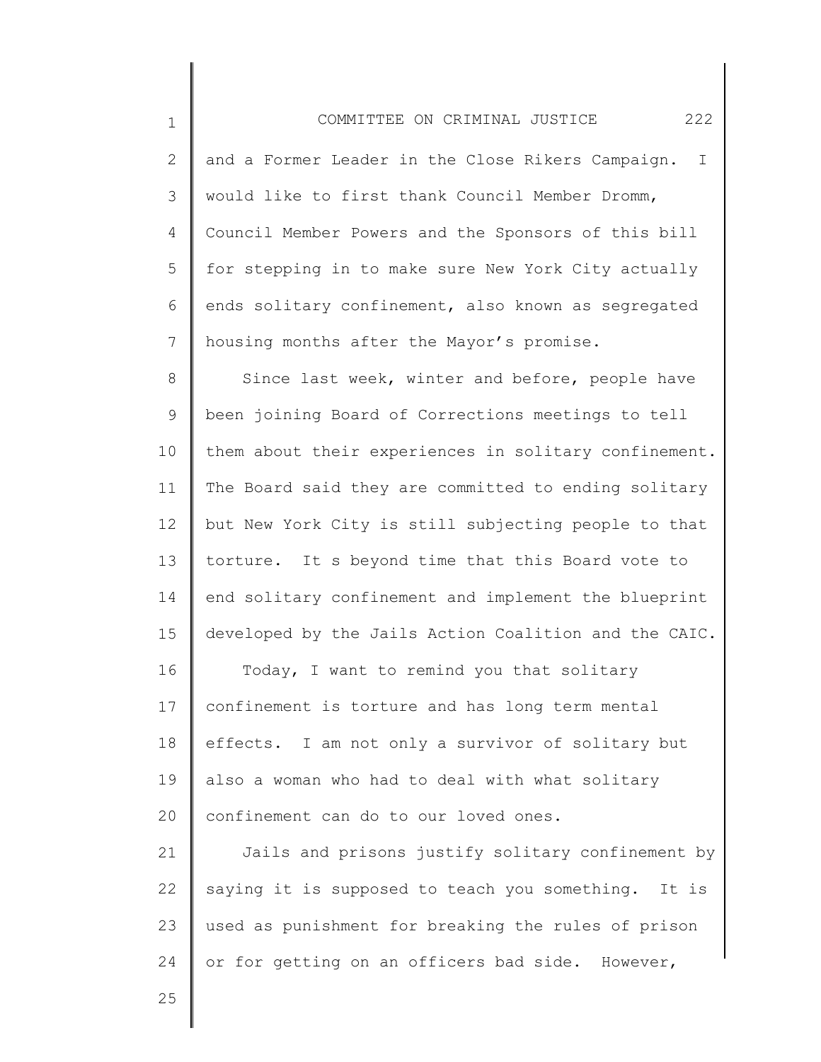and a Former Leader in the Close Rikers Campaign. I would like to first thank Council Member Dromm, Council Member Powers and the Sponsors of this bill for stepping in to make sure New York City actually ends solitary confinement, also known as segregated housing months after the Mayor's promise.

Since last week, winter and before, people have been joining Board of Corrections meetings to tell them about their experiences in solitary confinement. The Board said they are committed to ending solitary but New York City is still subjecting people to that torture. It s beyond time that this Board vote to end solitary confinement and implement the blueprint developed by the Jails Action Coalition and the CAIC.

Today, I want to remind you that solitary confinement is torture and has long term mental effects. I am not only a survivor of solitary but also a woman who had to deal with what solitary confinement can do to our loved ones.

Jails and prisons justify solitary confinement by saying it is supposed to teach you something. It is used as punishment for breaking the rules of prison or for getting on an officers bad side. However,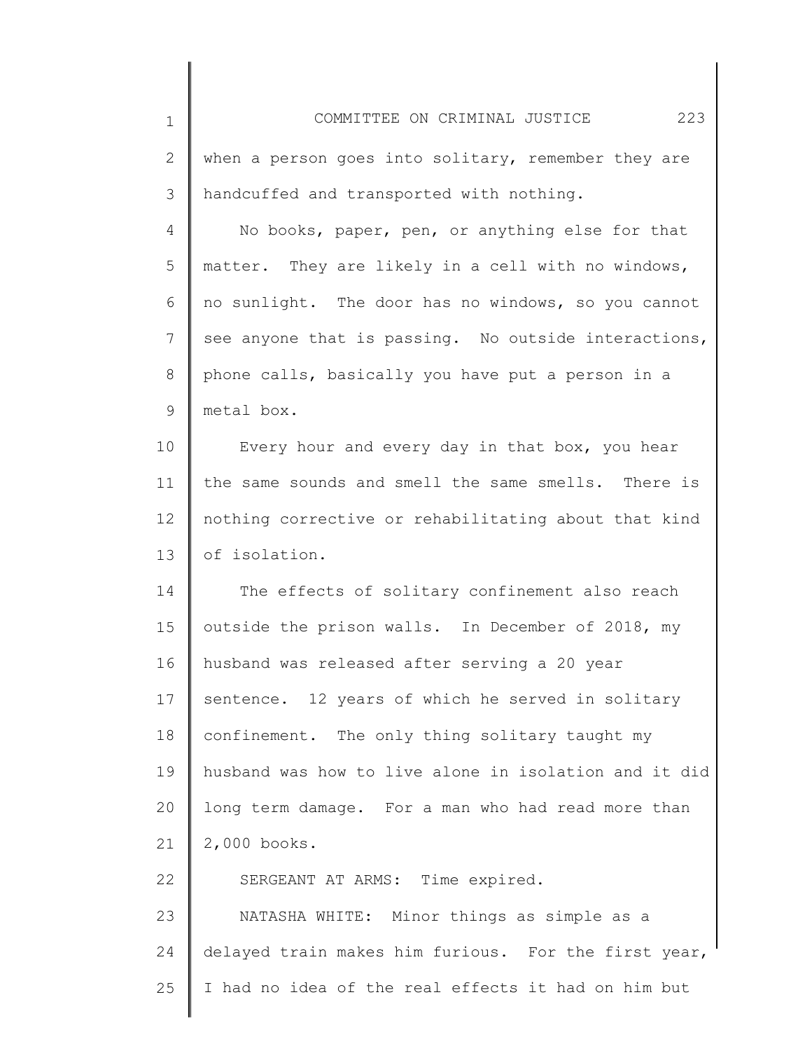when a person goes into solitary, remember they are handcuffed and transported with nothing.

No books, paper, pen, or anything else for that matter. They are likely in a cell with no windows, no sunlight. The door has no windows, so you cannot see anyone that is passing. No outside interactions, phone calls, basically you have put a person in a metal box.

Every hour and every day in that box, you hear the same sounds and smell the same smells. There is nothing corrective or rehabilitating about that kind of isolation.

The effects of solitary confinement also reach outside the prison walls. In December of 2018, my husband was released after serving a 20 year sentence. 12 years of which he served in solitary confinement. The only thing solitary taught my husband was how to live alone in isolation and it did long term damage. For a man who had read more than 2,000 books.

SERGEANT AT ARMS: Time expired.

NATASHA WHITE: Minor things as simple as a delayed train makes him furious. For the first year, I had no idea of the real effects it had on him but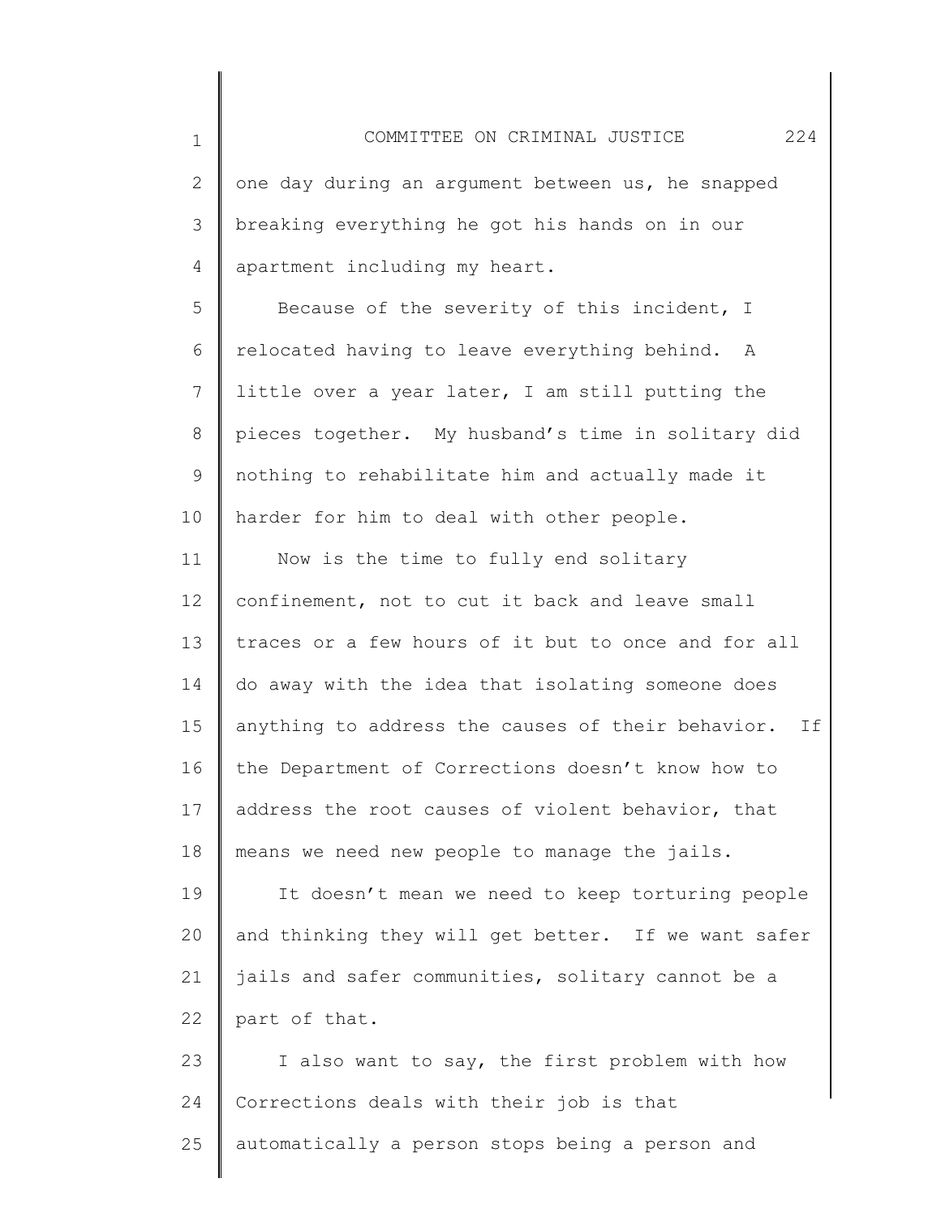one day during an argument between us, he snapped breaking everything he got his hands on in our apartment including my heart.

Because of the severity of this incident, I relocated having to leave everything behind. A little over a year later, I am still putting the pieces together. My husband's time in solitary did nothing to rehabilitate him and actually made it harder for him to deal with other people.

Now is the time to fully end solitary confinement, not to cut it back and leave small traces or a few hours of it but to once and for all do away with the idea that isolating someone does anything to address the causes of their behavior. If the Department of Corrections doesn't know how to address the root causes of violent behavior, that means we need new people to manage the jails.

It doesn't mean we need to keep torturing people and thinking they will get better. If we want safer jails and safer communities, solitary cannot be a part of that.

I also want to say, the first problem with how Corrections deals with their job is that automatically a person stops being a person and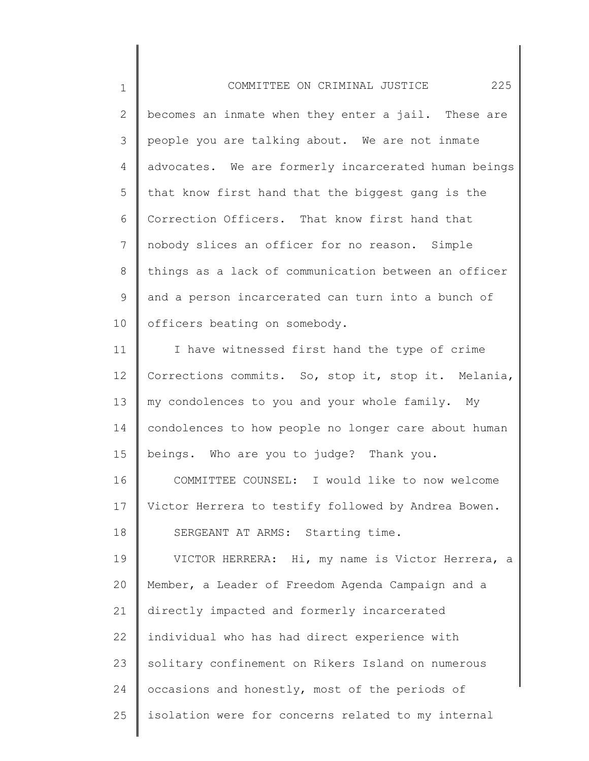becomes an inmate when they enter a jail. These are people you are talking about. We are not inmate advocates. We are formerly incarcerated human beings that know first hand that the biggest gang is the Correction Officers. That know first hand that nobody slices an officer for no reason. Simple things as a lack of communication between an officer and a person incarcerated can turn into a bunch of officers beating on somebody.

I have witnessed first hand the type of crime Corrections commits. So, stop it, stop it. Melania, my condolences to you and your whole family. My condolences to how people no longer care about human beings. Who are you to judge? Thank you.

COMMITTEE COUNSEL: I would like to now welcome Victor Herrera to testify followed by Andrea Bowen.

SERGEANT AT ARMS: Starting time.

VICTOR HERRERA: Hi, my name is Victor Herrera, a Member, a Leader of Freedom Agenda Campaign and a directly impacted and formerly incarcerated individual who has had direct experience with solitary confinement on Rikers Island on numerous occasions and honestly, most of the periods of isolation were for concerns related to my internal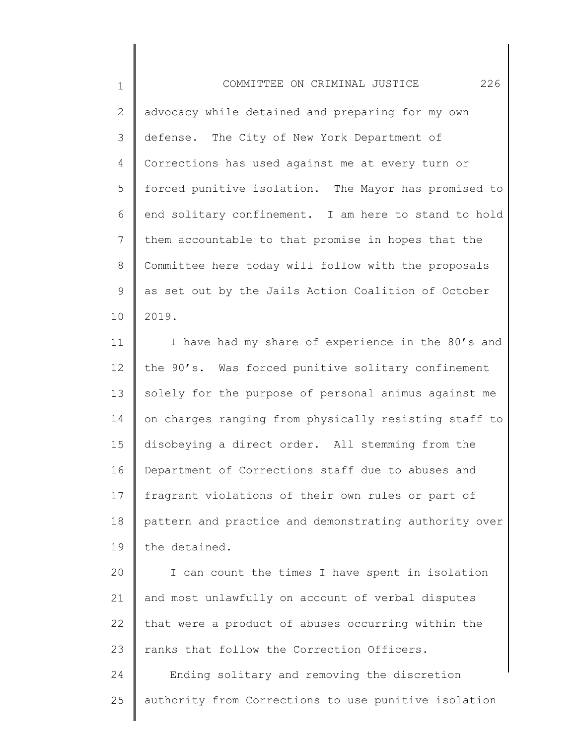advocacy while detained and preparing for my own defense. The City of New York Department of Corrections has used against me at every turn or forced punitive isolation. The Mayor has promised to end solitary confinement. I am here to stand to hold them accountable to that promise in hopes that the Committee here today will follow with the proposals as set out by the Jails Action Coalition of October 2019.

I have had my share of experience in the 80’s and the 90’s. Was forced punitive solitary confinement solely for the purpose of personal animus against me on charges ranging from physically resisting staff to disobeying a direct order. All stemming from the Department of Corrections staff due to abuses and fragrant violations of their own rules or part of pattern and practice and demonstrating authority over the detained.

I can count the times I have spent in isolation and most unlawfully on account of verbal disputes that were a product of abuses occurring within the ranks that follow the Correction Officers.

Ending solitary and removing the discretion authority from Corrections to use punitive isolation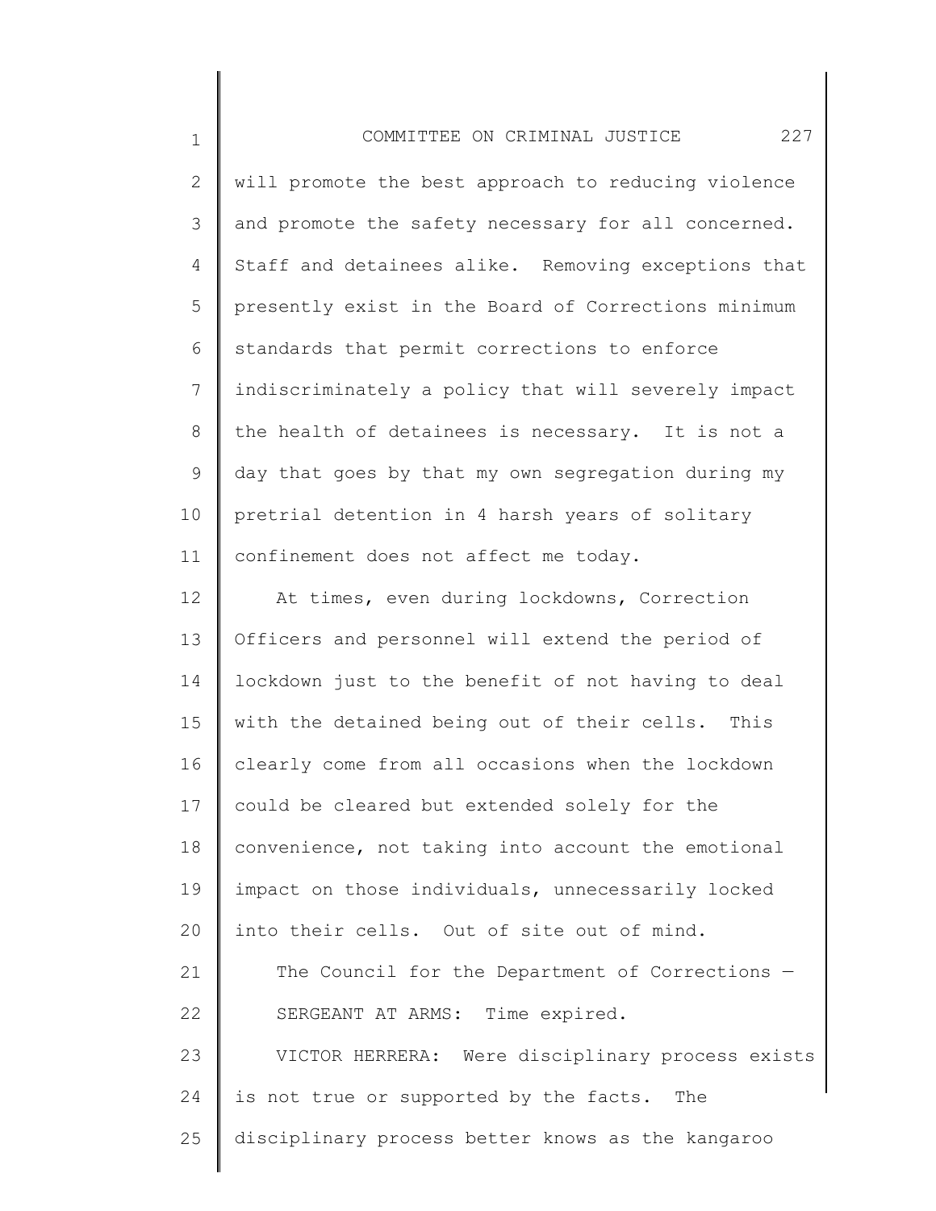will promote the best approach to reducing violence and promote the safety necessary for all concerned. Staff and detainees alike. Removing exceptions that presently exist in the Board of Corrections minimum standards that permit corrections to enforce indiscriminately a policy that will severely impact the health of detainees is necessary. It is not a day that goes by that my own segregation during my pretrial detention in 4 harsh years of solitary confinement does not affect me today.

At times, even during lockdowns, Correction Officers and personnel will extend the period of lockdown just to the benefit of not having to deal with the detained being out of their cells. This clearly come from all occasions when the lockdown could be cleared but extended solely for the convenience, not taking into account the emotional impact on those individuals, unnecessarily locked into their cells. Out of site out of mind.

The Council for the Department of Corrections —

SERGEANT AT ARMS: Time expired.

VICTOR HERRERA: Were disciplinary process exists is not true or supported by the facts. The disciplinary process better knows as the kangaroo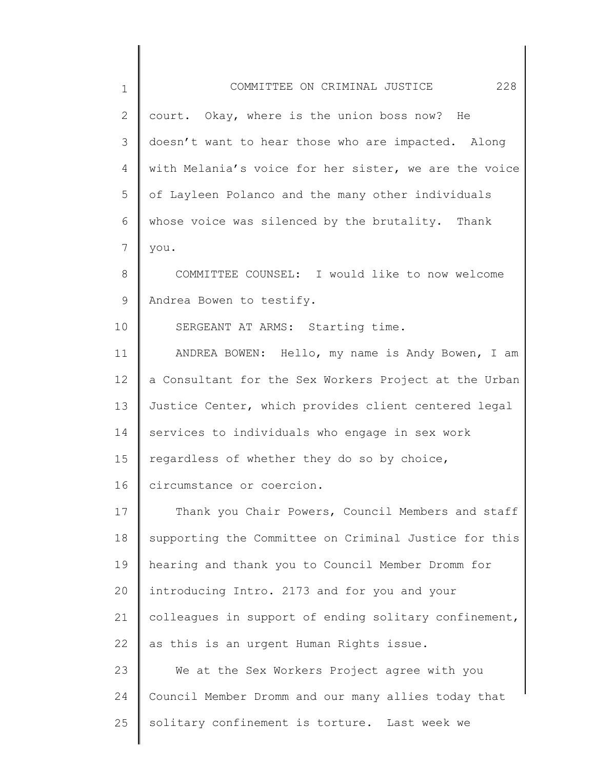court. Okay, where is the union boss now? He doesn't want to hear those who are impacted. Along with Melania's voice for her sister, we are the voice of Layleen Polanco and the many other individuals whose voice was silenced by the brutality. Thank you.

COMMITTEE COUNSEL: I would like to now welcome Andrea Bowen to testify.

SERGEANT AT ARMS: Starting time.

ANDREA BOWEN: Hello, my name is Andy Bowen, I am a Consultant for the Sex Workers Project at the Urban Justice Center, which provides client centered legal services to individuals who engage in sex work regardless of whether they do so by choice, circumstance or coercion.

Thank you Chair Powers, Council Members and staff supporting the Committee on Criminal Justice for this hearing and thank you to Council Member Dromm for introducing Intro. 2173 and for you and your colleagues in support of ending solitary confinement, as this is an urgent Human Rights issue.

We at the Sex Workers Project agree with you Council Member Dromm and our many allies today that solitary confinement is torture. Last week we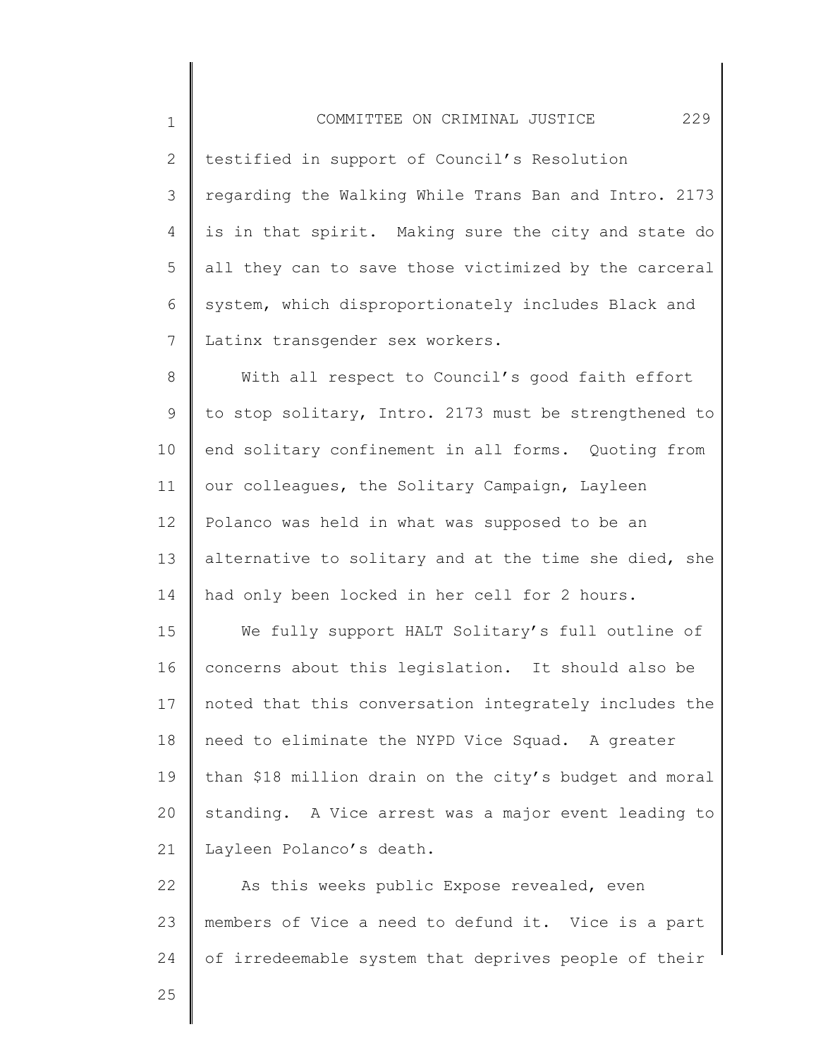testified in support of Council's Resolution regarding the Walking While Trans Ban and Intro. 2173 is in that spirit. Making sure the city and state do all they can to save those victimized by the carceral system, which disproportionately includes Black and Latinx transgender sex workers.

With all respect to Council's good faith effort to stop solitary, Intro. 2173 must be strengthened to end solitary confinement in all forms. Quoting from our colleagues, the Solitary Campaign, Layleen Polanco was held in what was supposed to be an alternative to solitary and at the time she died, she had only been locked in her cell for 2 hours.

We fully support HALT Solitary's full outline of concerns about this legislation. It should also be noted that this conversation integrately includes the need to eliminate the NYPD Vice Squad. A greater than $18 million drain on the city's budget and moral standing. A Vice arrest was a major event leading to Layleen Polanco's death.

As this weeks public Expose revealed, even members of Vice a need to defund it. Vice is a part of irredeemable system that deprives people of their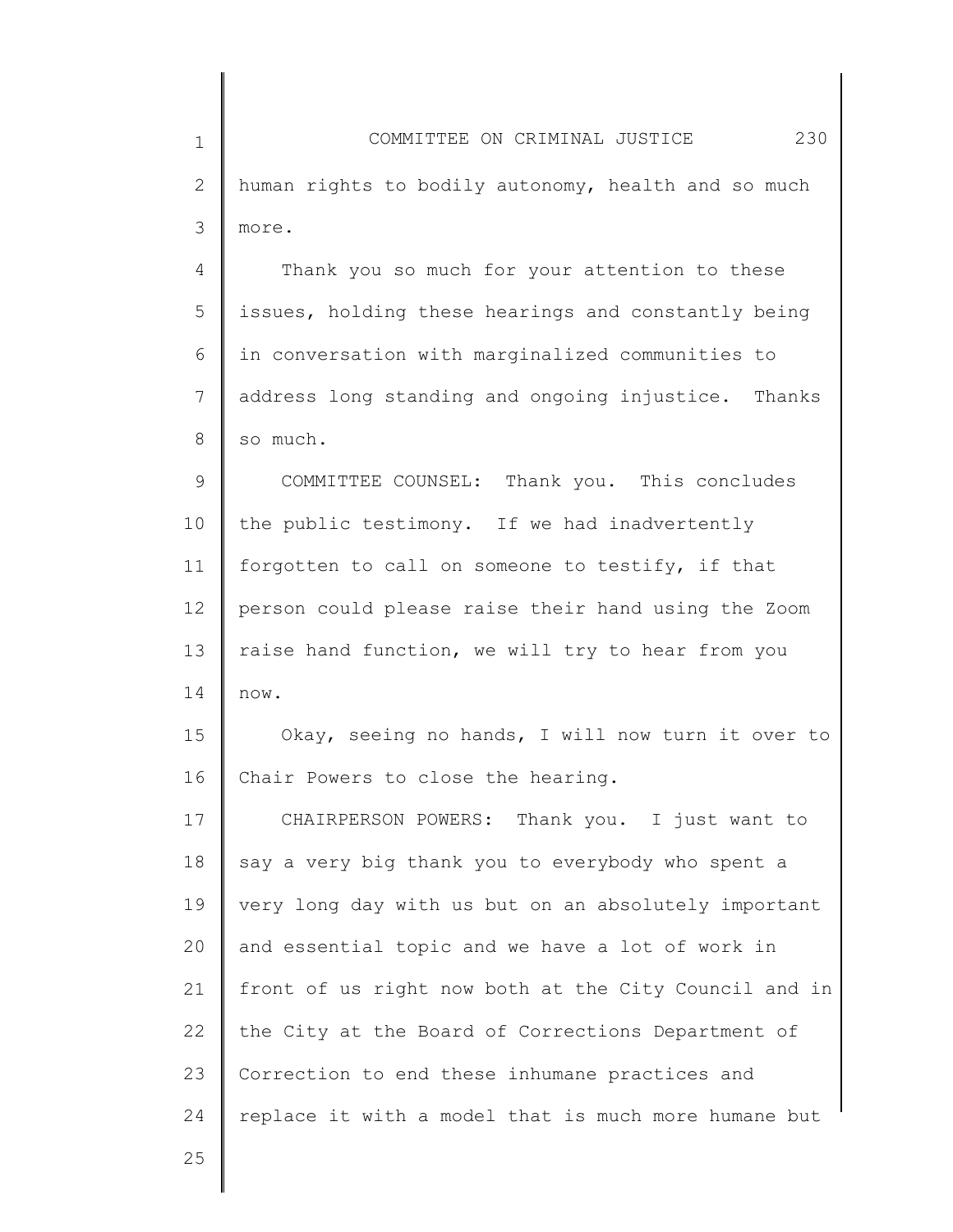human rights to bodily autonomy, health and so much more.

Thank you so much for your attention to these issues, holding these hearings and constantly being in conversation with marginalized communities to address long standing and ongoing injustice. Thanks so much.

COMMITTEE COUNSEL: Thank you. This concludes the public testimony. If we had inadvertently forgotten to call on someone to testify, if that person could please raise their hand using the Zoom raise hand function, we will try to hear from you now.

Okay, seeing no hands, I will now turn it over to Chair Powers to close the hearing.

CHAIRPERSON POWERS: Thank you. I just want to say a very big thank you to everybody who spent a very long day with us but on an absolutely important and essential topic and we have a lot of work in front of us right now both at the City Council and in the City at the Board of Corrections Department of Correction to end these inhumane practices and replace it with a model that is much more humane but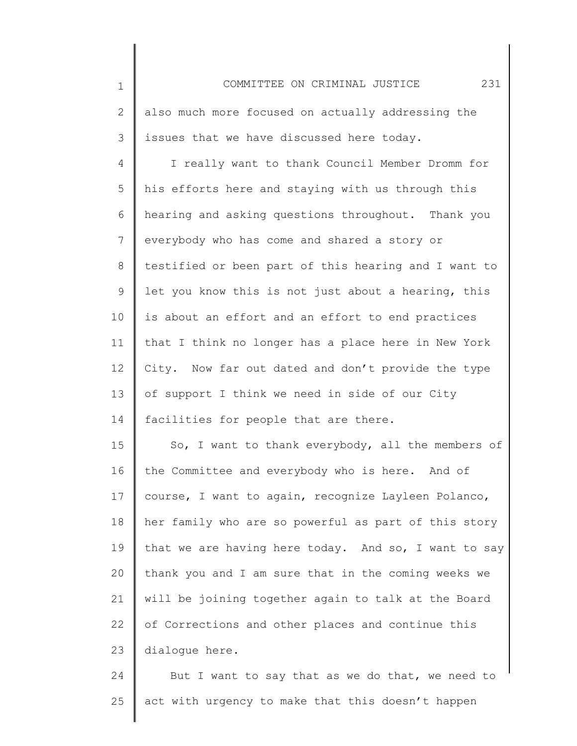also much more focused on actually addressing the issues that we have discussed here today.

I really want to thank Council Member Dromm for his efforts here and staying with us through this hearing and asking questions throughout. Thank you everybody who has come and shared a story or testified or been part of this hearing and I want to let you know this is not just about a hearing, this is about an effort and an effort to end practices that I think no longer has a place here in New York City. Now far out dated and don't provide the type of support I think we need in side of our City facilities for people that are there.

So, I want to thank everybody, all the members of the Committee and everybody who is here. And of course, I want to again, recognize Layleen Polanco, her family who are so powerful as part of this story that we are having here today. And so, I want to say thank you and I am sure that in the coming weeks we will be joining together again to talk at the Board of Corrections and other places and continue this dialogue here.

But I want to say that as we do that, we need to act with urgency to make that this doesn't happen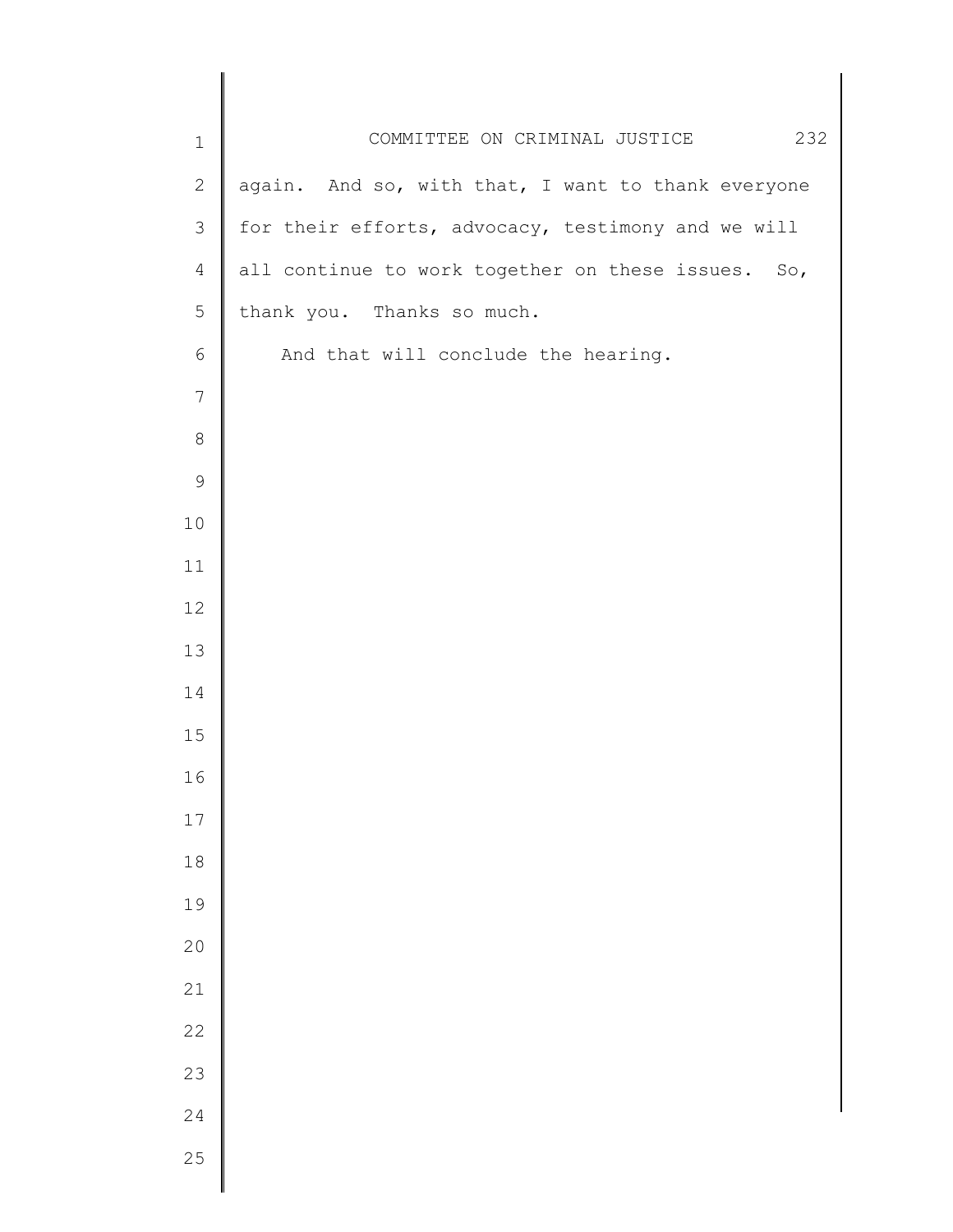again. And so, with that, I want to thank everyone for their efforts, advocacy, testimony and we will all continue to work together on these issues. So, thank you. Thanks so much.

And that will conclude the hearing.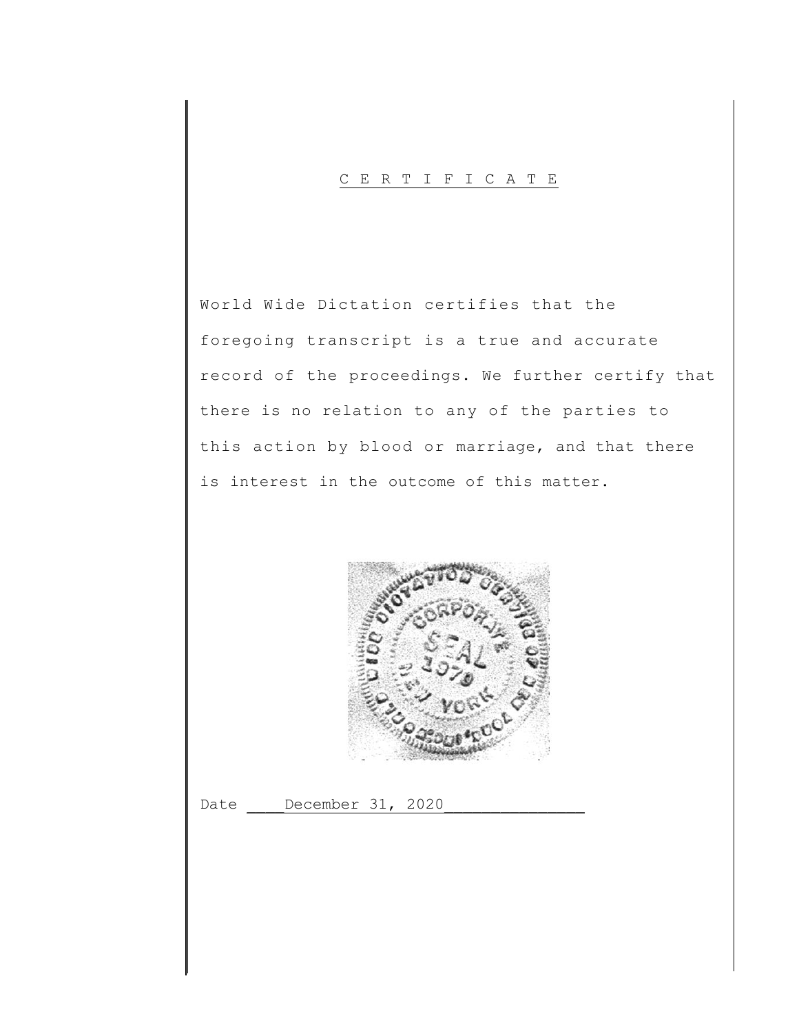# C E R T I F I C A T E

World Wide Dictation certifies that the foregoing transcript is a true and accurate record of the proceedings. We further certify that there is no relation to any of the parties to this action by blood or marriage, and that there is interest in the outcome of this matter.

Date December 31, 2020